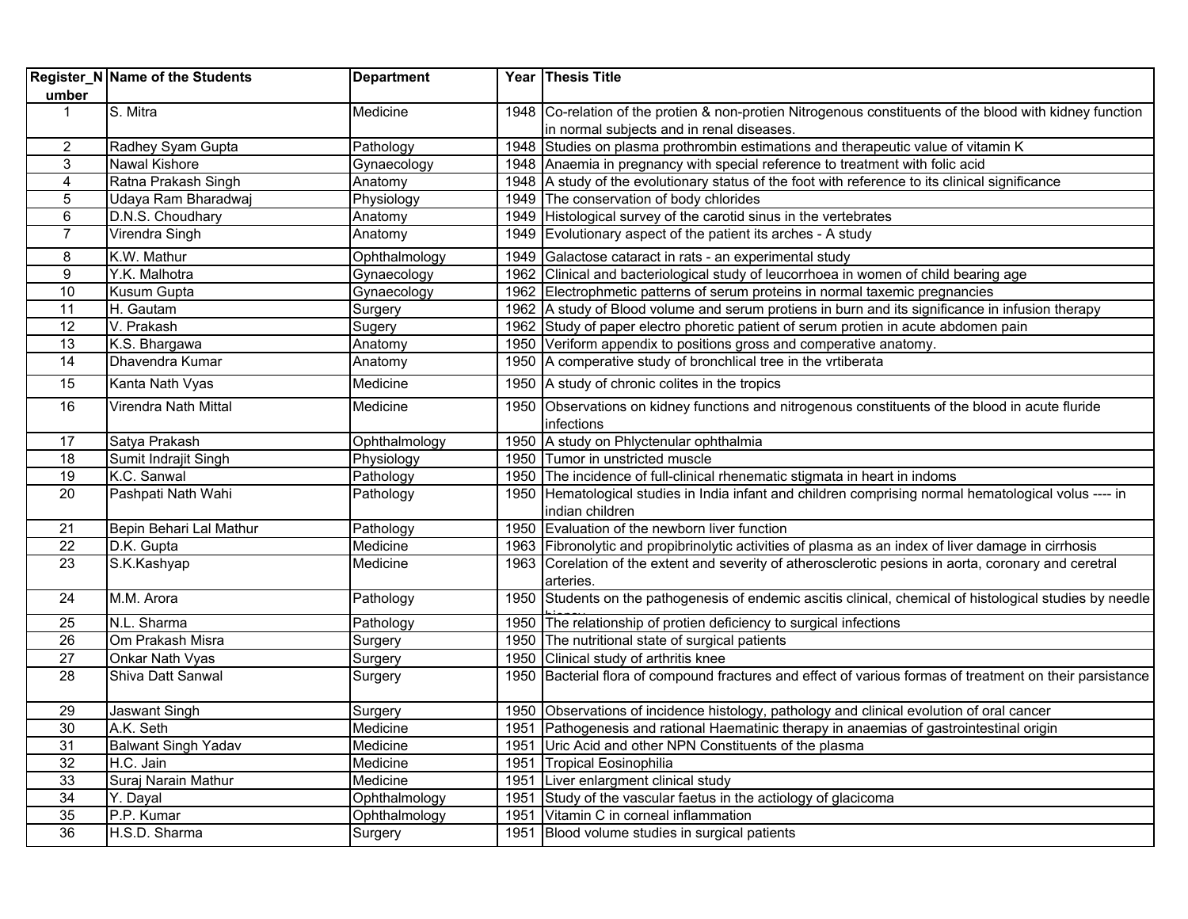| Register_Number | Name of the Students | Department | Year | Thesis Title |
|---|---|---|---|---|
| 1 | S. Mitra | Medicine | 1948 | Co-relation of the protien & non-protien Nitrogenous constituents of the blood with kidney function in normal subjects and in renal diseases. |
| 2 | Radhey Syam Gupta | Pathology | 1948 | Studies on plasma prothrombin estimations and therapeutic value of vitamin K |
| 3 | Nawal Kishore | Gynaecology | 1948 | Anaemia in pregnancy with special reference to treatment with folic acid |
| 4 | Ratna Prakash Singh | Anatomy | 1948 | A study of the evolutionary status of the foot with reference to its clinical significance |
| 5 | Udaya Ram Bharadwaj | Physiology | 1949 | The conservation of body chlorides |
| 6 | D.N.S. Choudhary | Anatomy | 1949 | Histological survey of the carotid sinus in the vertebrates |
| 7 | Virendra Singh | Anatomy | 1949 | Evolutionary aspect of the patient its arches - A study |
| 8 | K.W. Mathur | Ophthalmology | 1949 | Galactose cataract in rats - an experimental study |
| 9 | Y.K. Malhotra | Gynaecology | 1962 | Clinical and bacteriological study of leucorrhoea in women of child bearing age |
| 10 | Kusum Gupta | Gynaecology | 1962 | Electrophmetic patterns of serum proteins in normal taxemic pregnancies |
| 11 | H. Gautam | Surgery | 1962 | A study of Blood volume and serum protiens in burn and its significance in infusion therapy |
| 12 | V. Prakash | Sugery | 1962 | Study of paper electro phoretic patient of serum protien in acute abdomen pain |
| 13 | K.S. Bhargawa | Anatomy | 1950 | Veriform appendix to positions gross and comperative anatomy. |
| 14 | Dhavendra Kumar | Anatomy | 1950 | A comperative study of bronchlical tree in the vrtiberata |
| 15 | Kanta Nath Vyas | Medicine | 1950 | A study of chronic colites in the tropics |
| 16 | Virendra Nath Mittal | Medicine | 1950 | Observations on kidney functions and nitrogenous constituents of the blood in acute fluride infections |
| 17 | Satya Prakash | Ophthalmology | 1950 | A study on Phlyctenular ophthalmia |
| 18 | Sumit Indrajit Singh | Physiology | 1950 | Tumor in unstricted muscle |
| 19 | K.C. Sanwal | Pathology | 1950 | The incidence of full-clinical rhenematic stigmata in heart in indoms |
| 20 | Pashpati Nath Wahi | Pathology | 1950 | Hematological studies in India infant and children comprising normal hematological volus ---- in indian children |
| 21 | Bepin Behari Lal Mathur | Pathology | 1950 | Evaluation of the newborn liver function |
| 22 | D.K. Gupta | Medicine | 1963 | Fibronolytic and propibrinolytic activities of plasma as an index of liver damage in cirrhosis |
| 23 | S.K.Kashyap | Medicine | 1963 | Corelation of the extent and severity of atherosclerotic pesions in aorta, coronary and ceretral arteries. |
| 24 | M.M. Arora | Pathology | 1950 | Students on the pathogenesis of endemic ascitis clinical, chemical of histological studies by needle biopsy |
| 25 | N.L. Sharma | Pathology | 1950 | The relationship of protien deficiency to surgical infections |
| 26 | Om Prakash Misra | Surgery | 1950 | The nutritional state of surgical patients |
| 27 | Onkar Nath Vyas | Surgery | 1950 | Clinical study of arthritis knee |
| 28 | Shiva Datt Sanwal | Surgery | 1950 | Bacterial flora of compound fractures and effect of various formas of treatment on their parsistance |
| 29 | Jaswant Singh | Surgery | 1950 | Observations of incidence histology, pathology and clinical evolution of oral cancer |
| 30 | A.K. Seth | Medicine | 1951 | Pathogenesis and rational Haematinic therapy in anaemias of gastrointestinal origin |
| 31 | Balwant Singh Yadav | Medicine | 1951 | Uric Acid and other NPN Constituents of the plasma |
| 32 | H.C. Jain | Medicine | 1951 | Tropical Eosinophilia |
| 33 | Suraj Narain Mathur | Medicine | 1951 | Liver enlargment clinical study |
| 34 | Y. Dayal | Ophthalmology | 1951 | Study of the vascular faetus in the actiology of glacicoma |
| 35 | P.P. Kumar | Ophthalmology | 1951 | Vitamin C in corneal inflammation |
| 36 | H.S.D. Sharma | Surgery | 1951 | Blood volume studies in surgical patients |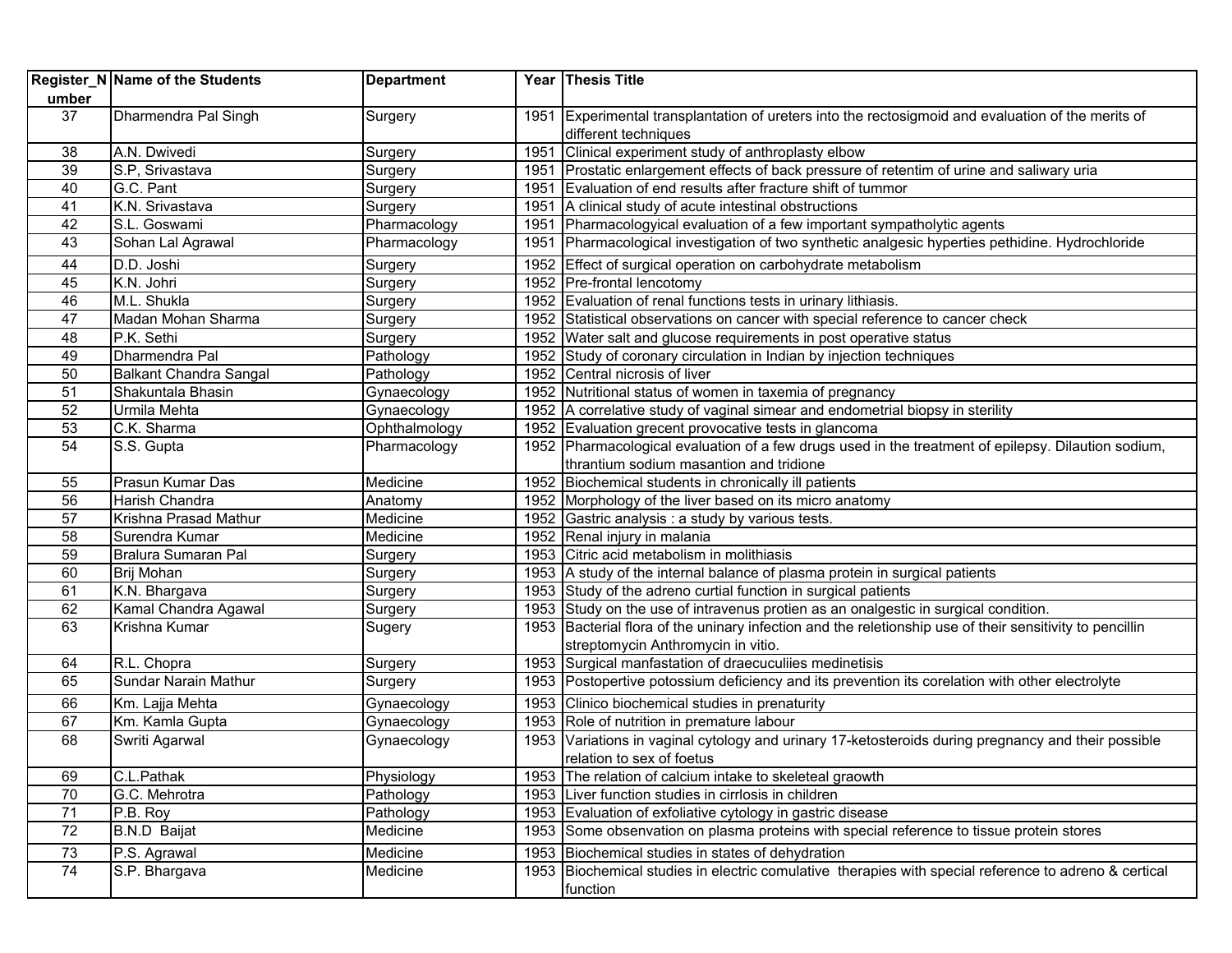| Register_Number | Name of the Students | Department | Year | Thesis Title |
|---|---|---|---|---|
| 37 | Dharmendra Pal Singh | Surgery | 1951 | Experimental transplantation of ureters into the rectosigmoid and evaluation of the merits of different techniques |
| 38 | A.N. Dwivedi | Surgery | 1951 | Clinical experiment study of anthroplasty elbow |
| 39 | S.P, Srivastava | Surgery | 1951 | Prostatic enlargement effects of back pressure of retentim of urine and saliwary uria |
| 40 | G.C. Pant | Surgery | 1951 | Evaluation of end results after fracture shift of tummor |
| 41 | K.N. Srivastava | Surgery | 1951 | A clinical study of acute intestinal obstructions |
| 42 | S.L. Goswami | Pharmacology | 1951 | Pharmacologyical evaluation of a few important sympatholytic agents |
| 43 | Sohan Lal Agrawal | Pharmacology | 1951 | Pharmacological investigation of two synthetic analgesic hyperties pethidine. Hydrochloride |
| 44 | D.D. Joshi | Surgery | 1952 | Effect of surgical operation on carbohydrate metabolism |
| 45 | K.N. Johri | Surgery | 1952 | Pre-frontal lencotomy |
| 46 | M.L. Shukla | Surgery | 1952 | Evaluation of renal functions tests in urinary lithiasis. |
| 47 | Madan Mohan Sharma | Surgery | 1952 | Statistical observations on cancer with special reference to cancer check |
| 48 | P.K. Sethi | Surgery | 1952 | Water salt and glucose requirements in post operative status |
| 49 | Dharmendra Pal | Pathology | 1952 | Study of coronary circulation in Indian by injection techniques |
| 50 | Balkant Chandra Sangal | Pathology | 1952 | Central nicrosis of liver |
| 51 | Shakuntala Bhasin | Gynaecology | 1952 | Nutritional status of women in taxemia of pregnancy |
| 52 | Urmila Mehta | Gynaecology | 1952 | A correlative study of vaginal simear and endometrial biopsy in sterility |
| 53 | C.K. Sharma | Ophthalmology | 1952 | Evaluation grecent provocative tests in glancoma |
| 54 | S.S. Gupta | Pharmacology | 1952 | Pharmacological evaluation of a few drugs used in the treatment of epilepsy. Dilaution sodium, thrantium sodium masantion and tridione |
| 55 | Prasun Kumar Das | Medicine | 1952 | Biochemical students in chronically ill patients |
| 56 | Harish Chandra | Anatomy | 1952 | Morphology of the liver based on its micro anatomy |
| 57 | Krishna Prasad Mathur | Medicine | 1952 | Gastric analysis : a study by various tests. |
| 58 | Surendra Kumar | Medicine | 1952 | Renal injury in malania |
| 59 | Bralura Sumaran Pal | Surgery | 1953 | Citric acid metabolism in molithiasis |
| 60 | Brij Mohan | Surgery | 1953 | A study of the internal balance of plasma protein in surgical patients |
| 61 | K.N. Bhargava | Surgery | 1953 | Study of the adreno curtial function in surgical patients |
| 62 | Kamal Chandra Agawal | Surgery | 1953 | Study on the use of intravenus protien as an onalgestic in surgical condition. |
| 63 | Krishna Kumar | Sugery | 1953 | Bacterial flora of the uninary infection and the reletionship use of their sensitivity to pencillin streptomycin Anthromycin in vitio. |
| 64 | R.L. Chopra | Surgery | 1953 | Surgical manfastation of draecuculiies medinetisis |
| 65 | Sundar Narain Mathur | Surgery | 1953 | Postopertive potossium deficiency and its prevention its corelation with other electrolyte |
| 66 | Km. Lajja Mehta | Gynaecology | 1953 | Clinico biochemical studies in prenaturity |
| 67 | Km. Kamla Gupta | Gynaecology | 1953 | Role of nutrition in premature labour |
| 68 | Swriti Agarwal | Gynaecology | 1953 | Variations in vaginal cytology and urinary 17-ketosteroids during pregnancy and their possible relation to sex of foetus |
| 69 | C.L.Pathak | Physiology | 1953 | The relation of calcium intake to skeleteal graowth |
| 70 | G.C. Mehrotra | Pathology | 1953 | Liver function studies in cirrlosis in children |
| 71 | P.B. Roy | Pathology | 1953 | Evaluation of exfoliative cytology in gastric disease |
| 72 | B.N.D Baijat | Medicine | 1953 | Some observation on plasma proteins with special reference to tissue protein stores |
| 73 | P.S. Agrawal | Medicine | 1953 | Biochemical studies in states of dehydration |
| 74 | S.P. Bhargava | Medicine | 1953 | Biochemical studies in electric comulative therapies with special reference to adreno & certical function |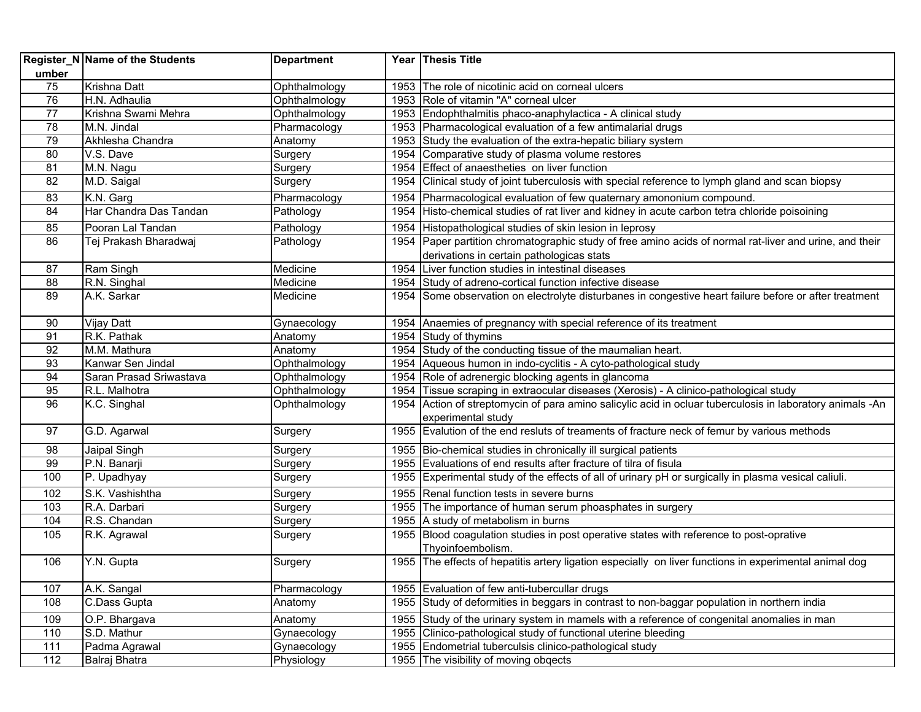| Register_Number | Name of the Students | Department | Year | Thesis Title |
|---|---|---|---|---|
| 75 | Krishna Datt | Ophthalmology | 1953 | The role of nicotinic acid on corneal ulcers |
| 76 | H.N. Adhaulia | Ophthalmology | 1953 | Role of vitamin "A" corneal ulcer |
| 77 | Krishna Swami Mehra | Ophthalmology | 1953 | Endophthalmitis phaco-anaphylactica - A clinical study |
| 78 | M.N. Jindal | Pharmacology | 1953 | Pharmacological evaluation of a few antimalarial drugs |
| 79 | Akhlesha Chandra | Anatomy | 1953 | Study the evaluation of the extra-hepatic biliary system |
| 80 | V.S. Dave | Surgery | 1954 | Comparative study of plasma volume restores |
| 81 | M.N. Nagu | Surgery | 1954 | Effect of anaesthetics on liver function |
| 82 | M.D. Saigal | Surgery | 1954 | Clinical study of joint tuberculosis with special reference to lymph gland and scan biopsy |
| 83 | K.N. Garg | Pharmacology | 1954 | Pharmacological evaluation of few quaternary amononium compound. |
| 84 | Har Chandra Das Tandan | Pathology | 1954 | Histo-chemical studies of rat liver and kidney in acute carbon tetra chloride poisoining |
| 85 | Pooran Lal Tandan | Pathology | 1954 | Histopathological studies of skin lesion in leprosy |
| 86 | Tej Prakash Bharadwaj | Pathology | 1954 | Paper partition chromatographic study of free amino acids of normal rat-liver and urine, and their derivations in certain pathologicas stats |
| 87 | Ram Singh | Medicine | 1954 | Liver function studies in intestinal diseases |
| 88 | R.N. Singhal | Medicine | 1954 | Study of adreno-cortical function infective disease |
| 89 | A.K. Sarkar | Medicine | 1954 | Some observation on electrolyte disturbanes in congestive heart failure before or after treatment |
| 90 | Vijay Datt | Gynaecology | 1954 | Anaemies of pregnancy with special reference of its treatment |
| 91 | R.K. Pathak | Anatomy | 1954 | Study of thymins |
| 92 | M.M. Mathura | Anatomy | 1954 | Study of the conducting tissue of the maumalian heart. |
| 93 | Kanwar Sen Jindal | Ophthalmology | 1954 | Aqueous humon in indo-cyclitis - A cyto-pathological study |
| 94 | Saran Prasad Sriwastava | Ophthalmology | 1954 | Role of adrenergic blocking agents in glancoma |
| 95 | R.L. Malhotra | Ophthalmology | 1954 | Tissue scraping in extraocular diseases (Xerosis) - A clinico-pathological study |
| 96 | K.C. Singhal | Ophthalmology | 1954 | Action of streptomycin of para amino salicylic acid in ocluar tuberculosis in laboratory animals -An experimental study |
| 97 | G.D. Agarwal | Surgery | 1955 | Evalution of the end resluts of treaments of fracture neck of femur by various methods |
| 98 | Jaipal Singh | Surgery | 1955 | Bio-chemical studies in chronically ill surgical patients |
| 99 | P.N. Banarji | Surgery | 1955 | Evaluations of end results after fracture of tilra of fisula |
| 100 | P. Upadhyay | Surgery | 1955 | Experimental study of the effects of all of urinary pH or surgically in plasma vesical caliuli. |
| 102 | S.K. Vashishtha | Surgery | 1955 | Renal function tests in severe burns |
| 103 | R.A. Darbari | Surgery | 1955 | The importance of human serum phoasphates in surgery |
| 104 | R.S. Chandan | Surgery | 1955 | A study of metabolism in burns |
| 105 | R.K. Agrawal | Surgery | 1955 | Blood coagulation studies in post operative states with reference to post-oprative Thyoinfoembolism. |
| 106 | Y.N. Gupta | Surgery | 1955 | The effects of hepatitis artery ligation especially on liver functions in experimental animal dog |
| 107 | A.K. Sangal | Pharmacology | 1955 | Evaluation of few anti-tubercullar drugs |
| 108 | C.Dass Gupta | Anatomy | 1955 | Study of deformities in beggars in contrast to non-baggar population in northern india |
| 109 | O.P. Bhargava | Anatomy | 1955 | Study of the urinary system in mamels with a reference of congenital anomalies in man |
| 110 | S.D. Mathur | Gynaecology | 1955 | Clinico-pathological study of functional uterine bleeding |
| 111 | Padma Agrawal | Gynaecology | 1955 | Endometrial tuberculsis clinico-pathological study |
| 112 | Balraj Bhatra | Physiology | 1955 | The visibility of moving obqects |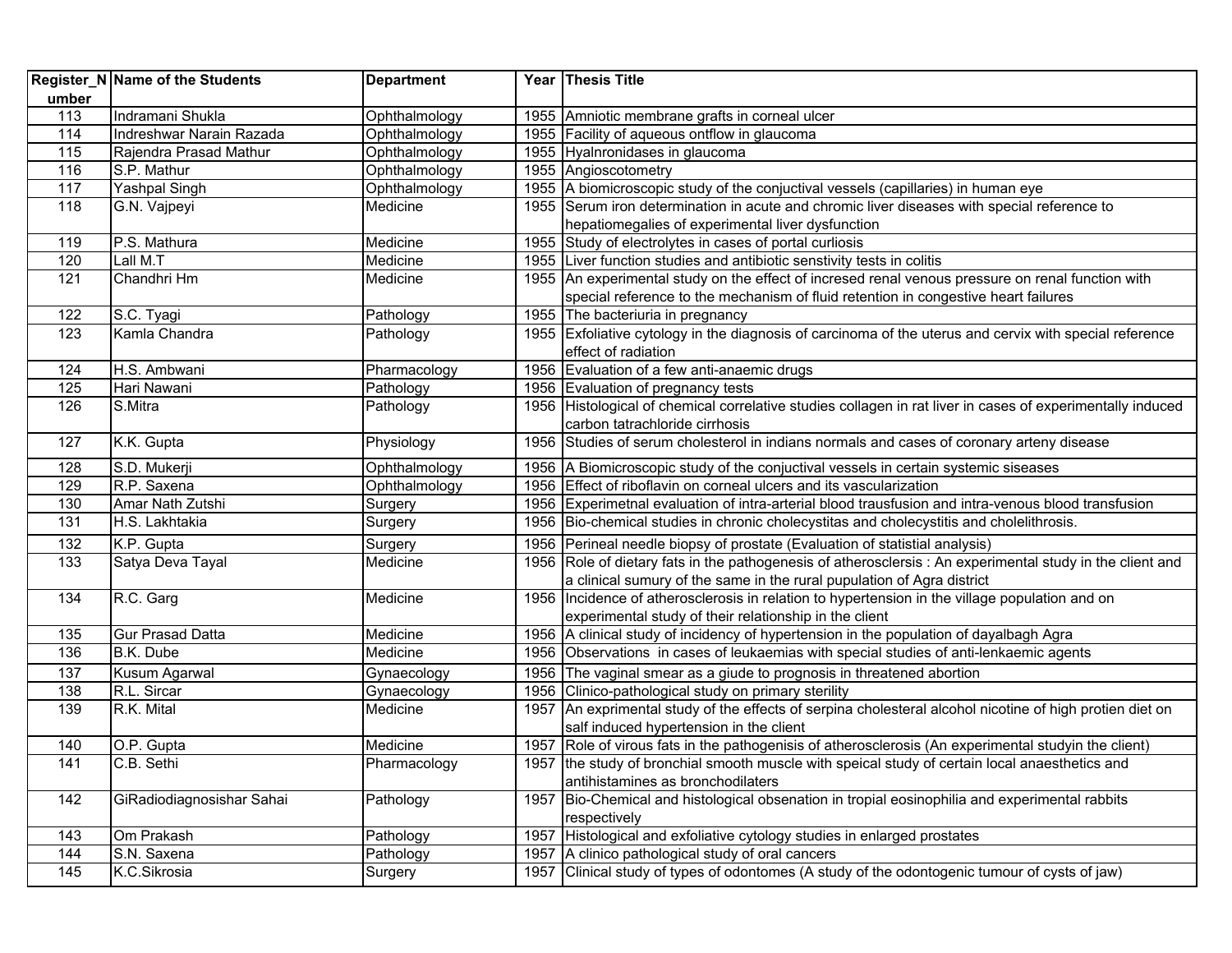| Register_Number | Name of the Students | Department | Year | Thesis Title |
|---|---|---|---|---|
| 113 | Indramani Shukla | Ophthalmology | 1955 | Amniotic membrane grafts in corneal ulcer |
| 114 | Indreshwar Narain Razada | Ophthalmology | 1955 | Facility of aqueous ontflow in glaucoma |
| 115 | Rajendra Prasad Mathur | Ophthalmology | 1955 | Hyalnronidases in glaucoma |
| 116 | S.P. Mathur | Ophthalmology | 1955 | Angioscotometry |
| 117 | Yashpal Singh | Ophthalmology | 1955 | A biomicroscopic study of the conjuctival vessels (capillaries) in human eye |
| 118 | G.N. Vajpeyi | Medicine | 1955 | Serum iron determination in acute and chromic liver diseases with special reference to hepatiomegalies of experimental liver dysfunction |
| 119 | P.S. Mathura | Medicine | 1955 | Study of electrolytes in cases of portal curliosis |
| 120 | Lall M.T | Medicine | 1955 | Liver function studies and antibiotic senstivity tests in colitis |
| 121 | Chandhri Hm | Medicine | 1955 | An experimental study on the effect of incresed renal venous pressure on renal function with special reference to the mechanism of fluid retention in congestive heart failures |
| 122 | S.C. Tyagi | Pathology | 1955 | The bacteriuria in pregnancy |
| 123 | Kamla Chandra | Pathology | 1955 | Exfoliative cytology in the diagnosis of carcinoma of the uterus and cervix with special reference effect of radiation |
| 124 | H.S. Ambwani | Pharmacology | 1956 | Evaluation of a few anti-anaemic drugs |
| 125 | Hari Nawani | Pathology | 1956 | Evaluation of pregnancy tests |
| 126 | S.Mitra | Pathology | 1956 | Histological of chemical correlative studies collagen in rat liver in cases of experimentally induced carbon tatrachloride cirrhosis |
| 127 | K.K. Gupta | Physiology | 1956 | Studies of serum cholesterol in indians normals and cases of coronary arteny disease |
| 128 | S.D. Mukerji | Ophthalmology | 1956 | A Biomicroscopic study of the conjuctival vessels in certain systemic siseases |
| 129 | R.P. Saxena | Ophthalmology | 1956 | Effect of riboflavin on corneal ulcers and its vascularization |
| 130 | Amar Nath Zutshi | Surgery | 1956 | Experimetnal evaluation of intra-arterial blood trausfusion and intra-venous blood transfusion |
| 131 | H.S. Lakhtakia | Surgery | 1956 | Bio-chemical studies in chronic cholecystitas and cholecystitis and cholelithrosis. |
| 132 | K.P. Gupta | Surgery | 1956 | Perineal needle biopsy of prostate (Evaluation of statistial analysis) |
| 133 | Satya Deva Tayal | Medicine | 1956 | Role of dietary fats in the pathogenesis of atherosclersis : An experimental study in the client and a clinical sumury of the same in the rural population of Agra district |
| 134 | R.C. Garg | Medicine | 1956 | Incidence of atherosclerosis in relation to hypertension in the village population and on experimental study of their relationship in the client |
| 135 | Gur Prasad Datta | Medicine | 1956 | A clinical study of incidency of hypertension in the population of dayalbagh Agra |
| 136 | B.K. Dube | Medicine | 1956 | Observations in cases of leukaemias with special studies of anti-lenkaemic agents |
| 137 | Kusum Agarwal | Gynaecology | 1956 | The vaginal smear as a giude to prognosis in threatened abortion |
| 138 | R.L. Sircar | Gynaecology | 1956 | Clinico-pathological study on primary sterility |
| 139 | R.K. Mital | Medicine | 1957 | An exprimental study of the effects of serpina cholesteral alcohol nicotine of high protien diet on salf induced hypertension in the client |
| 140 | O.P. Gupta | Medicine | 1957 | Role of virous fats in the pathogenisis of atherosclerosis (An experimental studyin the client) |
| 141 | C.B. Sethi | Pharmacology | 1957 | the study of bronchial smooth muscle with speical study of certain local anaesthetics and antihistamines as bronchodilaters |
| 142 | GiRadiodiagnosishar Sahai | Pathology | 1957 | Bio-Chemical and histological obsenation in tropial eosinophilia and experimental rabbits respectively |
| 143 | Om Prakash | Pathology | 1957 | Histological and exfoliative cytology studies in enlarged prostates |
| 144 | S.N. Saxena | Pathology | 1957 | A clinico pathological study of oral cancers |
| 145 | K.C.Sikrosia | Surgery | 1957 | Clinical study of types of odontomes (A study of the odontogenic tumour of cysts of jaw) |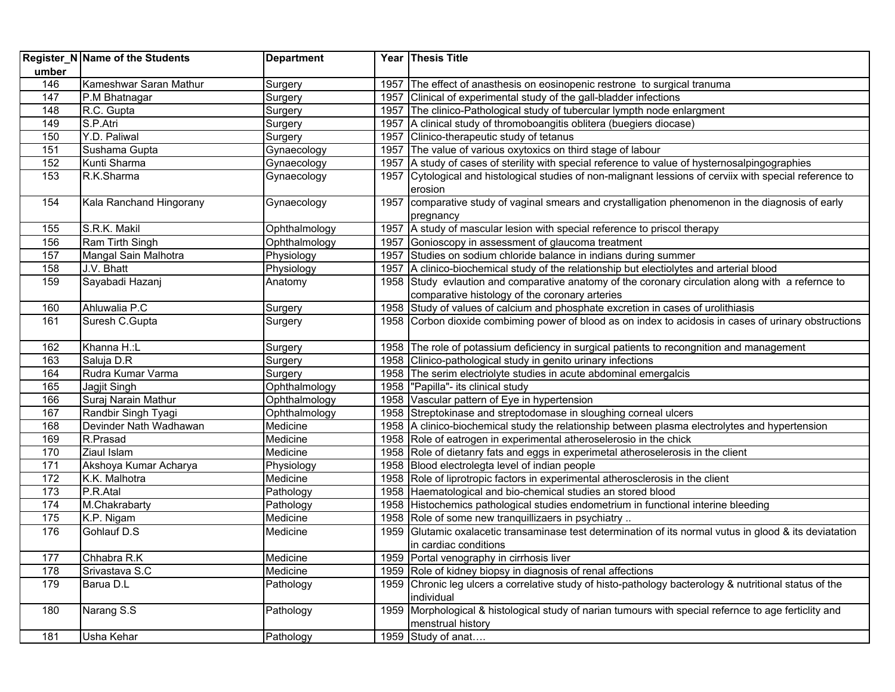| Register_Number | Name of the Students | Department | Year | Thesis Title |
| --- | --- | --- | --- | --- |
| 146 | Kameshwar Saran Mathur | Surgery | 1957 | The effect of anasthesia on eosinopenic restrone to surgical tranuma |
| 147 | P.M Bhatnagar | Surgery | 1957 | Clinical of experimental study of the gall-bladder infections |
| 148 | R.C. Gupta | Surgery | 1957 | The clinico-Pathological study of tubercular lympth node enlargment |
| 149 | S.P.Atri | Surgery | 1957 | A clinical study of thromoboangitis oblitera (buegiers diocase) |
| 150 | Y.D. Paliwal | Surgery | 1957 | Clinico-therapeutic study of tetanus |
| 151 | Sushama Gupta | Gynaecology | 1957 | The value of various oxytoxics on third stage of labour |
| 152 | Kunti Sharma | Gynaecology | 1957 | A study of cases of sterility with special reference to value of hysternosalpingographies |
| 153 | R.K.Sharma | Gynaecology | 1957 | Cytological and histological studies of non-malignant lessions of cerviix with special reference to erosion |
| 154 | Kala Ranchand Hingorany | Gynaecology | 1957 | comparative study of vaginal smears and crystalligation phenomenon in the diagnosis of early pregnancy |
| 155 | S.R.K. Makil | Ophthalmology | 1957 | A study of mascular lesion with special reference to priscol therapy |
| 156 | Ram Tirth Singh | Ophthalmology | 1957 | Gonioscopy in assessment of glaucoma treatment |
| 157 | Mangal Sain Malhotra | Physiology | 1957 | Studies on sodium chloride balance in indians during summer |
| 158 | J.V. Bhatt | Physiology | 1957 | A clinico-biochemical study of the relationship but electiolytes and arterial blood |
| 159 | Sayabadi Hazanj | Anatomy | 1958 | Study evlaution and comparative anatomy of the coronary circulation along with a refernce to comparative histology of the coronary arteries |
| 160 | Ahluwalia P.C | Surgery | 1958 | Study of values of calcium and phosphate excretion in cases of urolithiasis |
| 161 | Suresh C.Gupta | Surgery | 1958 | Corbon dioxide combiming power of blood as on index to acidosis in cases of urinary obstructions |
| 162 | Khanna H.:L | Surgery | 1958 | The role of potassium deficiency in surgical patients to recongnition and management |
| 163 | Saluja D.R | Surgery | 1958 | Clinico-pathological study in genito urinary infections |
| 164 | Rudra Kumar Varma | Surgery | 1958 | The serim electriolyte studies in acute abdominal emergalcis |
| 165 | Jagjit Singh | Ophthalmology | 1958 | "Papilla"- its clinical study |
| 166 | Suraj Narain Mathur | Ophthalmology | 1958 | Vascular pattern of Eye in hypertension |
| 167 | Randbir Singh Tyagi | Ophthalmology | 1958 | Streptokinase and streptodomase in sloughing corneal ulcers |
| 168 | Devinder Nath Wadhawan | Medicine | 1958 | A clinico-biochemical study the relationship between plasma electrolytes and hypertension |
| 169 | R.Prasad | Medicine | 1958 | Role of eatrogen in experimental atheroselerosio in the chick |
| 170 | Ziaul Islam | Medicine | 1958 | Role of dietanry fats and eggs in experimetal atheroselerosis in the client |
| 171 | Akshoya Kumar Acharya | Physiology | 1958 | Blood electrolegta level of indian people |
| 172 | K.K. Malhotra | Medicine | 1958 | Role of liprotropic factors in experimental atherosclerosis in the client |
| 173 | P.R.Atal | Pathology | 1958 | Haematological and bio-chemical studies an stored blood |
| 174 | M.Chakrabarty | Pathology | 1958 | Histochemics pathological studies endometrium in functional interine bleeding |
| 175 | K.P. Nigam | Medicine | 1958 | Role of some new tranquillizaers in psychiatry .. |
| 176 | Gohlauf D.S | Medicine | 1959 | Glutamic oxalacetic transaminase test determination of its normal vutus in glood & its deviatation in cardiac conditions |
| 177 | Chhabra R.K | Medicine | 1959 | Portal venography in cirrhosis liver |
| 178 | Srivastava S.C | Medicine | 1959 | Role of kidney biopsy in diagnosis of renal affections |
| 179 | Barua D.L | Pathology | 1959 | Chronic leg ulcers a correlative study of histo-pathology bacterology & nutritional status of the individual |
| 180 | Narang S.S | Pathology | 1959 | Morphological & histological study of narian tumours with special refernce to age ferticlity and menstrual history |
| 181 | Usha Kehar | Pathology | 1959 | Study of anat…. |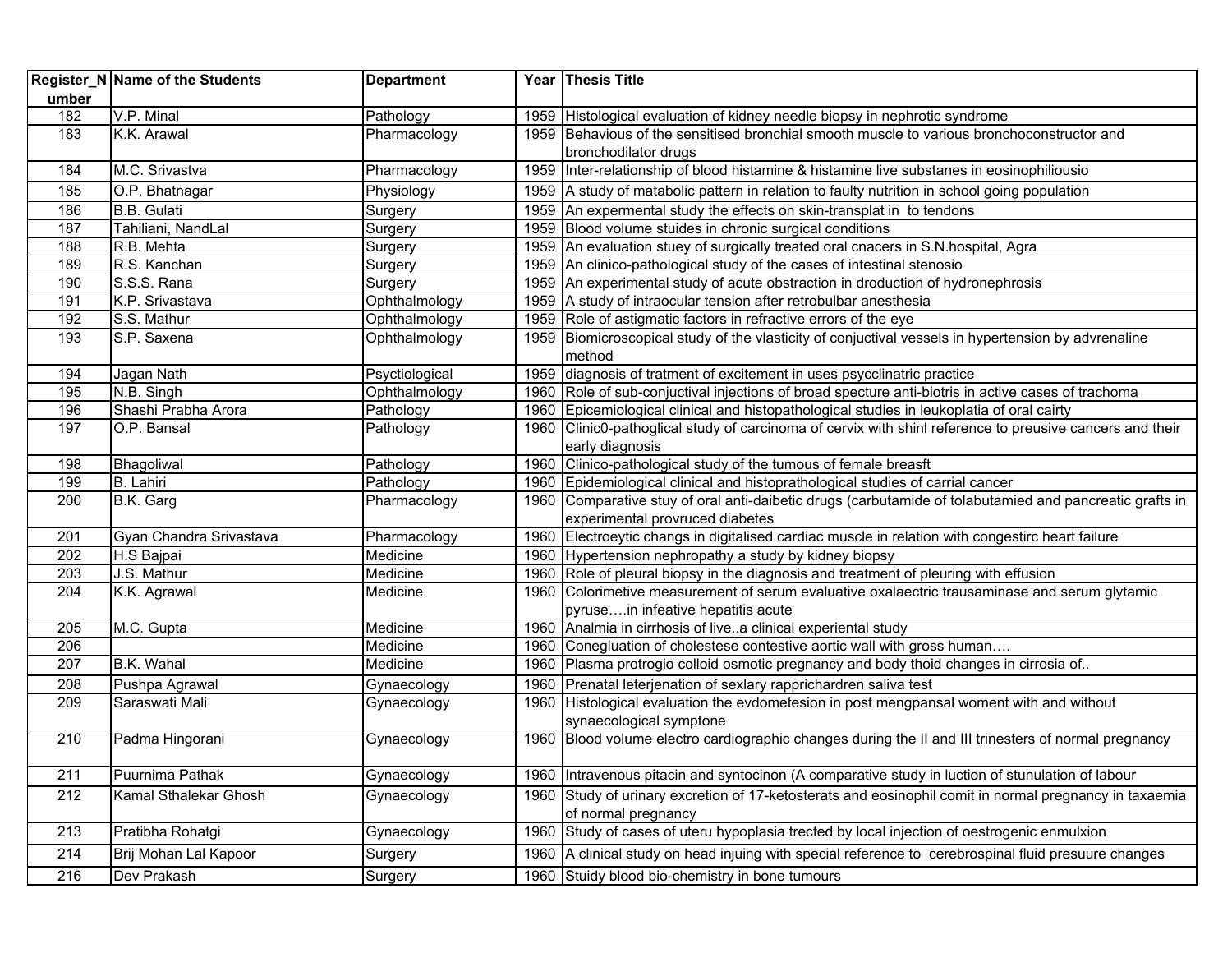| Register_Number | Name of the Students | Department | Year | Thesis Title |
|---|---|---|---|---|
| 182 | V.P. Minal | Pathology | 1959 | Histological evaluation of kidney needle biopsy in nephrotic syndrome |
| 183 | K.K. Arawal | Pharmacology | 1959 | Behavious of the sensitised bronchial smooth muscle to various bronchoconstructor and bronchodilator drugs |
| 184 | M.C. Srivastva | Pharmacology | 1959 | Inter-relationship of blood histamine & histamine live substanes in eosinophiliousio |
| 185 | O.P. Bhatnagar | Physiology | 1959 | A study of matabolic pattern in relation to faulty nutrition in school going population |
| 186 | B.B. Gulati | Surgery | 1959 | An expermental study the effects on skin-transplat in to tendons |
| 187 | Tahiliani, NandLal | Surgery | 1959 | Blood volume stuides in chronic surgical conditions |
| 188 | R.B. Mehta | Surgery | 1959 | An evaluation stuey of surgically treated oral cnacers in S.N.hospital, Agra |
| 189 | R.S. Kanchan | Surgery | 1959 | An clinico-pathological study of the cases of intestinal stenosio |
| 190 | S.S.S. Rana | Surgery | 1959 | An experimental study of acute obstraction in droduction of hydronephrosis |
| 191 | K.P. Srivastava | Ophthalmology | 1959 | A study of intraocular tension after retrobulbar anesthesia |
| 192 | S.S. Mathur | Ophthalmology | 1959 | Role of astigmatic factors in refractive errors of the eye |
| 193 | S.P. Saxena | Ophthalmology | 1959 | Biomicroscopical study of the vlasticity of conjuctival vessels in hypertension by advrenaline method |
| 194 | Jagan Nath | Psyctiological | 1959 | diagnosis of tratment of excitement in uses psycclinatric practice |
| 195 | N.B. Singh | Ophthalmology | 1960 | Role of sub-conjuctival injections of broad specture anti-biotris in active cases of trachoma |
| 196 | Shashi Prabha Arora | Pathology | 1960 | Epicemiological clinical and histopathological studies in leukoplatia of oral cairty |
| 197 | O.P. Bansal | Pathology | 1960 | Clinic0-pathoglical study of carcinoma of cervix with shinl reference to preusive cancers and their early diagnosis |
| 198 | Bhagoliwal | Pathology | 1960 | Clinico-pathological study of the tumous of female breasft |
| 199 | B. Lahiri | Pathology | 1960 | Epidemiological clinical and histoprathological studies of carrial cancer |
| 200 | B.K. Garg | Pharmacology | 1960 | Comparative stuy of oral anti-daibetic drugs (carbutamide of tolabutamied and pancreatic grafts in experimental provruced diabetes |
| 201 | Gyan Chandra Srivastava | Pharmacology | 1960 | Electroeytic changs in digitalised cardiac muscle in relation with congestirc heart failure |
| 202 | H.S Bajpai | Medicine | 1960 | Hypertension nephropathy a study by kidney biopsy |
| 203 | J.S. Mathur | Medicine | 1960 | Role of pleural biopsy in the diagnosis and treatment of pleuring with effusion |
| 204 | K.K. Agrawal | Medicine | 1960 | Colorimetive measurement of serum evaluative oxalaectric trausaminase and serum glytamic pyruse….in infeative hepatitis acute |
| 205 | M.C. Gupta | Medicine | 1960 | Analmia in cirrhosis of live..a clinical experiental study |
| 206 | | Medicine | 1960 | Conegluation of cholestese contestive aortic wall with gross human…. |
| 207 | B.K. Wahal | Medicine | 1960 | Plasma protrogio colloid osmotic pregnancy and body thoid changes in cirrosia of.. |
| 208 | Pushpa Agrawal | Gynaecology | 1960 | Prenatal leterjenation of sexlary rapprichardren saliva test |
| 209 | Saraswati Mali | Gynaecology | 1960 | Histological evaluation the evdometesion in post mengpansal woment with and without synaecological symptone |
| 210 | Padma Hingorani | Gynaecology | 1960 | Blood volume electro cardiographic changes during the II and III trinesters of normal pregnancy |
| 211 | Puurnima Pathak | Gynaecology | 1960 | Intravenous pitacin and syntocinon (A comparative study in luction of stunulation of labour |
| 212 | Kamal Sthalekar Ghosh | Gynaecology | 1960 | Study of urinary excretion of 17-ketosterats and eosinophil comit in normal pregnancy in taxaemia of normal pregnancy |
| 213 | Pratibha Rohatgi | Gynaecology | 1960 | Study of cases of uteru hypoplasia trected by local injection of oestrogenic enmulxion |
| 214 | Brij Mohan Lal Kapoor | Surgery | 1960 | A clinical study on head injuing with special reference to cerebrospinal fluid presuure changes |
| 216 | Dev Prakash | Surgery | 1960 | Stuidy blood bio-chemistry in bone tumours |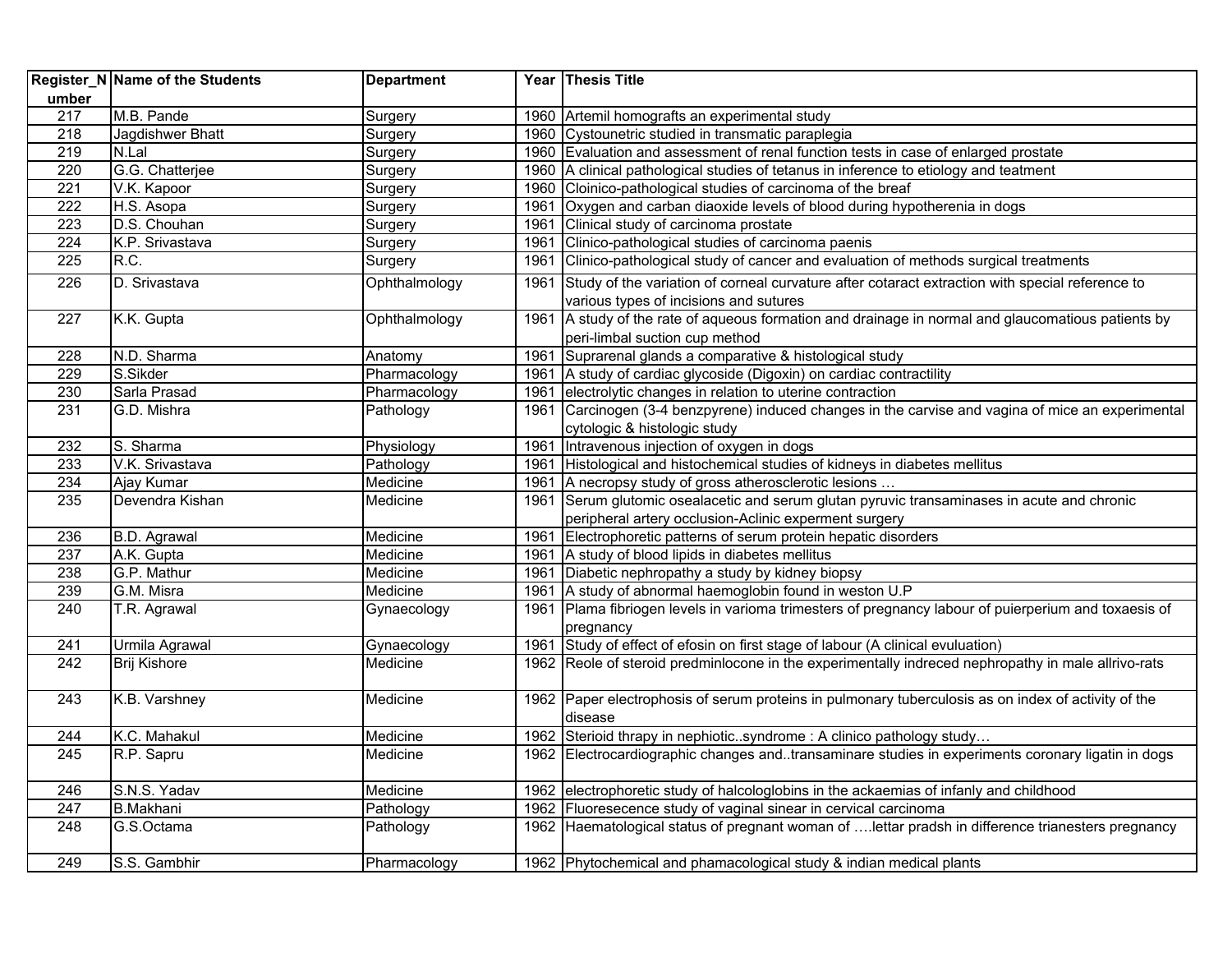| Register_Number | Name of the Students | Department | Year | Thesis Title |
|---|---|---|---|---|
| 217 | M.B. Pande | Surgery | 1960 | Artemil homografts an experimental study |
| 218 | Jagdishwer Bhatt | Surgery | 1960 | Cystounetric studied in transmatic paraplegia |
| 219 | N.Lal | Surgery | 1960 | Evaluation and assessment of renal function tests in case of enlarged prostate |
| 220 | G.G. Chatterjee | Surgery | 1960 | A clinical pathological studies of tetanus in inference to etiology and teatment |
| 221 | V.K. Kapoor | Surgery | 1960 | Cloinico-pathological studies of carcinoma of the breaf |
| 222 | H.S. Asopa | Surgery | 1961 | Oxygen and carban diaoxide levels of blood during hypotherenia in dogs |
| 223 | D.S. Chouhan | Surgery | 1961 | Clinical study of carcinoma prostate |
| 224 | K.P. Srivastava | Surgery | 1961 | Clinico-pathological studies of carcinoma paenis |
| 225 | R.C. | Surgery | 1961 | Clinico-pathological study of cancer and evaluation of methods surgical treatments |
| 226 | D. Srivastava | Ophthalmology | 1961 | Study of the variation of corneal curvature after cotaract extraction with special reference to various types of incisions and sutures |
| 227 | K.K. Gupta | Ophthalmology | 1961 | A study of the rate of aqueous formation and drainage in normal and glaucomatious patients by peri-limbal suction cup method |
| 228 | N.D. Sharma | Anatomy | 1961 | Suprarenal glands a comparative & histological study |
| 229 | S.Sikder | Pharmacology | 1961 | A study of cardiac glycoside (Digoxin) on cardiac contractility |
| 230 | Sarla Prasad | Pharmacology | 1961 | electrolytic changes in relation to uterine contraction |
| 231 | G.D. Mishra | Pathology | 1961 | Carcinogen (3-4 benzpyrene) induced changes in the carvise and vagina of mice an experimental cytologic & histologic study |
| 232 | S. Sharma | Physiology | 1961 | Intravenous injection of oxygen in dogs |
| 233 | V.K. Srivastava | Pathology | 1961 | Histological and histochemical studies of kidneys in diabetes mellitus |
| 234 | Ajay Kumar | Medicine | 1961 | A necropsy study of gross atherosclerotic lesions … |
| 235 | Devendra Kishan | Medicine | 1961 | Serum glutomic osealacetic and serum glutan pyruvic transaminases in acute and chronic peripheral artery occlusion-Aclinic experment surgery |
| 236 | B.D. Agrawal | Medicine | 1961 | Electrophoretic patterns of serum protein hepatic disorders |
| 237 | A.K. Gupta | Medicine | 1961 | A study of blood lipids in diabetes mellitus |
| 238 | G.P. Mathur | Medicine | 1961 | Diabetic nephropathy a study by kidney biopsy |
| 239 | G.M. Misra | Medicine | 1961 | A study of abnormal haemoglobin found in weston U.P |
| 240 | T.R. Agrawal | Gynaecology | 1961 | Plama fibriogen levels in varioma trimesters of pregnancy labour of puierperium and toxaesis of pregnancy |
| 241 | Urmila Agrawal | Gynaecology | 1961 | Study of effect of efosin on first stage of labour (A clinical evuluation) |
| 242 | Brij Kishore | Medicine | 1962 | Reole of steroid predminlocone in the experimentally indreced nephropathy in male allrivo-rats |
| 243 | K.B. Varshney | Medicine | 1962 | Paper electrophosis of serum proteins in pulmonary tuberculosis as on index of activity of the disease |
| 244 | K.C. Mahakul | Medicine | 1962 | Sterioid thrapy in nephiotic..syndrome : A clinico pathology study… |
| 245 | R.P. Sapru | Medicine | 1962 | Electrocardiographic changes and..transaminare studies in experiments coronary ligatin in dogs |
| 246 | S.N.S. Yadav | Medicine | 1962 | electrophoretic study of halcologlobins in the ackaemias of infanly and childhood |
| 247 | B.Makhani | Pathology | 1962 | Fluoresecence study of vaginal sinear in cervical carcinoma |
| 248 | G.S.Octama | Pathology | 1962 | Haematological status of pregnant woman of ….lettar pradsh in difference trianesters pregnancy |
| 249 | S.S. Gambhir | Pharmacology | 1962 | Phytochemical and phamacological study & indian medical plants |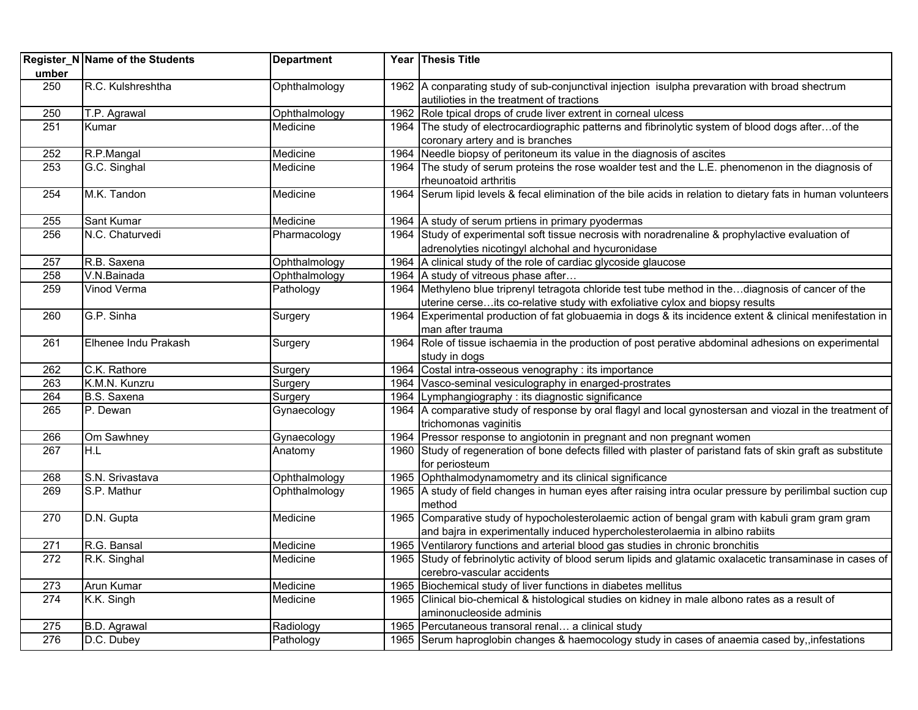| Register_Number | Name of the Students | Department | Year | Thesis Title |
|---|---|---|---|---|
| 250 | R.C. Kulshreshtha | Ophthalmology | 1962 | A conparating study of sub-conjunctival injection isulpha prevaration with broad shectrum autilioties in the treatment of tractions |
| 250 | T.P. Agrawal | Ophthalmology | 1962 | Role tpical drops of crude liver extrent in corneal ulcess |
| 251 | Kumar | Medicine | 1964 | The study of electrocardiographic patterns and fibrinolytic system of blood dogs after…of the coronary artery and is branches |
| 252 | R.P.Mangal | Medicine | 1964 | Needle biopsy of peritoneum its value in the diagnosis of ascites |
| 253 | G.C. Singhal | Medicine | 1964 | The study of serum proteins the rose woalder test and the L.E. phenomenon in the diagnosis of rheunoatoid arthritis |
| 254 | M.K. Tandon | Medicine | 1964 | Serum lipid levels & fecal elimination of the bile acids in relation to dietary fats in human volunteers |
| 255 | Sant Kumar | Medicine | 1964 | A study of serum prtiens in primary pyodermas |
| 256 | N.C. Chaturvedi | Pharmacology | 1964 | Study of experimental soft tissue necrosis with noradrenaline & prophylactive evaluation of adrenolyties nicotingyl alchohal and hycuronidase |
| 257 | R.B. Saxena | Ophthalmology | 1964 | A clinical study of the role of cardiac glycoside glaucose |
| 258 | V.N.Bainada | Ophthalmology | 1964 | A study of vitreous phase after… |
| 259 | Vinod Verma | Pathology | 1964 | Methyleno blue triprenyl tetragota chloride test tube method in the…diagnosis of cancer of the uterine cerse…its co-relative study with exfoliative cylox and biopsy results |
| 260 | G.P. Sinha | Surgery | 1964 | Experimental production of fat globuaemia in dogs & its incidence extent & clinical menifestation in man after trauma |
| 261 | Elhenee Indu Prakash | Surgery | 1964 | Role of tissue ischaemia in the production of post perative abdominal adhesions on experimental study in dogs |
| 262 | C.K. Rathore | Surgery | 1964 | Costal intra-osseous venography : its importance |
| 263 | K.M.N. Kunzru | Surgery | 1964 | Vasco-seminal vesiculography in enarged-prostrates |
| 264 | B.S. Saxena | Surgery | 1964 | Lymphangiography : its diagnostic significance |
| 265 | P. Dewan | Gynaecology | 1964 | A comparative study of response by oral flagyl and local gynostersan and viozal in the treatment of trichomonas vaginitis |
| 266 | Om Sawhney | Gynaecology | 1964 | Pressor response to angiotonin in pregnant and non pregnant women |
| 267 | H.L | Anatomy | 1960 | Study of regeneration of bone defects filled with plaster of paristand fats of skin graft as substitute for periosteum |
| 268 | S.N. Srivastava | Ophthalmology | 1965 | Ophthalmodynamometry and its clinical significance |
| 269 | S.P. Mathur | Ophthalmology | 1965 | A study of field changes in human eyes after raising intra ocular pressure by perilimbal suction cup method |
| 270 | D.N. Gupta | Medicine | 1965 | Comparative study of hypocholesterolaemic action of bengal gram with kabuli gram gram gram and bajra in experimentally induced hypercholesterolaemia in albino rabiits |
| 271 | R.G. Bansal | Medicine | 1965 | Ventilarory functions and arterial blood gas studies in chronic bronchitis |
| 272 | R.K. Singhal | Medicine | 1965 | Study of febrinolytic activity of blood serum lipids and glatamic oxalacetic transaminase in cases of cerebro-vascular accidents |
| 273 | Arun Kumar | Medicine | 1965 | Biochemical study of liver functions in diabetes mellitus |
| 274 | K.K. Singh | Medicine | 1965 | Clinical bio-chemical & histological studies on kidney in male albono rates as a result of aminonucleoside adminis |
| 275 | B.D. Agrawal | Radiology | 1965 | Percutaneous transoral renal… a clinical study |
| 276 | D.C. Dubey | Pathology | 1965 | Serum haproglobin changes & haemocology study in cases of anaemia cased by,,infestations |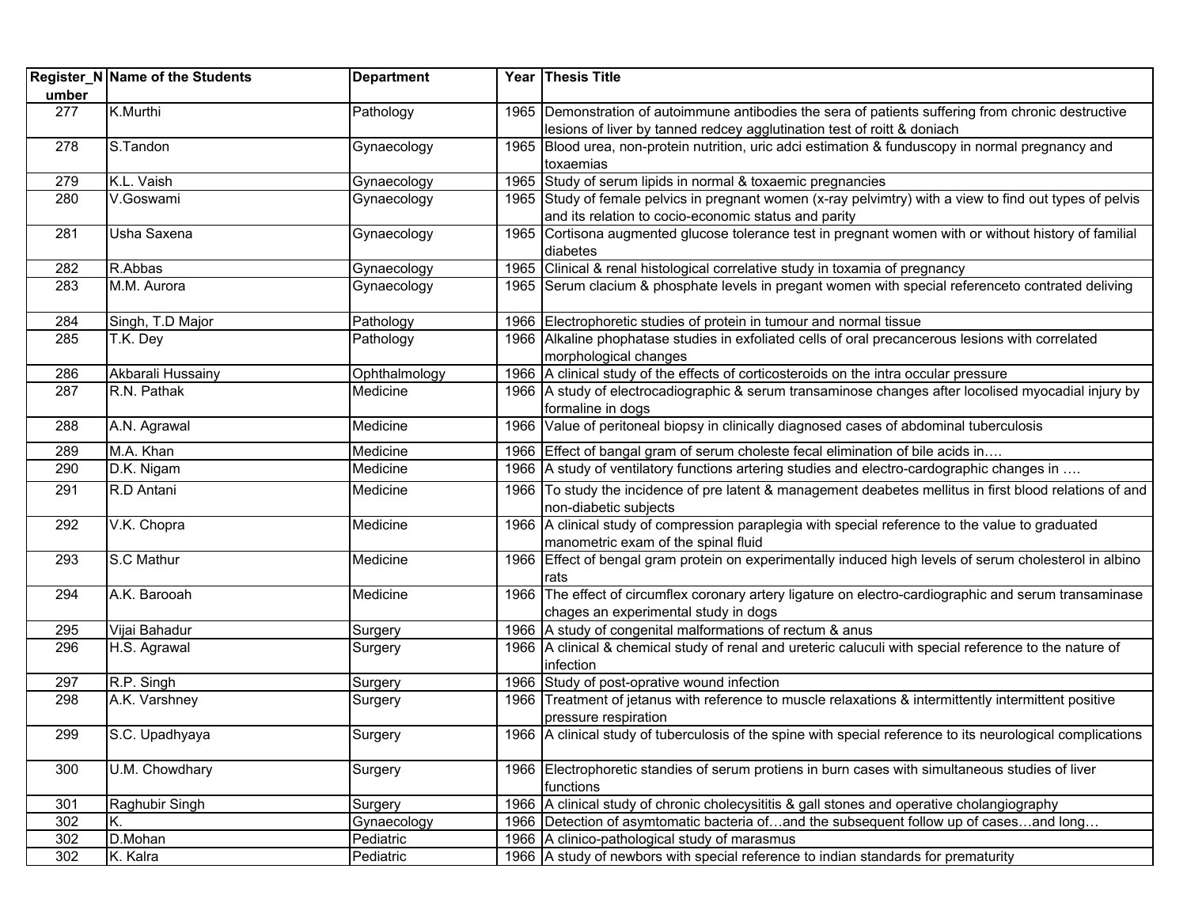| Register_Number | Name of the Students | Department | Year | Thesis Title |
|---|---|---|---|---|
| 277 | K.Murthi | Pathology | 1965 | Demonstration of autoimmune antibodies the sera of patients suffering from chronic destructive lesions of liver by tanned redcey agglutination test of roitt & doniach |
| 278 | S.Tandon | Gynaecology | 1965 | Blood urea, non-protein nutrition, uric adci estimation & funduscopy in normal pregnancy and toxaemias |
| 279 | K.L. Vaish | Gynaecology | 1965 | Study of serum lipids in normal & toxaemic pregnancies |
| 280 | V.Goswami | Gynaecology | 1965 | Study of female pelvics in pregnant women (x-ray pelvimtry) with a view to find out types of pelvis and its relation to cocio-economic status and parity |
| 281 | Usha Saxena | Gynaecology | 1965 | Cortisona augmented glucose tolerance test in pregnant women with or without history of familial diabetes |
| 282 | R.Abbas | Gynaecology | 1965 | Clinical & renal histological correlative study in toxamia of pregnancy |
| 283 | M.M. Aurora | Gynaecology | 1965 | Serum clacium & phosphate levels in pregant women with special referenceto contrated deliving |
| 284 | Singh, T.D Major | Pathology | 1966 | Electrophoretic studies of protein in tumour and normal tissue |
| 285 | T.K. Dey | Pathology | 1966 | Alkaline phophatase studies in exfoliated cells of oral precancerous lesions with correlated morphological changes |
| 286 | Akbarali Hussainy | Ophthalmology | 1966 | A clinical study of the effects of corticosteroids on the intra occular pressure |
| 287 | R.N. Pathak | Medicine | 1966 | A study of electrocadiographic & serum transaminose changes after locolised myocadial injury by formaline in dogs |
| 288 | A.N. Agrawal | Medicine | 1966 | Value of peritoneal biopsy in clinically diagnosed cases of abdominal tuberculosis |
| 289 | M.A. Khan | Medicine | 1966 | Effect of bangal gram of serum choleste fecal elimination of bile acids in…. |
| 290 | D.K. Nigam | Medicine | 1966 | A study of ventilatory functions artering studies and electro-cardographic changes in …. |
| 291 | R.D Antani | Medicine | 1966 | To study the incidence of pre latent & management deabetes mellitus in first blood relations of and non-diabetic subjects |
| 292 | V.K. Chopra | Medicine | 1966 | A clinical study of compression paraplegia with special reference to the value to graduated manometric exam of the spinal fluid |
| 293 | S.C Mathur | Medicine | 1966 | Effect of bengal gram protein on experimentally induced high levels of serum cholesterol in albino rats |
| 294 | A.K. Barooah | Medicine | 1966 | The effect of circumflex coronary artery ligature on electro-cardiographic and serum transaminase chages an experimental study in dogs |
| 295 | Vijai Bahadur | Surgery | 1966 | A study of congenital malformations of rectum & anus |
| 296 | H.S. Agrawal | Surgery | 1966 | A clinical & chemical study of renal and ureteric caluculi with special reference to the nature of infection |
| 297 | R.P. Singh | Surgery | 1966 | Study of post-oprative wound infection |
| 298 | A.K. Varshney | Surgery | 1966 | Treatment of jetanus with reference to muscle relaxations & intermittently intermittent positive pressure respiration |
| 299 | S.C. Upadhyaya | Surgery | 1966 | A clinical study of tuberculosis of the spine with special reference to its neurological complications |
| 300 | U.M. Chowdhary | Surgery | 1966 | Electrophoretic standies of serum protiens in burn cases with simultaneous studies of liver functions |
| 301 | Raghubir Singh | Surgery | 1966 | A clinical study of chronic cholecysititis & gall stones and operative cholangiography |
| 302 | K. | Gynaecology | 1966 | Detection of asymtomatic bacteria of…and the subsequent follow up of cases…and long… |
| 302 | D.Mohan | Pediatric | 1966 | A clinico-pathological study of marasmus |
| 302 | K. Kalra | Pediatric | 1966 | A study of newbors with special reference to indian standards for prematurity |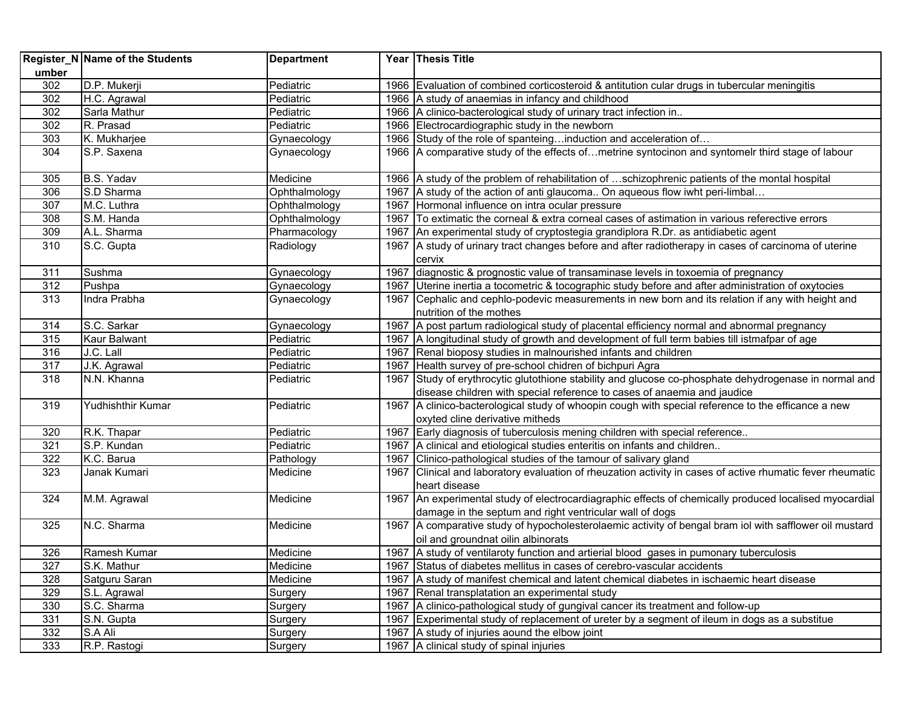| Register_Number | Name of the Students | Department | Year | Thesis Title |
|---|---|---|---|---|
| 302 | D.P. Mukerji | Pediatric | 1966 | Evaluation of combined corticosteroid & antitution cular drugs in tubercular meningitis |
| 302 | H.C. Agrawal | Pediatric | 1966 | A study of anaemias in infancy and childhood |
| 302 | Sarla Mathur | Pediatric | 1966 | A clinico-bacterological study of urinary tract infection in.. |
| 302 | R. Prasad | Pediatric | 1966 | Electrocardiographic study in the newborn |
| 303 | K. Mukharjee | Gynaecology | 1966 | Study of the role of spanteing…induction and acceleration of… |
| 304 | S.P. Saxena | Gynaecology | 1966 | A comparative study of the effects of…metrine syntocinon and syntomelr third stage of labour |
| 305 | B.S. Yadav | Medicine | 1966 | A study of the problem of rehabilitation of …schizophrenic patients of the montal hospital |
| 306 | S.D Sharma | Ophthalmology | 1967 | A study of the action of anti glaucoma.. On aqueous flow iwht peri-limbal… |
| 307 | M.C. Luthra | Ophthalmology | 1967 | Hormonal influence on intra ocular pressure |
| 308 | S.M. Handa | Ophthalmology | 1967 | To extimatic the corneal & extra corneal cases of astimation in various referective errors |
| 309 | A.L. Sharma | Pharmacology | 1967 | An experimental study of cryptostegia grandiplora R.Dr. as antidiabetic agent |
| 310 | S.C. Gupta | Radiology | 1967 | A study of urinary tract changes before and after radiotherapy in cases of carcinoma of uterine cervix |
| 311 | Sushma | Gynaecology | 1967 | diagnostic & prognostic value of transaminase levels in toxoemia of pregnancy |
| 312 | Pushpa | Gynaecology | 1967 | Uterine inertia a tocometric & tocographic study before and after administration of oxytocies |
| 313 | Indra Prabha | Gynaecology | 1967 | Cephalic and cephlo-podevic measurements in new born and its relation if any with height and nutrition of the mothes |
| 314 | S.C. Sarkar | Gynaecology | 1967 | A post partum radiological study of placental efficiency normal and abnormal pregnancy |
| 315 | Kaur Balwant | Pediatric | 1967 | A longitudinal study of growth and development of full term babies till istmafpar of age |
| 316 | J.C. Lall | Pediatric | 1967 | Renal bioposy studies in malnourished infants and children |
| 317 | J.K. Agrawal | Pediatric | 1967 | Health survey of pre-school chidren of bichpuri Agra |
| 318 | N.N. Khanna | Pediatric | 1967 | Study of erythrocytic glutothione stability and glucose co-phosphate dehydrogenase in normal and disease children with special reference to cases of anaemia and jaudice |
| 319 | Yudhishthir Kumar | Pediatric | 1967 | A clinico-bacterological study of whoopin cough with special reference to the efficance a new oxyted cline derivative mitheds |
| 320 | R.K. Thapar | Pediatric | 1967 | Early diagnosis of tuberculosis mening children with special reference.. |
| 321 | S.P. Kundan | Pediatric | 1967 | A clinical and etiological studies enteritis on infants and children.. |
| 322 | K.C. Barua | Pathology | 1967 | Clinico-pathological studies of the tamour of salivary gland |
| 323 | Janak Kumari | Medicine | 1967 | Clinical and laboratory evaluation of rheuzation activity in cases of active rhumatic fever rheumatic heart disease |
| 324 | M.M. Agrawal | Medicine | 1967 | An experimental study of electrocardiagraphic effects of chemically produced localised myocardial damage in the septum and right ventricular wall of dogs |
| 325 | N.C. Sharma | Medicine | 1967 | A comparative study of hypocholesterolaemic activity of bengal bram iol with safflower oil mustard oil and groundnat oilin albinorats |
| 326 | Ramesh Kumar | Medicine | 1967 | A study of ventilaroty function and artierial blood gases in pumonary tuberculosis |
| 327 | S.K. Mathur | Medicine | 1967 | Status of diabetes mellitus in cases of cerebro-vascular accidents |
| 328 | Satguru Saran | Medicine | 1967 | A study of manifest chemical and latent chemical diabetes in ischaemic heart disease |
| 329 | S.L. Agrawal | Surgery | 1967 | Renal transplatation an experimental study |
| 330 | S.C. Sharma | Surgery | 1967 | A clinico-pathological study of gungival cancer its treatment and follow-up |
| 331 | S.N. Gupta | Surgery | 1967 | Experimental study of replacement of ureter by a segment of ileum in dogs as a substitue |
| 332 | S.A Ali | Surgery | 1967 | A study of injuries aound the elbow joint |
| 333 | R.P. Rastogi | Surgery | 1967 | A clinical study of spinal injuries |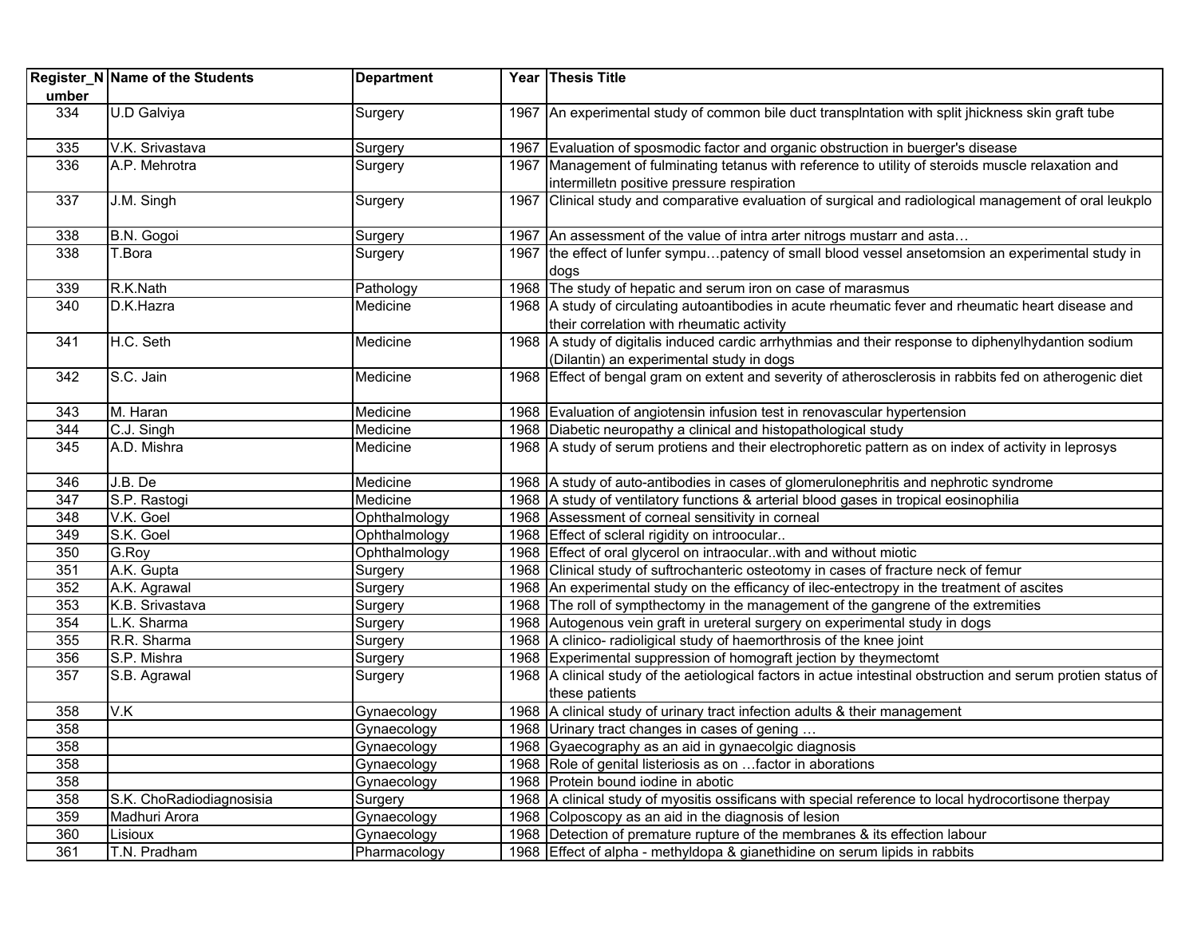| Register_Number | Name of the Students | Department | Year | Thesis Title |
|---|---|---|---|---|
| 334 | U.D Galviya | Surgery | 1967 | An experimental study of common bile duct transplntation with split jhickness skin graft tube |
| 335 | V.K. Srivastava | Surgery | 1967 | Evaluation of sposmodic factor and organic obstruction in buerger's disease |
| 336 | A.P. Mehrotra | Surgery | 1967 | Management of fulminating tetanus with reference to utility of steroids muscle relaxation and intermilletn positive pressure respiration |
| 337 | J.M. Singh | Surgery | 1967 | Clinical study and comparative evaluation of surgical and radiological management of oral leukplo |
| 338 | B.N. Gogoi | Surgery | 1967 | An assessment of the value of intra arter nitrogs mustarr and asta… |
| 338 | T.Bora | Surgery | 1967 | the effect of lunfer sympu…patency of small blood vessel ansetomsion an experimental study in dogs |
| 339 | R.K.Nath | Pathology | 1968 | The study of hepatic and serum iron on case of marasmus |
| 340 | D.K.Hazra | Medicine | 1968 | A study of circulating autoantibodies in acute rheumatic fever and rheumatic heart disease and their correlation with rheumatic activity |
| 341 | H.C. Seth | Medicine | 1968 | A study of digitalis induced cardic arrhythmias and their response to diphenylhydantion sodium (Dilantin) an experimental study in dogs |
| 342 | S.C. Jain | Medicine | 1968 | Effect of bengal gram on extent and severity of atherosclerosis in rabbits fed on atherogenic diet |
| 343 | M. Haran | Medicine | 1968 | Evaluation of angiotensin infusion test in renovascular hypertension |
| 344 | C.J. Singh | Medicine | 1968 | Diabetic neuropathy a clinical and histopathological study |
| 345 | A.D. Mishra | Medicine | 1968 | A study of serum protiens and their electrophoretic pattern as on index of activity in leprosys |
| 346 | J.B. De | Medicine | 1968 | A study of auto-antibodies in cases of glomerulonephritis and nephrotic syndrome |
| 347 | S.P. Rastogi | Medicine | 1968 | A study of ventilatory functions & arterial blood gases in tropical eosinophilia |
| 348 | V.K. Goel | Ophthalmology | 1968 | Assessment of corneal sensitivity in corneal |
| 349 | S.K. Goel | Ophthalmology | 1968 | Effect of scleral rigidity on introocular.. |
| 350 | G.Roy | Ophthalmology | 1968 | Effect of oral glycerol on intraocular..with and without miotic |
| 351 | A.K. Gupta | Surgery | 1968 | Clinical study of suftrochanteric osteotomy in cases of fracture neck of femur |
| 352 | A.K. Agrawal | Surgery | 1968 | An experimental study on the efficancy of ilec-entectropy in the treatment of ascites |
| 353 | K.B. Srivastava | Surgery | 1968 | The roll of sympthectomy in the management of the gangrene of the extremities |
| 354 | L.K. Sharma | Surgery | 1968 | Autogenous vein graft in ureteral surgery on experimental study in dogs |
| 355 | R.R. Sharma | Surgery | 1968 | A clinico- radioligical study of haemorthrosis of the knee joint |
| 356 | S.P. Mishra | Surgery | 1968 | Experimental suppression of homograft jection by theymectomt |
| 357 | S.B. Agrawal | Surgery | 1968 | A clinical study of the aetiological factors in actue intestinal obstruction and serum protien status of these patients |
| 358 | V.K | Gynaecology | 1968 | A clinical study of urinary tract infection adults & their management |
| 358 | | Gynaecology | 1968 | Urinary tract changes in cases of gening … |
| 358 | | Gynaecology | 1968 | Gyaecography as an aid in gynaecolgic diagnosis |
| 358 | | Gynaecology | 1968 | Role of genital listeriosis as on …factor in aborations |
| 358 | | Gynaecology | 1968 | Protein bound iodine in abotic |
| 358 | S.K. ChoRadiodiagnosisia | Surgery | 1968 | A clinical study of myositis ossificans with special reference to local hydrocortisone therpay |
| 359 | Madhuri Arora | Gynaecology | 1968 | Colposcopy as an aid in the diagnosis of lesion |
| 360 | Lisioux | Gynaecology | 1968 | Detection of premature rupture of the membranes & its effection labour |
| 361 | T.N. Pradham | Pharmacology | 1968 | Effect of alpha - methyldopa & gianethidine on serum lipids in rabbits |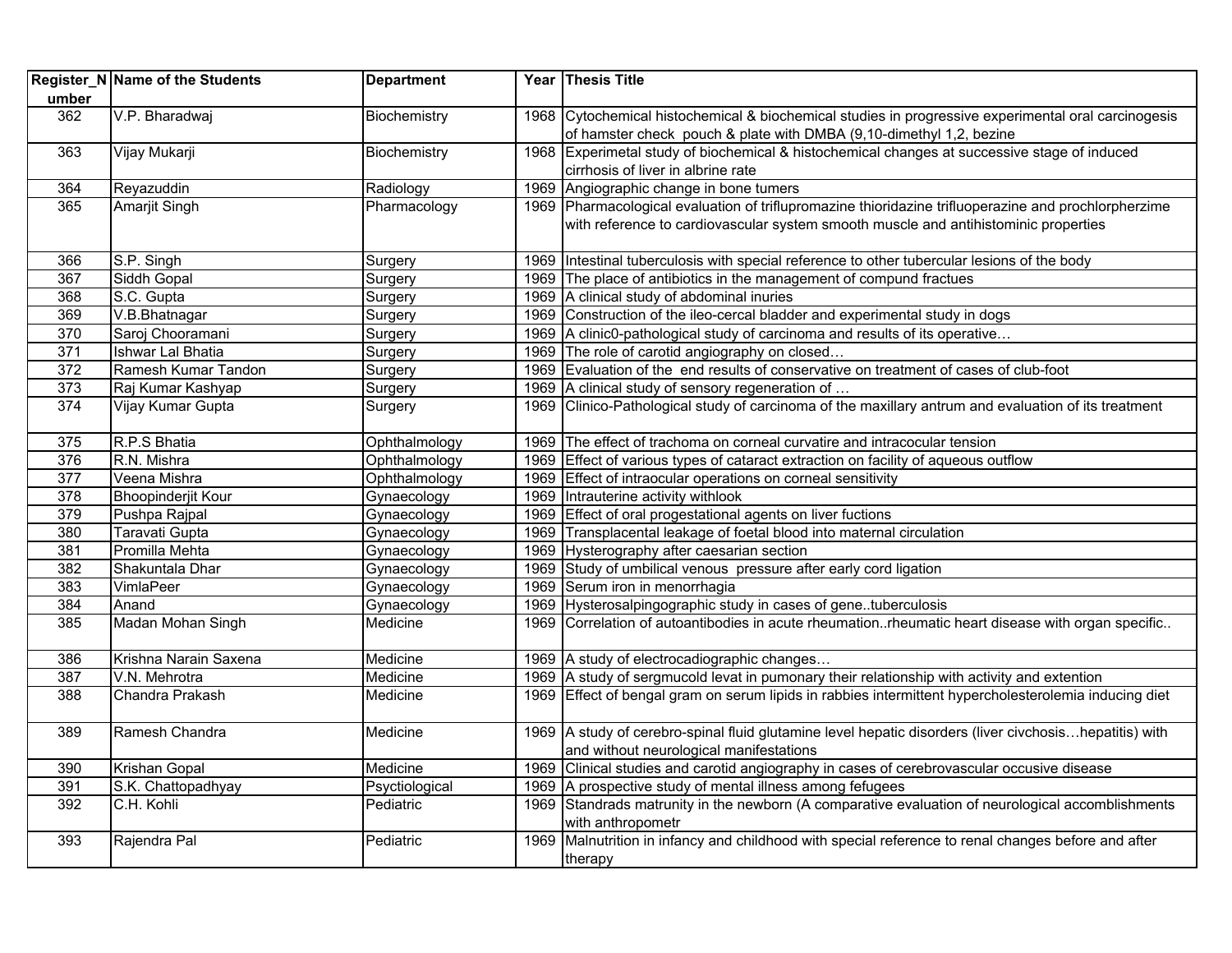| Register_Number | Name of the Students | Department | Year | Thesis Title |
|---|---|---|---|---|
| 362 | V.P. Bharadwaj | Biochemistry | 1968 | Cytochemical histochemical & biochemical studies in progressive experimental oral carcinogesis of hamster check pouch & plate with DMBA (9,10-dimethyl 1,2, bezine |
| 363 | Vijay Mukarji | Biochemistry | 1968 | Experimetal study of biochemical & histochemical changes at successive stage of induced cirrhosis of liver in albrine rate |
| 364 | Reyazuddin | Radiology | 1969 | Angiographic change in bone tumers |
| 365 | Amarjit Singh | Pharmacology | 1969 | Pharmacological evaluation of triflupromazine thioridazine trifluoperazine and prochlorpherzime with reference to cardiovascular system smooth muscle and antihistominic properties |
| 366 | S.P. Singh | Surgery | 1969 | Intestinal tuberculosis with special reference to other tubercular lesions of the body |
| 367 | Siddh Gopal | Surgery | 1969 | The place of antibiotics in the management of compund fractues |
| 368 | S.C. Gupta | Surgery | 1969 | A clinical study of abdominal inuries |
| 369 | V.B.Bhatnagar | Surgery | 1969 | Construction of the ileo-cercal bladder and experimental study in dogs |
| 370 | Saroj Chooramani | Surgery | 1969 | A clinic0-pathological study of carcinoma and results of its operative… |
| 371 | Ishwar Lal Bhatia | Surgery | 1969 | The role of carotid angiography on closed… |
| 372 | Ramesh Kumar Tandon | Surgery | 1969 | Evaluation of the end results of conservative on treatment of cases of club-foot |
| 373 | Raj Kumar Kashyap | Surgery | 1969 | A clinical study of sensory regeneration of … |
| 374 | Vijay Kumar Gupta | Surgery | 1969 | Clinico-Pathological study of carcinoma of the maxillary antrum and evaluation of its treatment |
| 375 | R.P.S Bhatia | Ophthalmology | 1969 | The effect of trachoma on corneal curvatire and intracocular tension |
| 376 | R.N. Mishra | Ophthalmology | 1969 | Effect of various types of cataract extraction on facility of aqueous outflow |
| 377 | Veena Mishra | Ophthalmology | 1969 | Effect of intraocular operations on corneal sensitivity |
| 378 | Bhoopinderjit Kour | Gynaecology | 1969 | Intrauterine activity withlook |
| 379 | Pushpa Rajpal | Gynaecology | 1969 | Effect of oral progestational agents on liver fuctions |
| 380 | Taravati Gupta | Gynaecology | 1969 | Transplacental leakage of foetal blood into maternal circulation |
| 381 | Promilla Mehta | Gynaecology | 1969 | Hysterography after caesarian section |
| 382 | Shakuntala Dhar | Gynaecology | 1969 | Study of umbilical venous pressure after early cord ligation |
| 383 | VimlaPeer | Gynaecology | 1969 | Serum iron in menorrhagia |
| 384 | Anand | Gynaecology | 1969 | Hysterosalpingographic study in cases of gene..tuberculosis |
| 385 | Madan Mohan Singh | Medicine | 1969 | Correlation of autoantibodies in acute rheumation..rheumatic heart disease with organ specific.. |
| 386 | Krishna Narain Saxena | Medicine | 1969 | A study of electrocadiographic changes… |
| 387 | V.N. Mehrotra | Medicine | 1969 | A study of sergmucold levat in pumonary their relationship with activity and extention |
| 388 | Chandra Prakash | Medicine | 1969 | Effect of bengal gram on serum lipids in rabbies intermittent hypercholesterolemia inducing diet |
| 389 | Ramesh Chandra | Medicine | 1969 | A study of cerebro-spinal fluid glutamine level hepatic disorders (liver civchosis…hepatitis) with and without neurological manifestations |
| 390 | Krishan Gopal | Medicine | 1969 | Clinical studies and carotid angiography in cases of cerebrovascular occusive disease |
| 391 | S.K. Chattopadhyay | Psyctiological | 1969 | A prospective study of mental illness among fefugees |
| 392 | C.H. Kohli | Pediatric | 1969 | Standrads matrunity in the newborn (A comparative evaluation of neurological accomblishments with anthropometr |
| 393 | Rajendra Pal | Pediatric | 1969 | Malnutrition in infancy and childhood with special reference to renal changes before and after therapy |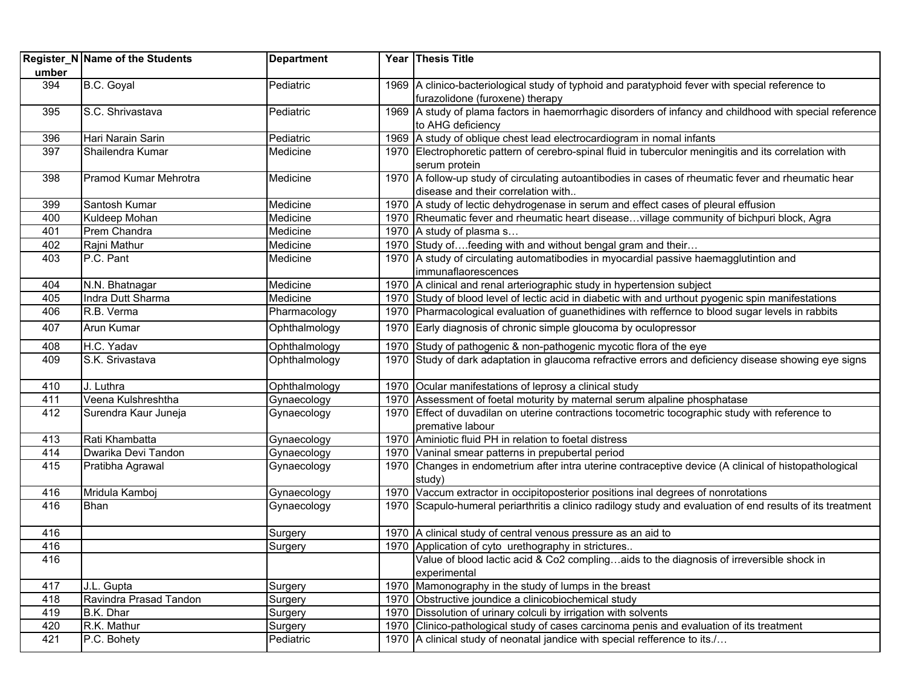| Register_Number | Name of the Students | Department | Year | Thesis Title |
|---|---|---|---|---|
| 394 | B.C. Goyal | Pediatric | 1969 | A clinico-bacteriological study of typhoid and paratyphoid fever with special reference to furazolidone (furoxene) therapy |
| 395 | S.C. Shrivastava | Pediatric | 1969 | A study of plama factors in haemorrhagic disorders of infancy and childhood with special reference to AHG deficiency |
| 396 | Hari Narain Sarin | Pediatric | 1969 | A study of oblique chest lead electrocardiogram in nomal infants |
| 397 | Shailendra Kumar | Medicine | 1970 | Electrophoretic pattern of cerebro-spinal fluid in tuberculor meningitis and its correlation with serum protein |
| 398 | Pramod Kumar Mehrotra | Medicine | 1970 | A follow-up study of circulating autoantibodies in cases of rheumatic fever and rheumatic hear disease and their correlation with.. |
| 399 | Santosh Kumar | Medicine | 1970 | A study of lectic dehydrogenase in serum and effect cases of pleural effusion |
| 400 | Kuldeep Mohan | Medicine | 1970 | Rheumatic fever and rheumatic heart disease…village community of bichpuri block, Agra |
| 401 | Prem Chandra | Medicine | 1970 | A study of plasma s… |
| 402 | Rajni Mathur | Medicine | 1970 | Study of….feeding with and without bengal gram and their… |
| 403 | P.C. Pant | Medicine | 1970 | A study of circulating automatibodies in myocardial passive haemagglutintion and immunaflaorescences |
| 404 | N.N. Bhatnagar | Medicine | 1970 | A clinical and renal arteriographic study in hypertension subject |
| 405 | Indra Dutt Sharma | Medicine | 1970 | Study of blood level of lectic acid in diabetic with and urthout pyogenic spin manifestations |
| 406 | R.B. Verma | Pharmacology | 1970 | Pharmacological evaluation of guanethidines with reffernce to blood sugar levels in rabbits |
| 407 | Arun Kumar | Ophthalmology | 1970 | Early diagnosis of chronic simple gloucoma by oculopressor |
| 408 | H.C. Yadav | Ophthalmology | 1970 | Study of pathogenic & non-pathogenic mycotic flora of the eye |
| 409 | S.K. Srivastava | Ophthalmology | 1970 | Study of dark adaptation in glaucoma refractive errors and deficiency disease showing eye signs |
| 410 | J. Luthra | Ophthalmology | 1970 | Ocular manifestations of leprosy a clinical study |
| 411 | Veena Kulshreshtha | Gynaecology | 1970 | Assessment of foetal moturity by maternal serum alpaline phosphatase |
| 412 | Surendra Kaur Juneja | Gynaecology | 1970 | Effect of duvadilan on uterine contractions tocometric tocographic study with reference to premative labour |
| 413 | Rati Khambatta | Gynaecology | 1970 | Aminiotic fluid PH in relation to foetal distress |
| 414 | Dwarika Devi Tandon | Gynaecology | 1970 | Vaninal smear patterns in prepubertal period |
| 415 | Pratibha Agrawal | Gynaecology | 1970 | Changes in endometrium after intra uterine contraceptive device (A clinical of histopathological study) |
| 416 | Mridula Kamboj | Gynaecology | 1970 | Vaccum extractor in occipitoposterior positions inal degrees of nonrotations |
| 416 | Bhan | Gynaecology | 1970 | Scapulo-humeral periarthritis a clinico radilogy study and evaluation of end results of its treatment |
| 416 | | Surgery | 1970 | A clinical study of central venous pressure as an aid to |
| 416 | | Surgery | 1970 | Application of cyto urethography in strictures.. |
| 416 | | | | Value of blood lactic acid & Co2 compling…aids to the diagnosis of irreversible shock in experimental |
| 417 | J.L. Gupta | Surgery | 1970 | Mamonography in the study of lumps in the breast |
| 418 | Ravindra Prasad Tandon | Surgery | 1970 | Obstructive joundice a clinicobiochemical study |
| 419 | B.K. Dhar | Surgery | 1970 | Dissolution of urinary colculi by irrigation with solvents |
| 420 | R.K. Mathur | Surgery | 1970 | Clinico-pathological study of cases carcinoma penis and evaluation of its treatment |
| 421 | P.C. Bohety | Pediatric | 1970 | A clinical study of neonatal jandice with special refference to its./… |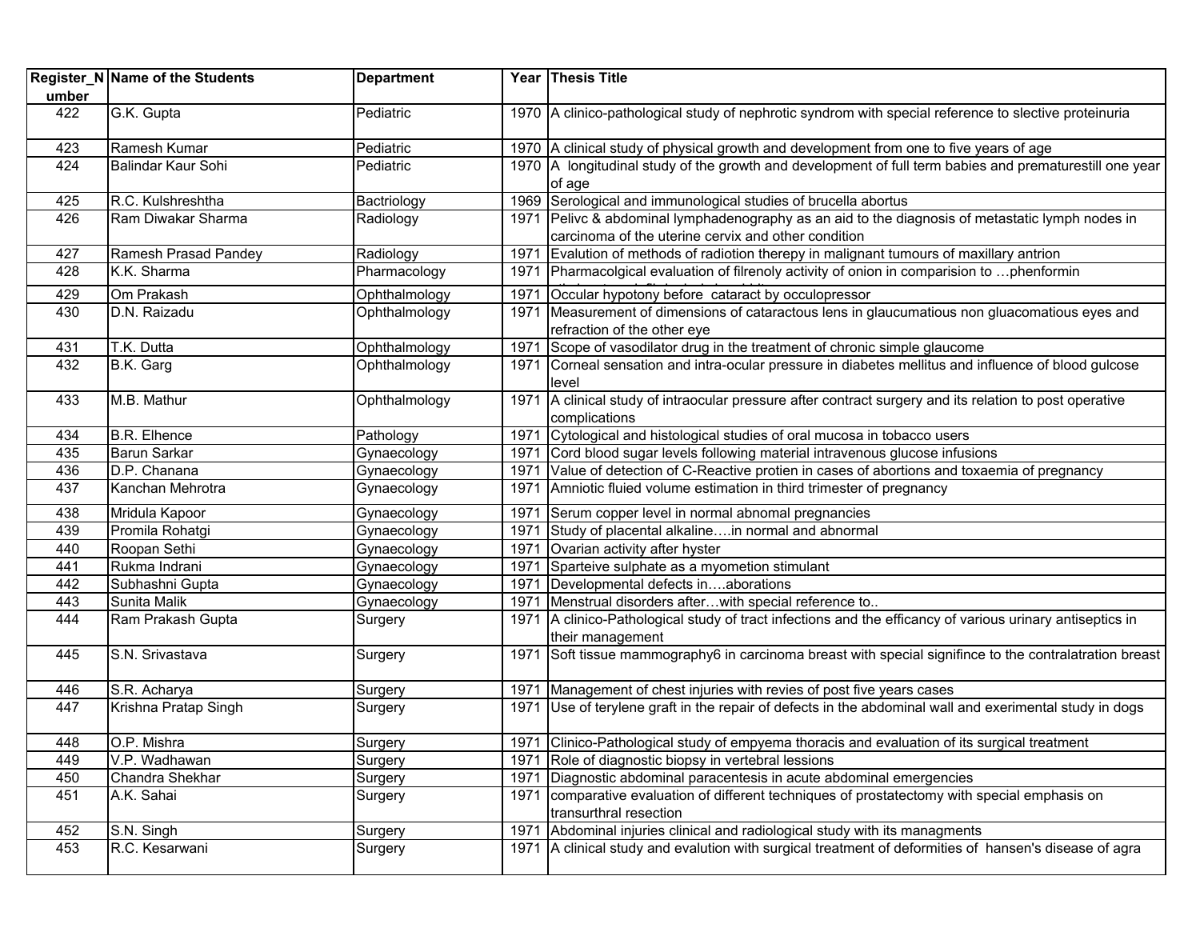| Register_Number | Name of the Students | Department | Year | Thesis Title |
|---|---|---|---|---|
| 422 | G.K. Gupta | Pediatric | 1970 | A clinico-pathological study of nephrotic syndrom with special reference to slective proteinuria |
| 423 | Ramesh Kumar | Pediatric | 1970 | A clinical study of physical growth and development from one to five years of age |
| 424 | Balindar Kaur Sohi | Pediatric | 1970 | A longitudinal study of the growth and development of full term babies and prematurestill one year of age |
| 425 | R.C. Kulshreshtha | Bactriology | 1969 | Serological and immunological studies of brucella abortus |
| 426 | Ram Diwakar Sharma | Radiology | 1971 | Pelivc & abdominal lymphadenography as an aid to the diagnosis of metastatic lymph nodes in carcinoma of the uterine cervix and other condition |
| 427 | Ramesh Prasad Pandey | Radiology | 1971 | Evalution of methods of radiotion therepy in malignant tumours of maxillary antrion |
| 428 | K.K. Sharma | Pharmacology | 1971 | Pharmacolgical evaluation of filrenoly activity of onion in comparision to …phenformin |
| 429 | Om Prakash | Ophthalmology | 1971 | Occular hypotony before cataract by occulopressor |
| 430 | D.N. Raizadu | Ophthalmology | 1971 | Measurement of dimensions of cataractous lens in glaucumatious non gluacomatious eyes and refraction of the other eye |
| 431 | T.K. Dutta | Ophthalmology | 1971 | Scope of vasodilator drug in the treatment of chronic simple glaucome |
| 432 | B.K. Garg | Ophthalmology | 1971 | Corneal sensation and intra-ocular pressure in diabetes mellitus and influence of blood gulcose level |
| 433 | M.B. Mathur | Ophthalmology | 1971 | A clinical study of intraocular pressure after contract surgery and its relation to post operative complications |
| 434 | B.R. Elhence | Pathology | 1971 | Cytological and histological studies of oral mucosa in tobacco users |
| 435 | Barun Sarkar | Gynaecology | 1971 | Cord blood sugar levels following material intravenous glucose infusions |
| 436 | D.P. Chanana | Gynaecology | 1971 | Value of detection of C-Reactive protien in cases of abortions and toxaemia of pregnancy |
| 437 | Kanchan Mehrotra | Gynaecology | 1971 | Amniotic fluied volume estimation in third trimester of pregnancy |
| 438 | Mridula Kapoor | Gynaecology | 1971 | Serum copper level in normal abnomal pregnancies |
| 439 | Promila Rohatgi | Gynaecology | 1971 | Study of placental alkaline….in normal and abnormal |
| 440 | Roopan Sethi | Gynaecology | 1971 | Ovarian activity after hyster |
| 441 | Rukma Indrani | Gynaecology | 1971 | Sparteive sulphate as a myometion stimulant |
| 442 | Subhashni Gupta | Gynaecology | 1971 | Developmental defects in….aborations |
| 443 | Sunita Malik | Gynaecology | 1971 | Menstrual disorders after…with special reference to.. |
| 444 | Ram Prakash Gupta | Surgery | 1971 | A clinico-Pathological study of tract infections and the efficancy of various urinary antiseptics in their management |
| 445 | S.N. Srivastava | Surgery | 1971 | Soft tissue mammography6 in carcinoma breast with special signifince to the contralatration breast |
| 446 | S.R. Acharya | Surgery | 1971 | Management of chest injuries with revies of post five years cases |
| 447 | Krishna Pratap Singh | Surgery | 1971 | Use of terylene graft in the repair of defects in the abdominal wall and exerimental study in dogs |
| 448 | O.P. Mishra | Surgery | 1971 | Clinico-Pathological study of empyema thoracis and evaluation of its surgical treatment |
| 449 | V.P. Wadhawan | Surgery | 1971 | Role of diagnostic biopsy in vertebral lessions |
| 450 | Chandra Shekhar | Surgery | 1971 | Diagnostic abdominal paracentesis in acute abdominal emergencies |
| 451 | A.K. Sahai | Surgery | 1971 | comparative evaluation of different techniques of prostatectomy with special emphasis on transurthral resection |
| 452 | S.N. Singh | Surgery | 1971 | Abdominal injuries clinical and radiological study with its managments |
| 453 | R.C. Kesarwani | Surgery | 1971 | A clinical study and evalution with surgical treatment of deformities of hansen's disease of agra |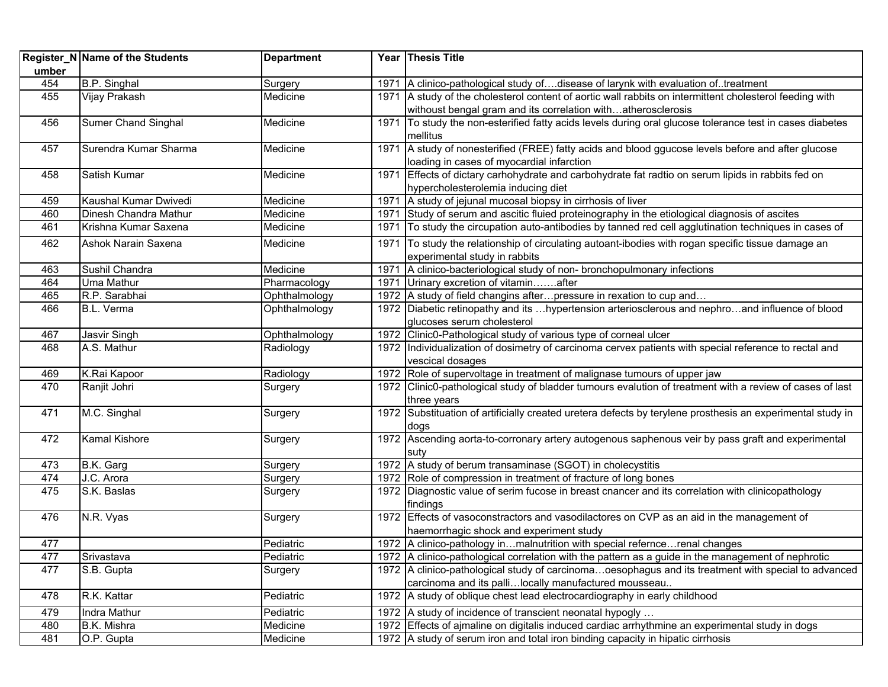| Register_Number | Name of the Students | Department | Year | Thesis Title |
|---|---|---|---|---|
| 454 | B.P. Singhal | Surgery | 1971 | A clinico-pathological study of….disease of larynk with evaluation of..treatment |
| 455 | Vijay Prakash | Medicine | 1971 | A study of the cholesterol content of aortic wall rabbits on intermittent cholesterol feeding with withoust bengal gram and its correlation with…atherosclerosis |
| 456 | Sumer Chand Singhal | Medicine | 1971 | To study the non-esterified fatty acids levels during oral glucose tolerance test in cases diabetes mellitus |
| 457 | Surendra Kumar Sharma | Medicine | 1971 | A study of nonesterified (FREE) fatty acids and blood ggucose levels before and after glucose loading in cases of myocardial infarction |
| 458 | Satish Kumar | Medicine | 1971 | Effects of dictary carhohydrate and carbohydrate fat radtio on serum lipids in rabbits fed on hypercholesterolemia inducing diet |
| 459 | Kaushal Kumar Dwivedi | Medicine | 1971 | A study of jejunal mucosal biopsy in cirrhosis of liver |
| 460 | Dinesh Chandra Mathur | Medicine | 1971 | Study of serum and ascitic fluied proteinography in the etiological diagnosis of ascites |
| 461 | Krishna Kumar Saxena | Medicine | 1971 | To study the circupation auto-antibodies by tanned red cell agglutination techniques in cases of |
| 462 | Ashok Narain Saxena | Medicine | 1971 | To study the relationship of circulating autoant-ibodies with rogan specific tissue damage an experimental study in rabbits |
| 463 | Sushil Chandra | Medicine | 1971 | A clinico-bacteriological study of non- bronchopulmonary infections |
| 464 | Uma Mathur | Pharmacology | 1971 | Urinary excretion of vitamin…….after |
| 465 | R.P. Sarabhai | Ophthalmology | 1972 | A study of field changins after…pressure in rexation to cup and… |
| 466 | B.L. Verma | Ophthalmology | 1972 | Diabetic retinopathy and its …hypertension arteriosclerous and nephro…and influence of blood glucoses serum cholesterol |
| 467 | Jasvir Singh | Ophthalmology | 1972 | Clinic0-Pathological study of various type of corneal ulcer |
| 468 | A.S. Mathur | Radiology | 1972 | Individualization of dosimetry of carcinoma cervex patients with special reference to rectal and vescical dosages |
| 469 | K.Rai Kapoor | Radiology | 1972 | Role of supervoltage in treatment of malignase tumours of upper jaw |
| 470 | Ranjit Johri | Surgery | 1972 | Clinic0-pathological study of bladder tumours evalution of treatment with a review of cases of last three years |
| 471 | M.C. Singhal | Surgery | 1972 | Substituation of artificially created uretera defects by terylene prosthesis an experimental study in dogs |
| 472 | Kamal Kishore | Surgery | 1972 | Ascending aorta-to-corronary artery autogenous saphenous veir by pass graft and experimental suty |
| 473 | B.K. Garg | Surgery | 1972 | A study of berum transaminase (SGOT) in cholecystitis |
| 474 | J.C. Arora | Surgery | 1972 | Role of compression in treatment of fracture of long bones |
| 475 | S.K. Baslas | Surgery | 1972 | Diagnostic value of serim fucose in breast cnancer and its correlation with clinicopathology findings |
| 476 | N.R. Vyas | Surgery | 1972 | Effects of vasoconstractors and vasodilactores on CVP as an aid in the management of haemorrhagic shock and experiment study |
| 477 | | Pediatric | 1972 | A clinico-pathology in…malnutrition with special refernce…renal changes |
| 477 | Srivastava | Pediatric | 1972 | A clinico-pathological correlation with the pattern as a guide in the management of nephrotic |
| 477 | S.B. Gupta | Surgery | 1972 | A clinico-pathological study of carcinoma…oesophagus and its treatment with special to advanced carcinoma and its palli…locally manufactured mousseau.. |
| 478 | R.K. Kattar | Pediatric | 1972 | A study of oblique chest lead electrocardiography in early childhood |
| 479 | Indra Mathur | Pediatric | 1972 | A study of incidence of transcient neonatal hypogly … |
| 480 | B.K. Mishra | Medicine | 1972 | Effects of ajmaline on digitalis induced cardiac arrhythmine an experimental study in dogs |
| 481 | O.P. Gupta | Medicine | 1972 | A study of serum iron and total iron binding capacity in hipatic cirrhosis |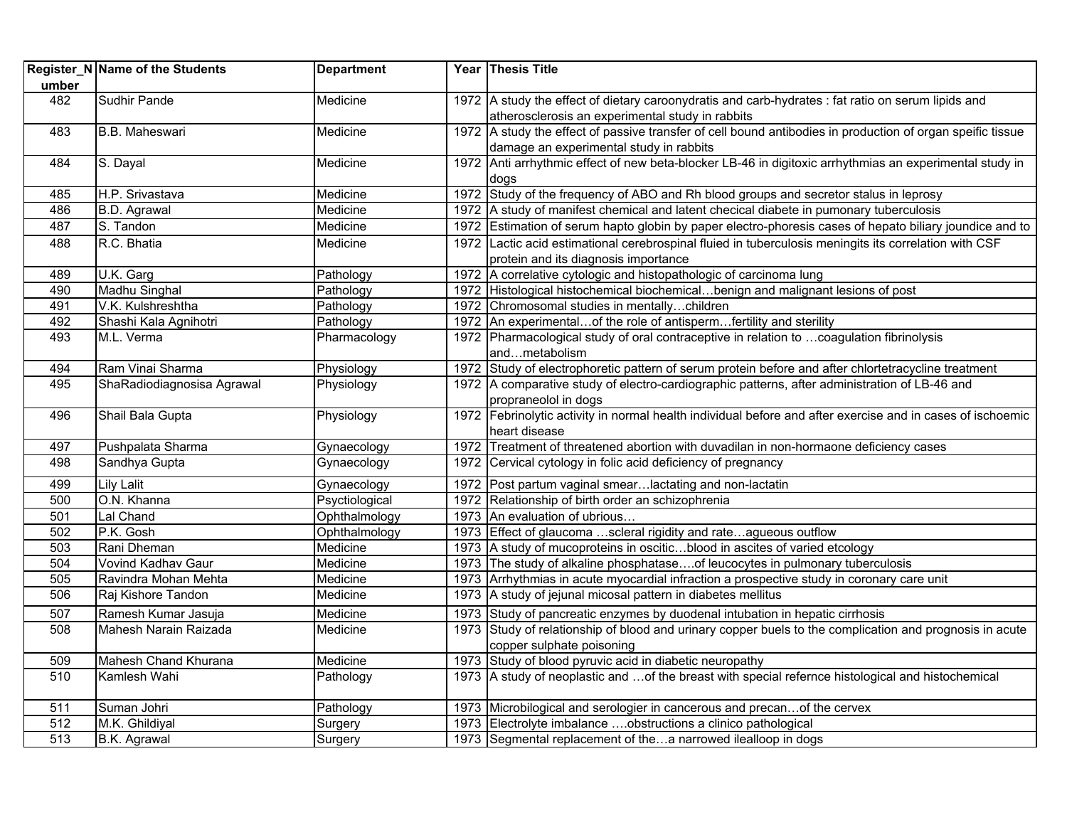| Register_Number | Name of the Students | Department | Year | Thesis Title |
|---|---|---|---|---|
| 482 | Sudhir Pande | Medicine | 1972 | A study the effect of dietary caroonydratis and carb-hydrates : fat ratio on serum lipids and atherosclerosis an experimental study in rabbits |
| 483 | B.B. Maheswari | Medicine | 1972 | A study the effect of passive transfer of cell bound antibodies in production of organ speific tissue damage an experimental study in rabbits |
| 484 | S. Dayal | Medicine | 1972 | Anti arrhythmic effect of new beta-blocker LB-46 in digitoxic arrhythmias an experimental study in dogs |
| 485 | H.P. Srivastava | Medicine | 1972 | Study of the frequency of ABO and Rh blood groups and secretor stalus in leprosy |
| 486 | B.D. Agrawal | Medicine | 1972 | A study of manifest chemical and latent checical diabete in pumonary tuberculosis |
| 487 | S. Tandon | Medicine | 1972 | Estimation of serum hapto globin by paper electro-phoresis cases of hepato biliary joundice and to |
| 488 | R.C. Bhatia | Medicine | 1972 | Lactic acid estimational cerebrospinal fluied in tuberculosis meningits its correlation with CSF protein and its diagnosis importance |
| 489 | U.K. Garg | Pathology | 1972 | A correlative cytologic and histopathologic of carcinoma lung |
| 490 | Madhu Singhal | Pathology | 1972 | Histological histochemical biochemical…benign and malignant lesions of post |
| 491 | V.K. Kulshreshtha | Pathology | 1972 | Chromosomal studies in mentally…children |
| 492 | Shashi Kala Agnihotri | Pathology | 1972 | An experimental…of the role of antisperm…fertility and sterility |
| 493 | M.L. Verma | Pharmacology | 1972 | Pharmacological study of oral contraceptive in relation to …coagulation fibrinolysis and…metabolism |
| 494 | Ram Vinai Sharma | Physiology | 1972 | Study of electrophoretic pattern of serum protein before and after chlortetracycline treatment |
| 495 | ShaRadiodiagnosisa Agrawal | Physiology | 1972 | A comparative study of electro-cardiographic patterns, after administration of LB-46 and propraneolol in dogs |
| 496 | Shail Bala Gupta | Physiology | 1972 | Febrinolytic activity in normal health individual before and after exercise and in cases of ischoemic heart disease |
| 497 | Pushpalata Sharma | Gynaecology | 1972 | Treatment of threatened abortion with duvadilan in non-hormaone deficiency cases |
| 498 | Sandhya Gupta | Gynaecology | 1972 | Cervical cytology in folic acid deficiency of pregnancy |
| 499 | Lily Lalit | Gynaecology | 1972 | Post partum vaginal smear…lactating and non-lactatin |
| 500 | O.N. Khanna | Psyctiological | 1972 | Relationship of birth order an schizophrenia |
| 501 | Lal Chand | Ophthalmology | 1973 | An evaluation of ubrious… |
| 502 | P.K. Gosh | Ophthalmology | 1973 | Effect of glaucoma …scleral rigidity and rate…agueous outflow |
| 503 | Rani Dheman | Medicine | 1973 | A study of mucoproteins in oscitic…blood in ascites of varied etcology |
| 504 | Vovind Kadhav Gaur | Medicine | 1973 | The study of alkaline phosphatase….of leucocytes in pulmonary tuberculosis |
| 505 | Ravindra Mohan Mehta | Medicine | 1973 | Arrhythmias in acute myocardial infraction a prospective study in coronary care unit |
| 506 | Raj Kishore Tandon | Medicine | 1973 | A study of jejunal micosal pattern in diabetes mellitus |
| 507 | Ramesh Kumar Jasuja | Medicine | 1973 | Study of pancreatic enzymes by duodenal intubation in hepatic cirrhosis |
| 508 | Mahesh Narain Raizada | Medicine | 1973 | Study of relationship of blood and urinary copper buels to the complication and prognosis in acute copper sulphate poisoning |
| 509 | Mahesh Chand Khurana | Medicine | 1973 | Study of blood pyruvic acid in diabetic neuropathy |
| 510 | Kamlesh Wahi | Pathology | 1973 | A study of neoplastic and …of the breast with special refernce histological and histochemical |
| 511 | Suman Johri | Pathology | 1973 | Microbilogical and serologier in cancerous and precan…of the cervex |
| 512 | M.K. Ghildiyal | Surgery | 1973 | Electrolyte imbalance ….obstructions a clinico pathological |
| 513 | B.K. Agrawal | Surgery | 1973 | Segmental replacement of the…a narrowed iealloop in dogs |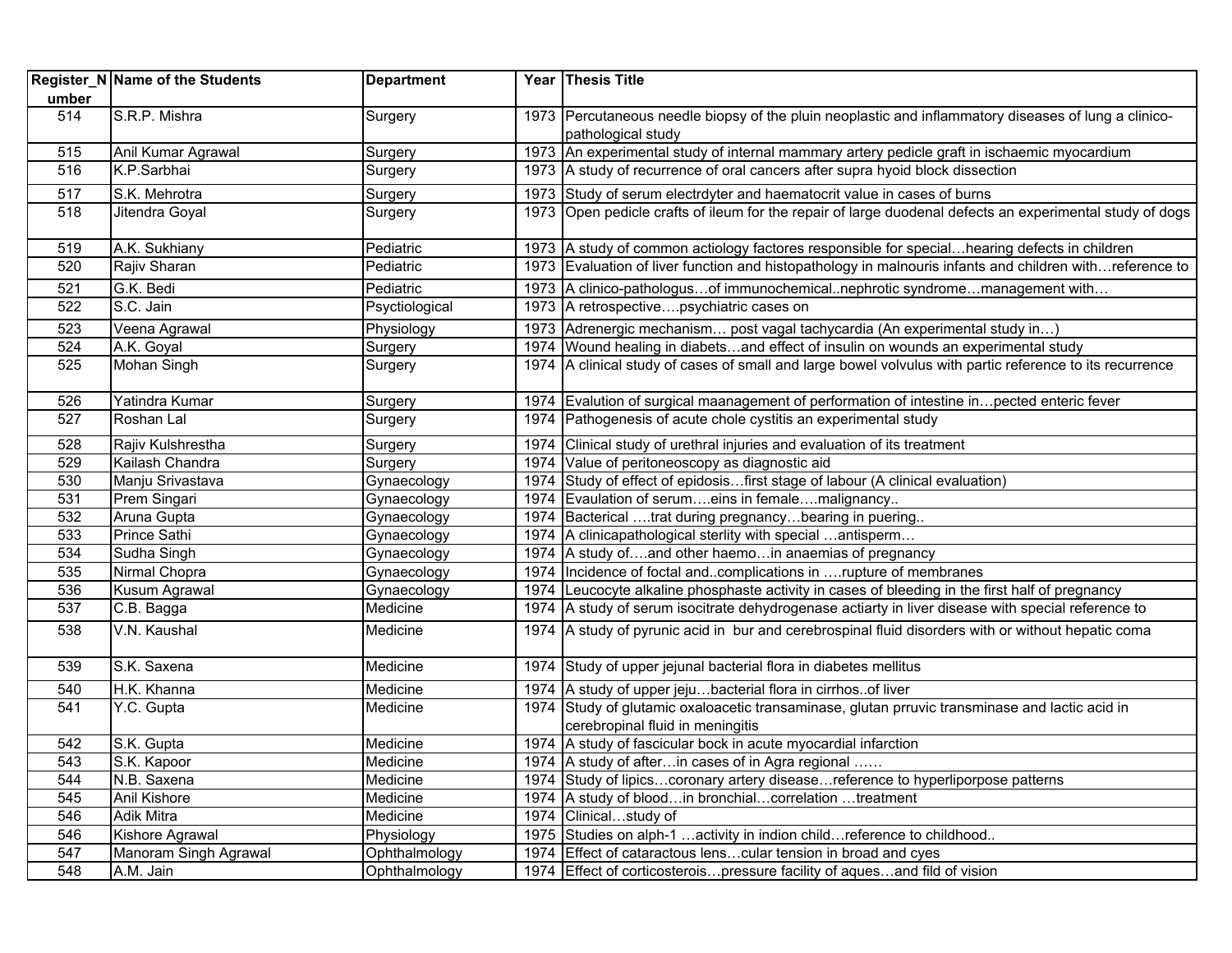| Register_Number | Name of the Students | Department | Year | Thesis Title |
|---|---|---|---|---|
| 514 | S.R.P. Mishra | Surgery | 1973 | Percutaneous needle biopsy of the pluin neoplastic and inflammatory diseases of lung a clinico-pathological study |
| 515 | Anil Kumar Agrawal | Surgery | 1973 | An experimental study of internal mammary artery pedicle graft in ischaemic myocardium |
| 516 | K.P.Sarbhai | Surgery | 1973 | A study of recurrence of oral cancers after supra hyoid block dissection |
| 517 | S.K. Mehrotra | Surgery | 1973 | Study of serum electrdyter and haematocrit value in cases of burns |
| 518 | Jitendra Goyal | Surgery | 1973 | Open pedicle crafts of ileum for the repair of large duodenal defects an experimental study of dogs |
| 519 | A.K. Sukhiany | Pediatric | 1973 | A study of common actiology factores responsible for special…hearing defects in children |
| 520 | Rajiv Sharan | Pediatric | 1973 | Evaluation of liver function and histopathology in malnouris infants and children with…reference to |
| 521 | G.K. Bedi | Pediatric | 1973 | A clinico-pathologus…of immunochemical..nephrotic syndrome…management with… |
| 522 | S.C. Jain | Psyctiological | 1973 | A retrospective….psychiatric cases on |
| 523 | Veena Agrawal | Physiology | 1973 | Adrenergic mechanism… post vagal tachycardia (An experimental study in…) |
| 524 | A.K. Goyal | Surgery | 1974 | Wound healing in diabets…and effect of insulin on wounds an experimental study |
| 525 | Mohan Singh | Surgery | 1974 | A clinical study of cases of small and large bowel volvulus with partic reference to its recurrence |
| 526 | Yatindra Kumar | Surgery | 1974 | Evalution of surgical maanagement of performation of intestine in…pected enteric fever |
| 527 | Roshan Lal | Surgery | 1974 | Pathogenesis of acute chole cystitis an experimental study |
| 528 | Rajiv Kulshrestha | Surgery | 1974 | Clinical study of urethral injuries and evaluation of its treatment |
| 529 | Kailash Chandra | Surgery | 1974 | Value of peritoneoscopy as diagnostic aid |
| 530 | Manju Srivastava | Gynaecology | 1974 | Study of effect of epidosis…first stage of labour (A clinical evaluation) |
| 531 | Prem Singari | Gynaecology | 1974 | Evaulation of serum….eins in female….malignancy.. |
| 532 | Aruna Gupta | Gynaecology | 1974 | Bacterical ….trat during pregnancy…bearing in puering.. |
| 533 | Prince Sathi | Gynaecology | 1974 | A clinicapathological sterlity with special …antisperm… |
| 534 | Sudha Singh | Gynaecology | 1974 | A study of….and other haemo…in anaemias of pregnancy |
| 535 | Nirmal Chopra | Gynaecology | 1974 | Incidence of foctal and..complications in ….rupture of membranes |
| 536 | Kusum Agrawal | Gynaecology | 1974 | Leucocyte alkaline phosphaste activity in cases of bleeding in the first half of pregnancy |
| 537 | C.B. Bagga | Medicine | 1974 | A study of serum isocitrate dehydrogenase actiarty in liver disease with special reference to |
| 538 | V.N. Kaushal | Medicine | 1974 | A study of pyrunic acid in bur and cerebrospinal fluid disorders with or without hepatic coma |
| 539 | S.K. Saxena | Medicine | 1974 | Study of upper jejunal bacterial flora in diabetes mellitus |
| 540 | H.K. Khanna | Medicine | 1974 | A study of upper jeju…bacterial flora in cirrhos..of liver |
| 541 | Y.C. Gupta | Medicine | 1974 | Study of glutamic oxaloacetic transaminase, glutan prruvic transminase and lactic acid in cerebropinal fluid in meningitis |
| 542 | S.K. Gupta | Medicine | 1974 | A study of fascicular bock in acute myocardial infarction |
| 543 | S.K. Kapoor | Medicine | 1974 | A study of after…in cases of in Agra regional …… |
| 544 | N.B. Saxena | Medicine | 1974 | Study of lipics…coronary artery disease…reference to hyperliporpose patterns |
| 545 | Anil Kishore | Medicine | 1974 | A study of blood…in bronchial…correlation …treatment |
| 546 | Adik Mitra | Medicine | 1974 | Clinical…study of |
| 546 | Kishore Agrawal | Physiology | 1975 | Studies on alph-1 …activity in indion child…reference to childhood.. |
| 547 | Manoram Singh Agrawal | Ophthalmology | 1974 | Effect of cataractous lens…cular tension in broad and cyes |
| 548 | A.M. Jain | Ophthalmology | 1974 | Effect of corticosterois…pressure facility of aques…and fild of vision |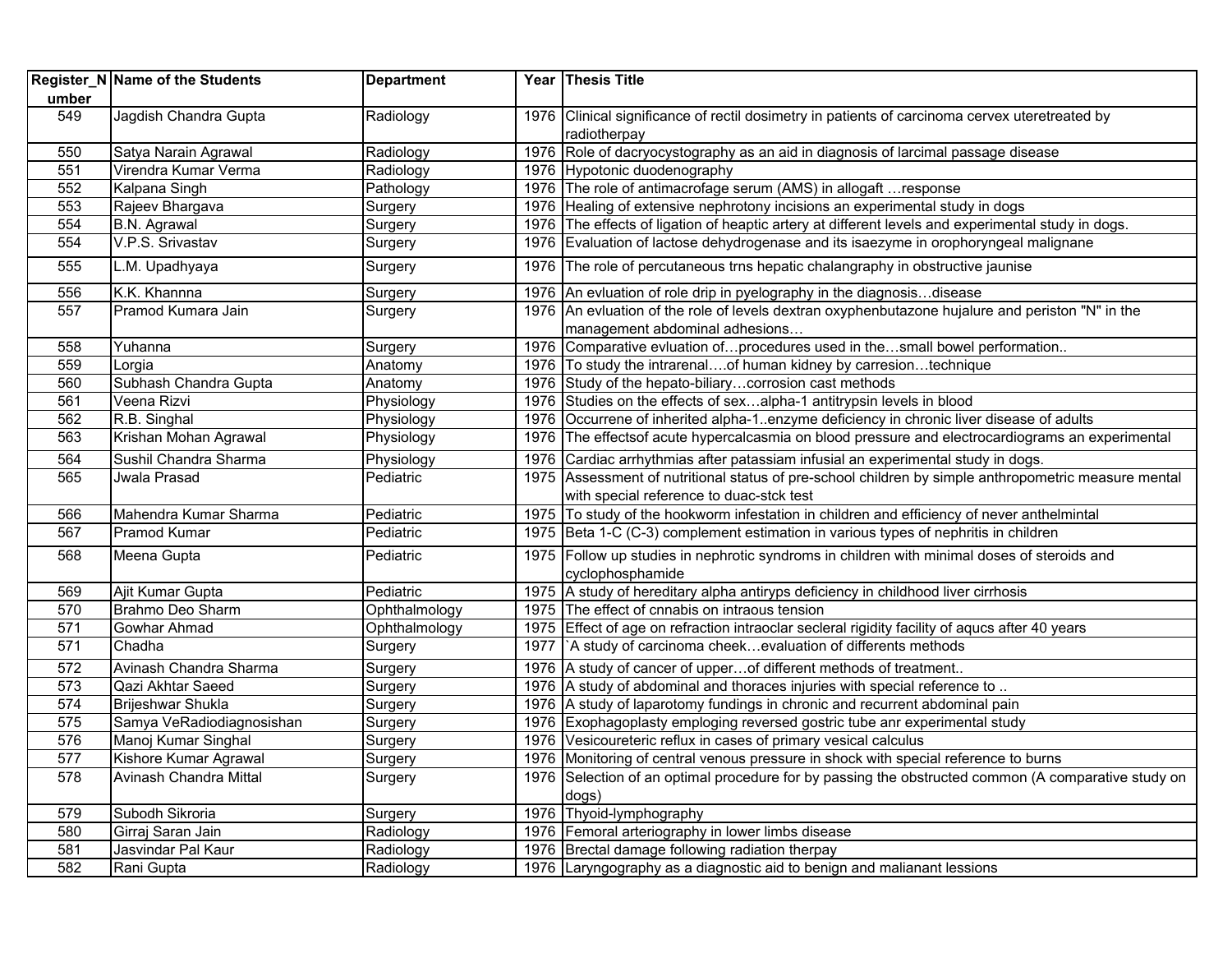| Register_Number | Name of the Students | Department | Year | Thesis Title |
|---|---|---|---|---|
| 549 | Jagdish Chandra Gupta | Radiology | 1976 | Clinical significance of rectil dosimetry in patients of carcinoma cervex uteretreated by radiotherpay |
| 550 | Satya Narain Agrawal | Radiology | 1976 | Role of dacryocystography as an aid in diagnosis of larcimal passage disease |
| 551 | Virendra Kumar Verma | Radiology | 1976 | Hypotonic duodenography |
| 552 | Kalpana Singh | Pathology | 1976 | The role of antimacrofage serum (AMS) in allogaft …response |
| 553 | Rajeev Bhargava | Surgery | 1976 | Healing of extensive nephrotony incisions an experimental study in dogs |
| 554 | B.N. Agrawal | Surgery | 1976 | The effects of ligation of heaptic artery at different levels and experimental study in dogs. |
| 554 | V.P.S. Srivastav | Surgery | 1976 | Evaluation of lactose dehydrogenase and its isaezyme in orophoryngeal malignane |
| 555 | L.M. Upadhyaya | Surgery | 1976 | The role of percutaneous trns hepatic chalangraphy in obstructive jaunise |
| 556 | K.K. Khannna | Surgery | 1976 | An evluation of role drip in pyelography in the diagnosis…disease |
| 557 | Pramod Kumara Jain | Surgery | 1976 | An evluation of the role of levels dextran oxyphenbutazone hujalure and periston "N" in the management abdominal adhesions… |
| 558 | Yuhanna | Surgery | 1976 | Comparative evluation of…procedures used in the…small bowel perfomation.. |
| 559 | Lorgia | Anatomy | 1976 | To study the intrarenal….of human kidney by carresion…technique |
| 560 | Subhash Chandra Gupta | Anatomy | 1976 | Study of the hepato-biliary…corrosion cast methods |
| 561 | Veena Rizvi | Physiology | 1976 | Studies on the effects of sex…alpha-1 antitrypsin levels in blood |
| 562 | R.B. Singhal | Physiology | 1976 | Occurrene of inherited alpha-1..enzyme deficiency in chronic liver disease of adults |
| 563 | Krishan Mohan Agrawal | Physiology | 1976 | The effectsof acute hypercalcasmia on blood pressure and electrocardiograms an experimental |
| 564 | Sushil Chandra Sharma | Physiology | 1976 | Cardiac arrhythmias after patassiam infusial an experimental study in dogs. |
| 565 | Jwala Prasad | Pediatric | 1975 | Assessment of nutritional status of pre-school children by simple anthropometric measure mental with special reference to duac-stck test |
| 566 | Mahendra Kumar Sharma | Pediatric | 1975 | To study of the hookworm infestation in children and efficiency of never anthelmintal |
| 567 | Pramod Kumar | Pediatric | 1975 | Beta 1-C (C-3) complement estimation in various types of nephritis in children |
| 568 | Meena Gupta | Pediatric | 1975 | Follow up studies in nephrotic syndroms in children with minimal doses of steroids and cyclophosphamide |
| 569 | Ajit Kumar Gupta | Pediatric | 1975 | A study of hereditary alpha antiryps deficiency in childhood liver cirrhosis |
| 570 | Brahmo Deo Sharm | Ophthalmology | 1975 | The effect of cnnabis on intraous tension |
| 571 | Gowhar Ahmad | Ophthalmology | 1975 | Effect of age on refraction intraoclar secleral rigidity facility of aqucs after 40 years |
| 571 | Chadha | Surgery | 1977 | `A study of carcinoma cheek…evaluation of differents methods |
| 572 | Avinash Chandra Sharma | Surgery | 1976 | A study of cancer of upper…of different methods of treatment.. |
| 573 | Qazi Akhtar Saeed | Surgery | 1976 | A study of abdominal and thoraces injuries with special reference to .. |
| 574 | Brijeshwar Shukla | Surgery | 1976 | A study of laparotomy fundings in chronic and recurrent abdominal pain |
| 575 | Samya VeRadiodiagnosishan | Surgery | 1976 | Exophagoplasty emploging reversed gostric tube anr experimental study |
| 576 | Manoj Kumar Singhal | Surgery | 1976 | Vesicoureteric reflux in cases of primary vesical calculus |
| 577 | Kishore Kumar Agrawal | Surgery | 1976 | Monitoring of central venous pressure in shock with special reference to burns |
| 578 | Avinash Chandra Mittal | Surgery | 1976 | Selection of an optimal procedure for by passing the obstructed common (A comparative study on dogs) |
| 579 | Subodh Sikroria | Surgery | 1976 | Thyoid-lymphography |
| 580 | Girraj Saran Jain | Radiology | 1976 | Femoral arteriography in lower limbs disease |
| 581 | Jasvindar Pal Kaur | Radiology | 1976 | Brectal damage following radiation therpay |
| 582 | Rani Gupta | Radiology | 1976 | Laryngography as a diagnostic aid to benign and malianant lessions |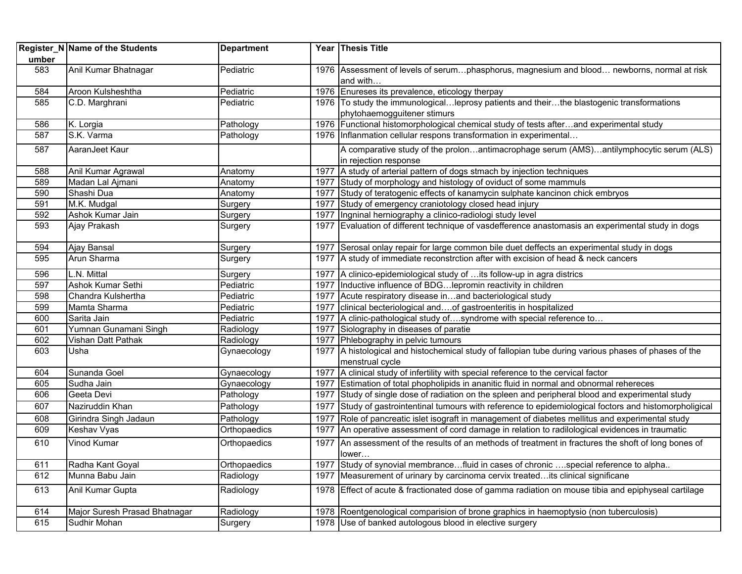| Register_Number | Name of the Students | Department | Year | Thesis Title |
|---|---|---|---|---|
| 583 | Anil Kumar Bhatnagar | Pediatric | 1976 | Assessment of levels of serum…phosphorus, magnesium and blood… newborns, normal at risk and with… |
| 584 | Aroon Kulsheshtha | Pediatric | 1976 | Enureses its prevalence, eticology therpay |
| 585 | C.D. Marghrani | Pediatric | 1976 | To study the immunological…leprosy patients and their…the blastogenic transformations phytohaemogguitener stimurs |
| 586 | K. Lorgia | Pathology | 1976 | Functional histomorphological chemical study of tests after…and experimental study |
| 587 | S.K. Varma | Pathology | 1976 | Inflanmation cellular respons transformation in experimental… |
| 587 | AaranJeet Kaur | | | A comparative study of the prolon…antimacrophage serum (AMS)…antilymphocytic serum (ALS) in rejection response |
| 588 | Anil Kumar Agrawal | Anatomy | 1977 | A study of arterial pattern of dogs stmach by injection techniques |
| 589 | Madan Lal Ajmani | Anatomy | 1977 | Study of morphology and histology of oviduct of some mammuls |
| 590 | Shashi Dua | Anatomy | 1977 | Study of teratogenic effects of kanamycin sulphate kancinon chick embryos |
| 591 | M.K. Mudgal | Surgery | 1977 | Study of emergency craniotology closed head injury |
| 592 | Ashok Kumar Jain | Surgery | 1977 | Ingninal herniography a clinico-radiologi study level |
| 593 | Ajay Prakash | Surgery | 1977 | Evaluation of different technique of vasdefference anastomasis an experimental study in dogs |
| 594 | Ajay Bansal | Surgery | 1977 | Serosal onlay repair for large common bile duet deffects an experimental study in dogs |
| 595 | Arun Sharma | Surgery | 1977 | A study of immediate reconstrction after with excision of head & neck cancers |
| 596 | L.N. Mittal | Surgery | 1977 | A clinico-epidemiological study of …its follow-up in agra districs |
| 597 | Ashok Kumar Sethi | Pediatric | 1977 | Inductive influence of BDG…lepromin reactivity in children |
| 598 | Chandra Kulshertha | Pediatric | 1977 | Acute respiratory disease in…and bacteriological study |
| 599 | Mamta Sharma | Pediatric | 1977 | clinical becteriological and….of gastroenteritis in hospitalized |
| 600 | Sarita Jain | Pediatric | 1977 | A clinic-pathological study of….syndrome with special reference to… |
| 601 | Yumnan Gunamani Singh | Radiology | 1977 | Siolography in diseases of paratie |
| 602 | Vishan Datt Pathak | Radiology | 1977 | Phlebography in pelvic tumours |
| 603 | Usha | Gynaecology | 1977 | A histological and histochemical study of fallopian tube during various phases of phases of the menstrual cycle |
| 604 | Sunanda Goel | Gynaecology | 1977 | A clinical study of infertility with special reference to the cervical factor |
| 605 | Sudha Jain | Gynaecology | 1977 | Estimation of total phopholipids in ananitic fluid in normal and obnormal rehereces |
| 606 | Geeta Devi | Pathology | 1977 | Study of single dose of radiation on the spleen and peripheral blood and experimental study |
| 607 | Naziruddin Khan | Pathology | 1977 | Study of gastrointentinal tumours with reference to epidemiological foctors and histomorpholigical |
| 608 | Girindra Singh Jadaun | Pathology | 1977 | Role of pancreatic islet isograft in management of diabetes mellitus and experimental study |
| 609 | Keshav Vyas | Orthopaedics | 1977 | An operative assessment of cord damage in relation to radilological evidences in traumatic |
| 610 | Vinod Kumar | Orthopaedics | 1977 | An assessment of the results of an methods of treatment in fractures the shoft of long bones of lower… |
| 611 | Radha Kant Goyal | Orthopaedics | 1977 | Study of synovial membrance…fluid in cases of chronic ….special reference to alpha.. |
| 612 | Munna Babu Jain | Radiology | 1977 | Measurement of urinary by carcinoma cervix treated…its clinical significane |
| 613 | Anil Kumar Gupta | Radiology | 1978 | Effect of acute & fractionated dose of gamma radiation on mouse tibia and epiphyseal cartilage |
| 614 | Major Suresh Prasad Bhatnagar | Radiology | 1978 | Roentgenological comparision of brone graphics in haemoptysio (non tuberculosis) |
| 615 | Sudhir Mohan | Surgery | 1978 | Use of banked autologous blood in elective surgery |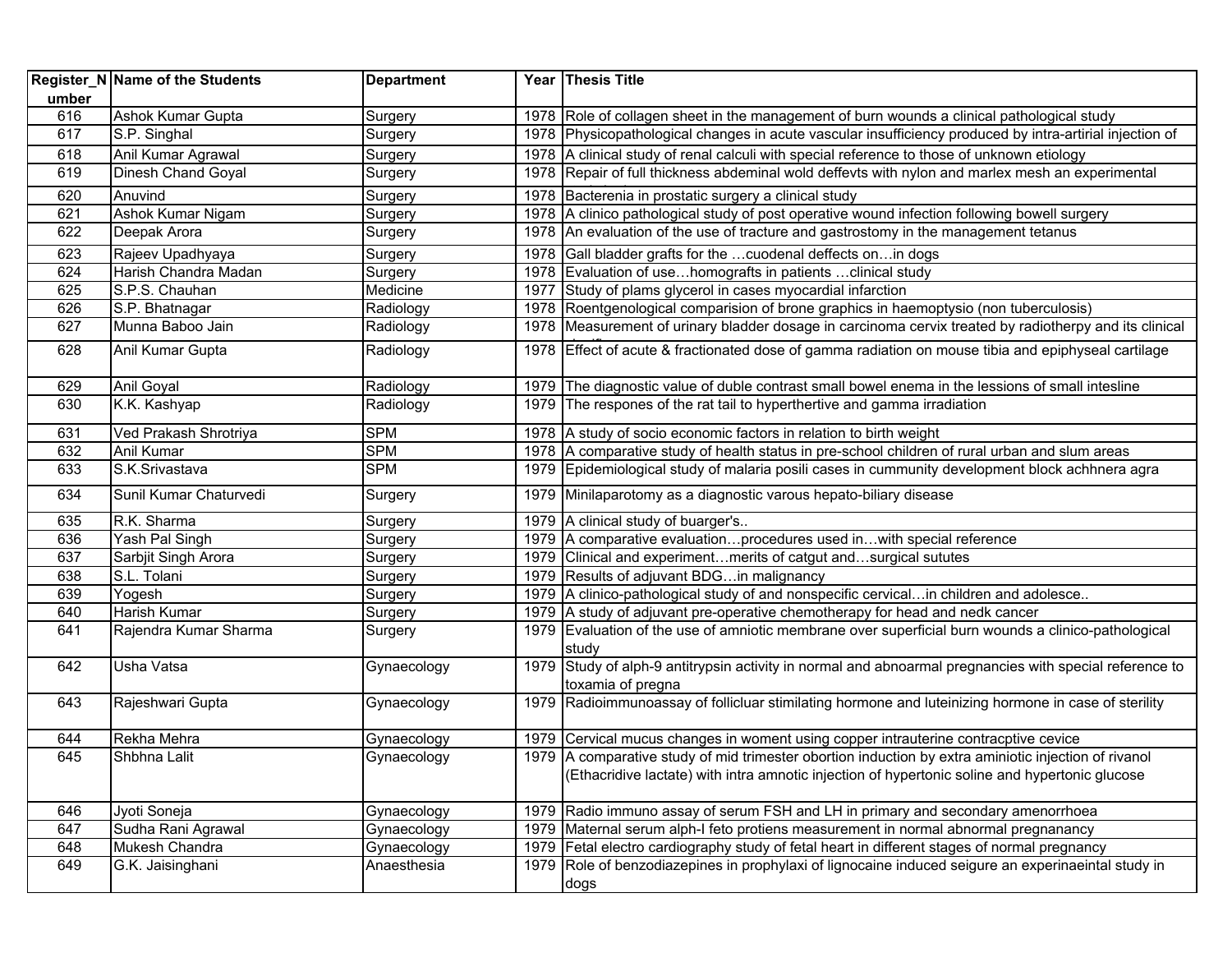| Register_Number | Name of the Students | Department | Year | Thesis Title |
|---|---|---|---|---|
| 616 | Ashok Kumar Gupta | Surgery | 1978 | Role of collagen sheet in the management of burn wounds a clinical pathological study |
| 617 | S.P. Singhal | Surgery | 1978 | Physicopathological changes in acute vascular insufficiency produced by intra-artirial injection of |
| 618 | Anil Kumar Agrawal | Surgery | 1978 | A clinical study of renal calculi with special reference to those of unknown etiology |
| 619 | Dinesh Chand Goyal | Surgery | 1978 | Repair of full thickness abdeminal wold deffevts with nylon and marlex mesh an experimental |
| 620 | Anuvind | Surgery | 1978 | Bacterenia in prostatic surgery a clinical study |
| 621 | Ashok Kumar Nigam | Surgery | 1978 | A clinico pathological study of post operative wound infection following bowell surgery |
| 622 | Deepak Arora | Surgery | 1978 | An evaluation of the use of tracture and gastrostomy in the management tetanus |
| 623 | Rajeev Upadhyaya | Surgery | 1978 | Gall bladder grafts for the …cuodenal deffects on…in dogs |
| 624 | Harish Chandra Madan | Surgery | 1978 | Evaluation of use…homografts in patients …clinical study |
| 625 | S.P.S. Chauhan | Medicine | 1977 | Study of plams glycerol in cases myocardial infarction |
| 626 | S.P. Bhatnagar | Radiology | 1978 | Roentgenological comparision of brone graphics in haemoptysio (non tuberculosis) |
| 627 | Munna Baboo Jain | Radiology | 1978 | Measurement of urinary bladder dosage in carcinoma cervix treated by radiotherpy and its clinical |
| 628 | Anil Kumar Gupta | Radiology | 1978 | Effect of acute & fractionated dose of gamma radiation on mouse tibia and epiphyseal cartilage |
| 629 | Anil Goyal | Radiology | 1979 | The diagnostic value of duble contrast small bowel enema in the lessions of small intesline |
| 630 | K.K. Kashyap | Radiology | 1979 | The respones of the rat tail to hyperthertive and gamma irradiation |
| 631 | Ved Prakash Shrotriya | SPM | 1978 | A study of socio economic factors in relation to birth weight |
| 632 | Anil Kumar | SPM | 1978 | A comparative study of health status in pre-school children of rural urban and slum areas |
| 633 | S.K.Srivastava | SPM | 1979 | Epidemiological study of malaria posili cases in cummunity development block achhnera agra |
| 634 | Sunil Kumar Chaturvedi | Surgery | 1979 | Minilaparotomy as a diagnostic varous hepato-biliary disease |
| 635 | R.K. Sharma | Surgery | 1979 | A clinical study of buarger's.. |
| 636 | Yash Pal Singh | Surgery | 1979 | A comparative evaluation…procedures used in…with special reference |
| 637 | Sarbjit Singh Arora | Surgery | 1979 | Clinical and experiment…merits of catgut and…surgical sututes |
| 638 | S.L. Tolani | Surgery | 1979 | Results of adjuvant BDG…in malignancy |
| 639 | Yogesh | Surgery | 1979 | A clinico-pathological study of and nonspecific cervical…in children and adolesce.. |
| 640 | Harish Kumar | Surgery | 1979 | A study of adjuvant pre-operative chemotherapy for head and nedk cancer |
| 641 | Rajendra Kumar Sharma | Surgery | 1979 | Evaluation of the use of amniotic membrane over superficial burn wounds a clinico-pathological study |
| 642 | Usha Vatsa | Gynaecology | 1979 | Study of alph-9 antitrypsin activity in normal and abnoarmal pregnancies with special reference to toxamia of pregna |
| 643 | Rajeshwari Gupta | Gynaecology | 1979 | Radioimmunoassay of follicluar stimilating hormone and luteinizing hormone in case of sterility |
| 644 | Rekha Mehra | Gynaecology | 1979 | Cervical mucus changes in woment using copper intrauterine contracptive cevice |
| 645 | Shbhna Lalit | Gynaecology | 1979 | A comparative study of mid trimester obortion induction by extra aminiotic injection of rivanol (Ethacridive lactate) with intra amnotic injection of hypertonic soline and hypertonic glucose |
| 646 | Jyoti Soneja | Gynaecology | 1979 | Radio immuno assay of serum FSH and LH in primary and secondary amenorrhoea |
| 647 | Sudha Rani Agrawal | Gynaecology | 1979 | Maternal serum alph-I feto protiens measurement in normal abnormal pregnanancy |
| 648 | Mukesh Chandra | Gynaecology | 1979 | Fetal electro cardiography study of fetal heart in different stages of normal pregnancy |
| 649 | G.K. Jaisinghani | Anaesthesia | 1979 | Role of benzodiazepines in prophylaxi of lignocaine induced seigure an experinaeintal study in dogs |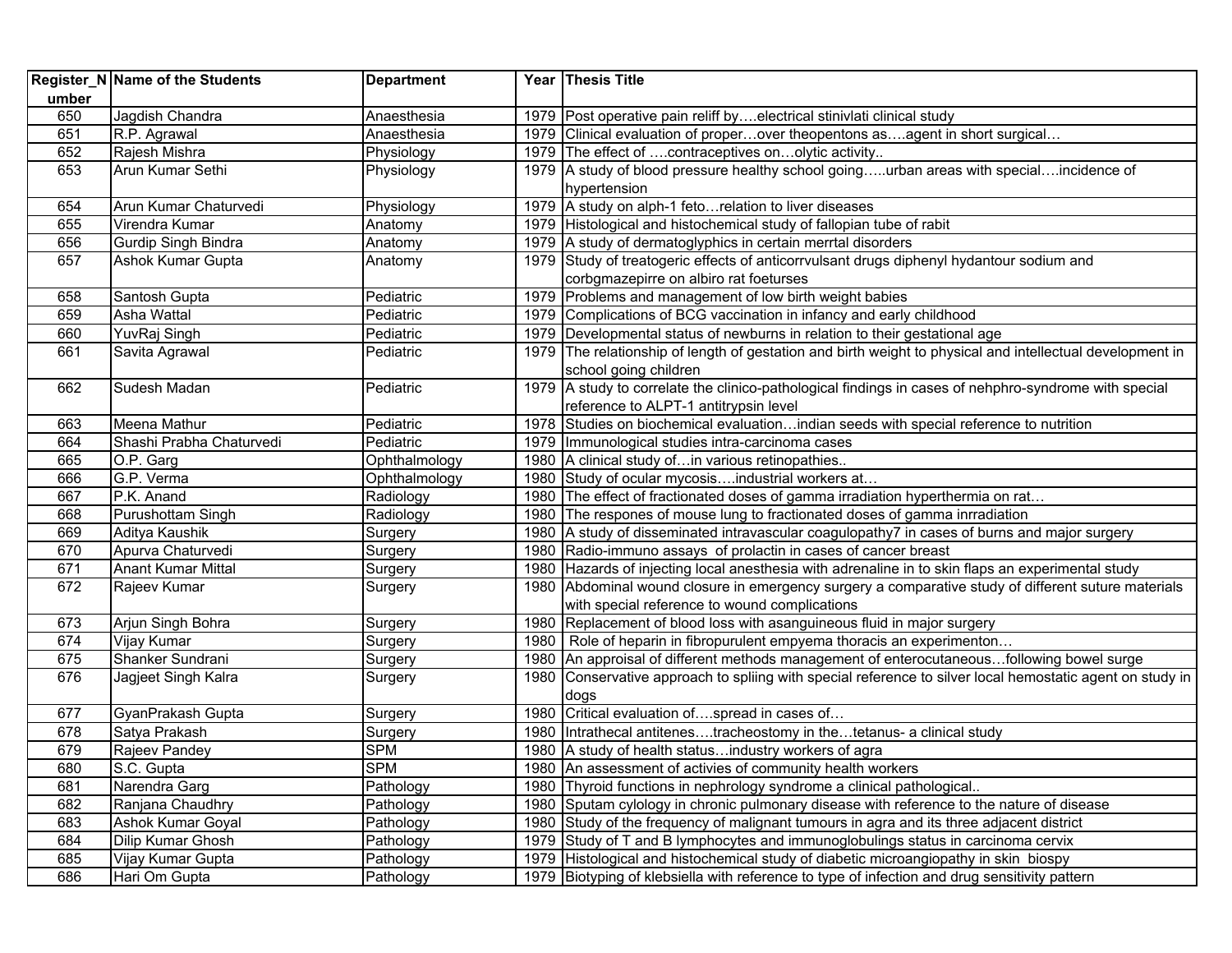| Register_Number | Name of the Students | Department | Year | Thesis Title |
|---|---|---|---|---|
| 650 | Jagdish Chandra | Anaesthesia | 1979 | Post operative pain reliff by….electrical stinivlati clinical study |
| 651 | R.P. Agrawal | Anaesthesia | 1979 | Clinical evaluation of proper…over theopentons as….agent in short surgical… |
| 652 | Rajesh Mishra | Physiology | 1979 | The effect of ….contraceptives on…olytic activity.. |
| 653 | Arun Kumar Sethi | Physiology | 1979 | A study of blood pressure healthy school going…..urban areas with special….incidence of hypertension |
| 654 | Arun Kumar Chaturvedi | Physiology | 1979 | A study on alph-1 feto…relation to liver diseases |
| 655 | Virendra Kumar | Anatomy | 1979 | Histological and histochemical study of fallopian tube of rabit |
| 656 | Gurdip Singh Bindra | Anatomy | 1979 | A study of dermatoglyphics in certain merrtal disorders |
| 657 | Ashok Kumar Gupta | Anatomy | 1979 | Study of treatogeric effects of anticorrvulsant drugs diphenyl hydantour sodium and corbgmazepirre on albiro rat foeturses |
| 658 | Santosh Gupta | Pediatric | 1979 | Problems and management of low birth weight babies |
| 659 | Asha Wattal | Pediatric | 1979 | Complications of BCG vaccination in infancy and early childhood |
| 660 | YuvRaj Singh | Pediatric | 1979 | Developmental status of newburns in relation to their gestational age |
| 661 | Savita Agrawal | Pediatric | 1979 | The relationship of length of gestation and birth weight to physical and intellectual development in school going children |
| 662 | Sudesh Madan | Pediatric | 1979 | A study to correlate the clinico-pathological findings in cases of nehphro-syndrome with special reference to ALPT-1 antitrypsin level |
| 663 | Meena Mathur | Pediatric | 1978 | Studies on biochemical evaluation…indian seeds with special reference to nutrition |
| 664 | Shashi Prabha Chaturvedi | Pediatric | 1979 | Immunological studies intra-carcinoma cases |
| 665 | O.P. Garg | Ophthalmology | 1980 | A clinical study of…in various retinopathies.. |
| 666 | G.P. Verma | Ophthalmology | 1980 | Study of ocular mycosis….industrial workers at… |
| 667 | P.K. Anand | Radiology | 1980 | The effect of fractionated doses of gamma irradiation hyperthermia on rat… |
| 668 | Purushottam Singh | Radiology | 1980 | The respones of mouse lung to fractionated doses of gamma inrradiation |
| 669 | Aditya Kaushik | Surgery | 1980 | A study of disseminated intravascular coagulopathy7 in cases of burns and major surgery |
| 670 | Apurva Chaturvedi | Surgery | 1980 | Radio-immuno assays of prolactin in cases of cancer breast |
| 671 | Anant Kumar Mittal | Surgery | 1980 | Hazards of injecting local anesthesia with adrenaline in to skin flaps an experimental study |
| 672 | Rajeev Kumar | Surgery | 1980 | Abdominal wound closure in emergency surgery a comparative study of different suture materials with special reference to wound complications |
| 673 | Arjun Singh Bohra | Surgery | 1980 | Replacement of blood loss with asanguineous fluid in major surgery |
| 674 | Vijay Kumar | Surgery | 1980 | Role of heparin in fibropurulent empyema thoracis an experimenton… |
| 675 | Shanker Sundrani | Surgery | 1980 | An approisal of different methods management of enterocutaneous…following bowel surge |
| 676 | Jagjeet Singh Kalra | Surgery | 1980 | Conservative approach to spliing with special reference to silver local hemostatic agent on study in dogs |
| 677 | GyanPrakash Gupta | Surgery | 1980 | Critical evaluation of….spread in cases of… |
| 678 | Satya Prakash | Surgery | 1980 | Intrathecal antitenes….tracheostomy in the…tetanus- a clinical study |
| 679 | Rajeev Pandey | SPM | 1980 | A study of health status…industry workers of agra |
| 680 | S.C. Gupta | SPM | 1980 | An assessment of activies of community health workers |
| 681 | Narendra Garg | Pathology | 1980 | Thyroid functions in nephrology syndrome a clinical pathological.. |
| 682 | Ranjana Chaudhry | Pathology | 1980 | Sputam cylology in chronic pulmonary disease with reference to the nature of disease |
| 683 | Ashok Kumar Goyal | Pathology | 1980 | Study of the frequency of malignant tumours in agra and its three adjacent district |
| 684 | Dilip Kumar Ghosh | Pathology | 1979 | Study of T and B lymphocytes and immunoglobulings status in carcinoma cervix |
| 685 | Vijay Kumar Gupta | Pathology | 1979 | Histological and histochemical study of diabetic microangiopathy in skin biospy |
| 686 | Hari Om Gupta | Pathology | 1979 | Biotyping of klebsiella with reference to type of infection and drug sensitivity pattern |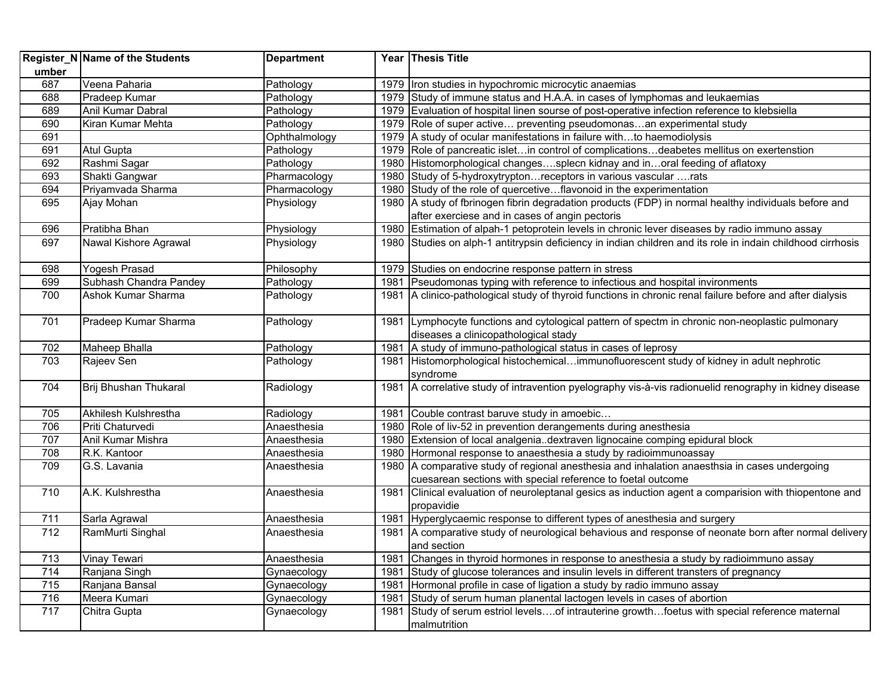| Register_Number | Name of the Students | Department | Year | Thesis Title |
|---|---|---|---|---|
| 687 | Veena Paharia | Pathology | 1979 | Iron studies in hypochromic microcytic anaemias |
| 688 | Pradeep Kumar | Pathology | 1979 | Study of immune status and H.A.A. in cases of lymphomas and leukaemias |
| 689 | Anil Kumar Dabral | Pathology | 1979 | Evaluation of hospital linen sourse of post-operative infection reference to klebsiella |
| 690 | Kiran Kumar Mehta | Pathology | 1979 | Role of super active… preventing pseudomonas…an experimental study |
| 691 | | Ophthalmology | 1979 | A study of ocular manifestations in failure with…to haemodiolysis |
| 691 | Atul Gupta | Pathology | 1979 | Role of pancreatic islet…in control of complications…deabetes mellitus on exertenstion |
| 692 | Rashmi Sagar | Pathology | 1980 | Histomorphological changes….splecn kidnay and in…oral feeding of aflatoxy |
| 693 | Shakti Gangwar | Pharmacology | 1980 | Study of 5-hydroxytrypton…receptors in various vascular ….rats |
| 694 | Priyamvada Sharma | Pharmacology | 1980 | Study of the role of quercetive…flavonoid in the experimentation |
| 695 | Ajay Mohan | Physiology | 1980 | A study of fbrinogen fibrin degradation products (FDP) in normal healthy individuals before and after exerciese and in cases of angin pectoris |
| 696 | Pratibha Bhan | Physiology | 1980 | Estimation of alpah-1 petoprotein levels in chronic lever diseases by radio immuno assay |
| 697 | Nawal Kishore Agrawal | Physiology | 1980 | Studies on alph-1 antitrypsin deficiency in indian children and its role in indain childhood cirrhosis |
| 698 | Yogesh Prasad | Philosophy | 1979 | Studies on endocrine response pattern in stress |
| 699 | Subhash Chandra Pandey | Pathology | 1981 | Pseudomonas typing with reference to infectious and hospital invironments |
| 700 | Ashok Kumar Sharma | Pathology | 1981 | A clinico-pathological study of thyroid functions in chronic renal failure before and after dialysis |
| 701 | Pradeep Kumar Sharma | Pathology | 1981 | Lymphocyte functions and cytological pattern of spectm in chronic non-neoplastic pulmonary diseases a clinicopathological stady |
| 702 | Maheep Bhalla | Pathology | 1981 | A study of immuno-pathological status in cases of leprosy |
| 703 | Rajeev Sen | Pathology | 1981 | Histomorphological histochemical…immunofluorescent study of kidney in adult nephrotic syndrome |
| 704 | Brij Bhushan Thukaral | Radiology | 1981 | A correlative study of intravention pyelography vis-à-vis radionuelid renography in kidney disease |
| 705 | Akhilesh Kulshrestha | Radiology | 1981 | Couble contrast baruve study in amoebic… |
| 706 | Priti Chaturvedi | Anaesthesia | 1980 | Role of liv-52 in prevention derangements during anesthesia |
| 707 | Anil Kumar Mishra | Anaesthesia | 1980 | Extension of local analgenia..dextraven lignocaine comping epidural block |
| 708 | R.K. Kantoor | Anaesthesia | 1980 | Hormonal response to anaesthesia a study by radioimmunoassay |
| 709 | G.S. Lavania | Anaesthesia | 1980 | A comparative study of regional anesthesia and inhalation anaesthsia in cases undergoing cuesarean sections with special reference to foetal outcome |
| 710 | A.K. Kulshrestha | Anaesthesia | 1981 | Clinical evaluation of neuroleptanal gesics as induction agent a comparision with thiopentone and propavidie |
| 711 | Sarla Agrawal | Anaesthesia | 1981 | Hyperglycaemic response to different types of anesthesia and surgery |
| 712 | RamMurti Singhal | Anaesthesia | 1981 | A comparative study of neurological behavious and response of neonate born after normal delivery and section |
| 713 | Vinay Tewari | Anaesthesia | 1981 | Changes in thyroid hormones in response to anesthesia a study by radioimmuno assay |
| 714 | Ranjana Singh | Gynaecology | 1981 | Study of glucose tolerances and insulin levels in different transters of pregnancy |
| 715 | Ranjana Bansal | Gynaecology | 1981 | Hormonal profile in case of ligation a study by radio immuno assay |
| 716 | Meera Kumari | Gynaecology | 1981 | Study of serum human planental lactogen levels in cases of abortion |
| 717 | Chitra Gupta | Gynaecology | 1981 | Study of serum estriol levels….of intrauterine growth…foetus with special reference maternal malmutrition |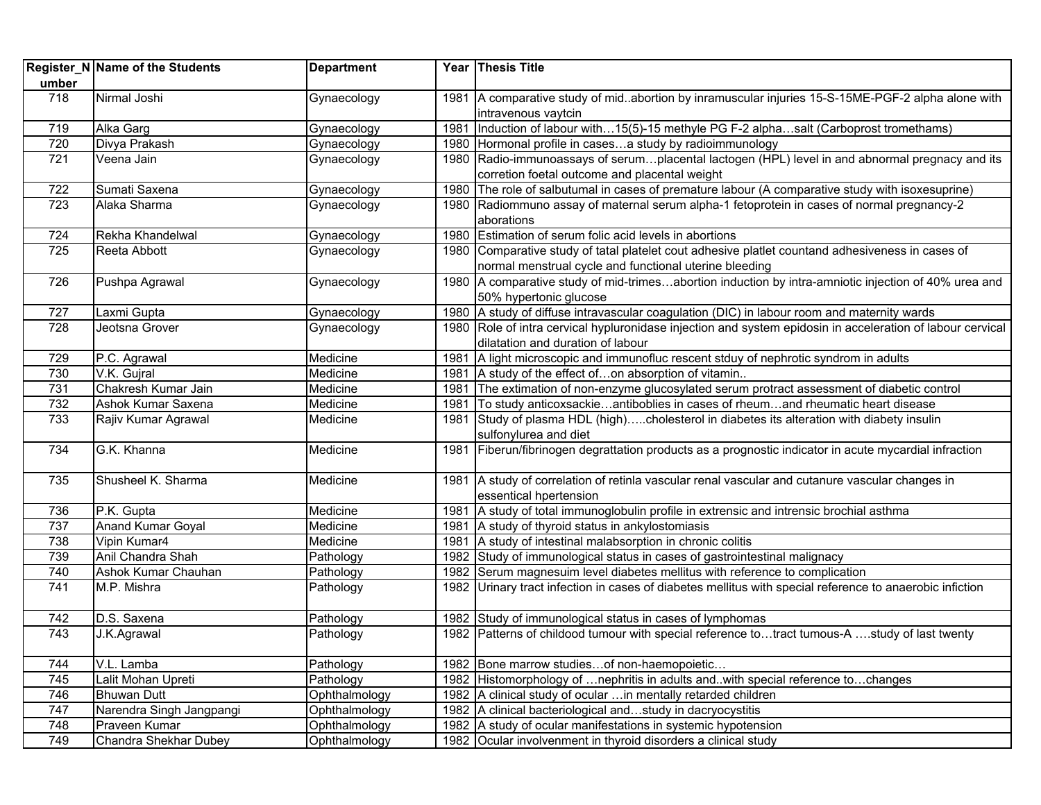| Register_Number | Name of the Students | Department | Year | Thesis Title |
|---|---|---|---|---|
| 718 | Nirmal Joshi | Gynaecology | 1981 | A comparative study of mid..abortion by inramuscular injuries 15-S-15ME-PGF-2 alpha alone with intravenous vaytcin |
| 719 | Alka Garg | Gynaecology | 1981 | Induction of labour with…15(5)-15 methyle PG F-2 alpha…salt (Carboprost tromethams) |
| 720 | Divya Prakash | Gynaecology | 1980 | Hormonal profile in cases…a study by radioimmunology |
| 721 | Veena Jain | Gynaecology | 1980 | Radio-immunoassays of serum…placental lactogen (HPL) level in and abnormal pregnacy and its corretion foetal outcome and placental weight |
| 722 | Sumati Saxena | Gynaecology | 1980 | The role of salbutumal in cases of premature labour (A comparative study with isoxesuprine) |
| 723 | Alaka Sharma | Gynaecology | 1980 | Radiommuno assay of maternal serum alpha-1 fetoprotein in cases of normal pregnancy-2 aborations |
| 724 | Rekha Khandelwal | Gynaecology | 1980 | Estimation of serum folic acid levels in abortions |
| 725 | Reeta Abbott | Gynaecology | 1980 | Comparative study of tatal platelet cout adhesive platlet countand adhesiveness in cases of normal menstrual cycle and functional uterine bleeding |
| 726 | Pushpa Agrawal | Gynaecology | 1980 | A comparative study of mid-trimes…abortion induction by intra-amniotic injection of 40% urea and 50% hypertonic glucose |
| 727 | Laxmi Gupta | Gynaecology | 1980 | A study of diffuse intravascular coagulation (DIC) in labour room and maternity wards |
| 728 | Jeotsna Grover | Gynaecology | 1980 | Role of intra cervical hypluronidase injection and system epidosin in acceleration of labour cervical dilatation and duration of labour |
| 729 | P.C. Agrawal | Medicine | 1981 | A light microscopic and immunofluc rescent stduy of nephrotic syndrom in adults |
| 730 | V.K. Gujral | Medicine | 1981 | A study of the effect of…on absorption of vitamin.. |
| 731 | Chakresh Kumar Jain | Medicine | 1981 | The extimation of non-enzyme glucosylated serum protract assessment of diabetic control |
| 732 | Ashok Kumar Saxena | Medicine | 1981 | To study anticoxsackie…antiboblies in cases of rheum…and rheumatic heart disease |
| 733 | Rajiv Kumar Agrawal | Medicine | 1981 | Study of plasma HDL (high)…..cholesterol in diabetes its alteration with diabety insulin sulfonylurea and diet |
| 734 | G.K. Khanna | Medicine | 1981 | Fiberun/fibrinogen degrattation products as a prognostic indicator in acute mycardial infraction |
| 735 | Shusheel K. Sharma | Medicine | 1981 | A study of correlation of retinla vascular renal vascular and cutanure vascular changes in essentical hpertension |
| 736 | P.K. Gupta | Medicine | 1981 | A study of total immunoglobulin profile in extrensic and intrensic brochial asthma |
| 737 | Anand Kumar Goyal | Medicine | 1981 | A study of thyroid status in ankylostomiasis |
| 738 | Vipin Kumar4 | Medicine | 1981 | A study of intestinal malabsorption in chronic colitis |
| 739 | Anil Chandra Shah | Pathology | 1982 | Study of immunological status in cases of gastrointestinal malignacy |
| 740 | Ashok Kumar Chauhan | Pathology | 1982 | Serum magnesuim level diabetes mellitus with reference to complication |
| 741 | M.P. Mishra | Pathology | 1982 | Urinary tract infection in cases of diabetes mellitus with special reference to anaerobic infiction |
| 742 | D.S. Saxena | Pathology | 1982 | Study of immunological status in cases of lymphomas |
| 743 | J.K.Agrawal | Pathology | 1982 | Patterns of childood tumour with special reference to…tract tumous-A ….study of last twenty |
| 744 | V.L. Lamba | Pathology | 1982 | Bone marrow studies…of non-haemopoietic… |
| 745 | Lalit Mohan Upreti | Pathology | 1982 | Histomorphology of …nephritis in adults and..with special reference to…changes |
| 746 | Bhuwan Dutt | Ophthalmology | 1982 | A clinical study of ocular …in mentally retarded children |
| 747 | Narendra Singh Jangpangi | Ophthalmology | 1982 | A clinical bacteriological and…study in dacryocystitis |
| 748 | Praveen Kumar | Ophthalmology | 1982 | A study of ocular manifestations in systemic hypotension |
| 749 | Chandra Shekhar Dubey | Ophthalmology | 1982 | Ocular involvenment in thyroid disorders a clinical study |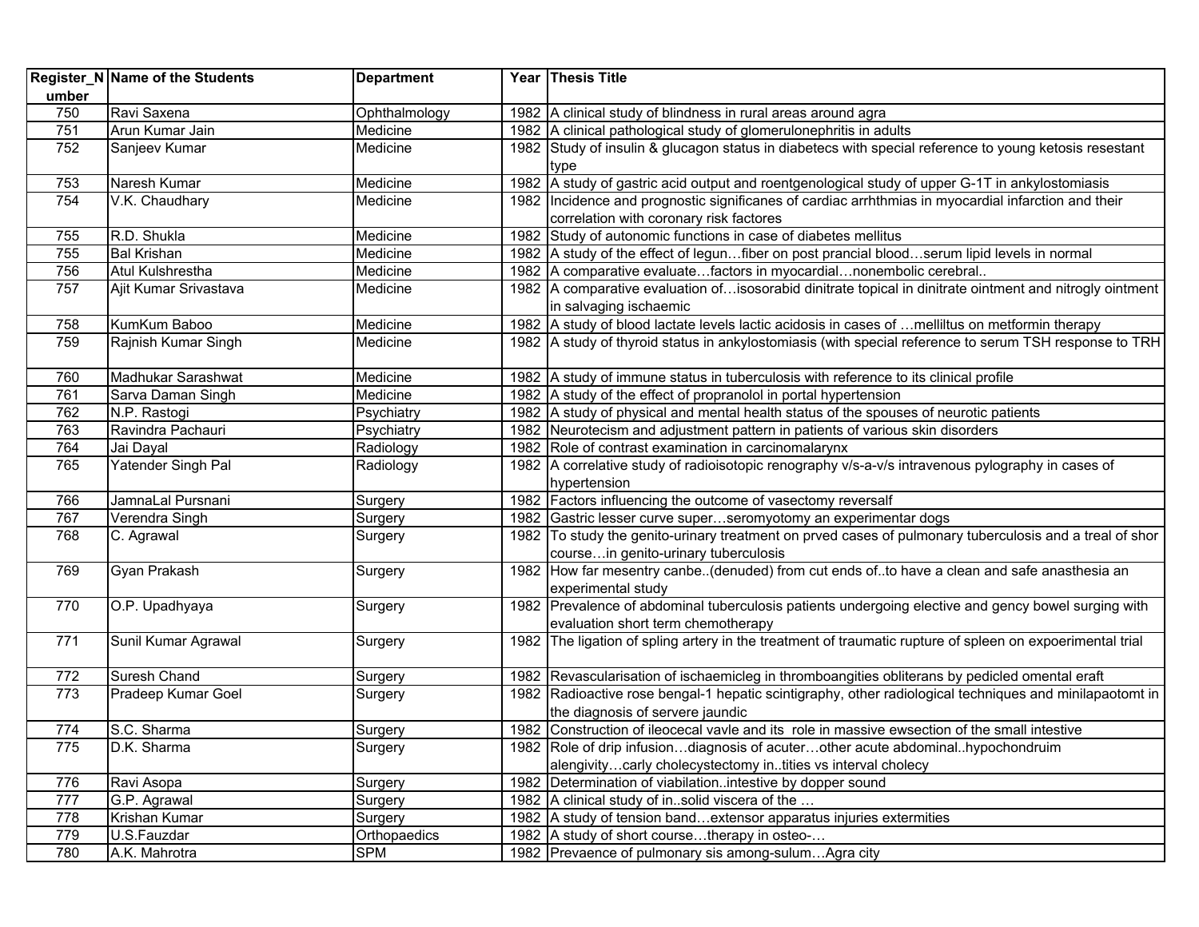| Register_Number | Name of the Students | Department | Year | Thesis Title |
|---|---|---|---|---|
| 750 | Ravi Saxena | Ophthalmology | 1982 | A clinical study of blindness in rural areas around agra |
| 751 | Arun Kumar Jain | Medicine | 1982 | A clinical pathological study of glomerulonephritis in adults |
| 752 | Sanjeev Kumar | Medicine | 1982 | Study of insulin & glucagon status in diabetecs with special reference to young ketosis resestant type |
| 753 | Naresh Kumar | Medicine | 1982 | A study of gastric acid output and roentgenological study of upper G-1T in ankylostomiasis |
| 754 | V.K. Chaudhary | Medicine | 1982 | Incidence and prognostic significanes of cardiac arrhthmias in myocardial infarction and their correlation with coronary risk factores |
| 755 | R.D. Shukla | Medicine | 1982 | Study of autonomic functions in case of diabetes mellitus |
| 755 | Bal Krishan | Medicine | 1982 | A study of the effect of legun…fiber on post prancial blood…serum lipid levels in normal |
| 756 | Atul Kulshrestha | Medicine | 1982 | A comparative evaluate…factors in myocardial…nonembolic cerebral.. |
| 757 | Ajit Kumar Srivastava | Medicine | 1982 | A comparative evaluation of…isosorabid dinitrate topical in dinitrate ointment and nitrogly ointment in salvaging ischaemic |
| 758 | KumKum Baboo | Medicine | 1982 | A study of blood lactate levels lactic acidosis in cases of …melliltus on metformin therapy |
| 759 | Rajnish Kumar Singh | Medicine | 1982 | A study of thyroid status in ankylostomiasis (with special reference to serum TSH response to TRH |
| 760 | Madhukar Sarashwat | Medicine | 1982 | A study of immune status in tuberculosis with reference to its clinical profile |
| 761 | Sarva Daman Singh | Medicine | 1982 | A study of the effect of propranolol in portal hypertension |
| 762 | N.P. Rastogi | Psychiatry | 1982 | A study of physical and mental health status of the spouses of neurotic patients |
| 763 | Ravindra Pachauri | Psychiatry | 1982 | Neurotecism and adjustment pattern in patients of various skin disorders |
| 764 | Jai Dayal | Radiology | 1982 | Role of contrast examination in carcinomalarynx |
| 765 | Yatender Singh Pal | Radiology | 1982 | A correlative study of radioisotopic renography v/s-a-v/s intravenous pylography in cases of hypertension |
| 766 | JamnaLal Pursnani | Surgery | 1982 | Factors influencing the outcome of vasectomy reversalf |
| 767 | Verendra Singh | Surgery | 1982 | Gastric lesser curve super…seromyotomy an experimentar dogs |
| 768 | C. Agrawal | Surgery | 1982 | To study the genito-urinary treatment on prved cases of pulmonary tuberculosis and a treal of shor course…in genito-urinary tuberculosis |
| 769 | Gyan Prakash | Surgery | 1982 | How far mesentry canbe..(denuded) from cut ends of..to have a clean and safe anasthesia an experimental study |
| 770 | O.P. Upadhyaya | Surgery | 1982 | Prevalence of abdominal tuberculosis patients undergoing elective and gency bowel surging with evaluation short term chemotherapy |
| 771 | Sunil Kumar Agrawal | Surgery | 1982 | The ligation of spling artery in the treatment of traumatic rupture of spleen on expoerimental trial |
| 772 | Suresh Chand | Surgery | 1982 | Revascularisation of ischaemicleg in thromboangities obliterans by pedicled omental eraft |
| 773 | Pradeep Kumar Goel | Surgery | 1982 | Radioactive rose bengal-1 hepatic scintigraphy, other radiological techniques and minilapaotomt in the diagnosis of servere jaundic |
| 774 | S.C. Sharma | Surgery | 1982 | Construction of ileocecal vavle and its role in massive ewsection of the small intestive |
| 775 | D.K. Sharma | Surgery | 1982 | Role of drip infusion…diagnosis of acuter…other acute abdominal..hypochondruim alengivity…carly cholecystectomy in..tities vs interval cholecy |
| 776 | Ravi Asopa | Surgery | 1982 | Determination of viabilation..intestive by dopper sound |
| 777 | G.P. Agrawal | Surgery | 1982 | A clinical study of in..solid viscera of the … |
| 778 | Krishan Kumar | Surgery | 1982 | A study of tension band…extensor apparatus injuries extermities |
| 779 | U.S.Fauzdar | Orthopaedics | 1982 | A study of short course…therapy in osteo-… |
| 780 | A.K. Mahrotra | SPM | 1982 | Prevaence of pulmonary sis among-sulum…Agra city |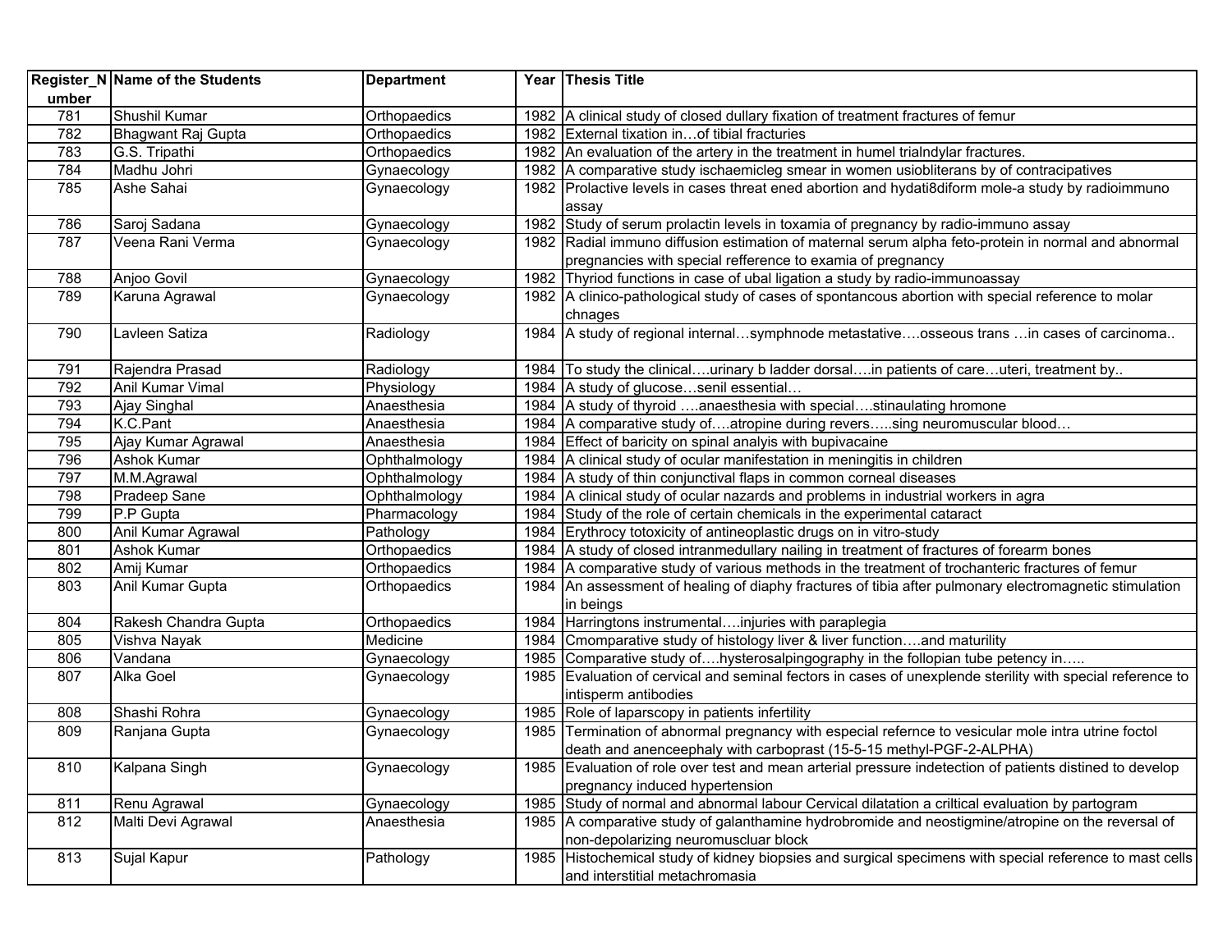| Register_Number | Name of the Students | Department | Year | Thesis Title |
|---|---|---|---|---|
| 781 | Shushil Kumar | Orthopaedics | 1982 | A clinical study of closed dullary fixation of treatment fractures of femur |
| 782 | Bhagwant Raj Gupta | Orthopaedics | 1982 | External tixation in…of tibial fracturies |
| 783 | G.S. Tripathi | Orthopaedics | 1982 | An evaluation of the artery in the treatment in humel trialndylar fractures. |
| 784 | Madhu Johri | Gynaecology | 1982 | A comparative study ischaemicleg smear in women usiobliterans by of contracipatives |
| 785 | Ashe Sahai | Gynaecology | 1982 | Prolactive levels in cases threat ened abortion and hydati8diform mole-a study by radioimmuno assay |
| 786 | Saroj Sadana | Gynaecology | 1982 | Study of serum prolactin levels in toxamia of pregnancy by radio-immuno assay |
| 787 | Veena Rani Verma | Gynaecology | 1982 | Radial immuno diffusion estimation of maternal serum alpha feto-protein in normal and abnormal pregnancies with special refference to examia of pregnancy |
| 788 | Anjoo Govil | Gynaecology | 1982 | Thyriod functions in case of ubal ligation a study by radio-immunoassay |
| 789 | Karuna Agrawal | Gynaecology | 1982 | A clinico-pathological study of cases of spontancous abortion with special reference to molar chnages |
| 790 | Lavleen Satiza | Radiology | 1984 | A study of regional internal…symphnode metastative….osseous trans …in cases of carcinoma.. |
| 791 | Rajendra Prasad | Radiology | 1984 | To study the clinical….urinary b ladder dorsal….in patients of care…uteri, treatment by.. |
| 792 | Anil Kumar Vimal | Physiology | 1984 | A study of glucose…senil essential… |
| 793 | Ajay Singhal | Anaesthesia | 1984 | A study of thyroid ….anaesthesia with special….stinaulating hromone |
| 794 | K.C.Pant | Anaesthesia | 1984 | A comparative study of….atropine during revers…..sing neuromuscular blood… |
| 795 | Ajay Kumar Agrawal | Anaesthesia | 1984 | Effect of baricity on spinal analyis with bupivacaine |
| 796 | Ashok Kumar | Ophthalmology | 1984 | A clinical study of ocular manifestation in meningitis in children |
| 797 | M.M.Agrawal | Ophthalmology | 1984 | A study of thin conjunctival flaps in common corneal diseases |
| 798 | Pradeep Sane | Ophthalmology | 1984 | A clinical study of ocular nazards and problems in industrial workers in agra |
| 799 | P.P Gupta | Pharmacology | 1984 | Study of the role of certain chemicals in the experimental cataract |
| 800 | Anil Kumar Agrawal | Pathology | 1984 | Erythrocy totoxicity of antineoplastic drugs on in vitro-study |
| 801 | Ashok Kumar | Orthopaedics | 1984 | A study of closed intranmedullary nailing in treatment of fractures of forearm bones |
| 802 | Amij Kumar | Orthopaedics | 1984 | A comparative study of various methods in the treatment of trochanteric fractures of femur |
| 803 | Anil Kumar Gupta | Orthopaedics | 1984 | An assessment of healing of diaphy fractures of tibia after pulmonary electromagnetic stimulation in beings |
| 804 | Rakesh Chandra Gupta | Orthopaedics | 1984 | Harringtons instrumental….injuries with paraplegia |
| 805 | Vishva Nayak | Medicine | 1984 | Cmomparative study of histology liver & liver function….and maturility |
| 806 | Vandana | Gynaecology | 1985 | Comparative study of….hysterosalpingography in the follopian tube petency in….. |
| 807 | Alka Goel | Gynaecology | 1985 | Evaluation of cervical and seminal fectors in cases of unexplende sterility with special reference to intisperm antibodies |
| 808 | Shashi Rohra | Gynaecology | 1985 | Role of laparscopy in patients infertility |
| 809 | Ranjana Gupta | Gynaecology | 1985 | Termination of abnormal pregnancy with especial refernce to vesicular mole intra utrine foctol death and anenceephaly with carboprast (15-5-15 methyl-PGF-2-ALPHA) |
| 810 | Kalpana Singh | Gynaecology | 1985 | Evaluation of role over test and mean arterial pressure indetection of patients distined to develop pregnancy induced hypertension |
| 811 | Renu Agrawal | Gynaecology | 1985 | Study of normal and abnormal labour Cervical dilatation a criltical evaluation by partogram |
| 812 | Malti Devi Agrawal | Anaesthesia | 1985 | A comparative study of galanthamine hydrobromide and neostigmine/atropine on the reversal of non-depolarizing neuromuscluar block |
| 813 | Sujal Kapur | Pathology | 1985 | Histochemical study of kidney biopsies and surgical specimens with special reference to mast cells and interstitial metachromasia |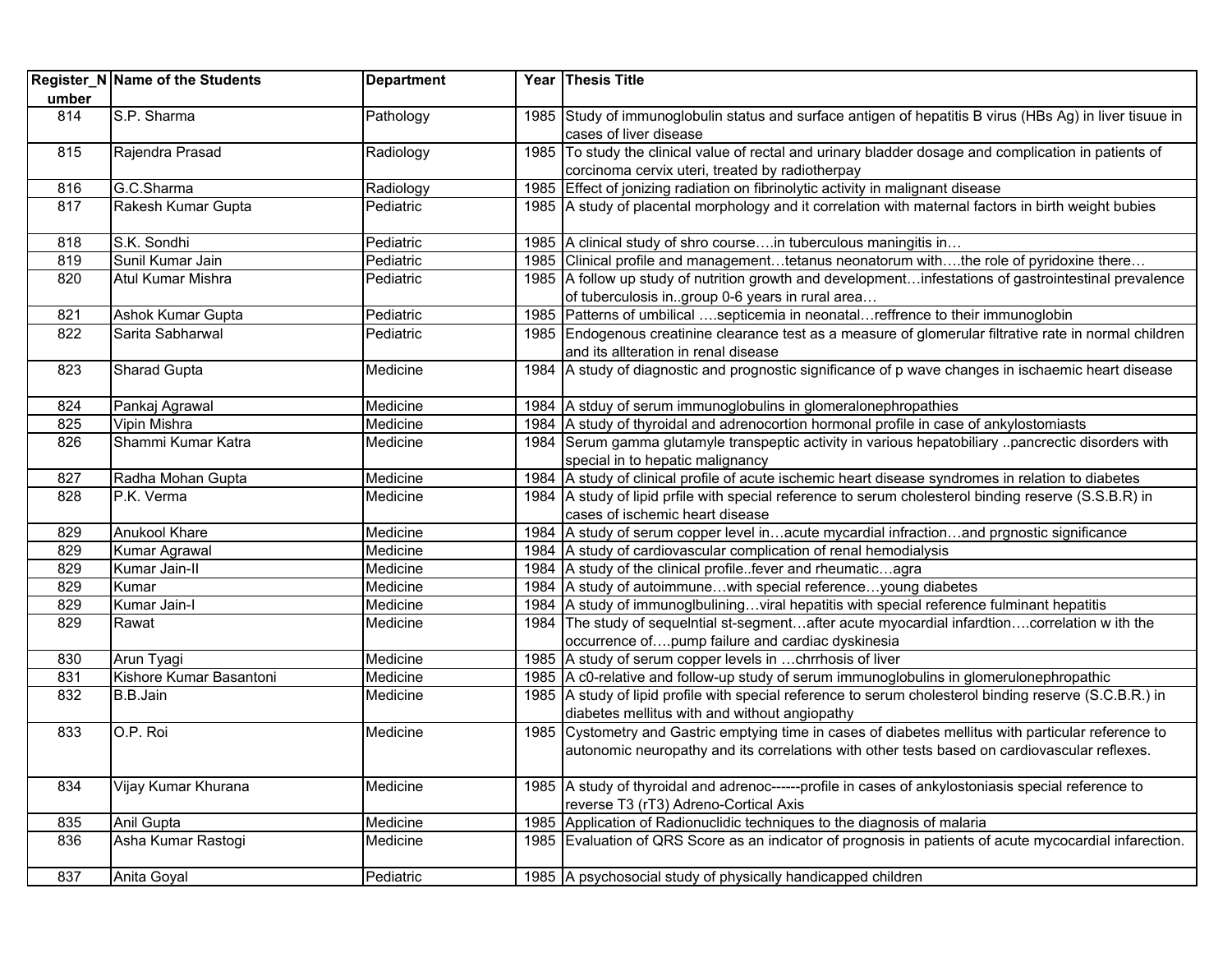| Register_Number | Name of the Students | Department | Year | Thesis Title |
|---|---|---|---|---|
| 814 | S.P. Sharma | Pathology | 1985 | Study of immunoglobulin status and surface antigen of hepatitis B virus (HBs Ag) in liver tisuue in cases of liver disease |
| 815 | Rajendra Prasad | Radiology | 1985 | To study the clinical value of rectal and urinary bladder dosage and complication in patients of corcinoma cervix uteri, treated by radiotherpay |
| 816 | G.C.Sharma | Radiology | 1985 | Effect of jonizing radiation on fibrinolytic activity in malignant disease |
| 817 | Rakesh Kumar Gupta | Pediatric | 1985 | A study of placental morphology and it correlation with maternal factors in birth weight bubies |
| 818 | S.K. Sondhi | Pediatric | 1985 | A clinical study of shro course….in tuberculous maningitis in… |
| 819 | Sunil Kumar Jain | Pediatric | 1985 | Clinical profile and management…tetanus neonatorum with….the role of pyridoxine there… |
| 820 | Atul Kumar Mishra | Pediatric | 1985 | A follow up study of nutrition growth and development…infestations of gastrointestinal prevalence of tuberculosis in..group 0-6 years in rural area… |
| 821 | Ashok Kumar Gupta | Pediatric | 1985 | Patterns of umbilical ….septicemia in neonatal…reffrence to their immunoglobin |
| 822 | Sarita Sabharwal | Pediatric | 1985 | Endogenous creatinine clearance test as a measure of glomerular filtrative rate in normal children and its allteration in renal disease |
| 823 | Sharad Gupta | Medicine | 1984 | A study of diagnostic and prognostic significance of p wave changes in ischaemic heart disease |
| 824 | Pankaj Agrawal | Medicine | 1984 | A stduy of serum immunoglobulins in glomeralonephropathies |
| 825 | Vipin Mishra | Medicine | 1984 | A study of thyroidal and adrenocortion hormonal profile in case of ankylostomiasts |
| 826 | Shammi Kumar Katra | Medicine | 1984 | Serum gamma glutamyle transpeptic activity in various hepatobiliary ..pancrectic disorders with special in to hepatic malignancy |
| 827 | Radha Mohan Gupta | Medicine | 1984 | A study of clinical profile of acute ischemic heart disease syndromes in relation to diabetes |
| 828 | P.K. Verma | Medicine | 1984 | A study of lipid prfile with special reference to serum cholesterol binding reserve (S.S.B.R) in cases of ischemic heart disease |
| 829 | Anukool Khare | Medicine | 1984 | A study of serum copper level in…acute mycardial infraction…and prgnostic significance |
| 829 | Kumar Agrawal | Medicine | 1984 | A study of cardiovascular complication of renal hemodialysis |
| 829 | Kumar Jain-II | Medicine | 1984 | A study of the clinical profile..fever and rheumatic…agra |
| 829 | Kumar | Medicine | 1984 | A study of autoimmune…with special reference…young diabetes |
| 829 | Kumar Jain-I | Medicine | 1984 | A study of immunoglbulining…viral hepatitis with special reference fulminant hepatitis |
| 829 | Rawat | Medicine | 1984 | The study of sequelntial st-segment…after acute myocardial infardtion….correlation w ith the occurrence of….pump failure and cardiac dyskinesia |
| 830 | Arun Tyagi | Medicine | 1985 | A study of serum copper levels in …chrrhosis of liver |
| 831 | Kishore Kumar Basantoni | Medicine | 1985 | A c0-relative and follow-up study of serum immunoglobulins in glomerulonephropathic |
| 832 | B.B.Jain | Medicine | 1985 | A study of lipid profile with special reference to serum cholesterol binding reserve (S.C.B.R.) in diabetes mellitus with and without angiopathy |
| 833 | O.P. Roi | Medicine | 1985 | Cystometry and Gastric emptying time in cases of diabetes mellitus with particular reference to autonomic neuropathy and its correlations with other tests based on cardiovascular reflexes. |
| 834 | Vijay Kumar Khurana | Medicine | 1985 | A study of thyroidal and adrenoc------profile in cases of ankylostoniasis special reference to reverse T3 (rT3) Adreno-Cortical Axis |
| 835 | Anil Gupta | Medicine | 1985 | Application of Radionuclidic techniques to the diagnosis of malaria |
| 836 | Asha Kumar Rastogi | Medicine | 1985 | Evaluation of QRS Score as an indicator of prognosis in patients of acute mycocardial infarection. |
| 837 | Anita Goyal | Pediatric | 1985 | A psychosocial study of physically handicapped children |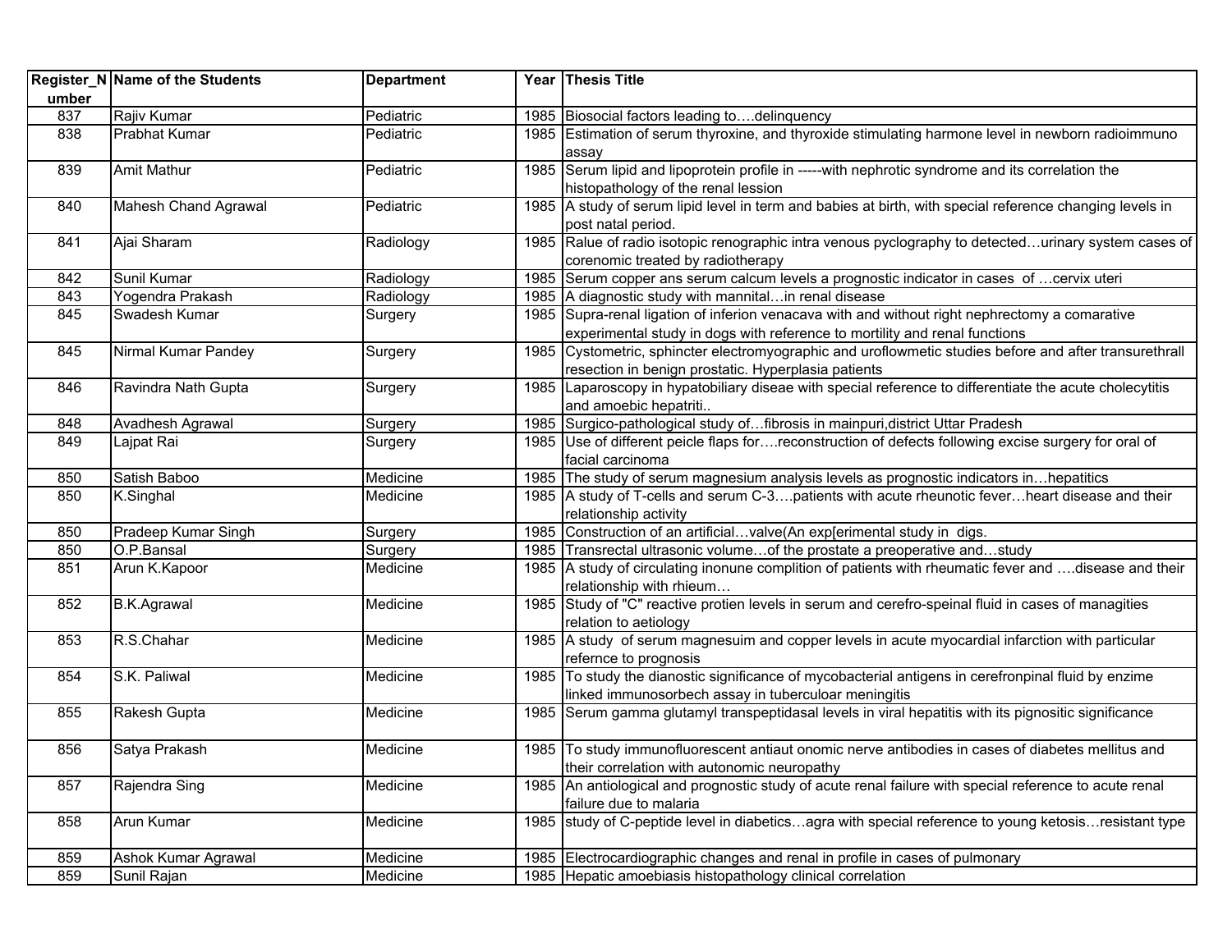| Register_Number | Name of the Students | Department | Year | Thesis Title |
|---|---|---|---|---|
| 837 | Rajiv Kumar | Pediatric | 1985 | Biosocial factors leading to….delinquency |
| 838 | Prabhat Kumar | Pediatric | 1985 | Estimation of serum thyroxine, and thyroxide stimulating harmone level in newborn radioimmuno assay |
| 839 | Amit Mathur | Pediatric | 1985 | Serum lipid and lipoprotein profile in -----with nephrotic syndrome and its correlation the histopathology of the renal lession |
| 840 | Mahesh Chand Agrawal | Pediatric | 1985 | A study of serum lipid level in term and babies at birth, with special reference changing levels in post natal period. |
| 841 | Ajai Sharam | Radiology | 1985 | Ralue of radio isotopic renographic intra venous pyclography to detected…urinary system cases of corenomic treated by radiotherapy |
| 842 | Sunil Kumar | Radiology | 1985 | Serum copper ans serum calcum levels a prognostic indicator in cases of …cervix uteri |
| 843 | Yogendra Prakash | Radiology | 1985 | A diagnostic study with mannital…in renal disease |
| 845 | Swadesh Kumar | Surgery | 1985 | Supra-renal ligation of inferion venacava with and without right nephrectomy a comarative experimental study in dogs with reference to mortility and renal functions |
| 845 | Nirmal Kumar Pandey | Surgery | 1985 | Cystometric, sphincter electromyographic and uroflowmetic studies before and after transurethrall resection in benign prostatic. Hyperplasia patients |
| 846 | Ravindra Nath Gupta | Surgery | 1985 | Laparoscopy in hypatobiliary diseae with special reference to differentiate the acute cholecytitis and amoebic hepatriti.. |
| 848 | Avadhesh Agrawal | Surgery | 1985 | Surgico-pathological study of…fibrosis in mainpuri,district Uttar Pradesh |
| 849 | Lajpat Rai | Surgery | 1985 | Use of different peicle flaps for….reconstruction of defects following excise surgery for oral of facial carcinoma |
| 850 | Satish Baboo | Medicine | 1985 | The study of serum magnesium analysis levels as prognostic indicators in…hepatitics |
| 850 | K.Singhal | Medicine | 1985 | A study of T-cells and serum C-3….patients with acute rheunotic fever…heart disease and their relationship activity |
| 850 | Pradeep Kumar Singh | Surgery | 1985 | Construction of an artificial…valve(An exp[erimental study in digs. |
| 850 | O.P.Bansal | Surgery | 1985 | Transrectal ultrasonic volume…of the prostate a preoperative and…study |
| 851 | Arun K.Kapoor | Medicine | 1985 | A study of circulating inonune complition of patients with rheumatic fever and ….disease and their relationship with rhieum… |
| 852 | B.K.Agrawal | Medicine | 1985 | Study of "C" reactive protien levels in serum and cerefro-speinal fluid in cases of managities relation to aetiology |
| 853 | R.S.Chahar | Medicine | 1985 | A study of serum magnesuim and copper levels in acute myocardial infarction with particular refernce to prognosis |
| 854 | S.K. Paliwal | Medicine | 1985 | To study the dianostic significance of mycobacterial antigens in cerefronpinal fluid by enzime linked immunosorbech assay in tuberculoar meningitis |
| 855 | Rakesh Gupta | Medicine | 1985 | Serum gamma glutamyl transpeptidasal levels in viral hepatitis with its pignositic significance |
| 856 | Satya Prakash | Medicine | 1985 | To study immunofluorescent antiaut onomic nerve antibodies in cases of diabetes mellitus and their correlation with autonomic neuropathy |
| 857 | Rajendra Sing | Medicine | 1985 | An antiological and prognostic study of acute renal failure with special reference to acute renal failure due to malaria |
| 858 | Arun Kumar | Medicine | 1985 | study of C-peptide level in diabetics…agra with special reference to young ketosis…resistant type |
| 859 | Ashok Kumar Agrawal | Medicine | 1985 | Electrocardiographic changes and renal in profile in cases of pulmonary |
| 859 | Sunil Rajan | Medicine | 1985 | Hepatic amoebiasis histopathology clinical correlation |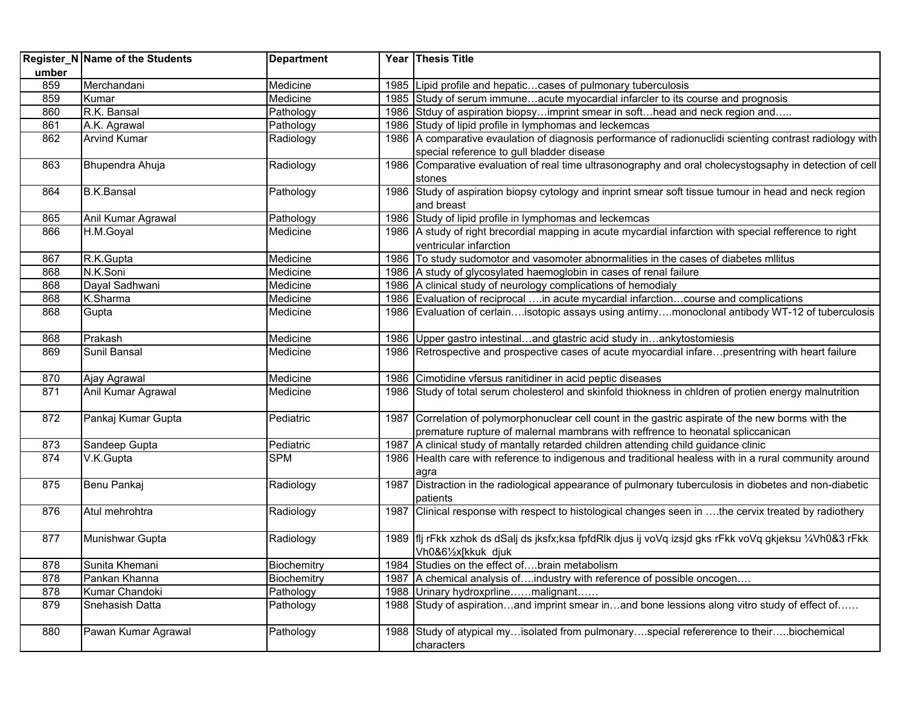| Register_Number | Name of the Students | Department | Year | Thesis Title |
|---|---|---|---|---|
| 859 | Merchandani | Medicine | 1985 | Lipid profile and hepatic…cases of pulmonary tuberculosis |
| 859 | Kumar | Medicine | 1985 | Study of serum immune…acute myocardial infarcler to its course and prognosis |
| 860 | R.K. Bansal | Pathology | 1986 | Stduy of aspiration biopsy…imprint smear in soft…head and neck region and….. |
| 861 | A.K. Agrawal | Pathology | 1986 | Study of lipid profile in lymphomas and leckemcas |
| 862 | Arvind Kumar | Radiology | 1986 | A comparative evaulation of diagnosis performance of radionuclidi scienting contrast radiology with special reference to gull bladder disease |
| 863 | Bhupendra Ahuja | Radiology | 1986 | Comparative evaluation of real time ultrasonography and oral cholecystogsaphy in detection of cell stones |
| 864 | B.K.Bansal | Pathology | 1986 | Study of aspiration biopsy cytology and inprint smear soft tissue tumour in head and neck region and breast |
| 865 | Anil Kumar Agrawal | Pathology | 1986 | Study of lipid profile in lymphomas and leckemcas |
| 866 | H.M.Goyal | Medicine | 1986 | A study of right brecordial mapping in acute mycardial infarction with special refference to right ventricular infarction |
| 867 | R.K.Gupta | Medicine | 1986 | To study sudomotor and vasomoter abnormalities in the cases of diabetes mllitus |
| 868 | N.K.Soni | Medicine | 1986 | A study of glycosylated haemoglobin in cases of renal failure |
| 868 | Dayal Sadhwani | Medicine | 1986 | A clinical study of neurology complications of hemodialy |
| 868 | K.Sharma | Medicine | 1986 | Evaluation of reciprocal ….in acute mycardial infarction…course and complications |
| 868 | Gupta | Medicine | 1986 | Evaluation of cerlain….isotopic assays using antimy….monoclonal antibody WT-12 of tuberculosis |
| 868 | Prakash | Medicine | 1986 | Upper gastro intestinal…and gtastric acid study in…ankytostomiesis |
| 869 | Sunil Bansal | Medicine | 1986 | Retrospective and prospective cases of acute myocardial infare…presentring with heart failure |
| 870 | Ajay Agrawal | Medicine | 1986 | Cimotidine vfersus ranitidiner in acid peptic diseases |
| 871 | Anil Kumar Agrawal | Medicine | 1986 | Study of total serum cholesterol and skinfold thiokness in chldren of protien energy malnutrition |
| 872 | Pankaj Kumar Gupta | Pediatric | 1987 | Correlation of polymorphonuclear cell count in the gastric aspirate of the new borms with the premature rupture of malernal mambrans with reffrence to heonatal spliccanican |
| 873 | Sandeep Gupta | Pediatric | 1987 | A clinical study of mantally retarded children attending child guidance clinic |
| 874 | V.K.Gupta | SPM | 1986 | Health care with reference to indigenous and traditional healess with in a rural community around agra |
| 875 | Benu Pankaj | Radiology | 1987 | Distraction in the radiological appearance of pulmonary tuberculosis in diobetes and non-diabetic patients |
| 876 | Atul mehrohtra | Radiology | 1987 | Clinical response with respect to histological changes seen in ….the cervix treated by radiothery |
| 877 | Munishwar Gupta | Radiology | 1989 | flj rFkk xzhok ds dSalj ds jksfx;ksa fpfdRlk djus ij voVq izsjd gks rFkk voVq gkjeksu ¼Vh0&3 rFkk Vh0&6½x[kkuk djuk |
| 878 | Sunita Khemani | Biochemitry | 1984 | Studies on the effect of….brain metabolism |
| 878 | Pankan Khanna | Biochemitry | 1987 | A chemical analysis of….industry with reference of possible oncogen…. |
| 878 | Kumar Chandoki | Pathology | 1988 | Urinary hydroxprline……malignant…… |
| 879 | Snehasish Datta | Pathology | 1988 | Study of aspiration…and imprint smear in…and bone lessions along vitro study of effect of…… |
| 880 | Pawan Kumar Agrawal | Pathology | 1988 | Study of atypical my…isolated from pulmonary….special refererence to their…..biochemical characters |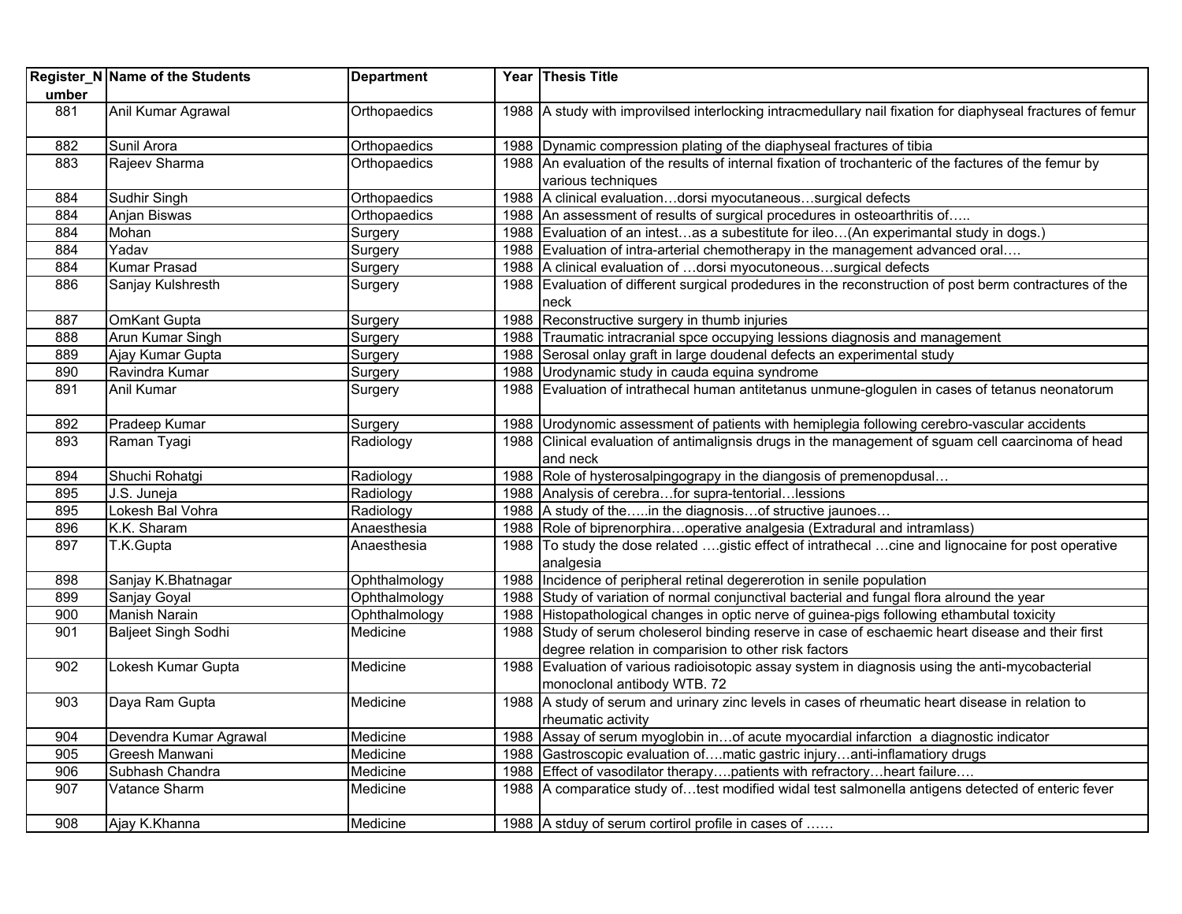| Register_Number | Name of the Students | Department | Year | Thesis Title |
|---|---|---|---|---|
| 881 | Anil Kumar Agrawal | Orthopaedics | 1988 | A study with improvilsed interlocking intracmedullary nail fixation for diaphyseal fractures of femur |
| 882 | Sunil Arora | Orthopaedics | 1988 | Dynamic compression plating of the diaphyseal fractures of tibia |
| 883 | Rajeev Sharma | Orthopaedics | 1988 | An evaluation of the results of internal fixation of trochanteric of the factures of the femur by various techniques |
| 884 | Sudhir Singh | Orthopaedics | 1988 | A clinical evaluation…dorsi myocutaneous…surgical defects |
| 884 | Anjan Biswas | Orthopaedics | 1988 | An assessment of results of surgical procedures in osteoarthritis of….. |
| 884 | Mohan | Surgery | 1988 | Evaluation of an intest…as a subestitute for ileo…(An experimantal study in dogs.) |
| 884 | Yadav | Surgery | 1988 | Evaluation of intra-arterial chemotherapy in the management advanced oral…. |
| 884 | Kumar Prasad | Surgery | 1988 | A clinical evaluation of …dorsi myocutoneous…surgical defects |
| 886 | Sanjay Kulshresth | Surgery | 1988 | Evaluation of different surgical prodedures in the reconstruction of post berm contractures of the neck |
| 887 | OmKant Gupta | Surgery | 1988 | Reconstructive surgery in thumb injuries |
| 888 | Arun Kumar Singh | Surgery | 1988 | Traumatic intracranial spce occupying lessions diagnosis and management |
| 889 | Ajay Kumar Gupta | Surgery | 1988 | Serosal onlay graft in large doudenal defects an experimental study |
| 890 | Ravindra Kumar | Surgery | 1988 | Urodynamic study in cauda equina syndrome |
| 891 | Anil Kumar | Surgery | 1988 | Evaluation of intrathecal human antitetanus unmune-glogulen in cases of tetanus neonatorum |
| 892 | Pradeep Kumar | Surgery | 1988 | Urodynomic assessment of patients with hemiplegia following cerebro-vascular accidents |
| 893 | Raman Tyagi | Radiology | 1988 | Clinical evaluation of antimalignsis drugs in the management of sguam cell caarcinoma of head and neck |
| 894 | Shuchi Rohatgi | Radiology | 1988 | Role of hysterosalpingograpy in the diangosis of premenopdusal… |
| 895 | J.S. Juneja | Radiology | 1988 | Analysis of cerebra…for supra-tentorial…lessions |
| 895 | Lokesh Bal Vohra | Radiology | 1988 | A study of the…..in the diagnosis…of structive jaunoes… |
| 896 | K.K. Sharam | Anaesthesia | 1988 | Role of biprenorphira…operative analgesia (Extradural and intramlass) |
| 897 | T.K.Gupta | Anaesthesia | 1988 | To study the dose related ….gistic effect of intrathecal …cine and lignocaine for post operative analgesia |
| 898 | Sanjay K.Bhatnagar | Ophthalmology | 1988 | Incidence of peripheral retinal degererotion in senile population |
| 899 | Sanjay Goyal | Ophthalmology | 1988 | Study of variation of normal conjunctival bacterial and fungal flora alround the year |
| 900 | Manish Narain | Ophthalmology | 1988 | Histopathological changes in optic nerve of guinea-pigs following ethambutal toxicity |
| 901 | Baljeet Singh Sodhi | Medicine | 1988 | Study of serum choleserol binding reserve in case of eschaemic heart disease and their first degree relation in comparision to other risk factors |
| 902 | Lokesh Kumar Gupta | Medicine | 1988 | Evaluation of various radioisotopic assay system in diagnosis using the anti-mycobacterial monoclonal antibody WTB. 72 |
| 903 | Daya Ram Gupta | Medicine | 1988 | A study of serum and urinary zinc levels in cases of rheumatic heart disease in relation to rheumatic activity |
| 904 | Devendra Kumar Agrawal | Medicine | 1988 | Assay of serum myoglobin in…of acute myocardial infarction a diagnostic indicator |
| 905 | Greesh Manwani | Medicine | 1988 | Gastroscopic evaluation of….matic gastric injury…anti-inflamatiory drugs |
| 906 | Subhash Chandra | Medicine | 1988 | Effect of vasodilator therapy….patients with refractory…heart failure…. |
| 907 | Vatance Sharm | Medicine | 1988 | A comparatice study of…test modified widal test salmonella antigens detected of enteric fever |
| 908 | Ajay K.Khanna | Medicine | 1988 | A stduy of serum cortirol profile in cases of …… |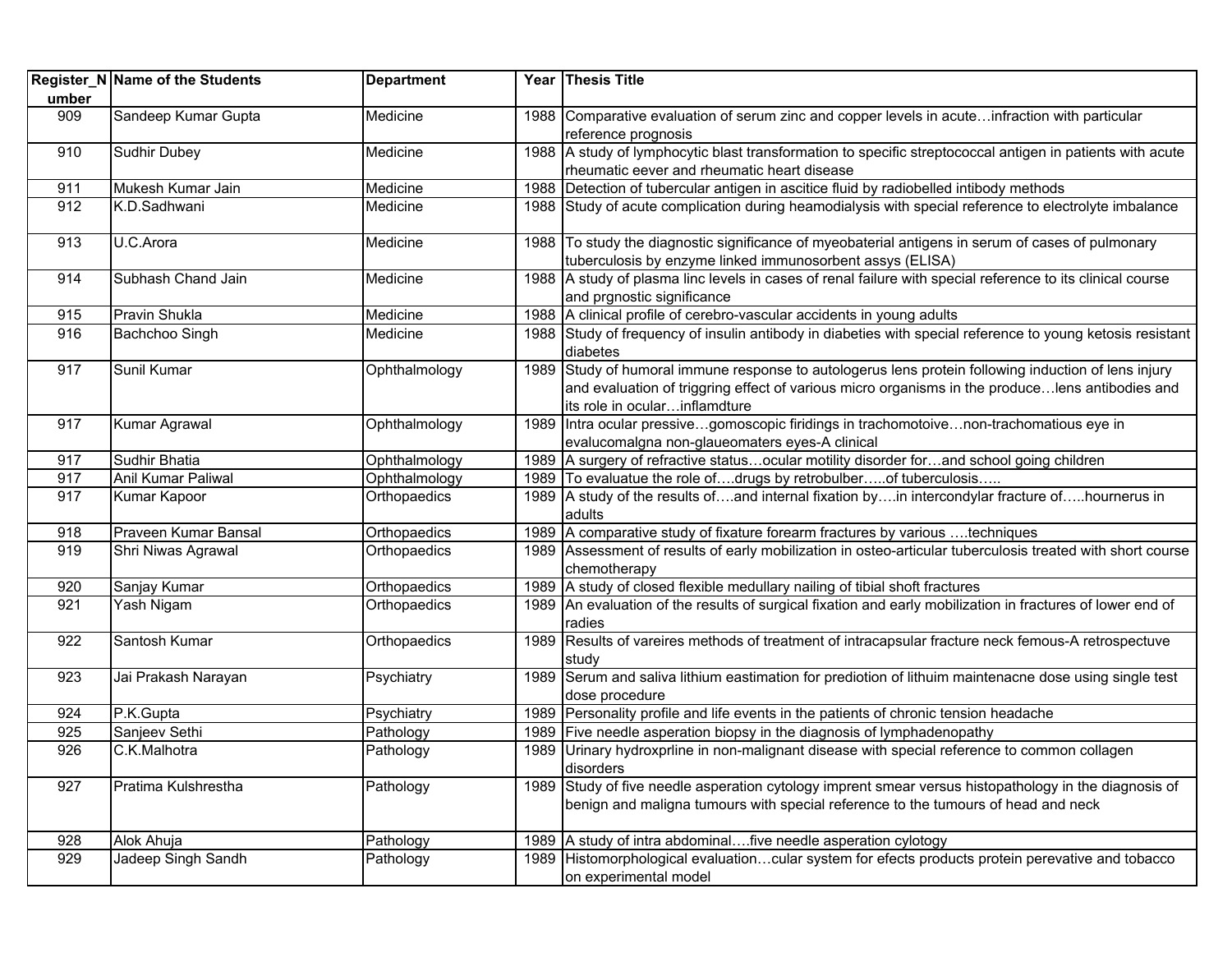| Register_Number | Name of the Students | Department | Year | Thesis Title |
|---|---|---|---|---|
| 909 | Sandeep Kumar Gupta | Medicine | 1988 | Comparative evaluation of serum zinc and copper levels in acute…infraction with particular reference prognosis |
| 910 | Sudhir Dubey | Medicine | 1988 | A study of lymphocytic blast transformation to specific streptococcal antigen in patients with acute rheumatic eever and rheumatic heart disease |
| 911 | Mukesh Kumar Jain | Medicine | 1988 | Detection of tubercular antigen in ascitice fluid by radiobelled intibody methods |
| 912 | K.D.Sadhwani | Medicine | 1988 | Study of acute complication during heamodialysis with special reference to electrolyte imbalance |
| 913 | U.C.Arora | Medicine | 1988 | To study the diagnostic significance of myeobaterial antigens in serum of cases of pulmonary tuberculosis by enzyme linked immunosorbent assys (ELISA) |
| 914 | Subhash Chand Jain | Medicine | 1988 | A study of plasma linc levels in cases of renal failure with special reference to its clinical course and prgnostic significance |
| 915 | Pravin Shukla | Medicine | 1988 | A clinical profile of cerebro-vascular accidents in young adults |
| 916 | Bachchoo Singh | Medicine | 1988 | Study of frequency of insulin antibody in diabeties with special reference to young ketosis resistant diabetes |
| 917 | Sunil Kumar | Ophthalmology | 1989 | Study of humoral immune response to autologerus lens protein following induction of lens injury and evaluation of triggring effect of various micro organisms in the produce…lens antibodies and its role in ocular…inflamdture |
| 917 | Kumar Agrawal | Ophthalmology | 1989 | Intra ocular pressive…gomoscopic firidings in trachomotoive…non-trachomatious eye in evalucomalgna non-glaueomaters eyes-A clinical |
| 917 | Sudhir Bhatia | Ophthalmology | 1989 | A surgery of refractive status…ocular motility disorder for…and school going children |
| 917 | Anil Kumar Paliwal | Ophthalmology | 1989 | To evaluatue the role of….drugs by retrobulber…..of tuberculosis….. |
| 917 | Kumar Kapoor | Orthopaedics | 1989 | A study of the results of….and internal fixation by….in intercondylar fracture of…..hournerus in adults |
| 918 | Praveen Kumar Bansal | Orthopaedics | 1989 | A comparative study of fixature forearm fractures by various ….techniques |
| 919 | Shri Niwas Agrawal | Orthopaedics | 1989 | Assessment of results of early mobilization in osteo-articular tuberculosis treated with short course chemotherapy |
| 920 | Sanjay Kumar | Orthopaedics | 1989 | A study of closed flexible medullary nailing of tibial shoft fractures |
| 921 | Yash Nigam | Orthopaedics | 1989 | An evaluation of the results of surgical fixation and early mobilization in fractures of lower end of radies |
| 922 | Santosh Kumar | Orthopaedics | 1989 | Results of vareires methods of treatment of intracapsular fracture neck femous-A retrospectuve study |
| 923 | Jai Prakash Narayan | Psychiatry | 1989 | Serum and saliva lithium eastimation for prediotion of lithuim maintenacne dose using single test dose procedure |
| 924 | P.K.Gupta | Psychiatry | 1989 | Personality profile and life events in the patients of chronic tension headache |
| 925 | Sanjeev Sethi | Pathology | 1989 | Five needle asperation biopsy in the diagnosis of lymphadenopathy |
| 926 | C.K.Malhotra | Pathology | 1989 | Urinary hydroxprline in non-malignant disease with special reference to common collagen disorders |
| 927 | Pratima Kulshrestha | Pathology | 1989 | Study of five needle asperation cytology imprent smear versus histopathology in the diagnosis of benign and maligna tumours with special reference to the tumours of head and neck |
| 928 | Alok Ahuja | Pathology | 1989 | A study of intra abdominal….five needle asperation cylotogy |
| 929 | Jadeep Singh Sandh | Pathology | 1989 | Histomorphological evaluation…cular system for efects products protein perevative and tobacco on experimental model |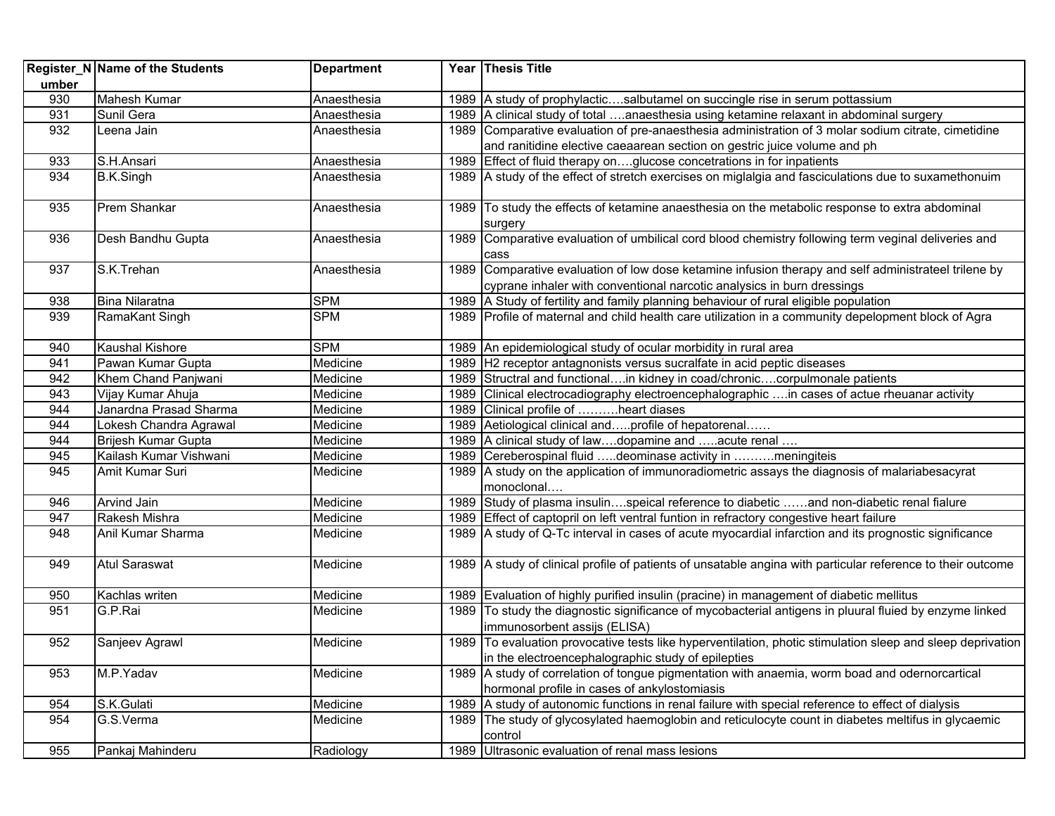| Register_Number | Name of the Students | Department | Year | Thesis Title |
|---|---|---|---|---|
| 930 | Mahesh Kumar | Anaesthesia | 1989 | A study of prophylactic….salbutamel on succingle rise in serum pottassium |
| 931 | Sunil Gera | Anaesthesia | 1989 | A clinical study of total ….anaesthesia using ketamine relaxant in abdominal surgery |
| 932 | Leena Jain | Anaesthesia | 1989 | Comparative evaluation of pre-anaesthesia administration of 3 molar sodium citrate, cimetidine and ranitidine elective caeaarean section on gestric juice volume and ph |
| 933 | S.H.Ansari | Anaesthesia | 1989 | Effect of fluid therapy on….glucose concetrations in for inpatients |
| 934 | B.K.Singh | Anaesthesia | 1989 | A study of the effect of stretch exercises on miglalgia and fasciculations due to suxamethonuim |
| 935 | Prem Shankar | Anaesthesia | 1989 | To study the effects of ketamine anaesthesia on the metabolic response to extra abdominal surgery |
| 936 | Desh Bandhu Gupta | Anaesthesia | 1989 | Comparative evaluation of umbilical cord blood chemistry following term veginal deliveries and cass |
| 937 | S.K.Trehan | Anaesthesia | 1989 | Comparative evaluation of low dose ketamine infusion therapy and self administrateel trilene by cyprane inhaler with conventional narcotic analysics in burn dressings |
| 938 | Bina Nilaratna | SPM | 1989 | A Study of fertility and family planning behaviour of rural eligible population |
| 939 | RamaKant Singh | SPM | 1989 | Profile of maternal and child health care utilization in a community depelopment block of Agra |
| 940 | Kaushal Kishore | SPM | 1989 | An epidemiological study of ocular morbidity in rural area |
| 941 | Pawan Kumar Gupta | Medicine | 1989 | H2 receptor antagnonists versus sucralfate in acid peptic diseases |
| 942 | Khem Chand Panjwani | Medicine | 1989 | Structral and functional….in kidney in coad/chronic….corpulmonale patients |
| 943 | Vijay Kumar Ahuja | Medicine | 1989 | Clinical electrocadiography electroencephalographic ….in cases of actue rheuanar activity |
| 944 | Janardna Prasad Sharma | Medicine | 1989 | Clinical profile of ……….heart diases |
| 944 | Lokesh Chandra Agrawal | Medicine | 1989 | Aetiological clinical and…..profile of hepatorenal…… |
| 944 | Brijesh Kumar Gupta | Medicine | 1989 | A clinical study of law….dopamine and …..acute renal …. |
| 945 | Kailash Kumar Vishwani | Medicine | 1989 | Cereberospinal fluid …..deominase activity in ……….meningiteis |
| 945 | Amit Kumar Suri | Medicine | 1989 | A study on the application of immunoradiometric assays the diagnosis of malariabesacyrat monoclonal…. |
| 946 | Arvind Jain | Medicine | 1989 | Study of plasma insulin….speical reference to diabetic ……and non-diabetic renal fialure |
| 947 | Rakesh Mishra | Medicine | 1989 | Effect of captopril on left ventral funtion in refractory congestive heart failure |
| 948 | Anil Kumar Sharma | Medicine | 1989 | A study of Q-Tc interval in cases of acute myocardial infarction and its prognostic significance |
| 949 | Atul Saraswat | Medicine | 1989 | A study of clinical profile of patients of unsatable angina with particular reference to their outcome |
| 950 | Kachlas writen | Medicine | 1989 | Evaluation of highly purified insulin (pracine) in management of diabetic mellitus |
| 951 | G.P.Rai | Medicine | 1989 | To study the diagnostic significance of mycobacterial antigens in pluural fluied by enzyme linked immunosorbent assijs (ELISA) |
| 952 | Sanjeev Agrawl | Medicine | 1989 | To evaluation provocative tests like hyperventilation, photic stimulation sleep and sleep deprivation in the electroencephalographic study of epilepties |
| 953 | M.P.Yadav | Medicine | 1989 | A study of correlation of tongue pigmentation with anaemia, worm boad and odernorcartical hormonal profile in cases of ankylostomiasis |
| 954 | S.K.Gulati | Medicine | 1989 | A study of autonomic functions in renal failure with special reference to effect of dialysis |
| 954 | G.S.Verma | Medicine | 1989 | The study of glycosylated haemoglobin and reticulocyte count in diabetes meltifus in glycaemic control |
| 955 | Pankaj Mahinderu | Radiology | 1989 | Ultrasonic evaluation of renal mass lesions |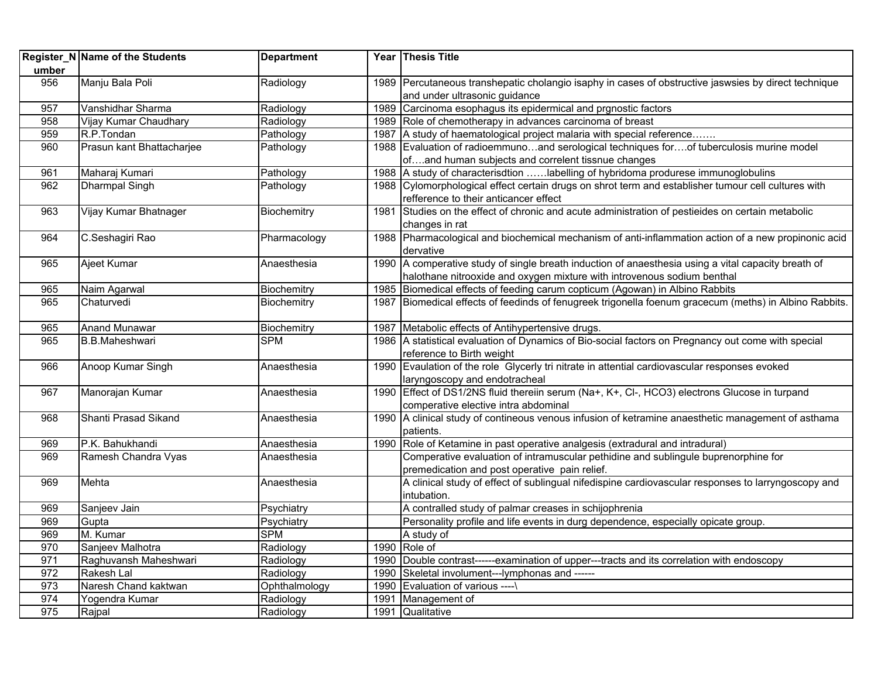| Register_Number | Name of the Students | Department | Year | Thesis Title |
|---|---|---|---|---|
| 956 | Manju Bala Poli | Radiology | 1989 | Percutaneous transhepatic cholangio isaphy in cases of obstructive jaswsies by direct technique and under ultrasonic guidance |
| 957 | Vanshidhar Sharma | Radiology | 1989 | Carcinoma esophagus its epidermical and prgnostic factors |
| 958 | Vijay Kumar Chaudhary | Radiology | 1989 | Role of chemotherapy in advances carcinoma of breast |
| 959 | R.P.Tondan | Pathology | 1987 | A study of haematological project malaria with special reference……. |
| 960 | Prasun kant Bhattacharjee | Pathology | 1988 | Evaluation of radioemmuno…and serological techniques for….of tuberculosis murine model of….and human subjects and correlent tissnue changes |
| 961 | Maharaj Kumari | Pathology | 1988 | A study of characterisdtion ……labelling of hybridoma produrese immunoglobulins |
| 962 | Dharmpal Singh | Pathology | 1988 | Cylomorphological effect certain drugs on shrot term and establisher tumour cell cultures with refference to their anticancer effect |
| 963 | Vijay Kumar Bhatnager | Biochemitry | 1981 | Studies on the effect of chronic and acute administration of pestieides on certain metabolic changes in rat |
| 964 | C.Seshagiri Rao | Pharmacology | 1988 | Pharmacological and biochemical mechanism of anti-inflammation action of a new propinonic acid dervative |
| 965 | Ajeet Kumar | Anaesthesia | 1990 | A comperative study of single breath induction of anaesthesia using a vital capacity breath of halothane nitrooxide and oxygen mixture with introvenous sodium benthal |
| 965 | Naim Agarwal | Biochemitry | 1985 | Biomedical effects of feeding carum copticum (Agowan) in Albino Rabbits |
| 965 | Chaturvedi | Biochemitry | 1987 | Biomedical effects of feedinds of fenugreek trigonella foenum gracecum (meths) in Albino Rabbits. |
| 965 | Anand Munawar | Biochemitry | 1987 | Metabolic effects of Antihypertensive drugs. |
| 965 | B.B.Maheshwari | SPM | 1986 | A statistical evaluation of Dynamics of Bio-social factors on Pregnancy out come with special reference to Birth weight |
| 966 | Anoop Kumar Singh | Anaesthesia | 1990 | Evaulation of the role Glycerly tri nitrate in attential cardiovascular responses evoked laryngoscopy and endotracheal |
| 967 | Manorajan Kumar | Anaesthesia | 1990 | Effect of DS1/2NS fluid thereiin serum (Na+, K+, Cl-, HCO3) electrons Glucose in turpand comperative elective intra abdominal |
| 968 | Shanti Prasad Sikand | Anaesthesia | 1990 | A clinical study of contineous venous infusion of ketramine anaesthetic management of asthama patients. |
| 969 | P.K. Bahukhandi | Anaesthesia | 1990 | Role of Ketamine in past operative analgesis (extradural and intradural) |
| 969 | Ramesh Chandra Vyas | Anaesthesia | | Comperative evaluation of intramuscular pethidine and sublingule buprenorphine for premedication and post operative pain relief. |
| 969 | Mehta | Anaesthesia | | A clinical study of effect of sublingual nifedispine cardiovascular responses to larryngoscopy and intubation. |
| 969 | Sanjeev Jain | Psychiatry | | A contralled study of palmar creases in schijophrenia |
| 969 | Gupta | Psychiatry | | Personality profile and life events in durg dependence, especially opicate group. |
| 969 | M. Kumar | SPM | | A study of |
| 970 | Sanjeev Malhotra | Radiology | 1990 | Role of |
| 971 | Raghuvansh Maheshwari | Radiology | 1990 | Double contrast------examination of upper---tracts and its correlation with endoscopy |
| 972 | Rakesh Lal | Radiology | 1990 | Skeletal involument---lymphonas and ------ |
| 973 | Naresh Chand kaktwan | Ophthalmology | 1990 | Evaluation of various ----\ |
| 974 | Yogendra Kumar | Radiology | 1991 | Management of |
| 975 | Rajpal | Radiology | 1991 | Qualitative |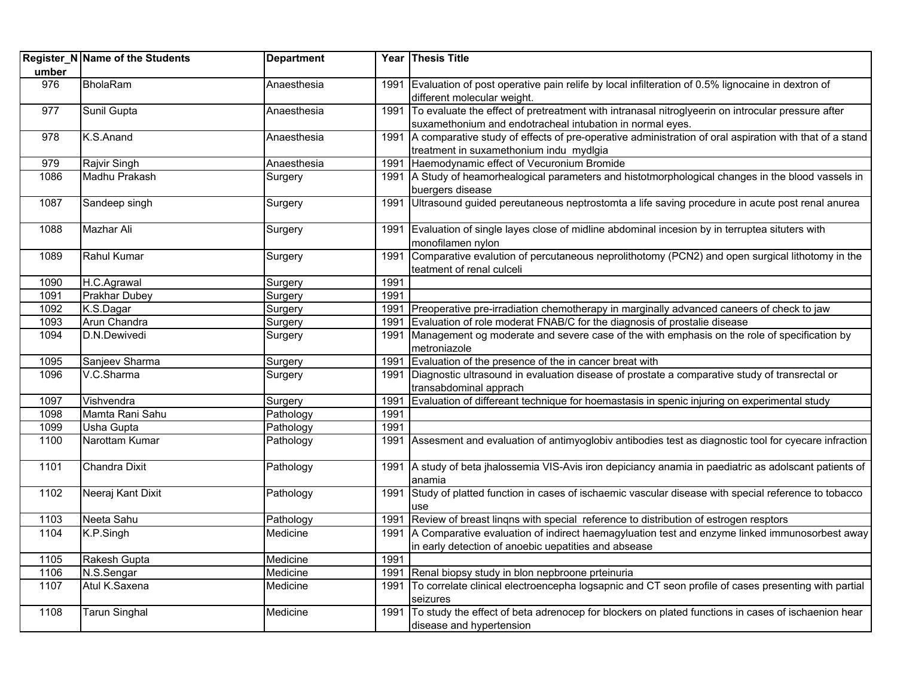| Register_Number | Name of the Students | Department | Year | Thesis Title |
|---|---|---|---|---|
| 976 | BholaRam | Anaesthesia | 1991 | Evaluation of post operative pain relife by local infilteration of 0.5% lignocaine in dextron of different molecular weight. |
| 977 | Sunil Gupta | Anaesthesia | 1991 | To evaluate the effect of pretreatment with intranasal nitroglyeerin on introcular pressure after suxamethonium and endotracheal intubation in normal eyes. |
| 978 | K.S.Anand | Anaesthesia | 1991 | A comparative study of effects of pre-operative administration of oral aspiration with that of a stand treatment in suxamethonium indu mydlgia |
| 979 | Rajvir Singh | Anaesthesia | 1991 | Haemodynamic effect of Vecuronium Bromide |
| 1086 | Madhu Prakash | Surgery | 1991 | A Study of heamorhealogical parameters and histotmorphological changes in the blood vassels in buergers disease |
| 1087 | Sandeep singh | Surgery | 1991 | Ultrasound guided pereutaneous neptrostomta a life saving procedure in acute post renal anurea |
| 1088 | Mazhar Ali | Surgery | 1991 | Evaluation of single layes close of midline abdominal incesion by in terruptea situters with monofilamen nylon |
| 1089 | Rahul Kumar | Surgery | 1991 | Comparative evalution of percutaneous neprolithotomy (PCN2) and open surgical lithotomy in the teatment of renal culceli |
| 1090 | H.C.Agrawal | Surgery | 1991 | |
| 1091 | Prakhar Dubey | Surgery | 1991 | |
| 1092 | K.S.Dagar | Surgery | 1991 | Preoperative pre-irradiation chemotherapy in marginally advanced caneers of check to jaw |
| 1093 | Arun Chandra | Surgery | 1991 | Evaluation of role moderat FNAB/C for the diagnosis of prostalie disease |
| 1094 | D.N.Dewivedi | Surgery | 1991 | Management og moderate and severe case of the with emphasis on the role of specification by metroniazole |
| 1095 | Sanjeev Sharma | Surgery | 1991 | Evaluation of the presence of the in cancer breat with |
| 1096 | V.C.Sharma | Surgery | 1991 | Diagnostic ultrasound in evaluation disease of prostate a comparative study of transrectal or transabdominal apprach |
| 1097 | Vishvendra | Surgery | 1991 | Evaluation of differeant technique for hoemastasis in spenic injuring on experimental study |
| 1098 | Mamta Rani Sahu | Pathology | 1991 | |
| 1099 | Usha Gupta | Pathology | 1991 | |
| 1100 | Narottam Kumar | Pathology | 1991 | Assesment and evaluation of antimyoglobiv antibodies test as diagnostic tool for cyecare infraction |
| 1101 | Chandra Dixit | Pathology | 1991 | A study of beta jhalossemia VIS-Avis iron depiciancy anamia in paediatric as adolscant patients of anamia |
| 1102 | Neeraj Kant Dixit | Pathology | 1991 | Study of platted function in cases of ischaemic vascular disease with special reference to tobacco use |
| 1103 | Neeta Sahu | Pathology | 1991 | Review of breast linqns with special reference to distribution of estrogen resptors |
| 1104 | K.P.Singh | Medicine | 1991 | A Comparative evaluation of indirect haemagyluation test and enzyme linked immunosorbest away in early detection of anoebic uepatities and absease |
| 1105 | Rakesh Gupta | Medicine | 1991 | |
| 1106 | N.S.Sengar | Medicine | 1991 | Renal biopsy study in blon nepbroone prteinuria |
| 1107 | Atul K.Saxena | Medicine | 1991 | To correlate clinical electroencepha logsapnic and CT seon profile of cases presenting with partial seizures |
| 1108 | Tarun Singhal | Medicine | 1991 | To study the effect of beta adrenocep for blockers on plated functions in cases of ischaenion hear disease and hypertension |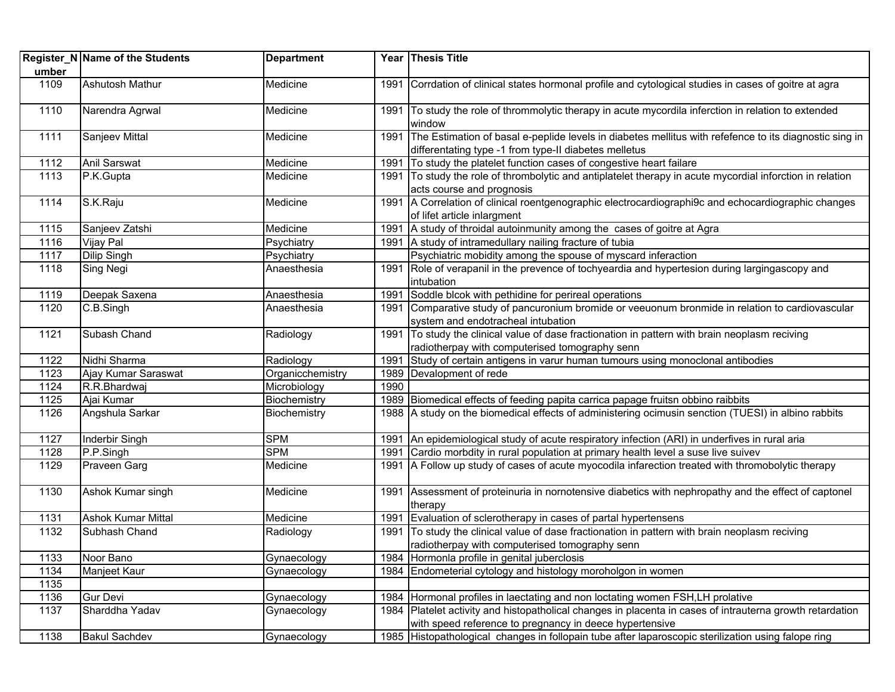| Register_Number | Name of the Students | Department | Year | Thesis Title |
|---|---|---|---|---|
| 1109 | Ashutosh Mathur | Medicine | 1991 | Corrdation of clinical states hormonal profile and cytological studies in cases of goitre at agra |
| 1110 | Narendra Agrwal | Medicine | 1991 | To study the role of thrommolytic therapy in acute mycordila inferction in relation to extended window |
| 1111 | Sanjeev Mittal | Medicine | 1991 | The Estimation of basal e-peplide levels in diabetes mellitus with refefence to its diagnostic sing in differentating type -1 from type-II diabetes melletus |
| 1112 | Anil Sarswat | Medicine | 1991 | To study the platelet function cases of congestive heart failare |
| 1113 | P.K.Gupta | Medicine | 1991 | To study the role of thrombolytic and antiplatelet therapy in acute mycordial inforction in relation acts course and prognosis |
| 1114 | S.K.Raju | Medicine | 1991 | A Correlation of clinical roentgenographic electrocardiographi9c and echocardiographic changes of lifet article inlargment |
| 1115 | Sanjeev Zatshi | Medicine | 1991 | A study of throidal autoinmunity among the  cases of goitre at Agra |
| 1116 | Vijay Pal | Psychiatry | 1991 | A study of intramedullary nailing fracture of tubia |
| 1117 | Dilip Singh | Psychiatry | | Psychiatric mobidity among the spouse of myscard inferaction |
| 1118 | Sing Negi | Anaesthesia | 1991 | Role of verapanil in the prevence of tochyeardia and hypertesion during largingascopy and intubation |
| 1119 | Deepak Saxena | Anaesthesia | 1991 | Soddle blcok with pethidine for perireal operations |
| 1120 | C.B.Singh | Anaesthesia | 1991 | Comparative study of pancuronium bromide or veeuonum bronmide in relation to cardiovascular system and endotracheal intubation |
| 1121 | Subash Chand | Radiology | 1991 | To study the clinical value of dase fractionation in pattern with brain neoplasm reciving radiotherpay with computerised tomography senn |
| 1122 | Nidhi Sharma | Radiology | 1991 | Study of certain antigens in varur human tumours using monoclonal antibodies |
| 1123 | Ajay Kumar Saraswat | Organicchemistry | 1989 | Devalopment of rede |
| 1124 | R.R.Bhardwaj | Microbiology | 1990 | |
| 1125 | Ajai Kumar | Biochemistry | 1989 | Biomedical effects of feeding papita carrica papage fruitsn obbino raibbits |
| 1126 | Angshula Sarkar | Biochemistry | 1988 | A study on the biomedical effects of administering ocimusin senction (TUESI) in albino rabbits |
| 1127 | Inderbir Singh | SPM | 1991 | An epidemiological study of acute respiratory infection (ARI) in underfives in rural aria |
| 1128 | P.P.Singh | SPM | 1991 | Cardio morbdity in rural population at primary health level a suse live suivev |
| 1129 | Praveen Garg | Medicine | 1991 | A Follow up study of cases of acute myocodila infarection treated with thromobolytic therapy |
| 1130 | Ashok Kumar singh | Medicine | 1991 | Assessment of proteinuria in nornotensive diabetics with nephropathy and the effect of captonel therapy |
| 1131 | Ashok Kumar Mittal | Medicine | 1991 | Evaluation of sclerotherapy in cases of partal hypertensens |
| 1132 | Subhash Chand | Radiology | 1991 | To study the clinical value of dase fractionation in pattern with brain neoplasm reciving radiotherpay with computerised tomography senn |
| 1133 | Noor Bano | Gynaecology | 1984 | Hormonla profile in genital juberclosis |
| 1134 | Manjeet Kaur | Gynaecology | 1984 | Endometerial cytology and histology moroholgon in women |
| 1135 | | | | |
| 1136 | Gur Devi | Gynaecology | 1984 | Hormonal profiles in laectating and non loctating women FSH,LH prolative |
| 1137 | Sharddha Yadav | Gynaecology | 1984 | Platelet activity and histopatholical changes in placenta in cases of intrauterna growth retardation with speed reference to pregnancy in deece hypertensive |
| 1138 | Bakul Sachdev | Gynaecology | 1985 | Histopathological  changes in follopain tube after laparoscopic sterilization using falope ring |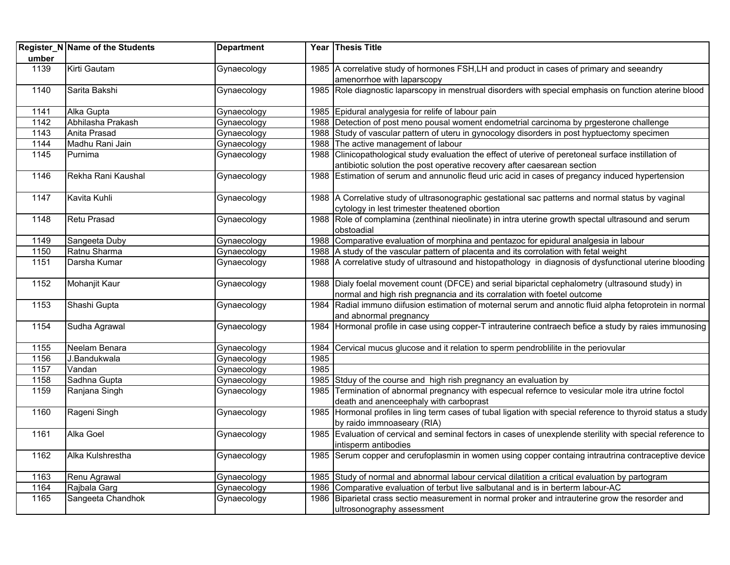| Register_Number | Name of the Students | Department | Year | Thesis Title |
|---|---|---|---|---|
| 1139 | Kirti Gautam | Gynaecology | 1985 | A correlative study of hormones FSH,LH and product in cases of primary and seeandry amenorrhoe with laparscopy |
| 1140 | Sarita Bakshi | Gynaecology | 1985 | Role diagnostic laparscopy in menstrual disorders with special emphasis on function aterine blood |
| 1141 | Alka Gupta | Gynaecology | 1985 | Epidural analygesia for relife of labour pain |
| 1142 | Abhilasha Prakash | Gynaecology | 1988 | Detection of post meno pousal woment endometrial carcinoma by prgesterone challenge |
| 1143 | Anita Prasad | Gynaecology | 1988 | Study of vascular pattern of uteru in gynocology disorders in post hyptuectomy specimen |
| 1144 | Madhu Rani Jain | Gynaecology | 1988 | The active management of labour |
| 1145 | Purnima | Gynaecology | 1988 | Clinicopathological study evaluation the effect of uterive of peretoneal surface instillation of antibiotic solution the post operative recovery after caesarean section |
| 1146 | Rekha Rani Kaushal | Gynaecology | 1988 | Estimation of serum and annunolic fleud uric acid in cases of pregancy induced hypertension |
| 1147 | Kavita Kuhli | Gynaecology | 1988 | A Correlative study of ultrasonographic gestational sac patterns and normal status by vaginal cytology in lest trimester theatened obortion |
| 1148 | Retu Prasad | Gynaecology | 1988 | Role of complamina (zenthinal nieolinate) in intra uterine growth spectal ultrasound and serum obstoadial |
| 1149 | Sangeeta Duby | Gynaecology | 1988 | Comparative evaluation of morphina and pentazoc for epidural analgesia in labour |
| 1150 | Ratnu Sharma | Gynaecology | 1988 | A study of the vascular pattern of placenta and its corrolation with fetal weight |
| 1151 | Darsha Kumar | Gynaecology | 1988 | A correlative study of ultrasound and histopathology in diagnosis of dysfunctional uterine blooding |
| 1152 | Mohanjit Kaur | Gynaecology | 1988 | Dialy foelal movement count (DFCE) and serial biparictal cephalometry (ultrasound study) in normal and high rish pregnancia and its corralation with foetel outcome |
| 1153 | Shashi Gupta | Gynaecology | 1984 | Radial immuno diifusion estimation of moternal serum and annotic fluid alpha fetoprotein in normal and abnormal pregnancy |
| 1154 | Sudha Agrawal | Gynaecology | 1984 | Hormonal profile in case using copper-T intrauterine contraech befice a study by raies immunosing |
| 1155 | Neelam Benara | Gynaecology | 1984 | Cervical mucus glucose and it relation to sperm pendroblilite in the periovular |
| 1156 | J.Bandukwala | Gynaecology | 1985 | |
| 1157 | Vandan | Gynaecology | 1985 | |
| 1158 | Sadhna Gupta | Gynaecology | 1985 | Stduy of the course and high rish pregnancy an evaluation by |
| 1159 | Ranjana Singh | Gynaecology | 1985 | Termination of abnormal pregnancy with especual refernce to vesicular mole itra utrine foctol death and anenceephaly with carboprast |
| 1160 | Rageni Singh | Gynaecology | 1985 | Hormonal profiles in ling term cases of tubal ligation with special reference to thyroid status a study by raido immnoaseary (RIA) |
| 1161 | Alka Goel | Gynaecology | 1985 | Evaluation of cervical and seminal fectors in cases of unexplende sterility with special reference to intisperm antibodies |
| 1162 | Alka Kulshrestha | Gynaecology | 1985 | Serum copper and cerufoplasmin in women using copper containg intrautrina contraceptive device |
| 1163 | Renu Agrawal | Gynaecology | 1985 | Study of normal and abnormal labour cervical dilatition a critical evaluation by partogram |
| 1164 | Rajbala Garg | Gynaecology | 1986 | Comparative evaluation of terbut live salbutanal and is in berterm labour-AC |
| 1165 | Sangeeta Chandhok | Gynaecology | 1986 | Biparietal crass sectio measurement in normal proker and intrauterine grow the resorder and ultrosonography assessment |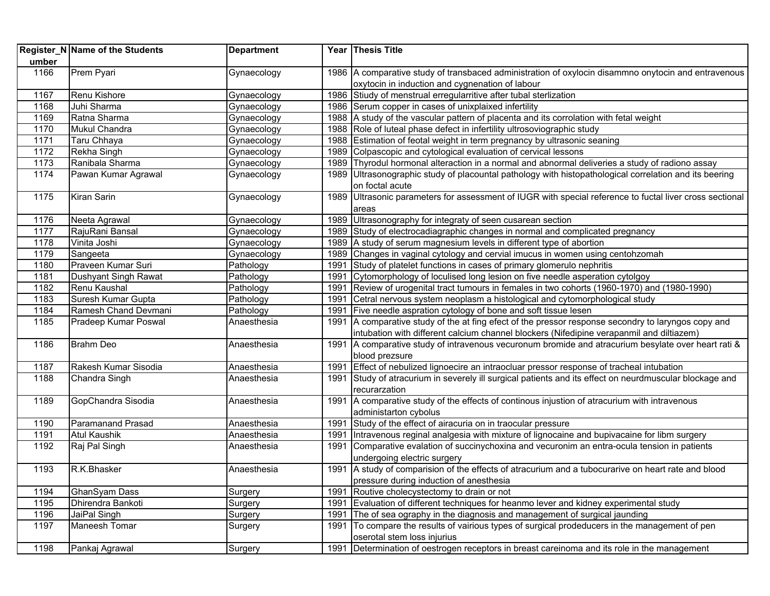| Register_Number | Name of the Students | Department | Year | Thesis Title |
|---|---|---|---|---|
| 1166 | Prem Pyari | Gynaecology | 1986 | A comparative study of transbaced administration of oxylocin disammno onytocin and entravenous oxytocin in induction and cygnenation of labour |
| 1167 | Renu Kishore | Gynaecology | 1986 | Stiudy of menstrual erregularritive after tubal sterlization |
| 1168 | Juhi Sharma | Gynaecology | 1986 | Serum copper in cases of unixplaixed infertility |
| 1169 | Ratna Sharma | Gynaecology | 1988 | A study of the vascular pattern of placenta and its corrolation with fetal weight |
| 1170 | Mukul Chandra | Gynaecology | 1988 | Role of luteal phase defect in infertility ultrosoviographic study |
| 1171 | Taru Chhaya | Gynaecology | 1988 | Estimation of feotal weight in term pregnancy by ultrasonic seaning |
| 1172 | Rekha Singh | Gynaecology | 1989 | Colpascopic and cytological evaluation of cervical lessons |
| 1173 | Ranibala Sharma | Gynaecology | 1989 | Thyrodul hormonal alteraction in a normal and abnormal deliveries a study of radiono assay |
| 1174 | Pawan Kumar Agrawal | Gynaecology | 1989 | Ultrasonographic study of placountal pathology with histopathological correlation and its beering on foctal acute |
| 1175 | Kiran Sarin | Gynaecology | 1989 | Ultrasonic parameters for assessment of IUGR with special reference to fuctal liver cross sectional areas |
| 1176 | Neeta Agrawal | Gynaecology | 1989 | Ultrasonography for integraty of seen cusarean section |
| 1177 | RajuRani Bansal | Gynaecology | 1989 | Study of electrocadiagraphic changes in normal and complicated pregnancy |
| 1178 | Vinita Joshi | Gynaecology | 1989 | A study of serum magnesium levels in different type of abortion |
| 1179 | Sangeeta | Gynaecology | 1989 | Changes in vaginal cytology and cervial imucus in women using centohzomah |
| 1180 | Praveen Kumar Suri | Pathology | 1991 | Study of platelet functions in cases of primary glomerulo nephritis |
| 1181 | Dushyant Singh Rawat | Pathology | 1991 | Cytomorphology of loculised long lesion on five needle asperation cytolgoy |
| 1182 | Renu Kaushal | Pathology | 1991 | Review of urogenital tract tumours in females in two cohorts (1960-1970) and (1980-1990) |
| 1183 | Suresh Kumar Gupta | Pathology | 1991 | Cetral nervous system neoplasm a histological and cytomorphological study |
| 1184 | Ramesh Chand Devmani | Pathology | 1991 | Five needle aspration cytology of bone and soft tissue lesen |
| 1185 | Pradeep Kumar Poswal | Anaesthesia | 1991 | A comparative study of the at fing efect of the pressor response secondry to laryngos copy and intubation with different calcium channel blockers (Nifedipine verapanmil and diltiazem) |
| 1186 | Brahm Deo | Anaesthesia | 1991 | A comparative study of intravenous vecuronum bromide and atracurium besylate over heart rati & blood prezsure |
| 1187 | Rakesh Kumar Sisodia | Anaesthesia | 1991 | Effect of nebulized lignoecire an intraocluar pressor response of tracheal intubation |
| 1188 | Chandra Singh | Anaesthesia | 1991 | Study of atracurium in severely ill surgical patients and its effect on neurdmuscular blockage and recurarzation |
| 1189 | GopChandra Sisodia | Anaesthesia | 1991 | A comparative study of the effects of continous injustion of atracurium with intravenous administarton cybolus |
| 1190 | Paramanand Prasad | Anaesthesia | 1991 | Study of the effect of airacuria on in traocular pressure |
| 1191 | Atul Kaushik | Anaesthesia | 1991 | Intravenous reginal analgesia with mixture of lignocaine and bupivacaine for libm surgery |
| 1192 | Raj Pal Singh | Anaesthesia | 1991 | Comparative evalation of succinychoxina and vecuronim an entra-ocula tension in patients undergoing electric surgery |
| 1193 | R.K.Bhasker | Anaesthesia | 1991 | A study of comparision of the effects of atracurium and a tubocurarive on heart rate and blood pressure during induction of anesthesia |
| 1194 | GhanSyam Dass | Surgery | 1991 | Routive cholecystectomy to drain or not |
| 1195 | Dhirendra Bankoti | Surgery | 1991 | Evaluation of different techniques for heanmo lever and kidney experimental study |
| 1196 | JaiPal Singh | Surgery | 1991 | The of sea ography in the diagnosis and management of surgical jaunding |
| 1197 | Maneesh Tomar | Surgery | 1991 | To compare the results of vairious types of surgical prodeducers in the management of pen oserotal stem loss injurius |
| 1198 | Pankaj Agrawal | Surgery | 1991 | Determination of oestrogen receptors in breast careinoma and its role in the management |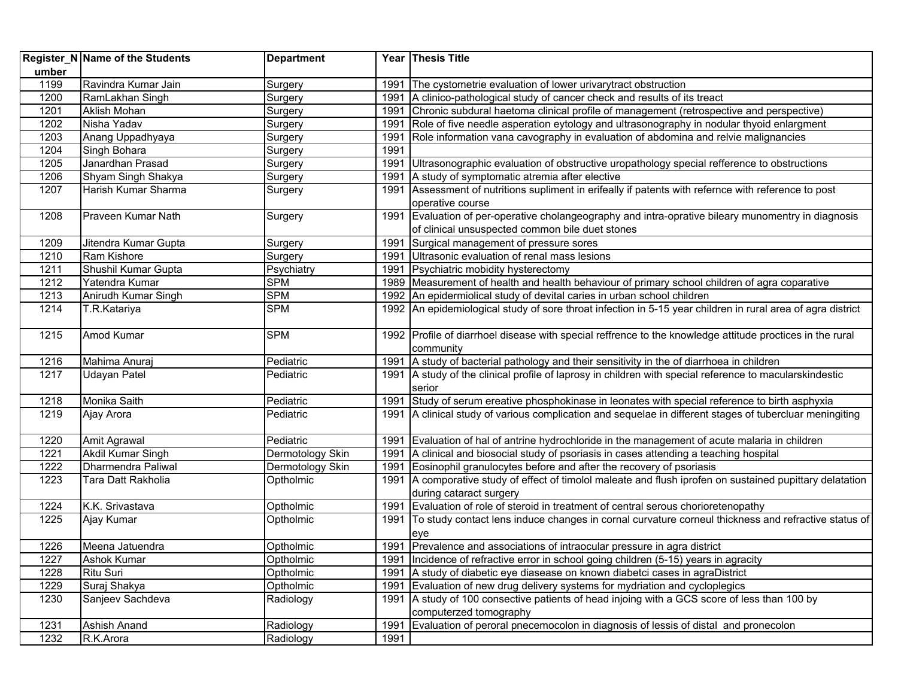| Register_Number | Name of the Students | Department | Year | Thesis Title |
|---|---|---|---|---|
| 1199 | Ravindra Kumar Jain | Surgery | 1991 | The cystometrie evaluation of lower urivarytract obstruction |
| 1200 | RamLakhan Singh | Surgery | 1991 | A clinico-pathological study of cancer check and results of its treact |
| 1201 | Aklish Mohan | Surgery | 1991 | Chronic subdural haetoma clinical profile of management (retrospective and perspective) |
| 1202 | Nisha Yadav | Surgery | 1991 | Role of five needle asperation eytology and ultrasonography in nodular thyoid enlargment |
| 1203 | Anang Uppadhyaya | Surgery | 1991 | Role information vana cavography in evaluation of abdomina and relvie malignancies |
| 1204 | Singh Bohara | Surgery | 1991 | |
| 1205 | Janardhan Prasad | Surgery | 1991 | Ultrasonographic evaluation of obstructive uropathology special refference to obstructions |
| 1206 | Shyam Singh Shakya | Surgery | 1991 | A study of symptomatic atremia after elective |
| 1207 | Harish Kumar Sharma | Surgery | 1991 | Assessment of nutritions supliment in erifeally if patents with refernce with reference to post operative course |
| 1208 | Praveen Kumar Nath | Surgery | 1991 | Evaluation of per-operative cholangeography and intra-oprative bileary munomentry in diagnosis of clinical unsuspected common bile duet stones |
| 1209 | Jitendra Kumar Gupta | Surgery | 1991 | Surgical management of pressure sores |
| 1210 | Ram Kishore | Surgery | 1991 | Ultrasonic evaluation of renal mass lesions |
| 1211 | Shushil Kumar Gupta | Psychiatry | 1991 | Psychiatric mobidity hysterectomy |
| 1212 | Yatendra Kumar | SPM | 1989 | Measurement of health and health behaviour of primary school children of agra coparative |
| 1213 | Anirudh Kumar Singh | SPM | 1992 | An epidermiolical study of devital caries in urban school children |
| 1214 | T.R.Katariya | SPM | 1992 | An epidemiological study of sore throat infection in 5-15 year children in rural area of agra district |
| 1215 | Amod Kumar | SPM | 1992 | Profile of diarrhoel disease with special reffrence to the knowledge attitude proctices in the rural community |
| 1216 | Mahima Anuraj | Pediatric | 1991 | A study of bacterial pathology and their sensitivity in the of diarrhoea in children |
| 1217 | Udayan Patel | Pediatric | 1991 | A study of the clinical profile of laprosy in children with special reference to macularskindestic serior |
| 1218 | Monika Saith | Pediatric | 1991 | Study of serum ereative phosphokinase in leonates with special reference to birth asphyxia |
| 1219 | Ajay Arora | Pediatric | 1991 | A clinical study of various complication and sequelae in different stages of tubercluar meningiting |
| 1220 | Amit Agrawal | Pediatric | 1991 | Evaluation of hal of antrine hydrochloride in the management of acute malaria in children |
| 1221 | Akdil Kumar Singh | Dermotology Skin | 1991 | A clinical and biosocial study of psoriasis in cases attending a teaching hospital |
| 1222 | Dharmendra Paliwal | Dermotology Skin | 1991 | Eosinophil granulocytes before and after the recovery of psoriasis |
| 1223 | Tara Datt Rakholia | Optholmic | 1991 | A comporative study of effect of timolol maleate and flush iprofen on sustained pupittary delatation during cataract surgery |
| 1224 | K.K. Srivastava | Optholmic | 1991 | Evaluation of role of steroid in treatment of central serous chorioretenopathy |
| 1225 | Ajay Kumar | Optholmic | 1991 | To study contact lens induce changes in cornal curvature corneul thickness and refractive status of eye |
| 1226 | Meena Jatuendra | Optholmic | 1991 | Prevalence and associations of intraocular pressure in agra district |
| 1227 | Ashok Kumar | Optholmic | 1991 | Incidence of refractive error in school going children (5-15) years in agracity |
| 1228 | Ritu Suri | Optholmic | 1991 | A study of diabetic eye diasease on known diabetci cases in agraDistrict |
| 1229 | Suraj Shakya | Optholmic | 1991 | Evaluation of new drug delivery systems for mydriation and cycloplegics |
| 1230 | Sanjeev Sachdeva | Radiology | 1991 | A study of 100 consective patients of head injoing with a GCS score of less than 100 by computerzed tomography |
| 1231 | Ashish Anand | Radiology | 1991 | Evaluation of peroral pnecemocolon in diagnosis of lessis of distal and pronecolon |
| 1232 | R.K.Arora | Radiology | 1991 | |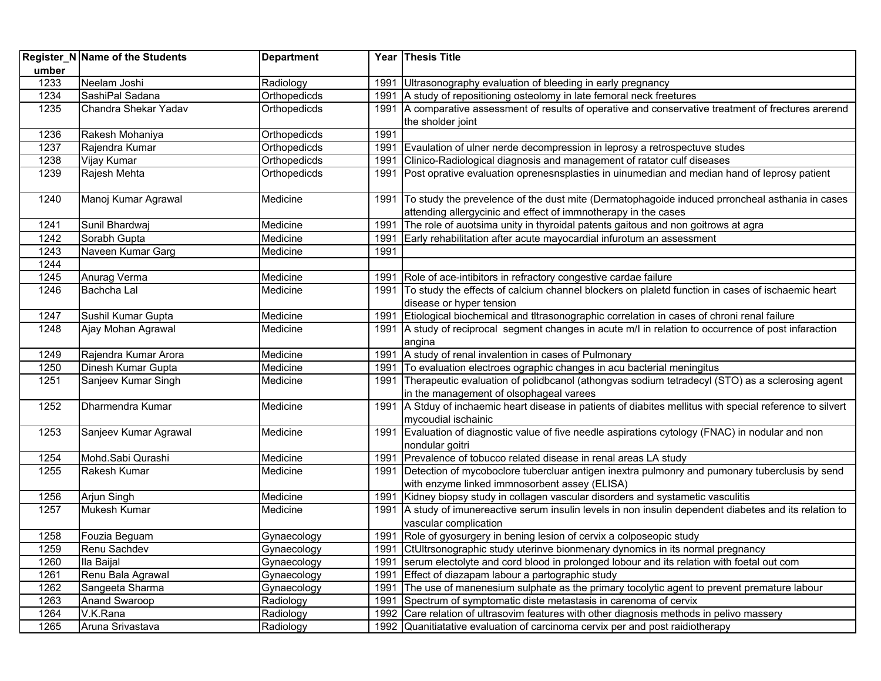| Register_Number | Name of the Students | Department | Year | Thesis Title |
|---|---|---|---|---|
| 1233 | Neelam Joshi | Radiology | 1991 | Ultrasonography evaluation of bleeding in early pregnancy |
| 1234 | SashiPal Sadana | Orthopedicds | 1991 | A study of repositioning osteolomy in late femoral neck freetures |
| 1235 | Chandra Shekar Yadav | Orthopedicds | 1991 | A comparative assessment of results of operative and conservative treatment of frectures arerend the sholder joint |
| 1236 | Rakesh Mohaniya | Orthopedicds | 1991 | |
| 1237 | Rajendra Kumar | Orthopedicds | 1991 | Evaulation of ulner nerde decompression in leprosy a retrospectuve studes |
| 1238 | Vijay Kumar | Orthopedicds | 1991 | Clinico-Radiological diagnosis and management of ratator culf diseases |
| 1239 | Rajesh Mehta | Orthopedicds | 1991 | Post oprative evaluation oprenesnsplasties in uinumedian and median hand of leprosy patient |
| 1240 | Manoj Kumar Agrawal | Medicine | 1991 | To study the prevelence of the dust mite (Dermatophagoide induced prroncheal asthania in cases attending allergycinic and effect of immnotherapy in the cases |
| 1241 | Sunil Bhardwaj | Medicine | 1991 | The role of auotsima unity in thyroidal patents gaitous and non goitrows at agra |
| 1242 | Sorabh Gupta | Medicine | 1991 | Early rehabilitation after acute mayocardial infurotum an assessment |
| 1243 | Naveen Kumar Garg | Medicine | 1991 | |
| 1244 | | | | |
| 1245 | Anurag Verma | Medicine | 1991 | Role of ace-intibitors in refractory congestive cardae failure |
| 1246 | Bachcha Lal | Medicine | 1991 | To study the effects of calcium channel blockers on plaletd function in cases of ischaemic heart disease or hyper tension |
| 1247 | Sushil Kumar Gupta | Medicine | 1991 | Etiological biochemical and tltrasonographic correlation in cases of chroni renal failure |
| 1248 | Ajay Mohan Agrawal | Medicine | 1991 | A study of reciprocal segment changes in acute m/I in relation to occurrence of post infaraction angina |
| 1249 | Rajendra Kumar Arora | Medicine | 1991 | A study of renal invalention in cases of Pulmonary |
| 1250 | Dinesh Kumar Gupta | Medicine | 1991 | To evaluation electroes ographic changes in acu bacterial meningitus |
| 1251 | Sanjeev Kumar Singh | Medicine | 1991 | Therapeutic evaluation of polidbcanol (athongvas sodium tetradecyl (STO) as a sclerosing agent in the management of olsophageal varees |
| 1252 | Dharmendra Kumar | Medicine | 1991 | A Stduy of inchaemic heart disease in patients of diabites mellitus with special reference to silvert mycoudial ischainic |
| 1253 | Sanjeev Kumar Agrawal | Medicine | 1991 | Evaluation of diagnostic value of five needle aspirations cytology (FNAC) in nodular and non nondular goitri |
| 1254 | Mohd.Sabi Qurashi | Medicine | 1991 | Prevalence of tobucco related disease in renal areas LA study |
| 1255 | Rakesh Kumar | Medicine | 1991 | Detection of mycoboclore tubercluar antigen inextra pulmonry and pumonary tuberclusis by send with enzyme linked immnosorbent assey (ELISA) |
| 1256 | Arjun Singh | Medicine | 1991 | Kidney biopsy study in collagen vascular disorders and systametic vasculitis |
| 1257 | Mukesh Kumar | Medicine | 1991 | A study of imunereactive serum insulin levels in non insulin dependent diabetes and its relation to vascular complication |
| 1258 | Fouzia Beguam | Gynaecology | 1991 | Role of gyosurgery in bening lesion of cervix a colposeopic study |
| 1259 | Renu Sachdev | Gynaecology | 1991 | CtUltrsonographic study uterinve bionmenary dynomics in its normal pregnancy |
| 1260 | Ila Baijal | Gynaecology | 1991 | serum electolyte and cord blood in prolonged lobour and its relation with foetal out com |
| 1261 | Renu Bala Agrawal | Gynaecology | 1991 | Effect of diazapam labour a partographic study |
| 1262 | Sangeeta Sharma | Gynaecology | 1991 | The use of manenesium sulphate as the primary tocolytic agent to prevent premature labour |
| 1263 | Anand Swaroop | Radiology | 1991 | Spectrum of symptomatic diste metastasis in carenoma of cervix |
| 1264 | V.K.Rana | Radiology | 1992 | Care relation of ultrasovim features with other diagnosis methods in pelivo massery |
| 1265 | Aruna Srivastava | Radiology | 1992 | Quanitiatative evaluation of carcinoma cervix per and post raidiotherapy |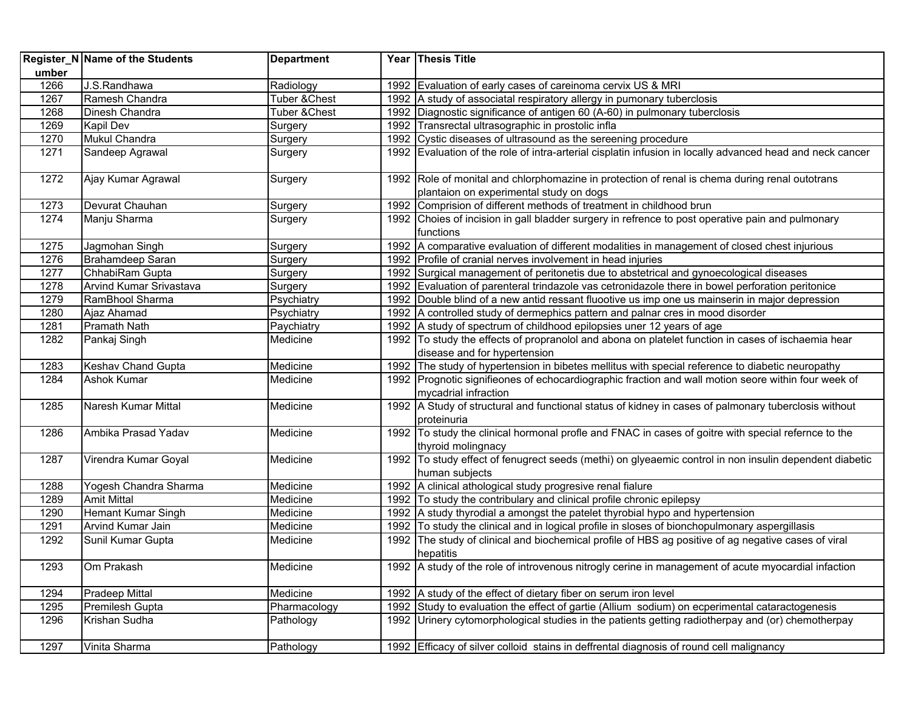| Register_Number | Name of the Students | Department | Year | Thesis Title |
|---|---|---|---|---|
| 1266 | J.S.Randhawa | Radiology | 1992 | Evaluation of early cases of careinoma cervix US & MRI |
| 1267 | Ramesh Chandra | Tuber &Chest | 1992 | A study of associatal respiratory allergy in pumonary tuberclosis |
| 1268 | Dinesh Chandra | Tuber &Chest | 1992 | Diagnostic significance of antigen 60 (A-60) in pulmonary tuberclosis |
| 1269 | Kapil Dev | Surgery | 1992 | Transrectal ultrasographic in prostolic infla |
| 1270 | Mukul Chandra | Surgery | 1992 | Cystic diseases of ultrasound as the sereening procedure |
| 1271 | Sandeep Agrawal | Surgery | 1992 | Evaluation of the role of intra-arterial cisplatin infusion in locally advanced head and neck cancer |
| 1272 | Ajay Kumar Agrawal | Surgery | 1992 | Role of monital and chlorphomazine in protection of renal is chema during renal outotrans plantaion on experimental study on dogs |
| 1273 | Devurat Chauhan | Surgery | 1992 | Comprision of different methods of treatment in childhood brun |
| 1274 | Manju Sharma | Surgery | 1992 | Choies of incision in gall bladder surgery in refrence to post operative pain and pulmonary functions |
| 1275 | Jagmohan Singh | Surgery | 1992 | A comparative evaluation of different modalities in management of closed chest injurious |
| 1276 | Brahamdeep Saran | Surgery | 1992 | Profile of cranial nerves involvement in head injuries |
| 1277 | ChhabiRam Gupta | Surgery | 1992 | Surgical management of peritonetis due to abstetrical and gynoecological diseases |
| 1278 | Arvind Kumar Srivastava | Surgery | 1992 | Evaluation of parenteral trindazole vas cetronidazole there in bowel perforation peritonice |
| 1279 | RamBhool Sharma | Psychiatry | 1992 | Double blind of a new antid ressant fluootive us imp one us mainserin in major depression |
| 1280 | Ajaz Ahamad | Psychiatry | 1992 | A controlled study of dermephics pattern and palnar cres in mood disorder |
| 1281 | Pramath Nath | Paychiatry | 1992 | A study of spectrum of childhood epilopsies uner 12 years of age |
| 1282 | Pankaj Singh | Medicine | 1992 | To study the effects of propranolol and abona on platelet function in cases of ischaemia hear disease and for hypertension |
| 1283 | Keshav Chand Gupta | Medicine | 1992 | The study of hypertension in bibetes mellitus with special reference to diabetic neuropathy |
| 1284 | Ashok Kumar | Medicine | 1992 | Prognotic signifieones of echocardiographic fraction and wall motion seore within four week of mycadrial infraction |
| 1285 | Naresh Kumar Mittal | Medicine | 1992 | A Study of structural and functional status of kidney in cases of palmonary tuberclosis without proteinuria |
| 1286 | Ambika Prasad Yadav | Medicine | 1992 | To study the clinical hormonal profle and FNAC in cases of goitre with special refernce to the thyroid molingnacy |
| 1287 | Virendra Kumar Goyal | Medicine | 1992 | To study effect of fenugrect seeds (methi) on glyeaemic control in non insulin dependent diabetic human subjects |
| 1288 | Yogesh Chandra Sharma | Medicine | 1992 | A clinical athological study progresive renal fialure |
| 1289 | Amit Mittal | Medicine | 1992 | To study the contribulary and clinical profile chronic epilepsy |
| 1290 | Hemant Kumar Singh | Medicine | 1992 | A study thyrodial a amongst the patelet thyrobial hypo and hypertension |
| 1291 | Arvind Kumar Jain | Medicine | 1992 | To study the clinical and in logical profile in sloses of bionchopulmonary aspergillasis |
| 1292 | Sunil Kumar Gupta | Medicine | 1992 | The study of clinical and biochemical profile of HBS ag positive of ag negative cases of viral hepatitis |
| 1293 | Om Prakash | Medicine | 1992 | A study of the role of introvenous nitrogly cerine in management of acute myocardial infaction |
| 1294 | Pradeep Mittal | Medicine | 1992 | A study of the effect of dietary fiber on serum iron level |
| 1295 | Premilesh Gupta | Pharmacology | 1992 | Study to evaluation the effect of gartie (Allium sodium) on ecperimental cataractogenesis |
| 1296 | Krishan Sudha | Pathology | 1992 | Urinery cytomorphological studies in the patients getting radiotherpay and (or) chemotherpay |
| 1297 | Vinita Sharma | Pathology | 1992 | Efficacy of silver colloid stains in deffrental diagnosis of round cell malignancy |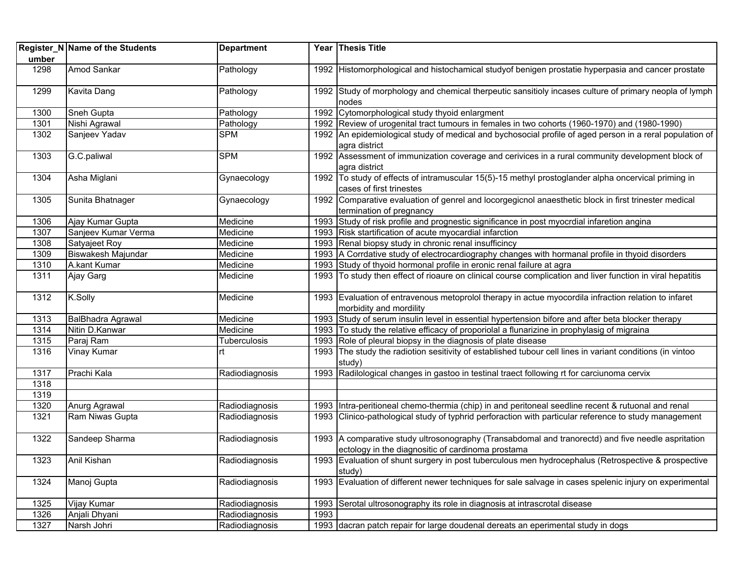| Register_Number | Name of the Students | Department | Year | Thesis Title |
|---|---|---|---|---|
| 1298 | Amod Sankar | Pathology | 1992 | Histomorphological and histochamical studyof benigen prostatie hyperpasia and cancer prostate |
| 1299 | Kavita Dang | Pathology | 1992 | Study of morphology and chemical therpeutic sensitioly incases culture of primary neopla of lymph nodes |
| 1300 | Sneh Gupta | Pathology | 1992 | Cytomorphological study thyoid enlargment |
| 1301 | Nishi Agrawal | Pathology | 1992 | Review of urogenital tract tumours in females in two cohorts (1960-1970) and (1980-1990) |
| 1302 | Sanjeev Yadav | SPM | 1992 | An epidemiological study of medical and bychosocial profile of aged person in a reral population of agra district |
| 1303 | G.C.paliwal | SPM | 1992 | Assessment of immunization coverage and cerivices in a rural community development block of agra district |
| 1304 | Asha Miglani | Gynaecology | 1992 | To study of effects of intramuscular 15(5)-15 methyl prostoglander alpha oncervical priming in cases of first trinestes |
| 1305 | Sunita Bhatnager | Gynaecology | 1992 | Comparative evaluation of genrel and locorgegicnol anaesthetic block in first trinester medical termination of pregnancy |
| 1306 | Ajay Kumar Gupta | Medicine | 1993 | Study of risk profile and prognestic significance in post myocrdial infaretion angina |
| 1307 | Sanjeev Kumar Verma | Medicine | 1993 | Risk startification of acute myocardial infarction |
| 1308 | Satyajeet Roy | Medicine | 1993 | Renal biopsy study in chronic renal insufficincy |
| 1309 | Biswakesh Majundar | Medicine | 1993 | A Corrdative study of electrocardiography changes with hormanal profile in thyoid disorders |
| 1310 | A.kant Kumar | Medicine | 1993 | Study of thyoid hormonal profile in eronic renal failure at agra |
| 1311 | Ajay Garg | Medicine | 1993 | To study then effect of rioaure on clinical course complication and liver function in viral hepatitis |
| 1312 | K.Solly | Medicine | 1993 | Evaluation of entravenous metoprolol therapy in actue myocordila infraction relation to infaret morbidity and mordility |
| 1313 | BalBhadra Agrawal | Medicine | 1993 | Study of serum insulin level in essential hypertension bifore and after beta blocker therapy |
| 1314 | Nitin D.Kanwar | Medicine | 1993 | To study the relative efficacy of proporiolal a flunarizine in prophylasig of migraina |
| 1315 | Paraj Ram | Tuberculosis | 1993 | Role of pleural biopsy in the diagnosis of plate disease |
| 1316 | Vinay Kumar | rt | 1993 | The study the radiotion sesitivity of established tubour cell lines in variant conditions (in vintoo study) |
| 1317 | Prachi Kala | Radiodiagnosis | 1993 | Radilological changes in gastoo in testinal traect following rt for carciunoma cervix |
| 1318 | | | | |
| 1319 | | | | |
| 1320 | Anurg Agrawal | Radiodiagnosis | 1993 | Intra-peritioneal chemo-thermia (chip) in and peritoneal seedline recent & rutuonal and renal |
| 1321 | Ram Niwas Gupta | Radiodiagnosis | 1993 | Clinico-pathological study of typhrid perforaction with particular reference to study management |
| 1322 | Sandeep Sharma | Radiodiagnosis | 1993 | A comparative study ultrosonography (Transabdomal and tranorectd) and five needle aspritation ectology in the diagnositic of cardinoma prostama |
| 1323 | Anil Kishan | Radiodiagnosis | 1993 | Evaluation of shunt surgery in post tuberculous men hydrocephalus (Retrospective & prospective study) |
| 1324 | Manoj Gupta | Radiodiagnosis | 1993 | Evaluation of different newer techniques for sale salvage in cases spelenic injury on experimental |
| 1325 | Vijay Kumar | Radiodiagnosis | 1993 | Serotal ultrosonography its role in diagnosis at intrascrotal disease |
| 1326 | Anjali Dhyani | Radiodiagnosis | 1993 | |
| 1327 | Narsh Johri | Radiodiagnosis | 1993 | dacran patch repair for large doudenal dereats an eperimental study in dogs |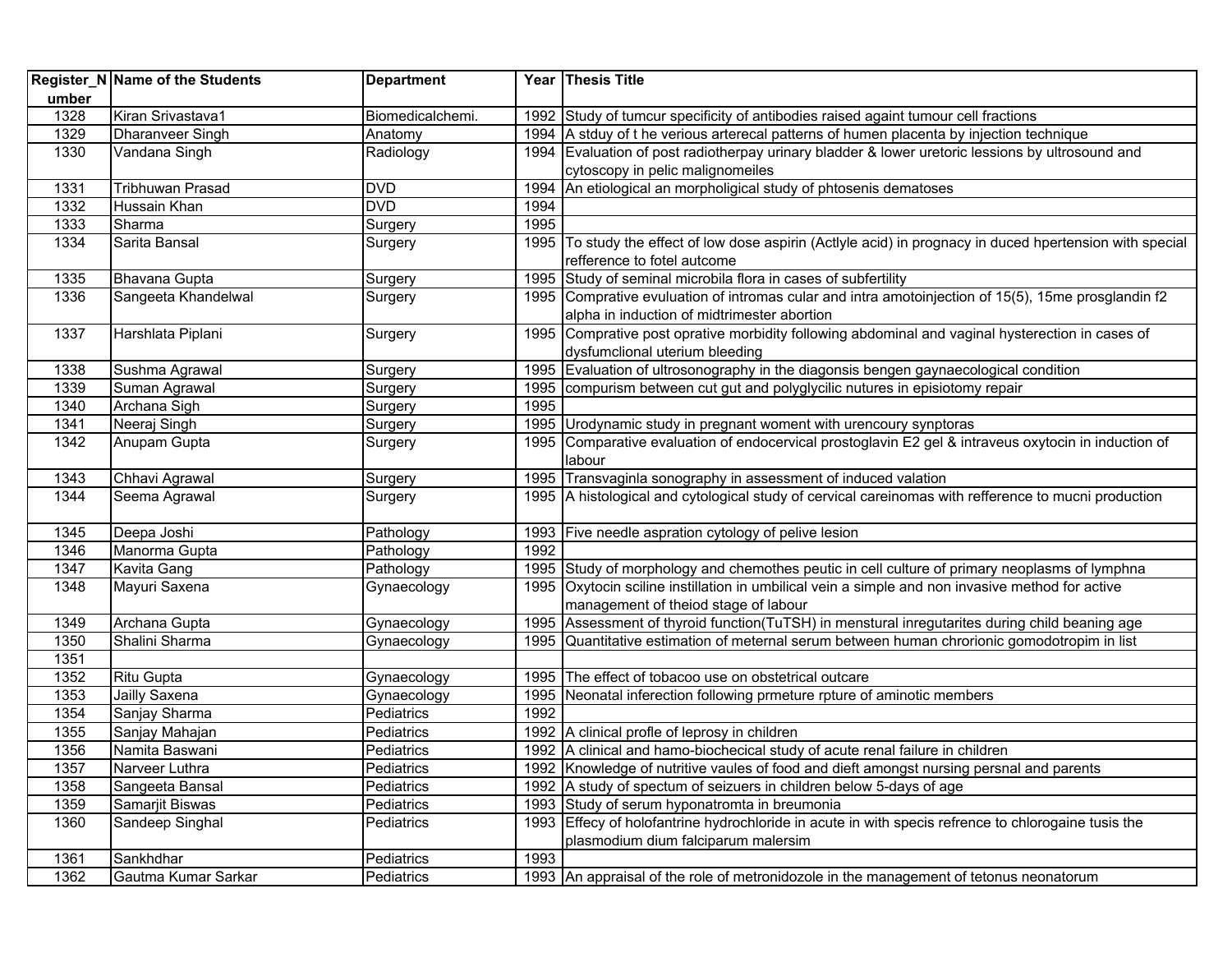| Register_Number | Name of the Students | Department | Year | Thesis Title |
|---|---|---|---|---|
| 1328 | Kiran Srivastava1 | Biomedicalchemi. | 1992 | Study of tumcur specificity of antibodies raised againt tumour cell fractions |
| 1329 | Dharanveer Singh | Anatomy | 1994 | A stduy of t he verious arterecal patterns of humen placenta by injection technique |
| 1330 | Vandana Singh | Radiology | 1994 | Evaluation of post radiotherpay urinary bladder & lower uretoric lessions by ultrosound and cytoscopy in pelic malignomeiles |
| 1331 | Tribhuwan Prasad | DVD | 1994 | An etiological an morpholigical study of phtosenis dematoses |
| 1332 | Hussain Khan | DVD | 1994 | |
| 1333 | Sharma | Surgery | 1995 | |
| 1334 | Sarita Bansal | Surgery | 1995 | To study the effect of low dose aspirin (Actlyle acid) in prognacy in duced hpertension with special refference to fotel autcome |
| 1335 | Bhavana Gupta | Surgery | 1995 | Study of seminal microbila flora in cases of subfertility |
| 1336 | Sangeeta Khandelwal | Surgery | 1995 | Comprative evuluation of intromas cular and intra amotoinjection of 15(5), 15me prosglandin f2 alpha in induction of midtrimester abortion |
| 1337 | Harshlata Piplani | Surgery | 1995 | Comprative post oprative morbidity following abdominal and vaginal hysterection in cases of dysfumclional uterium bleeding |
| 1338 | Sushma Agrawal | Surgery | 1995 | Evaluation of ultrosonography in the diagonsis bengen gaynaecological condition |
| 1339 | Suman Agrawal | Surgery | 1995 | compurism between cut gut and polyglycilic nutures in episiotomy repair |
| 1340 | Archana Sigh | Surgery | 1995 | |
| 1341 | Neeraj Singh | Surgery | 1995 | Urodynamic study in pregnant woment with urencoury synptoras |
| 1342 | Anupam Gupta | Surgery | 1995 | Comparative evaluation of endocervical prostoglavin E2 gel & intraveus oxytocin in induction of labour |
| 1343 | Chhavi Agrawal | Surgery | 1995 | Transvaginla sonography in assessment of induced valation |
| 1344 | Seema Agrawal | Surgery | 1995 | A histological and cytological study of cervical careinomas with refference to mucni production |
| 1345 | Deepa Joshi | Pathology | 1993 | Five needle aspration cytology of pelive lesion |
| 1346 | Manorma Gupta | Pathology | 1992 | |
| 1347 | Kavita Gang | Pathology | 1995 | Study of morphology and chemothes peutic in cell culture of primary neoplasms of lymphna |
| 1348 | Mayuri Saxena | Gynaecology | 1995 | Oxytocin sciline instillation in umbilical vein a simple and non invasive method for active management of theiod stage of labour |
| 1349 | Archana Gupta | Gynaecology | 1995 | Assessment of thyroid function(TuTSH) in menstural inregutarites during child beaning age |
| 1350 | Shalini Sharma | Gynaecology | 1995 | Quantitative estimation of meternal serum between human chrorionic gomodotropim in list |
| 1351 | | | | |
| 1352 | Ritu Gupta | Gynaecology | 1995 | The effect of tobacoo use on obstetrical outcare |
| 1353 | Jailly Saxena | Gynaecology | 1995 | Neonatal inferection following prmeture rpture of aminotic members |
| 1354 | Sanjay Sharma | Pediatrics | 1992 | |
| 1355 | Sanjay Mahajan | Pediatrics | 1992 | A clinical profle of leprosy in children |
| 1356 | Namita Baswani | Pediatrics | 1992 | A clinical and hamo-biochecical study of acute renal failure in children |
| 1357 | Narveer Luthra | Pediatrics | 1992 | Knowledge of nutritive vaules of food and dieft amongst nursing persnal and parents |
| 1358 | Sangeeta Bansal | Pediatrics | 1992 | A study of spectum of seizuers in children below 5-days of age |
| 1359 | Samarjit Biswas | Pediatrics | 1993 | Study of serum hyponatromta in breumonia |
| 1360 | Sandeep Singhal | Pediatrics | 1993 | Effecy of holofantrine hydrochloride in acute in with specis refrence to chlorogaine tusis the plasmodium dium falciparum malersim |
| 1361 | Sankhdhar | Pediatrics | 1993 | |
| 1362 | Gautma Kumar Sarkar | Pediatrics | 1993 | An appraisal of the role of metronidozole in the management of tetonus neonatorum |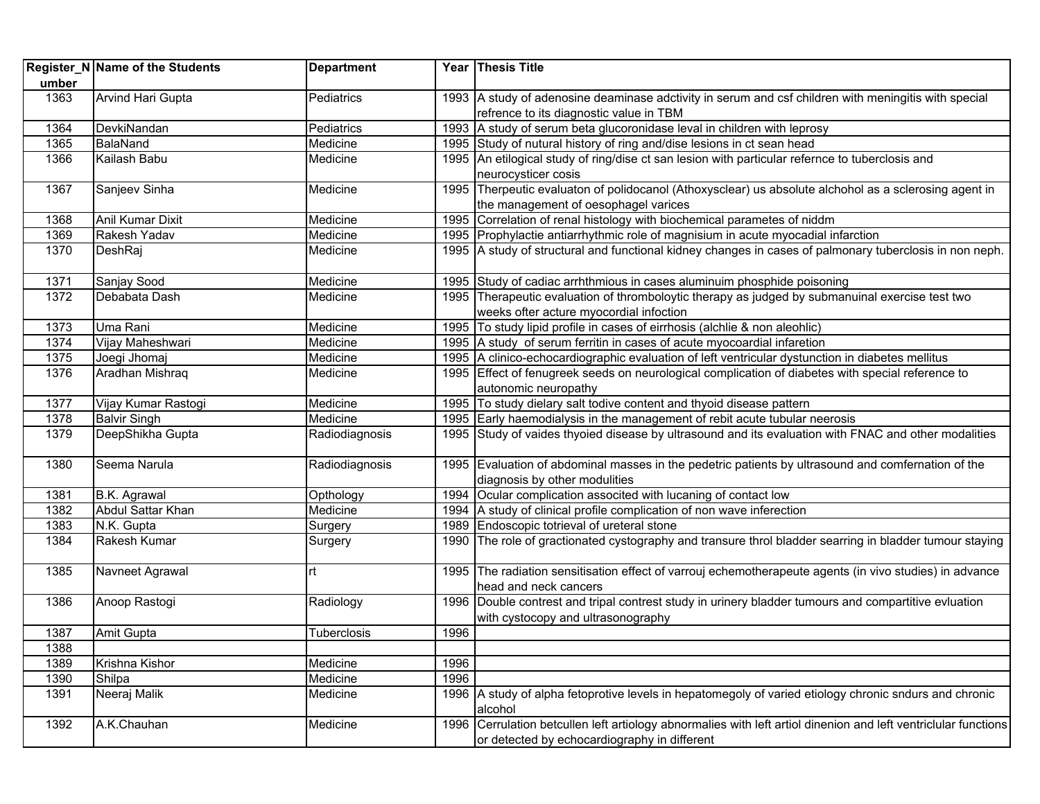| Register_Number | Name of the Students | Department | Year | Thesis Title |
|---|---|---|---|---|
| 1363 | Arvind Hari Gupta | Pediatrics | 1993 | A study of adenosine deaminase adctivity in serum and csf children with meningitis with special refrence to its diagnostic value in TBM |
| 1364 | DevkiNandan | Pediatrics | 1993 | A study of serum beta glucoronidase leval in children with leprosy |
| 1365 | BalaNand | Medicine | 1995 | Study of nutural history of ring and/dise lesions in ct sean head |
| 1366 | Kailash Babu | Medicine | 1995 | An etilogical study of ring/dise ct san lesion with particular refernce to tuberclosis and neurocysticer cosis |
| 1367 | Sanjeev Sinha | Medicine | 1995 | Therpeutic evaluaton of polidocanol (Athoxysclear) us absolute alchohol as a sclerosing agent in the management of oesophagel varices |
| 1368 | Anil Kumar Dixit | Medicine | 1995 | Correlation of renal histology with biochemical parametes of niddm |
| 1369 | Rakesh Yadav | Medicine | 1995 | Prophylactie antiarrhythmic role of magnisium in acute myocadial infarction |
| 1370 | DeshRaj | Medicine | 1995 | A study of structural and functional kidney changes in cases of palmonary tuberclosis in non neph. |
| 1371 | Sanjay Sood | Medicine | 1995 | Study of cadiac arrhthmious in cases aluminuim phosphide poisoning |
| 1372 | Debabata Dash | Medicine | 1995 | Therapeutic evaluation of thromboloytic therapy as judged by submanuinal exercise test two weeks ofter acture myocordial infoction |
| 1373 | Uma Rani | Medicine | 1995 | To study lipid profile in cases of eirrhosis (alchlie & non aleohlic) |
| 1374 | Vijay Maheshwari | Medicine | 1995 | A study  of serum ferritin in cases of acute myocoardial infaretion |
| 1375 | Joegi Jhomaj | Medicine | 1995 | A clinico-echocardiographic evaluation of left ventricular dystunction in diabetes mellitus |
| 1376 | Aradhan Mishraq | Medicine | 1995 | Effect of fenugreek seeds on neurological complication of diabetes with special reference to autonomic neuropathy |
| 1377 | Vijay Kumar Rastogi | Medicine | 1995 | To study dielary salt todive content and thyoid disease pattern |
| 1378 | Balvir Singh | Medicine | 1995 | Early haemodialysis in the management of rebit acute tubular neerosis |
| 1379 | DeepShikha Gupta | Radiodiagnosis | 1995 | Study of vaides thyoied disease by ultrasound and its evaluation with FNAC and other modalities |
| 1380 | Seema Narula | Radiodiagnosis | 1995 | Evaluation of abdominal masses in the pedetric patients by ultrasound and comfernation of the diagnosis by other modulities |
| 1381 | B.K. Agrawal | Opthology | 1994 | Ocular complication associted with lucaning of contact low |
| 1382 | Abdul Sattar Khan | Medicine | 1994 | A study of clinical profile complication of non wave inferection |
| 1383 | N.K. Gupta | Surgery | 1989 | Endoscopic totrieval of ureteral stone |
| 1384 | Rakesh Kumar | Surgery | 1990 | The role of gractionated cystography and transure throl bladder searring in bladder tumour staying |
| 1385 | Navneet Agrawal | rt | 1995 | The radiation sensitisation effect of varrouj echemotherapeute agents (in vivo studies) in advance head and neck cancers |
| 1386 | Anoop Rastogi | Radiology | 1996 | Double contrest and tripal contrest study in urinery bladder tumours and compartitive evluation with cystocopy and ultrasonography |
| 1387 | Amit Gupta | Tuberclosis | 1996 | |
| 1388 | | | | |
| 1389 | Krishna Kishor | Medicine | 1996 | |
| 1390 | Shilpa | Medicine | 1996 | |
| 1391 | Neeraj Malik | Medicine | 1996 | A study of alpha fetoprotive levels in hepatomegoly of varied etiology chronic sndurs and chronic alcohol |
| 1392 | A.K.Chauhan | Medicine | 1996 | Cerrulation betcullen left artiology abnormalies with left artiol dinenion and left ventriclular functions or detected by echocardiography in different |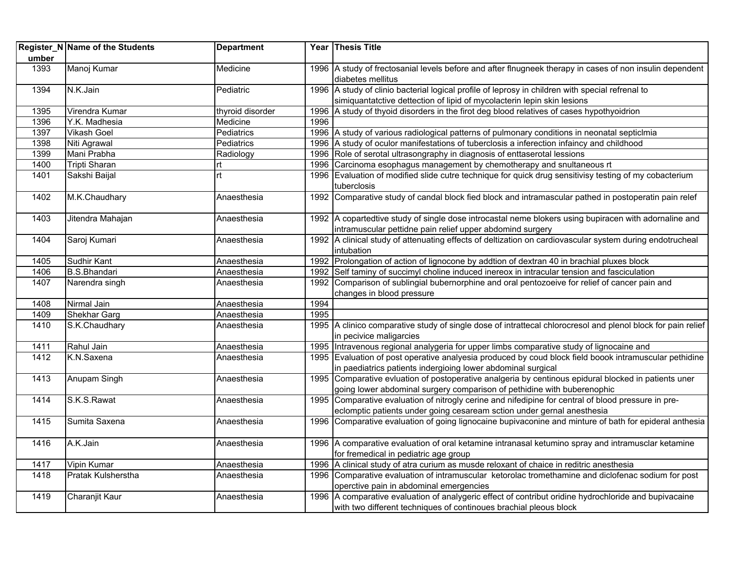| Register_Number | Name of the Students | Department | Year | Thesis Title |
|---|---|---|---|---|
| 1393 | Manoj Kumar | Medicine | 1996 | A study of frectosanial levels before and after flnugneek therapy in cases of non insulin dependent diabetes mellitus |
| 1394 | N.K.Jain | Pediatric | 1996 | A study of clinio bacterial logical profile of leprosy in children with special refrenal to simiquantatctive dettection of lipid of mycolacterin lepin skin lesions |
| 1395 | Virendra Kumar | thyroid disorder | 1996 | A study of thyoid disorders in the firot deg blood relatives of cases hypothyoidrion |
| 1396 | Y.K. Madhesia | Medicine | 1996 | |
| 1397 | Vikash Goel | Pediatrics | 1996 | A study of various radiological patterns of pulmonary conditions in neonatal septiclmia |
| 1398 | Niti Agrawal | Pediatrics | 1996 | A study of oculor manifestations of tuberclosis a inferection infaincy and childhood |
| 1399 | Mani Prabha | Radiology | 1996 | Role of serotal ultrasongraphy in diagnosis of enttaserotal lessions |
| 1400 | Tripti Sharan | rt | 1996 | Carcinoma esophagus management by chemotherapy and snultaneous rt |
| 1401 | Sakshi Baijal | rt | 1996 | Evaluation of modified slide cutre technique for quick drug sensitivisy testing of my cobacterium tuberclosis |
| 1402 | M.K.Chaudhary | Anaesthesia | 1992 | Comparative study of candal block fied block and intramascular pathed in postoperatin pain relef |
| 1403 | Jitendra Mahajan | Anaesthesia | 1992 | A copartedtive study of single dose introcastal neme blokers using bupiracen with adornaline and intramuscular pettidne pain relief upper abdomind surgery |
| 1404 | Saroj Kumari | Anaesthesia | 1992 | A clinical study of attenuating effects of deltization on cardiovascular system during endotrucheal intubation |
| 1405 | Sudhir Kant | Anaesthesia | 1992 | Prolongation of action of lignocone by addtion of dextran 40 in brachial pluxes block |
| 1406 | B.S.Bhandari | Anaesthesia | 1992 | Self taminy of succimyl choline induced inereox in intracular tension and fasciculation |
| 1407 | Narendra singh | Anaesthesia | 1992 | Comparison of sublingial bubernorphine and oral pentozoeive for relief of cancer pain and changes in blood pressure |
| 1408 | Nirmal Jain | Anaesthesia | 1994 | |
| 1409 | Shekhar Garg | Anaesthesia | 1995 | |
| 1410 | S.K.Chaudhary | Anaesthesia | 1995 | A clinico comparative study of single dose of intrattecal chlorocresol and plenol block for pain relief in pecivice maligarcies |
| 1411 | Rahul Jain | Anaesthesia | 1995 | Intravenous regional analygeria for upper limbs comparative study of lignocaine and |
| 1412 | K.N.Saxena | Anaesthesia | 1995 | Evaluation of post operative analyesia produced by coud block field boook intramuscular pethidine in paediatrics patients indergioing lower abdominal surgical |
| 1413 | Anupam Singh | Anaesthesia | 1995 | Comparative evluation of postoperative analgeria by centinous epidural blocked in patients uner going lower abdominal surgery comparison of pethidine with buberenophic |
| 1414 | S.K.S.Rawat | Anaesthesia | 1995 | Comparative evaluation of nitrogly cerine and nifedipine for central of blood pressure in pre-eclomptic patients under going cesaream sction under gernal anesthesia |
| 1415 | Sumita Saxena | Anaesthesia | 1996 | Comparative evaluation of going lignocaine bupivaconine and minture of bath for epideral anthesia |
| 1416 | A.K.Jain | Anaesthesia | 1996 | A comparative evaluation of oral ketamine intranasal ketumino spray and intramusclar ketamine for fremedical in pediatric age group |
| 1417 | Vipin Kumar | Anaesthesia | 1996 | A clinical study of atra curium as musde reloxant of chaice in reditric anesthesia |
| 1418 | Pratak Kulsherstha | Anaesthesia | 1996 | Comparative evaluation of intramuscular ketorolac tromethamine and diclofenac sodium for post operctive pain in abdominal emergencies |
| 1419 | Charanjit Kaur | Anaesthesia | 1996 | A comparative evaluation of analygeric effect of contribut oridine hydrochloride and bupivacaine with two different techniques of continoues brachial pleous block |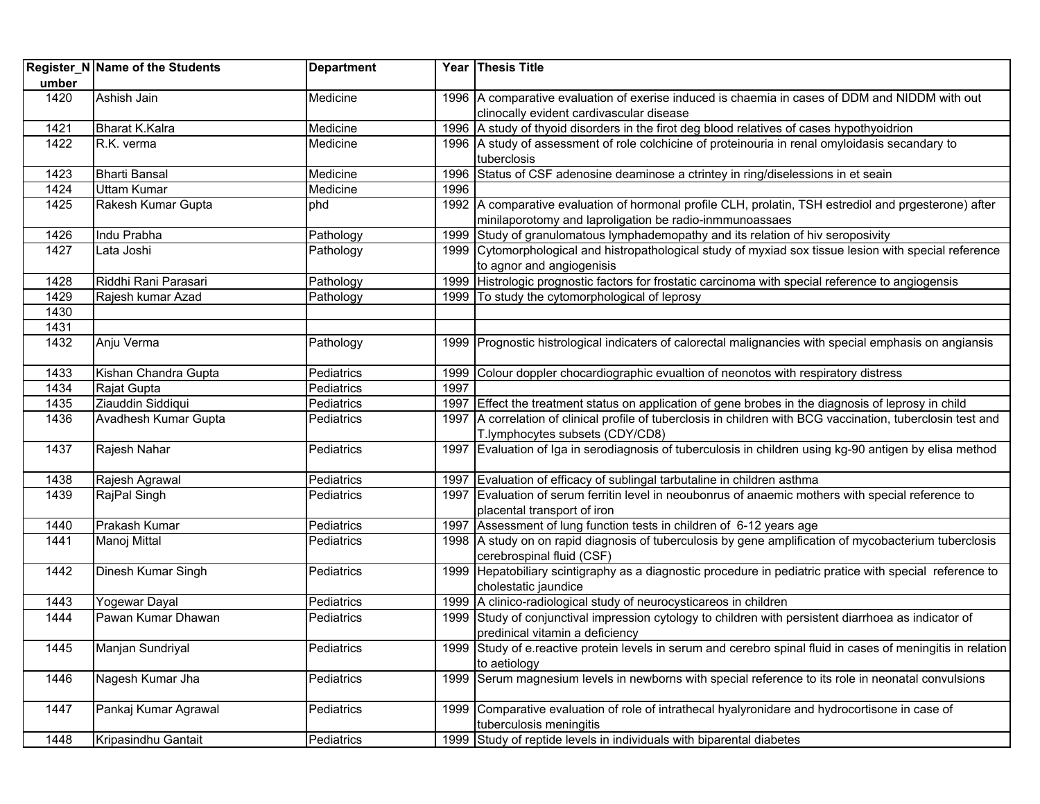| Register_Number | Name of the Students | Department | Year | Thesis Title |
|---|---|---|---|---|
| 1420 | Ashish Jain | Medicine | 1996 | A comparative evaluation of exerise induced is chaemia in cases of DDM and NIDDM with out clinocally evident cardivascular disease |
| 1421 | Bharat K.Kalra | Medicine | 1996 | A study of thyoid disorders in the firot deg blood relatives of cases hypothyoidrion |
| 1422 | R.K. verma | Medicine | 1996 | A study of assessment of role colchicine of proteinouria in renal omyloidasis secandary to tuberclosis |
| 1423 | Bharti Bansal | Medicine | 1996 | Status of CSF adenosine deaminose a ctrintey in ring/diselessions in et seain |
| 1424 | Uttam Kumar | Medicine | 1996 | |
| 1425 | Rakesh Kumar Gupta | phd | 1992 | A comparative evaluation of hormonal profile CLH, prolatin, TSH estrediol and prgesterone) after minilaporotomy and laproligation be radio-inmmunoassaes |
| 1426 | Indu Prabha | Pathology | 1999 | Study of granulomatous lymphademopathy and its relation of hiv seroposivity |
| 1427 | Lata Joshi | Pathology | 1999 | Cytomorphological and histropathological study of myxiad sox tissue lesion with special reference to agnor and angiogenisis |
| 1428 | Riddhi Rani Parasari | Pathology | 1999 | Histrologic prognostic factors for frostatic carcinoma with special reference to angiogensis |
| 1429 | Rajesh kumar Azad | Pathology | 1999 | To study the cytomorphological of leprosy |
| 1430 | | | | |
| 1431 | | | | |
| 1432 | Anju Verma | Pathology | 1999 | Prognostic histrological indicaters of calorectal malignancies with special emphasis on angiansis |
| 1433 | Kishan Chandra Gupta | Pediatrics | 1999 | Colour doppler chocardiographic evualtion of neonotos with respiratory distress |
| 1434 | Rajat Gupta | Pediatrics | 1997 | |
| 1435 | Ziauddin Siddiqui | Pediatrics | 1997 | Effect the treatment status on application of gene brobes in the diagnosis of leprosy in child |
| 1436 | Avadhesh Kumar Gupta | Pediatrics | 1997 | A correlation of clinical profile of tuberclosis in children with BCG vaccination, tuberclosin test and T.lymphocytes subsets (CDY/CD8) |
| 1437 | Rajesh Nahar | Pediatrics | 1997 | Evaluation of Iga in serodiagnosis of tuberculosis in children using kg-90 antigen by elisa method |
| 1438 | Rajesh Agrawal | Pediatrics | 1997 | Evaluation of efficacy of sublingal tarbutaline in children asthma |
| 1439 | RajPal Singh | Pediatrics | 1997 | Evaluation of serum ferritin level in neoubonrus of anaemic mothers with special reference to placental transport of iron |
| 1440 | Prakash Kumar | Pediatrics | 1997 | Assessment of lung function tests in children of 6-12 years age |
| 1441 | Manoj Mittal | Pediatrics | 1998 | A study on on rapid diagnosis of tuberculosis by gene amplification of mycobacterium tuberclosis cerebrospinal fluid (CSF) |
| 1442 | Dinesh Kumar Singh | Pediatrics | 1999 | Hepatobiliary scintigraphy as a diagnostic procedure in pediatric pratice with special reference to cholestatic jaundice |
| 1443 | Yogewar Dayal | Pediatrics | 1999 | A clinico-radiological study of neurocysticareos in children |
| 1444 | Pawan Kumar Dhawan | Pediatrics | 1999 | Study of conjunctival impression cytology to children with persistent diarrhoea as indicator of predinical vitamin a deficiency |
| 1445 | Manjan Sundriyal | Pediatrics | 1999 | Study of e.reactive protein levels in serum and cerebro spinal fluid in cases of meningitis in relation to aetiology |
| 1446 | Nagesh Kumar Jha | Pediatrics | 1999 | Serum magnesium levels in newborns with special reference to its role in neonatal convulsions |
| 1447 | Pankaj Kumar Agrawal | Pediatrics | 1999 | Comparative evaluation of role of intrathecal hyalyronidare and hydrocortisone in case of tuberculosis meningitis |
| 1448 | Kripasindhu Gantait | Pediatrics | 1999 | Study of reptide levels in individuals with biparental diabetes |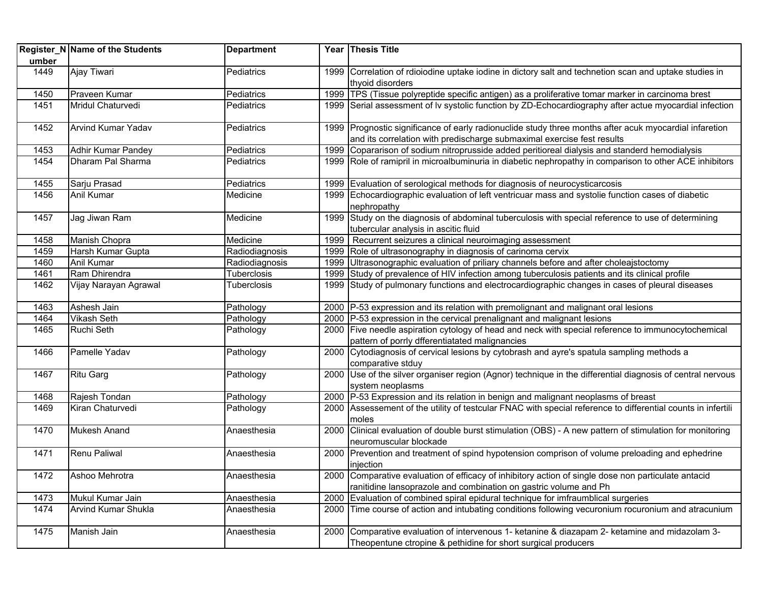| Register_Number | Name of the Students | Department | Year | Thesis Title |
|---|---|---|---|---|
| 1449 | Ajay Tiwari | Pediatrics | 1999 | Correlation of rdioiodine uptake iodine in dictory salt and technetion scan and uptake studies in thyoid disorders |
| 1450 | Praveen Kumar | Pediatrics | 1999 | TPS (Tissue polyreptide specific antigen) as a proliferative tomar marker in carcinoma brest |
| 1451 | Mridul Chaturvedi | Pediatrics | 1999 | Serial assessment of lv systolic function by ZD-Echocardiography after actue myocardial infection |
| 1452 | Arvind Kumar Yadav | Pediatrics | 1999 | Prognostic significance of early radionuclide study three months after acuk myocardial infaretion and its correlation with predischarge submaximal exercise fest results |
| 1453 | Adhir Kumar Pandey | Pediatrics | 1999 | Copararison of sodium nitroprusside added peritioreal dialysis and standerd hemodialysis |
| 1454 | Dharam Pal Sharma | Pediatrics | 1999 | Role of ramipril in microalbuminuria in diabetic nephropathy in comparison to other ACE inhibitors |
| 1455 | Sarju Prasad | Pediatrics | 1999 | Evaluation of serological methods for diagnosis of neurocysticarcosis |
| 1456 | Anil Kumar | Medicine | 1999 | Echocardiographic evaluation of left ventricuar mass and systolie function cases of diabetic nephropathy |
| 1457 | Jag Jiwan Ram | Medicine | 1999 | Study on the diagnosis of abdominal tuberculosis with special reference to use of determining tubercular analysis in ascitic fluid |
| 1458 | Manish Chopra | Medicine | 1999 | Recurrent seizures a clinical neuroimaging assessment |
| 1459 | Harsh Kumar Gupta | Radiodiagnosis | 1999 | Role of ultrasonography in diagnosis of carinoma cervix |
| 1460 | Anil Kumar | Radiodiagnosis | 1999 | Ultrasonographic evaluation of priliary channels before and after choleajstoctomy |
| 1461 | Ram Dhirendra | Tuberclosis | 1999 | Study of prevalence of HIV infection among tuberculosis patients and its clinical profile |
| 1462 | Vijay Narayan Agrawal | Tuberclosis | 1999 | Study of pulmonary functions and electrocardiographic changes in cases of pleural diseases |
| 1463 | Ashesh Jain | Pathology | 2000 | P-53 expression and its relation with premolignant and malignant oral lesions |
| 1464 | Vikash Seth | Pathology | 2000 | P-53 expression in the cervical prenalignant and malignant lesions |
| 1465 | Ruchi Seth | Pathology | 2000 | Five needle aspiration cytology of head and neck with special reference to immunocytochemical pattern of porrly dfferentiatated malignancies |
| 1466 | Pamelle Yadav | Pathology | 2000 | Cytodiagnosis of cervical lesions by cytobrash and ayre's spatula sampling methods a comparative stduy |
| 1467 | Ritu Garg | Pathology | 2000 | Use of the silver organiser region (Agnor) technique in the differential diagnosis of central nervous system neoplasms |
| 1468 | Rajesh Tondan | Pathology | 2000 | P-53 Expression and its relation in benign and malignant neoplasms of breast |
| 1469 | Kiran Chaturvedi | Pathology | 2000 | Assessement of the utility of testcular FNAC with special reference to differential counts in infertili moles |
| 1470 | Mukesh Anand | Anaesthesia | 2000 | Clinical evaluation of double burst stimulation (OBS) - A new pattern of stimulation for monitoring neuromuscular blockade |
| 1471 | Renu Paliwal | Anaesthesia | 2000 | Prevention and treatment of spind hypotension comprison of volume preloading and ephedrine injection |
| 1472 | Ashoo Mehrotra | Anaesthesia | 2000 | Comparative evaluation of efficacy of inhibitory action of single dose non particulate antacid ranitidine lansoprazole and combination on gastric volume and Ph |
| 1473 | Mukul Kumar Jain | Anaesthesia | 2000 | Evaluation of combined spiral epidural technique for imfraumblical surgeries |
| 1474 | Arvind Kumar Shukla | Anaesthesia | 2000 | Time course of action and intubating conditions following vecuronium rocuronium and atracunium |
| 1475 | Manish Jain | Anaesthesia | 2000 | Comparative evaluation of intervenous 1- ketanine & diazapam 2- ketamine and midazolam 3- Theopentune ctropine & pethidine for short surgical producers |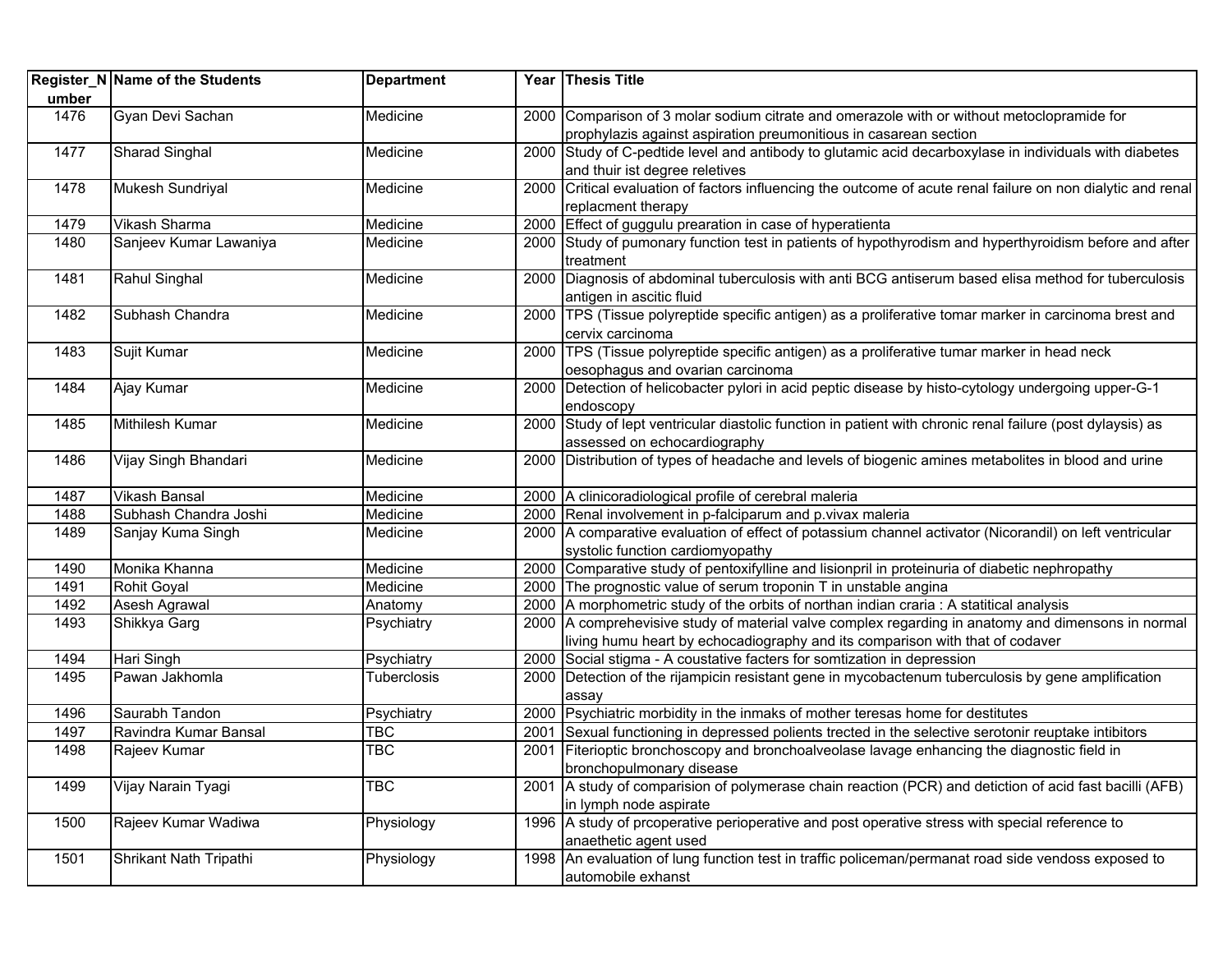| Register_Number | Name of the Students | Department | Year | Thesis Title |
|---|---|---|---|---|
| 1476 | Gyan Devi Sachan | Medicine | 2000 | Comparison of 3 molar sodium citrate and omerazole with or without metoclopramide for prophylazis against aspiration preumonitious in casarean section |
| 1477 | Sharad Singhal | Medicine | 2000 | Study of C-pedtide level and antibody to glutamic acid decarboxylase in individuals with diabetes and thuir ist degree reletives |
| 1478 | Mukesh Sundriyal | Medicine | 2000 | Critical evaluation of factors influencing the outcome of acute renal failure on non dialytic and renal replacment therapy |
| 1479 | Vikash Sharma | Medicine | 2000 | Effect of guggulu prearation in case of hyperatienta |
| 1480 | Sanjeev Kumar Lawaniya | Medicine | 2000 | Study of pumonary function test in patients of hypothyrodism and hyperthyroidism before and after treatment |
| 1481 | Rahul Singhal | Medicine | 2000 | Diagnosis of abdominal tuberculosis with anti BCG antiserum based elisa method for tuberculosis antigen in ascitic fluid |
| 1482 | Subhash Chandra | Medicine | 2000 | TPS (Tissue polyreptide specific antigen) as a proliferative tomar marker in carcinoma brest and cervix carcinoma |
| 1483 | Sujit Kumar | Medicine | 2000 | TPS (Tissue polyreptide specific antigen) as a proliferative tumar marker in head neck oesophagus and ovarian carcinoma |
| 1484 | Ajay Kumar | Medicine | 2000 | Detection of helicobacter pylori in acid peptic disease by histo-cytology undergoing upper-G-1 endoscopy |
| 1485 | Mithilesh Kumar | Medicine | 2000 | Study of lept ventricular diastolic function in patient with chronic renal failure (post dylaysis) as assessed on echocardiography |
| 1486 | Vijay Singh Bhandari | Medicine | 2000 | Distribution of types of headache and levels of biogenic amines metabolites in blood and urine |
| 1487 | Vikash Bansal | Medicine | 2000 | A clinicoradiological profile of cerebral maleria |
| 1488 | Subhash Chandra Joshi | Medicine | 2000 | Renal involvement in p-falciparum and p.vivax maleria |
| 1489 | Sanjay Kuma Singh | Medicine | 2000 | A comparative evaluation of effect of potassium channel activator (Nicorandil) on left ventricular systolic function cardiomyopathy |
| 1490 | Monika Khanna | Medicine | 2000 | Comparative study of pentoxifylline and lisionpril in proteinuria of diabetic nephropathy |
| 1491 | Rohit Goyal | Medicine | 2000 | The prognostic value of serum troponin T in unstable angina |
| 1492 | Asesh Agrawal | Anatomy | 2000 | A morphometric study of the orbits of northan indian craria : A statitical analysis |
| 1493 | Shikkya Garg | Psychiatry | 2000 | A comprehevisive study of material valve complex regarding in anatomy and dimensons in normal living humu heart by echocadiography and its comparison with that of codaver |
| 1494 | Hari Singh | Psychiatry | 2000 | Social stigma - A coustative facters for somtization in depression |
| 1495 | Pawan Jakhomla | Tuberclosis | 2000 | Detection of the rijampicin resistant gene in mycobactenum tuberculosis by gene amplification assay |
| 1496 | Saurabh Tandon | Psychiatry | 2000 | Psychiatric morbidity in the inmaks of mother teresas home for destitutes |
| 1497 | Ravindra Kumar Bansal | TBC | 2001 | Sexual functioning in depressed polients trected in the selective serotonir reuptake intibitors |
| 1498 | Rajeev Kumar | TBC | 2001 | Fiterioptic bronchoscopy and bronchoalveolase lavage enhancing the diagnostic field in bronchopulmonary disease |
| 1499 | Vijay Narain Tyagi | TBC | 2001 | A study of comparision of polymerase chain reaction (PCR) and detiction of acid fast bacilli (AFB) in lymph node aspirate |
| 1500 | Rajeev Kumar Wadiwa | Physiology | 1996 | A study of prcoperative perioperative and post operative stress with special reference to anaethetic agent used |
| 1501 | Shrikant Nath Tripathi | Physiology | 1998 | An evaluation of lung function test in traffic policeman/permanat road side vendoss exposed to automobile exhanst |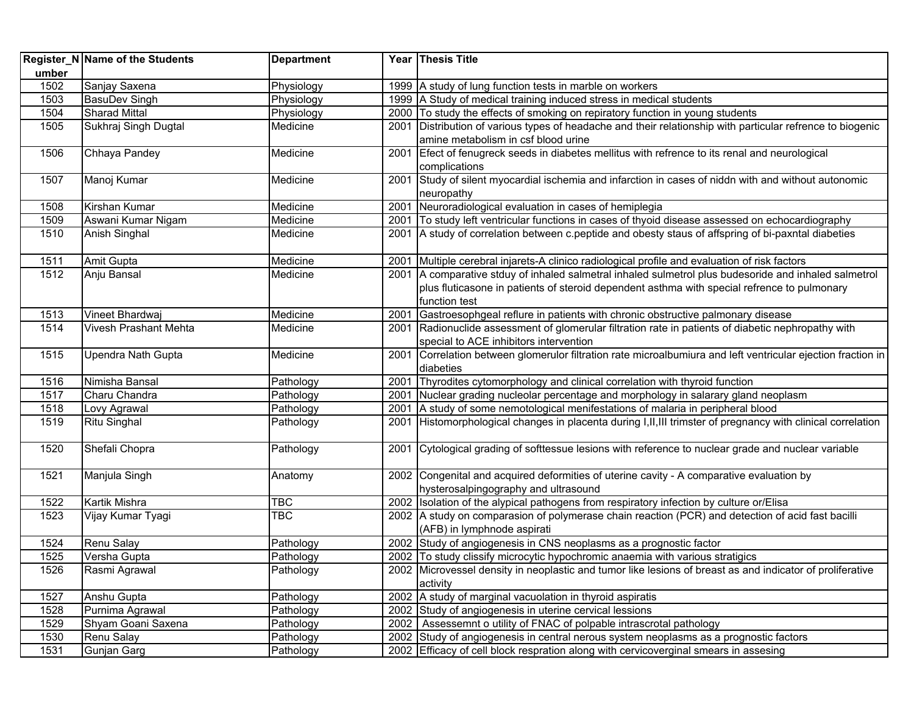| Register_Number | Name of the Students | Department | Year | Thesis Title |
|---|---|---|---|---|
| 1502 | Sanjay Saxena | Physiology | 1999 | A study of lung function tests in marble on workers |
| 1503 | BasuDev Singh | Physiology | 1999 | A Study of medical training induced stress in medical students |
| 1504 | Sharad Mittal | Physiology | 2000 | To study the effects of smoking on repiratory function in young students |
| 1505 | Sukhraj Singh Dugtal | Medicine | 2001 | Distribution of various types of headache and their relationship with particular refrence to biogenic amine metabolism in csf blood urine |
| 1506 | Chhaya Pandey | Medicine | 2001 | Efect of fenugreck seeds in diabetes mellitus with refrence to its renal and neurological complications |
| 1507 | Manoj Kumar | Medicine | 2001 | Study of silent myocardial ischemia and infarction in cases of niddn with and without autonomic neuropathy |
| 1508 | Kirshan Kumar | Medicine | 2001 | Neuroradiological evaluation in cases of hemiplegia |
| 1509 | Aswani Kumar Nigam | Medicine | 2001 | To study left ventricular functions in cases of thyoid disease assessed on echocardiography |
| 1510 | Anish Singhal | Medicine | 2001 | A study of correlation between c.peptide and obesty staus of affspring of bi-paxntal diabeties |
| 1511 | Amit Gupta | Medicine | 2001 | Multiple cerebral injarets-A clinico radiological profile and evaluation of risk factors |
| 1512 | Anju Bansal | Medicine | 2001 | A comparative stduy of inhaled salmetral inhaled sulmetrol plus budesoride and inhaled salmetrol plus fluticasone in patients of steroid dependent asthma with special refrence to pulmonary function test |
| 1513 | Vineet Bhardwaj | Medicine | 2001 | Gastroesophgeal reflure in patients with chronic obstructive palmonary disease |
| 1514 | Vivesh Prashant Mehta | Medicine | 2001 | Radionuclide assessment of glomerular filtration rate in patients of diabetic nephropathy with special to ACE inhibitors intervention |
| 1515 | Upendra Nath Gupta | Medicine | 2001 | Correlation between glomerulor filtration rate microalbumiura and left ventricular ejection fraction in diabeties |
| 1516 | Nimisha Bansal | Pathology | 2001 | Thyrodites cytomorphology and clinical correlation with thyroid function |
| 1517 | Charu Chandra | Pathology | 2001 | Nuclear grading nucleolar percentage and morphology in salarary gland neoplasm |
| 1518 | Lovy Agrawal | Pathology | 2001 | A study of some nemotological menifestations of malaria in peripheral blood |
| 1519 | Ritu Singhal | Pathology | 2001 | Histomorphological changes in placenta during I,II,III trimster of pregnancy with clinical correlation |
| 1520 | Shefali Chopra | Pathology | 2001 | Cytological grading of softtessue lesions with reference to nuclear grade and nuclear variable |
| 1521 | Manjula Singh | Anatomy | 2002 | Congenital and acquired deformities of uterine cavity - A comparative evaluation by hysterosalpingography and ultrasound |
| 1522 | Kartik Mishra | TBC | 2002 | Isolation of the alypical pathogens from respiratory infection by culture or/Elisa |
| 1523 | Vijay Kumar Tyagi | TBC | 2002 | A study on comparasion of polymerase chain reaction (PCR) and detection of acid fast bacilli (AFB) in lymphnode aspirati |
| 1524 | Renu Salay | Pathology | 2002 | Study of angiogenesis in CNS neoplasms as a prognostic factor |
| 1525 | Versha Gupta | Pathology | 2002 | To study clissify microcytic hypochromic anaemia with various stratigics |
| 1526 | Rasmi Agrawal | Pathology | 2002 | Microvessel density in neoplastic and tumor like lesions of breast as and indicator of proliferative activity |
| 1527 | Anshu Gupta | Pathology | 2002 | A study of marginal vacuolation in thyroid aspiratis |
| 1528 | Purnima Agrawal | Pathology | 2002 | Study of angiogenesis in uterine cervical lessions |
| 1529 | Shyam Goani Saxena | Pathology | 2002 | Assessemnt o utility of FNAC of polpable intrascrotal pathology |
| 1530 | Renu Salay | Pathology | 2002 | Study of angiogenesis in central nerous system neoplasms as a prognostic factors |
| 1531 | Gunjan Garg | Pathology | 2002 | Efficacy of cell block respration along with cervicoverginal smears in assesing |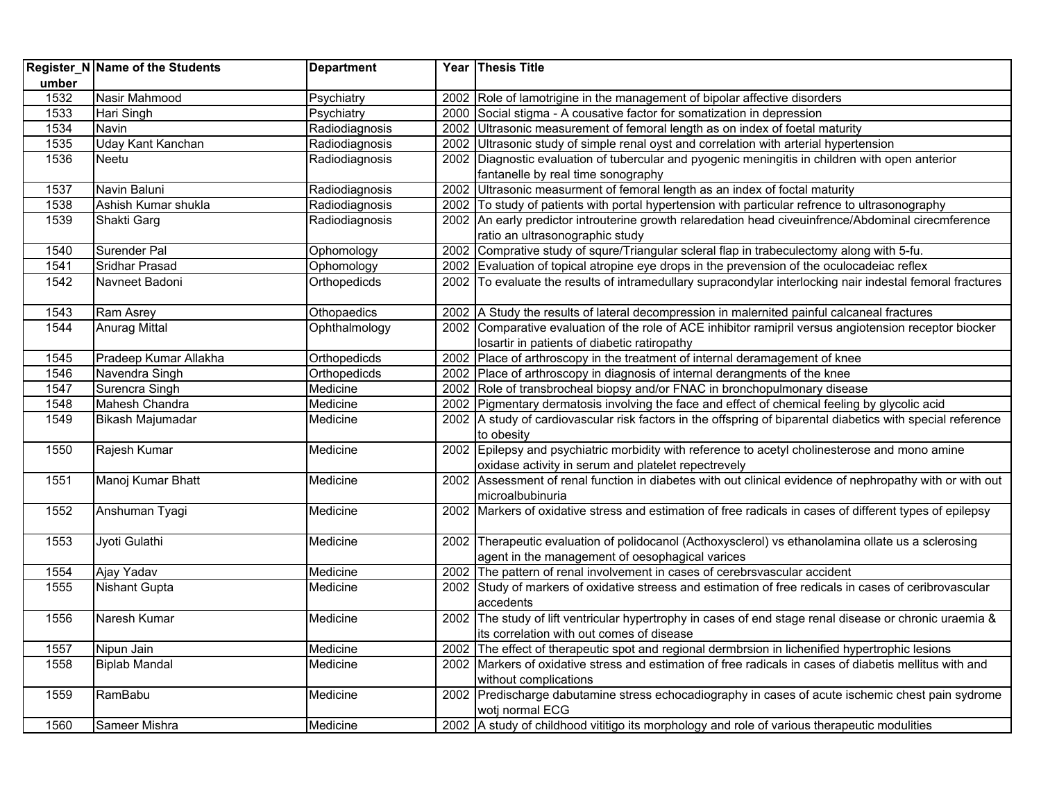| Register_Number | Name of the Students | Department | Year | Thesis Title |
|---|---|---|---|---|
| 1532 | Nasir Mahmood | Psychiatry | 2002 | Role of lamotrigine in the management of bipolar affective disorders |
| 1533 | Hari Singh | Psychiatry | 2000 | Social stigma - A cousative factor for somatization in depression |
| 1534 | Navin | Radiodiagnosis | 2002 | Ultrasonic measurement of femoral length as on index of foetal maturity |
| 1535 | Uday Kant Kanchan | Radiodiagnosis | 2002 | Ultrasonic study of simple renal oyst and correlation with arterial hypertension |
| 1536 | Neetu | Radiodiagnosis | 2002 | Diagnostic evaluation of tubercular and pyogenic meningitis in children with open anterior fantanelle by real time sonography |
| 1537 | Navin Baluni | Radiodiagnosis | 2002 | Ultrasonic measurment of femoral length as an index of foctal maturity |
| 1538 | Ashish Kumar shukla | Radiodiagnosis | 2002 | To study of patients with portal hypertension with particular refrence to ultrasonography |
| 1539 | Shakti Garg | Radiodiagnosis | 2002 | An early predictor introuterine growth relaredation head civeuinfrence/Abdominal cirecmference ratio an ultrasonographic study |
| 1540 | Surender Pal | Ophomology | 2002 | Comprative study of squre/Triangular scleral flap in trabeculectomy along with 5-fu. |
| 1541 | Sridhar Prasad | Ophomology | 2002 | Evaluation of topical atropine eye drops in the prevension of the oculocadeiac reflex |
| 1542 | Navneet Badoni | Orthopedicds | 2002 | To evaluate the results of intramedullary supracondylar interlocking nair indestal femoral fractures |
| 1543 | Ram Asrey | Othopaedics | 2002 | A Study the results of lateral decompression in malernited painful calcaneal fractures |
| 1544 | Anurag Mittal | Ophthalmology | 2002 | Comparative evaluation of the role of ACE inhibitor ramipril versus angiotension receptor biocker losartir in patients of diabetic ratiropathy |
| 1545 | Pradeep Kumar Allakha | Orthopedicds | 2002 | Place of arthroscopy in the treatment of internal deramagement of knee |
| 1546 | Navendra Singh | Orthopedicds | 2002 | Place of arthroscopy in diagnosis of internal derangments of the knee |
| 1547 | Surencra Singh | Medicine | 2002 | Role of transbrocheal biopsy and/or FNAC in bronchopulmonary disease |
| 1548 | Mahesh Chandra | Medicine | 2002 | Pigmentary dermatosis involving the face and effect of chemical feeling by glycolic acid |
| 1549 | Bikash Majumadar | Medicine | 2002 | A study of cardiovascular risk factors in the offspring of biparental diabetics with special reference to obesity |
| 1550 | Rajesh Kumar | Medicine | 2002 | Epilepsy and psychiatric morbidity with reference to acetyl cholinesterose and mono amine oxidase activity in serum and platelet repectrevely |
| 1551 | Manoj Kumar Bhatt | Medicine | 2002 | Assessment of renal function in diabetes with out clinical evidence of nephropathy with or with out microalbubinuria |
| 1552 | Anshuman Tyagi | Medicine | 2002 | Markers of oxidative stress and estimation of free radicals in cases of different types of epilepsy |
| 1553 | Jyoti Gulathi | Medicine | 2002 | Therapeutic evaluation of polidocanol (Acthoxysclerol) vs ethanolamina ollate us a sclerosing agent in the management of oesophagical varices |
| 1554 | Ajay Yadav | Medicine | 2002 | The pattern of renal involvement in cases of cerebrsvascular accident |
| 1555 | Nishant Gupta | Medicine | 2002 | Study of markers of oxidative stress and estimation of free redicals in cases of ceribrovascular accedents |
| 1556 | Naresh Kumar | Medicine | 2002 | The study of lift ventricular hypertrophy in cases of end stage renal disease or chronic uraemia & its correlation with out comes of disease |
| 1557 | Nipun Jain | Medicine | 2002 | The effect of therapeutic spot and regional dermbrsion in lichenified hypertrophic lesions |
| 1558 | Biplab Mandal | Medicine | 2002 | Markers of oxidative stress and estimation of free radicals in cases of diabetis mellitus with and without complications |
| 1559 | RamBabu | Medicine | 2002 | Predischarge dabutamine stress echocadiography in cases of acute ischemic chest pain sydrome wotj normal ECG |
| 1560 | Sameer Mishra | Medicine | 2002 | A study of childhood vititigo its morphology and role of various therapeutic modulities |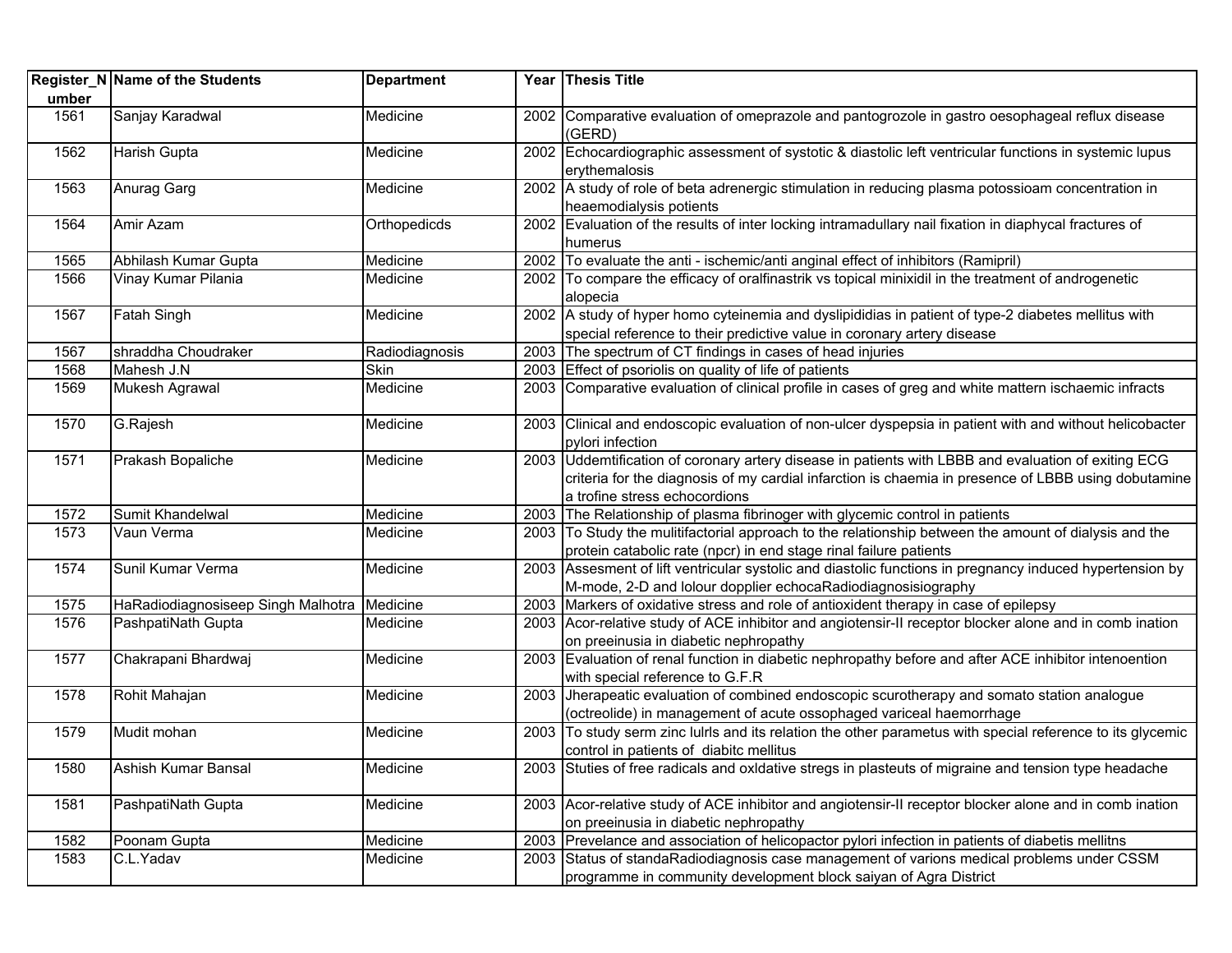| Register_Number | Name of the Students | Department | Year | Thesis Title |
|---|---|---|---|---|
| 1561 | Sanjay Karadwal | Medicine | 2002 | Comparative evaluation of omeprazole and pantogrozole in gastro oesophageal reflux disease (GERD) |
| 1562 | Harish Gupta | Medicine | 2002 | Echocardiographic assessment of systotic & diastolic left ventricular functions in systemic lupus erythemalosis |
| 1563 | Anurag Garg | Medicine | 2002 | A study of role of beta adrenergic stimulation in reducing plasma potossioam concentration in heaemodialysis potients |
| 1564 | Amir Azam | Orthopedicds | 2002 | Evaluation of the results of inter locking intramadullary nail fixation in diaphycal fractures of humerus |
| 1565 | Abhilash Kumar Gupta | Medicine | 2002 | To evaluate the anti - ischemic/anti anginal effect of inhibitors (Ramipril) |
| 1566 | Vinay Kumar Pilania | Medicine | 2002 | To compare the efficacy of oralfinastrik vs topical minixidil in the treatment of androgenetic alopecia |
| 1567 | Fatah Singh | Medicine | 2002 | A study of hyper homo cyteinemia and dyslipididias in patient of type-2 diabetes mellitus with special reference to their predictive value in coronary artery disease |
| 1567 | shraddha Choudraker | Radiodiagnosis | 2003 | The spectrum of CT findings in cases of head injuries |
| 1568 | Mahesh J.N | Skin | 2003 | Effect of psoriolis on quality of life of patients |
| 1569 | Mukesh Agrawal | Medicine | 2003 | Comparative evaluation of clinical profile in cases of greg and white mattern ischaemic infracts |
| 1570 | G.Rajesh | Medicine | 2003 | Clinical and endoscopic evaluation of non-ulcer dyspepsia in patient with and without helicobacter pylori infection |
| 1571 | Prakash Bopaliche | Medicine | 2003 | Uddemtification of coronary artery disease in patients with LBBB and evaluation of exiting ECG criteria for the diagnosis of my cardial infarction is chaemia in presence of LBBB using dobutamine a trofine stress echocordions |
| 1572 | Sumit Khandelwal | Medicine | 2003 | The Relationship of plasma fibrinoger with glycemic control in patients |
| 1573 | Vaun Verma | Medicine | 2003 | To Study the mulitifactorial approach to the relationship between the amount of dialysis and the protein catabolic rate (npcr) in end stage rinal failure patients |
| 1574 | Sunil Kumar Verma | Medicine | 2003 | Assesment of lift ventricular systolic and diastolic functions in pregnancy induced hypertension by M-mode, 2-D and lolour dopplier echocaRadiodiagnosisiography |
| 1575 | HaRadiodiagnosiseep Singh Malhotra | Medicine | 2003 | Markers of oxidative stress and role of antioxident therapy in case of epilepsy |
| 1576 | PashpatiNath Gupta | Medicine | 2003 | Acor-relative study of ACE inhibitor and angiotensir-II receptor blocker alone and in comb ination on preeinusia in diabetic nephropathy |
| 1577 | Chakrapani Bhardwaj | Medicine | 2003 | Evaluation of renal function in diabetic nephropathy before and after ACE inhibitor intenoention with special reference to G.F.R |
| 1578 | Rohit Mahajan | Medicine | 2003 | Jherapeatic evaluation of combined endoscopic scurotherapy and somato station analogue (octreolide) in management of acute ossophaged variceal haemorrhage |
| 1579 | Mudit mohan | Medicine | 2003 | To study serm zinc lulrls and its relation the other parametus with special reference to its glycemic control in patients of diabitc mellitus |
| 1580 | Ashish Kumar Bansal | Medicine | 2003 | Stuties of free radicals and oxldative stregs in plasteuts of migraine and tension type headache |
| 1581 | PashpatiNath Gupta | Medicine | 2003 | Acor-relative study of ACE inhibitor and angiotensir-II receptor blocker alone and in comb ination on preeinusia in diabetic nephropathy |
| 1582 | Poonam Gupta | Medicine | 2003 | Prevelance and association of helicopactor pylori infection in patients of diabetis mellitns |
| 1583 | C.L.Yadav | Medicine | 2003 | Status of standaRadiodiagnosis case management of varions medical problems under CSSM programme in community development block saiyan of Agra District |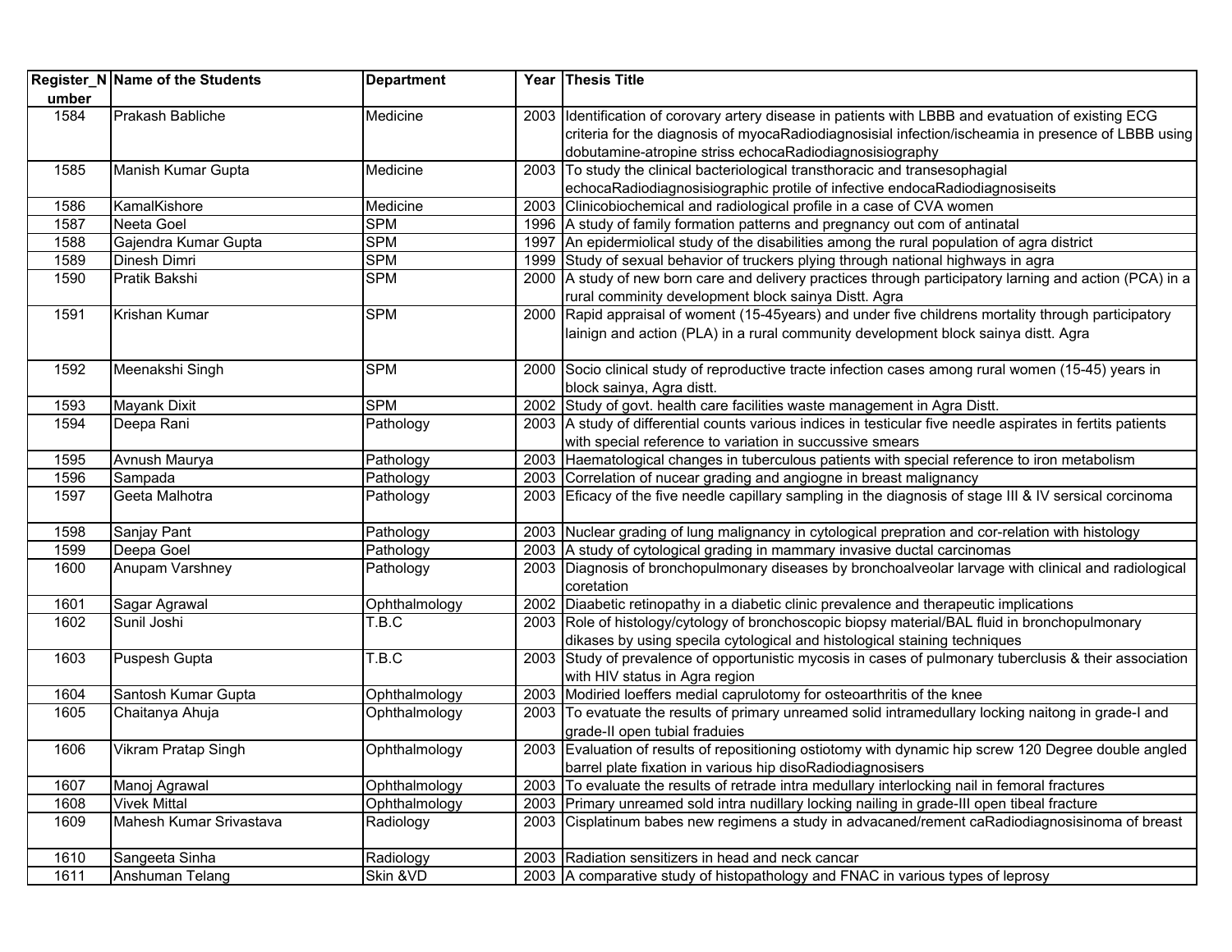| Register_Number | Name of the Students | Department | Year | Thesis Title |
|---|---|---|---|---|
| 1584 | Prakash Babliche | Medicine | 2003 | Identification of corovary artery disease in patients with LBBB and evatuation of existing ECG criteria for the diagnosis of myocaRadiodiagnosisial infection/ischeamia in presence of LBBB using dobutamine-atropine striss echocaRadiodiagnosisiography |
| 1585 | Manish Kumar Gupta | Medicine | 2003 | To study the clinical bacteriological transthoracic and transesophagial echocaRadiodiagnosisiographic protile of infective endocaRadiodiagnosiseits |
| 1586 | KamalKishore | Medicine | 2003 | Clinicobiochemical and radiological profile in a case of CVA women |
| 1587 | Neeta Goel | SPM | 1996 | A study of family formation patterns and pregnancy out com of antinatal |
| 1588 | Gajendra Kumar Gupta | SPM | 1997 | An epidermiolical study of the disabilities among the rural population of agra district |
| 1589 | Dinesh Dimri | SPM | 1999 | Study of sexual behavior of truckers plying through national highways in agra |
| 1590 | Pratik Bakshi | SPM | 2000 | A study of new born care and delivery practices through participatory larning and action (PCA) in a rural comminity development block sainya Distt. Agra |
| 1591 | Krishan Kumar | SPM | 2000 | Rapid appraisal of woment (15-45years) and under five childrens mortality through participatory lainign and action (PLA) in a rural community development block sainya distt. Agra |
| 1592 | Meenakshi Singh | SPM | 2000 | Socio clinical study of reproductive tracte infection cases among rural women (15-45) years in block sainya, Agra distt. |
| 1593 | Mayank Dixit | SPM | 2002 | Study of govt. health care facilities waste management in Agra Distt. |
| 1594 | Deepa Rani | Pathology | 2003 | A study of differential counts various indices in testicular five needle aspirates in fertits patients with special reference to variation in succussive smears |
| 1595 | Avnush Maurya | Pathology | 2003 | Haematological changes in tuberculous patients with special reference to iron metabolism |
| 1596 | Sampada | Pathology | 2003 | Correlation of nucear grading and angiogne in breast malignancy |
| 1597 | Geeta Malhotra | Pathology | 2003 | Eficacy of the five needle capillary sampling in the diagnosis of stage III & IV sersical corcinoma |
| 1598 | Sanjay Pant | Pathology | 2003 | Nuclear grading of lung malignancy in cytological prepration and cor-relation with histology |
| 1599 | Deepa Goel | Pathology | 2003 | A study of cytological grading in mammary invasive ductal carcinomas |
| 1600 | Anupam Varshney | Pathology | 2003 | Diagnosis of bronchopulmonary diseases by bronchoalveolar larvage with clinical and radiological coretation |
| 1601 | Sagar Agrawal | Ophthalmology | 2002 | Diaabetic retinopathy in a diabetic clinic prevalence and therapeutic implications |
| 1602 | Sunil Joshi | T.B.C | 2003 | Role of histology/cytology of bronchoscopic biopsy material/BAL fluid in bronchopulmonary dikases by using specila cytological and histological staining techniques |
| 1603 | Puspesh Gupta | T.B.C | 2003 | Study of prevalence of opportunistic mycosis in cases of pulmonary tuberclusis & their association with HIV status in Agra region |
| 1604 | Santosh Kumar Gupta | Ophthalmology | 2003 | Modiried loeffers medial caprulotomy for osteoarthritis of the knee |
| 1605 | Chaitanya Ahuja | Ophthalmology | 2003 | To evatuate the results of primary unreamed solid intramedullary locking naitong in grade-I and grade-II open tubial fraduies |
| 1606 | Vikram Pratap Singh | Ophthalmology | 2003 | Evaluation of results of repositioning ostiotomy with dynamic hip screw 120 Degree double angled barrel plate fixation in various hip disoRadiodiagnosisers |
| 1607 | Manoj Agrawal | Ophthalmology | 2003 | To evaluate the results of retrade intra medullary interlocking nail in femoral fractures |
| 1608 | Vivek Mittal | Ophthalmology | 2003 | Primary unreamed sold intra nudillary locking nailing in grade-III open tibeal fracture |
| 1609 | Mahesh Kumar Srivastava | Radiology | 2003 | Cisplatinum babes new regimens a study in advacaned/rement caRadiodiagnosisinoma of breast |
| 1610 | Sangeeta Sinha | Radiology | 2003 | Radiation sensitizers in head and neck cancar |
| 1611 | Anshuman Telang | Skin &VD | 2003 | A comparative study of histopathology and FNAC in various types of leprosy |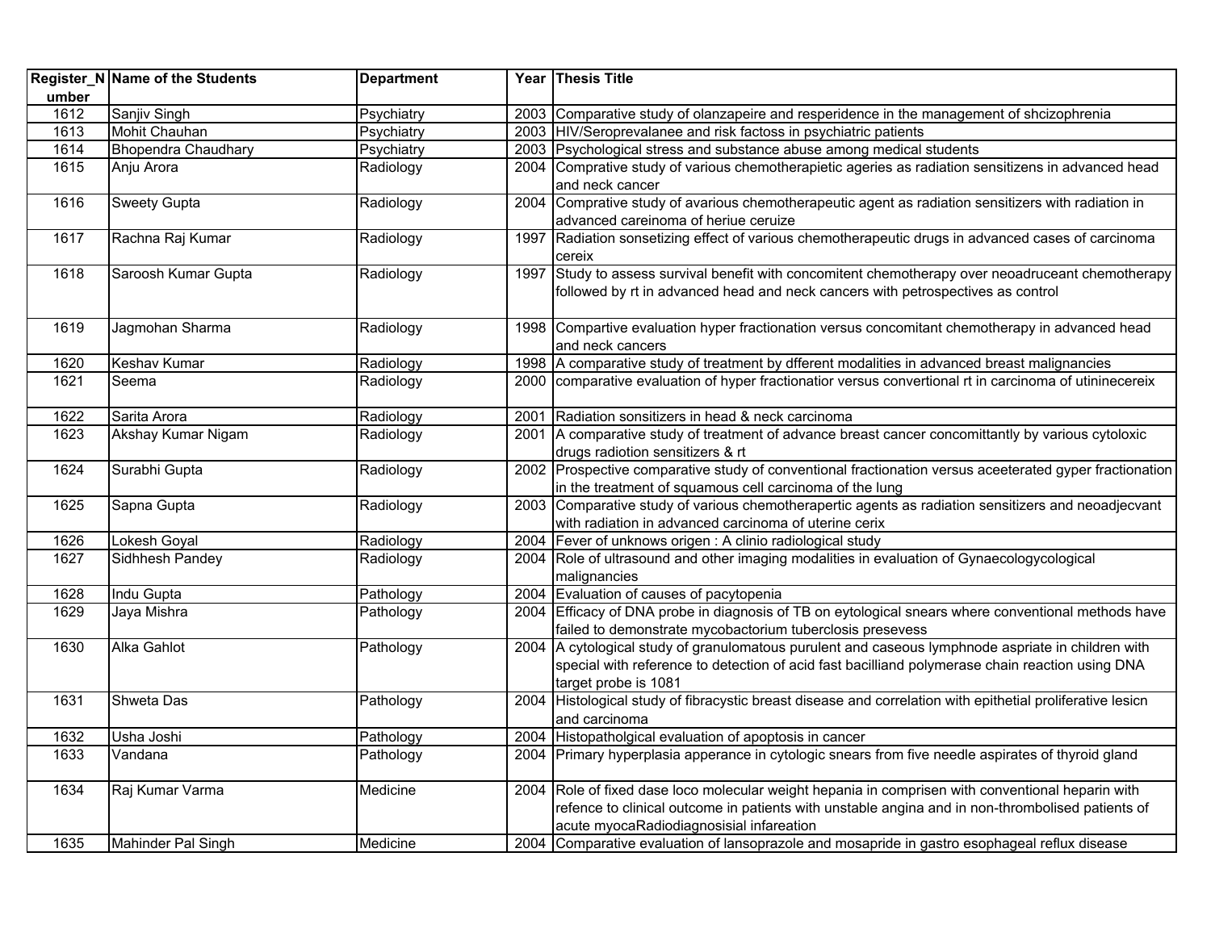| Register_Number | Name of the Students | Department | Year | Thesis Title |
|---|---|---|---|---|
| 1612 | Sanjiv Singh | Psychiatry | 2003 | Comparative study of olanzapeire and resperidence in the management of shcizophrenia |
| 1613 | Mohit Chauhan | Psychiatry | 2003 | HIV/Seroprevalanee and risk factoss in psychiatric patients |
| 1614 | Bhopendra Chaudhary | Psychiatry | 2003 | Psychological stress and substance abuse among medical students |
| 1615 | Anju Arora | Radiology | 2004 | Comprative study of various chemotherapietic ageries as radiation sensitizens in advanced head and neck cancer |
| 1616 | Sweety Gupta | Radiology | 2004 | Comprative study of avarious chemotherapeutic agent as radiation sensitizers with radiation in advanced careinoma of heriue ceruize |
| 1617 | Rachna Raj Kumar | Radiology | 1997 | Radiation sonsetizing effect of various chemotherapeutic drugs in advanced cases of carcinoma cereix |
| 1618 | Saroosh Kumar Gupta | Radiology | 1997 | Study to assess survival benefit with concomitent chemotherapy over neoadruceant chemotherapy followed by rt in advanced head and neck cancers with petrospectives as control |
| 1619 | Jagmohan Sharma | Radiology | 1998 | Compartive evaluation hyper fractionation versus concomitant chemotherapy in advanced head and neck cancers |
| 1620 | Keshav Kumar | Radiology | 1998 | A comparative study of treatment by dfferent modalities in advanced breast malignancies |
| 1621 | Seema | Radiology | 2000 | comparative evaluation of hyper fractionatior versus convertional rt in carcinoma of utininecereix |
| 1622 | Sarita Arora | Radiology | 2001 | Radiation sonsitizers in head & neck carcinoma |
| 1623 | Akshay Kumar Nigam | Radiology | 2001 | A comparative study of treatment of advance breast cancer concomittantly by various cytoloxic drugs radiotion sensitizers & rt |
| 1624 | Surabhi Gupta | Radiology | 2002 | Prospective comparative study of conventional fractionation versus aceeterated gyper fractionation in the treatment of squamous cell carcinoma of the lung |
| 1625 | Sapna Gupta | Radiology | 2003 | Comparative study of various chemotherapertic agents as radiation sensitizers and neoadjecvant with radiation in advanced carcinoma of uterine cerix |
| 1626 | Lokesh Goyal | Radiology | 2004 | Fever of unknows origen : A clinio radiological study |
| 1627 | Sidhhesh Pandey | Radiology | 2004 | Role of ultrasound and other imaging modalities in evaluation of Gynaecologycological malignancies |
| 1628 | Indu Gupta | Pathology | 2004 | Evaluation of causes of pacytopenia |
| 1629 | Jaya Mishra | Pathology | 2004 | Efficacy of DNA probe in diagnosis of TB on eytological snears where conventional methods have failed to demonstrate mycobactorium tuberclosis presevess |
| 1630 | Alka Gahlot | Pathology | 2004 | A cytological study of granulomatous purulent and caseous lymphnode aspriate in children with special with reference to detection of acid fast bacilliand polymerase chain reaction using DNA target probe is 1081 |
| 1631 | Shweta Das | Pathology | 2004 | Histological study of fibracystic breast disease and correlation with epithetial proliferative lesicn and carcinoma |
| 1632 | Usha Joshi | Pathology | 2004 | Histopatholgical evaluation of apoptosis in cancer |
| 1633 | Vandana | Pathology | 2004 | Primary hyperplasia apperance in cytologic snears from five needle aspirates of thyroid gland |
| 1634 | Raj Kumar Varma | Medicine | 2004 | Role of fixed dase loco molecular weight hepania in comprisen with conventional heparin with refence to clinical outcome in patients with unstable angina and in non-thrombolised patients of acute myocaRadiodiagnosisial infareation |
| 1635 | Mahinder Pal Singh | Medicine | 2004 | Comparative evaluation of lansoprazole and mosapride in gastro esophageal reflux disease |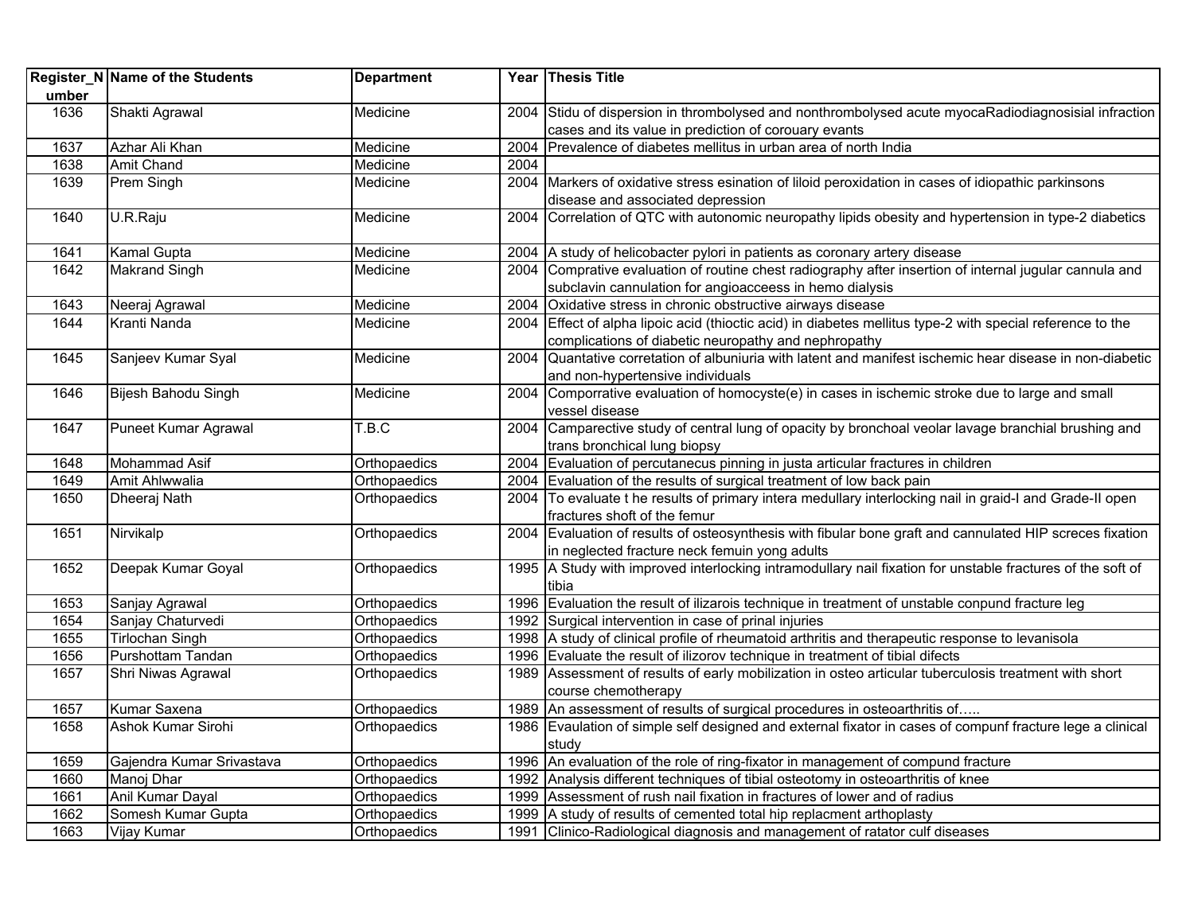| Register_Number | Name of the Students | Department | Year | Thesis Title |
|---|---|---|---|---|
| 1636 | Shakti Agrawal | Medicine | 2004 | Stidu of dispersion in thrombolysed and nonthrombolysed acute myocaRadiodiagnosisial infraction cases and its value in prediction of corouary evants |
| 1637 | Azhar Ali Khan | Medicine | 2004 | Prevalence of diabetes mellitus in urban area of north India |
| 1638 | Amit Chand | Medicine | 2004 | |
| 1639 | Prem Singh | Medicine | 2004 | Markers of oxidative stress esination of liloid peroxidation in cases of idiopathic parkinsons disease and associated depression |
| 1640 | U.R.Raju | Medicine | 2004 | Correlation of QTC with autonomic neuropathy lipids obesity and hypertension in type-2 diabetics |
| 1641 | Kamal Gupta | Medicine | 2004 | A study of helicobacter pylori in patients as coronary artery disease |
| 1642 | Makrand Singh | Medicine | 2004 | Comprative evaluation of routine chest radiography after insertion of internal jugular cannula and subclavin cannulation for angioacceess in hemo dialysis |
| 1643 | Neeraj Agrawal | Medicine | 2004 | Oxidative stress in chronic obstructive airways disease |
| 1644 | Kranti Nanda | Medicine | 2004 | Effect of alpha lipoic acid (thioctic acid) in diabetes mellitus type-2 with special reference to the complications of diabetic neuropathy and nephropathy |
| 1645 | Sanjeev Kumar Syal | Medicine | 2004 | Quantative corretation of albuniuria with latent and manifest ischemic hear disease in non-diabetic and non-hypertensive individuals |
| 1646 | Bijesh Bahodu Singh | Medicine | 2004 | Comporrative evaluation of homocyste(e) in cases in ischemic stroke due to large and small vessel disease |
| 1647 | Puneet Kumar Agrawal | T.B.C | 2004 | Camparective study of central lung of opacity by bronchoal veolar lavage branchial brushing and trans bronchical lung biopsy |
| 1648 | Mohammad Asif | Orthopaedics | 2004 | Evaluation of percutanecus pinning in justa articular fractures in children |
| 1649 | Amit Ahlwwalia | Orthopaedics | 2004 | Evaluation of the results of surgical treatment of low back pain |
| 1650 | Dheeraj Nath | Orthopaedics | 2004 | To evaluate t he results of primary intera medullary interlocking nail in graid-I and Grade-II open fractures shoft of the femur |
| 1651 | Nirvikalp | Orthopaedics | 2004 | Evaluation of results of osteosynthesis with fibular bone graft and cannulated HIP screces fixation in neglected fracture neck femuin yong adults |
| 1652 | Deepak Kumar Goyal | Orthopaedics | 1995 | A Study with improved interlocking intramodullary nail fixation for unstable fractures of the soft of tibia |
| 1653 | Sanjay Agrawal | Orthopaedics | 1996 | Evaluation the result of ilizarois technique in treatment of unstable conpund fracture leg |
| 1654 | Sanjay Chaturvedi | Orthopaedics | 1992 | Surgical intervention in case of prinal injuries |
| 1655 | Tirlochan Singh | Orthopaedics | 1998 | A study of clinical profile of rheumatoid arthritis and therapeutic response to levanisola |
| 1656 | Purshottam Tandan | Orthopaedics | 1996 | Evaluate the result of ilizorov technique in treatment of tibial difects |
| 1657 | Shri Niwas Agrawal | Orthopaedics | 1989 | Assessment of results of early mobilization in osteo articular tuberculosis treatment with short course chemotherapy |
| 1657 | Kumar Saxena | Orthopaedics | 1989 | An assessment of results of surgical procedures in osteoarthritis of….. |
| 1658 | Ashok Kumar Sirohi | Orthopaedics | 1986 | Evaulation of simple self designed and external fixator in cases of compunf fracture lege a clinical study |
| 1659 | Gajendra Kumar Srivastava | Orthopaedics | 1996 | An evaluation of the role of ring-fixator in management of compund fracture |
| 1660 | Manoj Dhar | Orthopaedics | 1992 | Analysis different techniques of tibial osteotomy in osteoarthritis of knee |
| 1661 | Anil Kumar Dayal | Orthopaedics | 1999 | Assessment of rush nail fixation in fractures of lower and of radius |
| 1662 | Somesh Kumar Gupta | Orthopaedics | 1999 | A study of results of cemented total hip replacment arthoplasty |
| 1663 | Vijay Kumar | Orthopaedics | 1991 | Clinico-Radiological diagnosis and management of ratator culf diseases |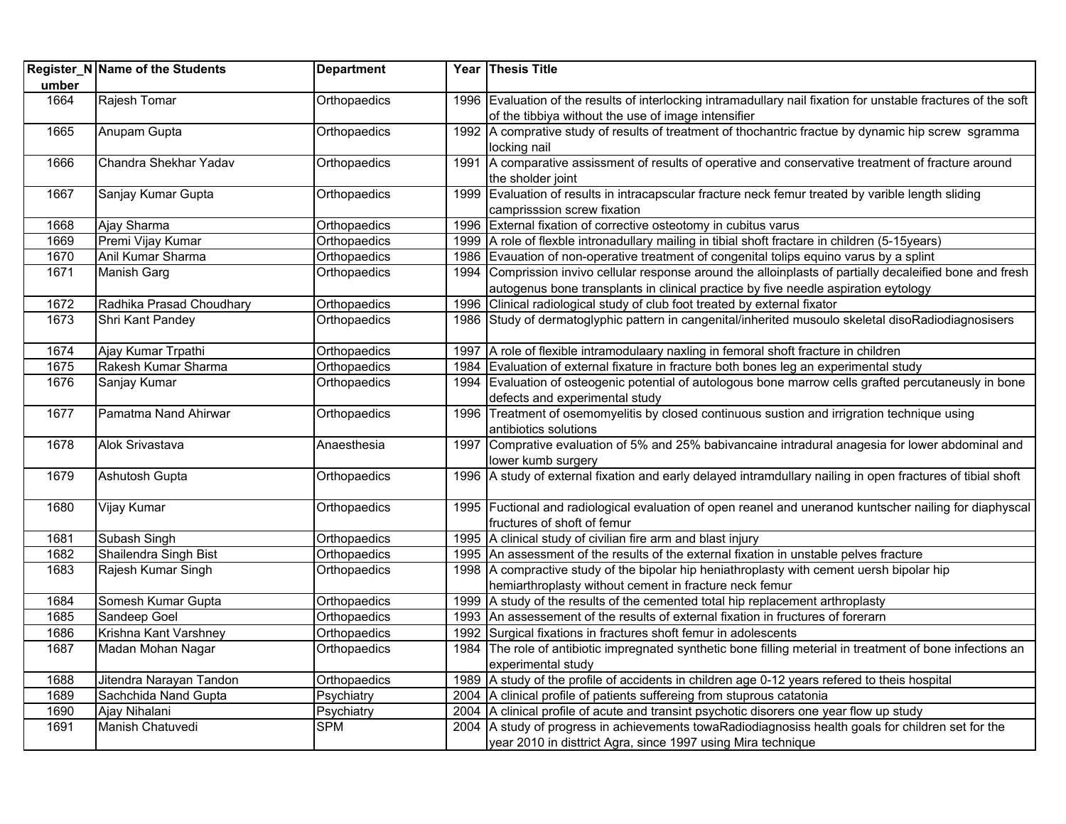| Register_Number | Name of the Students | Department | Year | Thesis Title |
|---|---|---|---|---|
| 1664 | Rajesh Tomar | Orthopaedics | 1996 | Evaluation of the results of interlocking intramadullary nail fixation for unstable fractures of the soft of the tibbiya without the use of image intensifier |
| 1665 | Anupam Gupta | Orthopaedics | 1992 | A comprative study of results of treatment of thochantric fractue by dynamic hip screw sgramma locking nail |
| 1666 | Chandra Shekhar Yadav | Orthopaedics | 1991 | A comparative assissment of results of operative and conservative treatment of fracture around the sholder joint |
| 1667 | Sanjay Kumar Gupta | Orthopaedics | 1999 | Evaluation of results in intracapscular fracture neck femur treated by varible length sliding camprisssion screw fixation |
| 1668 | Ajay Sharma | Orthopaedics | 1996 | External fixation of corrective osteotomy in cubitus varus |
| 1669 | Premi Vijay Kumar | Orthopaedics | 1999 | A role of flexble intronadullary mailing in tibial shoft fractare in children (5-15years) |
| 1670 | Anil Kumar Sharma | Orthopaedics | 1986 | Evauation of non-operative treatment of congenital tolips equino varus by a splint |
| 1671 | Manish Garg | Orthopaedics | 1994 | Comprission invivo cellular response around the alloinplasts of partially decaleified bone and fresh autogenus bone transplants in clinical practice by five needle aspiration eytology |
| 1672 | Radhika Prasad Choudhary | Orthopaedics | 1996 | Clinical radiological study of club foot treated by external fixator |
| 1673 | Shri Kant Pandey | Orthopaedics | 1986 | Study of dermatoglyphic pattern in cangenital/inherited musoulo skeletal disoRadiodiagnosisers |
| 1674 | Ajay Kumar Trpathi | Orthopaedics | 1997 | A role of flexible intramodulaary naxling in femoral shoft fracture in children |
| 1675 | Rakesh Kumar Sharma | Orthopaedics | 1984 | Evaluation of external fixature in fracture both bones leg an experimental study |
| 1676 | Sanjay Kumar | Orthopaedics | 1994 | Evaluation of osteogenic potential of autologous bone marrow cells grafted percutaneusly in bone defects and experimental study |
| 1677 | Pamatma Nand Ahirwar | Orthopaedics | 1996 | Treatment of osemomyelitis by closed continuous sustion and irrigration technique using antibiotics solutions |
| 1678 | Alok Srivastava | Anaesthesia | 1997 | Comprative evaluation of 5% and 25% babivancaine intradural anagesia for lower abdominal and lower kumb surgery |
| 1679 | Ashutosh Gupta | Orthopaedics | 1996 | A study of external fixation and early delayed intramdullary nailing in open fractures of tibial shoft |
| 1680 | Vijay Kumar | Orthopaedics | 1995 | Fuctional and radiological evaluation of open reanel and uneranod kuntscher nailing for diaphyscal fructures of shoft of femur |
| 1681 | Subash Singh | Orthopaedics | 1995 | A clinical study of civilian fire arm and blast injury |
| 1682 | Shailendra Singh Bist | Orthopaedics | 1995 | An assessment of the results of the external fixation in unstable pelves fracture |
| 1683 | Rajesh Kumar Singh | Orthopaedics | 1998 | A compractive study of the bipolar hip heniathroplasty with cement uersh bipolar hip hemiarthroplasty without cement in fracture neck femur |
| 1684 | Somesh Kumar Gupta | Orthopaedics | 1999 | A study of the results of the cemented total hip replacement arthroplasty |
| 1685 | Sandeep Goel | Orthopaedics | 1993 | An assessement of the results of external fixation in fructures of forerarn |
| 1686 | Krishna Kant Varshney | Orthopaedics | 1992 | Surgical fixations in fractures shoft femur in adolescents |
| 1687 | Madan Mohan Nagar | Orthopaedics | 1984 | The role of antibiotic impregnated synthetic bone filling meterial in treatment of bone infections an experimental study |
| 1688 | Jitendra Narayan Tandon | Orthopaedics | 1989 | A study of the profile of accidents in children age 0-12 years refered to theis hospital |
| 1689 | Sachchida Nand Gupta | Psychiatry | 2004 | A clinical profile of patients suffereing from stuprous catatonia |
| 1690 | Ajay Nihalani | Psychiatry | 2004 | A clinical profile of acute and transint psychotic disorers one year flow up study |
| 1691 | Manish Chatuvedi | SPM | 2004 | A study of progress in achievements towaRadiodiagnosiss health goals for children set for the year 2010 in disttrict Agra, since 1997 using Mira technique |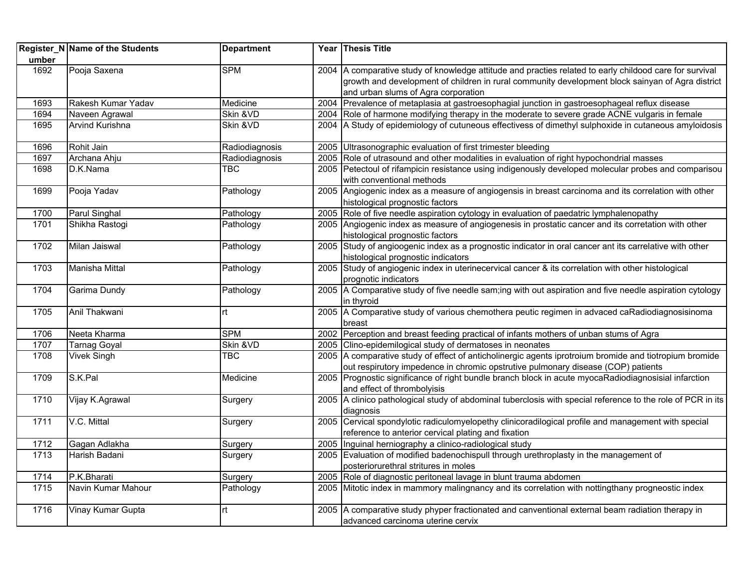| Register_Number | Name of the Students | Department | Year | Thesis Title |
|---|---|---|---|---|
| 1692 | Pooja Saxena | SPM | 2004 | A comparative study of knowledge attitude and practies related to early childood care for survival growth and development of children in rural community development block sainyan of Agra district and urban slums of Agra corporation |
| 1693 | Rakesh Kumar Yadav | Medicine | 2004 | Prevalence of metaplasia at gastroesophagial junction in gastroesophageal reflux disease |
| 1694 | Naveen Agrawal | Skin &VD | 2004 | Role of harmone modifying therapy in the moderate to severe grade ACNE vulgaris in female |
| 1695 | Arvind Kurishna | Skin &VD | 2004 | A Study of epidemiology of cutuneous effectivess of dimethyl sulphoxide in cutaneous amyloidosis |
| 1696 | Rohit Jain | Radiodiagnosis | 2005 | Ultrasonographic evaluation of first trimester bleeding |
| 1697 | Archana Ahju | Radiodiagnosis | 2005 | Role of utrasound and other modalities in evaluation of right hypochondrial masses |
| 1698 | D.K.Nama | TBC | 2005 | Petectoul of rifampicin resistance using indigenously developed molecular probes and comparisou with conventional methods |
| 1699 | Pooja Yadav | Pathology | 2005 | Angiogenic index as a measure of angiogensis in breast carcinoma and its correlation with other histological prognostic factors |
| 1700 | Parul Singhal | Pathology | 2005 | Role of five needle aspiration cytology in evaluation of paedatric lymphalenopathy |
| 1701 | Shikha Rastogi | Pathology | 2005 | Angiogenic index as measure of angiogenesis in prostatic cancer and its corretation with other histological prognostic factors |
| 1702 | Milan Jaiswal | Pathology | 2005 | Study of angioogenic index as a prognostic indicator in oral cancer ant its carrelative with other histological prognostic indicators |
| 1703 | Manisha Mittal | Pathology | 2005 | Study of angiogenic index in uterinecervical cancer & its correlation with other histological prognotic indicators |
| 1704 | Garima Dundy | Pathology | 2005 | A Comparative study of five needle sam;ing with out aspiration and five needle aspiration cytology in thyroid |
| 1705 | Anil Thakwani | rt | 2005 | A Comparative study of various chemothera peutic regimen in advaced caRadiodiagnosisinoma breast |
| 1706 | Neeta Kharma | SPM | 2002 | Perception and breast feeding practical of infants mothers of unban stums of Agra |
| 1707 | Tarnag Goyal | Skin &VD | 2005 | Clino-epidemilogical study of dermatoses in neonates |
| 1708 | Vivek Singh | TBC | 2005 | A comparative study of effect of anticholinergic agents iprotroium bromide and tiotropium bromide out respirutory impedence in chromic opstrutive pulmonary disease (COP) patients |
| 1709 | S.K.Pal | Medicine | 2005 | Prognostic significance of right bundle branch block in acute myocaRadiodiagnosisial infarction and effect of thrombolyisis |
| 1710 | Vijay K.Agrawal | Surgery | 2005 | A clinico pathological study of abdominal tuberclosis with special reference to the role of PCR in its diagnosis |
| 1711 | V.C. Mittal | Surgery | 2005 | Cervical spondylotic radiculomyelopethy clinicoradilogical profile and management with special reference to anterior cervical plating and fixation |
| 1712 | Gagan Adlakha | Surgery | 2005 | Inguinal herniography a clinico-radiological study |
| 1713 | Harish Badani | Surgery | 2005 | Evaluation of modified badenochispull through urethroplasty in the management of posteriorurethral stritures in moles |
| 1714 | P.K.Bharati | Surgery | 2005 | Role of diagnostic peritoneal lavage in blunt trauma abdomen |
| 1715 | Navin Kumar Mahour | Pathology | 2005 | Mitotic index in mammory malingnancy and its correlation with nottingthany progneostic index |
| 1716 | Vinay Kumar Gupta | rt | 2005 | A comparative study phyper fractionated and canventional external beam radiation therapy in advanced carcinoma uterine cervix |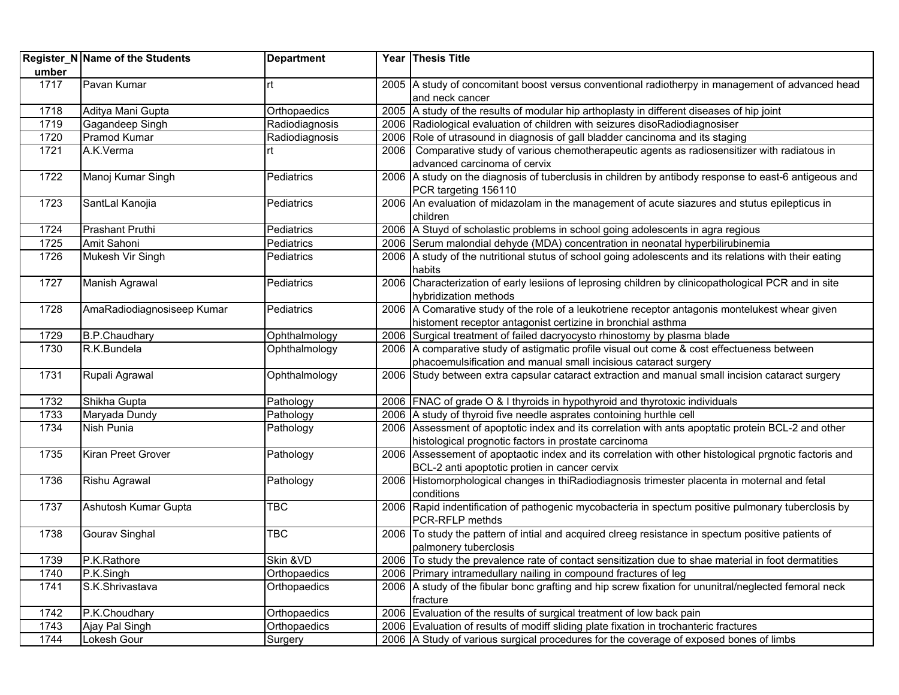| Register_Number | Name of the Students | Department | Year | Thesis Title |
|---|---|---|---|---|
| 1717 | Pavan Kumar | rt | 2005 | A study of concomitant boost versus conventional radiotherpy in management of advanced head and neck cancer |
| 1718 | Aditya Mani Gupta | Orthopaedics | 2005 | A study of the results of modular hip arthoplasty in different diseases of hip joint |
| 1719 | Gagandeep Singh | Radiodiagnosis | 2006 | Radiological evaluation of children with seizures disoRadiodiagnosiser |
| 1720 | Pramod Kumar | Radiodiagnosis | 2006 | Role of utrasound in diagnosis of gall bladder cancinoma and its staging |
| 1721 | A.K.Verma | rt | 2006 | Comparative study of various chemotherapeutic agents as radiosensitizer with radiatous in advanced carcinoma of cervix |
| 1722 | Manoj Kumar Singh | Pediatrics | 2006 | A study on the diagnosis of tuberclusis in children by antibody response to east-6 antigeous and PCR targeting 156110 |
| 1723 | SantLal Kanojia | Pediatrics | 2006 | An evaluation of midazolam in the management of acute siazures and stutus epilepticus in children |
| 1724 | Prashant Pruthi | Pediatrics | 2006 | A Stuyd of scholastic problems in school going adolescents in agra regious |
| 1725 | Amit Sahoni | Pediatrics | 2006 | Serum malondial dehyde (MDA) concentration in neonatal hyperbilirubinemia |
| 1726 | Mukesh Vir Singh | Pediatrics | 2006 | A study of the nutritional stutus of school going adolescents and its relations with their eating habits |
| 1727 | Manish Agrawal | Pediatrics | 2006 | Characterization of early lesiions of leprosing children by clinicopathological PCR and in site hybridization methods |
| 1728 | AmaRadiodiagnosiseep Kumar | Pediatrics | 2006 | A Comarative study of the role of a leukotriene receptor antagonis montelukest whear given histoment receptor antagonist certizine in bronchial asthma |
| 1729 | B.P.Chaudhary | Ophthalmology | 2006 | Surgical treatment of failed dacryocysto rhinostomy by plasma blade |
| 1730 | R.K.Bundela | Ophthalmology | 2006 | A comparative study of astigmatic profile visual out come & cost effectueness between phacoemulsification and manual small incisious cataract surgery |
| 1731 | Rupali Agrawal | Ophthalmology | 2006 | Study between extra capsular cataract extraction and manual small incision cataract surgery |
| 1732 | Shikha Gupta | Pathology | 2006 | FNAC of grade O & I thyroids in hypothyroid and thyrotoxic individuals |
| 1733 | Maryada Dundy | Pathology | 2006 | A study of thyroid five needle asprates contoining hurthle cell |
| 1734 | Nish Punia | Pathology | 2006 | Assessment of apoptotic index and its correlation with ants apoptatic protein BCL-2 and other histological prognotic factors in prostate carcinoma |
| 1735 | Kiran Preet Grover | Pathology | 2006 | Assessement of apoptaotic index and its correlation with other histological prgnotic factoris and BCL-2 anti apoptotic protien in cancer cervix |
| 1736 | Rishu Agrawal | Pathology | 2006 | Histomorphological changes in thiRadiodiagnosis trimester placenta in moternal and fetal conditions |
| 1737 | Ashutosh Kumar Gupta | TBC | 2006 | Rapid indentification of pathogenic mycobacteria in spectum positive pulmonary tuberclosis by PCR-RFLP methds |
| 1738 | Gourav Singhal | TBC | 2006 | To study the pattern of intial and acquired clreeg resistance in spectum positive patients of palmonery tuberclosis |
| 1739 | P.K.Rathore | Skin &VD | 2006 | To study the prevalence rate of contact sensitization due to shae material in foot dermatities |
| 1740 | P.K.Singh | Orthopaedics | 2006 | Primary intramedullary nailing in compound fractures of leg |
| 1741 | S.K.Shrivastava | Orthopaedics | 2006 | A study of the fibular bonc grafting and hip screw fixation for ununitral/neglected femoral neck fracture |
| 1742 | P.K.Choudhary | Orthopaedics | 2006 | Evaluation of the results of surgical treatment of low back pain |
| 1743 | Ajay Pal Singh | Orthopaedics | 2006 | Evaluation of results of modiff sliding plate fixation in trochanteric fractures |
| 1744 | Lokesh Gour | Surgery | 2006 | A Study of various surgical procedures for the coverage of exposed bones of limbs |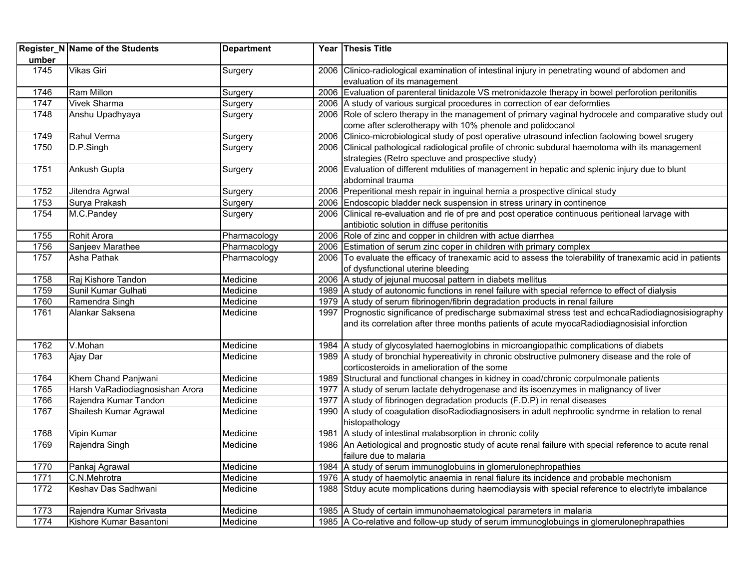| Register_Number | Name of the Students | Department | Year | Thesis Title |
|---|---|---|---|---|
| 1745 | Vikas Giri | Surgery | 2006 | Clinico-radiological examination of intestinal injury in penetrating wound of abdomen and evaluation of its management |
| 1746 | Ram Millon | Surgery | 2006 | Evaluation of parenteral tinidazole VS metronidazole therapy in bowel perforotion peritonitis |
| 1747 | Vivek Sharma | Surgery | 2006 | A study of various surgical procedures in correction of ear deformties |
| 1748 | Anshu Upadhyaya | Surgery | 2006 | Role of sclero therapy in the management of primary vaginal hydrocele and comparative study out come after sclerotherapy with 10% phenole and polidocanol |
| 1749 | Rahul Verma | Surgery | 2006 | Clinico-microbiological study of post operative utrasound infection faolowing bowel srugery |
| 1750 | D.P.Singh | Surgery | 2006 | Clinical pathological radiological profile of chronic subdural haemotoma with its management strategies (Retro spectuve and prospective study) |
| 1751 | Ankush Gupta | Surgery | 2006 | Evaluation of different mdulities of management in hepatic and splenic injury due to blunt abdominal trauma |
| 1752 | Jitendra Agrwal | Surgery | 2006 | Preperitional mesh repair in inguinal hernia a prospective clinical study |
| 1753 | Surya Prakash | Surgery | 2006 | Endoscopic bladder neck suspension in stress urinary in continence |
| 1754 | M.C.Pandey | Surgery | 2006 | Clinical re-evaluation and rle of pre and post operatice continuous peritioneal larvage with antibiotic solution in diffuse peritonitis |
| 1755 | Rohit Arora | Pharmacology | 2006 | Role of zinc and copper in children with actue diarrhea |
| 1756 | Sanjeev Marathee | Pharmacology | 2006 | Estimation of serum zinc coper in children with primary complex |
| 1757 | Asha Pathak | Pharmacology | 2006 | To evaluate the efficacy of tranexamic acid to assess the tolerability of tranexamic acid in patients of dysfunctional uterine bleeding |
| 1758 | Raj Kishore Tandon | Medicine | 2006 | A study of jejunal mucosal pattern in diabets mellitus |
| 1759 | Sunil Kumar Gulhati | Medicine | 1989 | A study of autonomic functions in renel failure with special refernce to effect of dialysis |
| 1760 | Ramendra Singh | Medicine | 1979 | A study of serum fibrinogen/fibrin degradation products in renal failure |
| 1761 | Alankar Saksena | Medicine | 1997 | Prognostic significance of predischarge submaximal stress test and echcaRadiodiagnosisiography and its correlation after three months patients of acute myocaRadiodiagnosisial inforction |
| 1762 | V.Mohan | Medicine | 1984 | A study of glycosylated haemoglobins in microangiopathic complications of diabets |
| 1763 | Ajay Dar | Medicine | 1989 | A study of bronchial hypereativity in chronic obstructive pulmonery disease and the role of corticosteroids in amelioration of the some |
| 1764 | Khem Chand Panjwani | Medicine | 1989 | Structural and functional changes in kidney in coad/chronic corpulmonale patients |
| 1765 | Harsh VaRadiodiagnosishan Arora | Medicine | 1977 | A study of serum lactate dehydrogenase and its isoenzymes in malignancy of liver |
| 1766 | Rajendra Kumar Tandon | Medicine | 1977 | A study of fibrinogen degradation products (F.D.P) in renal diseases |
| 1767 | Shailesh Kumar Agrawal | Medicine | 1990 | A study of coagulation disoRadiodiagnosisers in adult nephrootic syndrme in relation to renal histopathology |
| 1768 | Vipin Kumar | Medicine | 1981 | A study of intestinal malabsorption in chronic colity |
| 1769 | Rajendra Singh | Medicine | 1986 | An Aetiological and prognostic study of acute renal failure with special reference to acute renal failure due to malaria |
| 1770 | Pankaj Agrawal | Medicine | 1984 | A study of serum immunoglobuins in glomerulonephropathies |
| 1771 | C.N.Mehrotra | Medicine | 1976 | A study of haemolytic anaemia in renal fialure its incidence and probable mechonism |
| 1772 | Keshav Das Sadhwani | Medicine | 1988 | Stduy acute momplications during haemodiaysis with special reference to electrlyte imbalance |
| 1773 | Rajendra Kumar Srivasta | Medicine | 1985 | A Study of certain immunohaematological parameters in malaria |
| 1774 | Kishore Kumar Basantoni | Medicine | 1985 | A Co-relative and follow-up study of serum immunoglobuings in glomerulonephrapathies |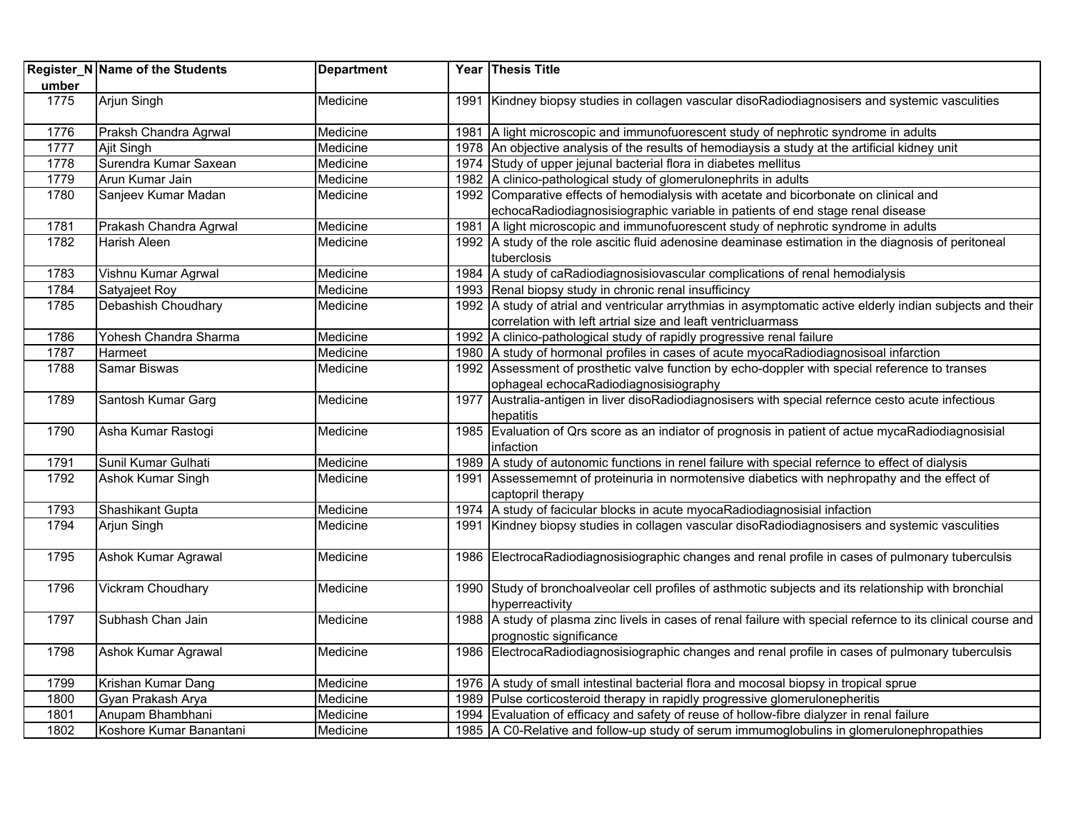| Register_Number | Name of the Students | Department | Year | Thesis Title |
|---|---|---|---|---|
| 1775 | Arjun Singh | Medicine | 1991 | Kindney biopsy studies in collagen vascular disoRadiodiagnosisers and systemic vasculities |
| 1776 | Praksh Chandra Agrwal | Medicine | 1981 | A light microscopic and immunofuorescent study of nephrotic syndrome in adults |
| 1777 | Ajit Singh | Medicine | 1978 | An objective analysis of the results of hemodiaysis a study at the artificial kidney unit |
| 1778 | Surendra Kumar Saxean | Medicine | 1974 | Study of upper jejunal bacterial flora in diabetes mellitus |
| 1779 | Arun Kumar Jain | Medicine | 1982 | A clinico-pathological study of glomerulonephrits in adults |
| 1780 | Sanjeev Kumar Madan | Medicine | 1992 | Comparative effects of hemodialysis with acetate and bicorbonate on clinical and echocaRadiodiagnosisiographic variable in patients of end stage renal disease |
| 1781 | Prakash Chandra Agrwal | Medicine | 1981 | A light microscopic and immunofuorescent study of nephrotic syndrome in adults |
| 1782 | Harish Aleen | Medicine | 1992 | A study of the role ascitic fluid adenosine deaminase estimation in the diagnosis of peritoneal tuberclosis |
| 1783 | Vishnu Kumar Agrwal | Medicine | 1984 | A study of caRadiodiagnosisiovascular complications of renal hemodialysis |
| 1784 | Satyajeet Roy | Medicine | 1993 | Renal biopsy study in chronic renal insufficincy |
| 1785 | Debashish Choudhary | Medicine | 1992 | A study of atrial and ventricular arrythmias in asymptomatic active elderly indian subjects and their correlation with left artrial size and leaft ventricluarmass |
| 1786 | Yohesh Chandra Sharma | Medicine | 1992 | A clinico-pathological study of rapidly progressive renal failure |
| 1787 | Harmeet | Medicine | 1980 | A study of hormonal profiles in cases of acute myocaRadiodiagnosisoal infarction |
| 1788 | Samar Biswas | Medicine | 1992 | Assessment of prosthetic valve function by echo-doppler with special reference to transes ophageal echocaRadiodiagnosisiography |
| 1789 | Santosh Kumar Garg | Medicine | 1977 | Australia-antigen in liver disoRadiodiagnosisers with special refernce cesto acute infectious hepatitis |
| 1790 | Asha Kumar Rastogi | Medicine | 1985 | Evaluation of Qrs score as an indiator of prognosis in patient of actue mycaRadiodiagnosisial infaction |
| 1791 | Sunil Kumar Gulhati | Medicine | 1989 | A study of autonomic functions in renel failure with special refernce to effect of dialysis |
| 1792 | Ashok Kumar Singh | Medicine | 1991 | Assessememnt of proteinuria in normotensive diabetics with nephropathy and the effect of captopril therapy |
| 1793 | Shashikant Gupta | Medicine | 1974 | A study of facicular blocks in acute myocaRadiodiagnosisial infaction |
| 1794 | Arjun Singh | Medicine | 1991 | Kindney biopsy studies in collagen vascular disoRadiodiagnosisers and systemic vasculities |
| 1795 | Ashok Kumar Agrawal | Medicine | 1986 | ElectrocaRadiodiagnosisiographic changes and renal profile in cases of pulmonary tuberculsis |
| 1796 | Vickram Choudhary | Medicine | 1990 | Study of bronchoalveolar cell profiles of asthmotic subjects and its relationship with bronchial hyperreactivity |
| 1797 | Subhash Chan Jain | Medicine | 1988 | A study of plasma zinc livels in cases of renal failure with special refernce to its clinical course and prognostic significance |
| 1798 | Ashok Kumar Agrawal | Medicine | 1986 | ElectrocaRadiodiagnosisiographic changes and renal profile in cases of pulmonary tuberculsis |
| 1799 | Krishan Kumar Dang | Medicine | 1976 | A study of small intestinal bacterial flora and mocosal biopsy in tropical sprue |
| 1800 | Gyan Prakash Arya | Medicine | 1989 | Pulse corticosteroid therapy in rapidly progressive glomerulonepheritis |
| 1801 | Anupam Bhambhani | Medicine | 1994 | Evaluation of efficacy and safety of reuse of hollow-fibre dialyzer in renal failure |
| 1802 | Koshore Kumar Banantani | Medicine | 1985 | A C0-Relative and follow-up study of serum immumoglobulins in glomerulonephropathies |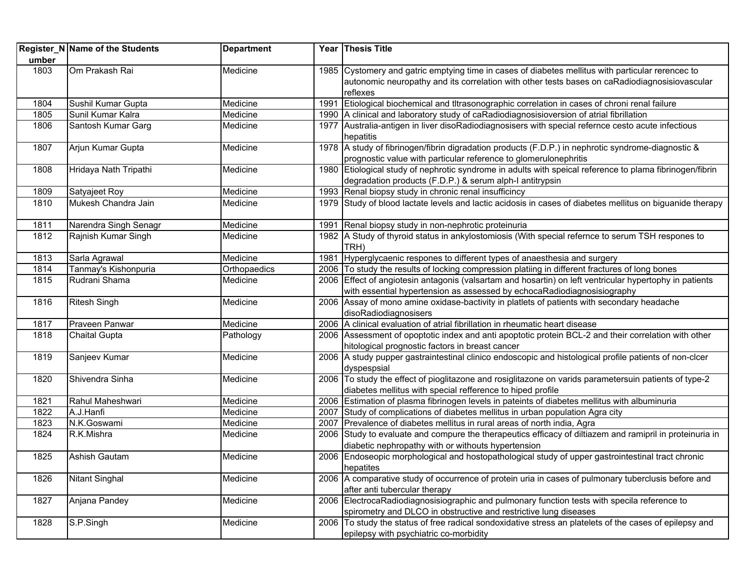| Register_Number | Name of the Students | Department | Year | Thesis Title |
|---|---|---|---|---|
| 1803 | Om Prakash Rai | Medicine | 1985 | Cystomery and gatric emptying time in cases of diabetes mellitus with particular rerencec to autonomic neuropathy and its correlation with other tests bases on caRadiodiagnosisiovascular reflexes |
| 1804 | Sushil Kumar Gupta | Medicine | 1991 | Etiological biochemical and tltrasonographic correlation in cases of chroni renal failure |
| 1805 | Sunil Kumar Kalra | Medicine | 1990 | A clinical and laboratory study of caRadiodiagnosisioversion of atrial fibrillation |
| 1806 | Santosh Kumar Garg | Medicine | 1977 | Australia-antigen in liver disoRadiodiagnosisers with special refernce cesto acute infectious hepatitis |
| 1807 | Arjun Kumar Gupta | Medicine | 1978 | A study of fibrinogen/fibrin digradation products (F.D.P.) in nephrotic syndrome-diagnostic & prognostic value with particular reference to glomerulonephritis |
| 1808 | Hridaya Nath Tripathi | Medicine | 1980 | Etiological study of nephrotic syndrome in adults with speical reference to plama fibrinogen/fibrin degradation products (F.D.P.) & serum alph-I antitrypsin |
| 1809 | Satyajeet Roy | Medicine | 1993 | Renal biopsy study in chronic renal insufficincy |
| 1810 | Mukesh Chandra Jain | Medicine | 1979 | Study of blood lactate levels and lactic acidosis in cases of diabetes mellitus on biguanide therapy |
| 1811 | Narendra Singh Senagr | Medicine | 1991 | Renal biopsy study in non-nephrotic proteinuria |
| 1812 | Rajnish Kumar Singh | Medicine | 1982 | A Study of thyroid status in ankylostomiosis (With special refernce to serum TSH respones to TRH) |
| 1813 | Sarla Agrawal | Medicine | 1981 | Hyperglycaenic respones to different types of anaesthesia and surgery |
| 1814 | Tanmay's Kishonpuria | Orthopaedics | 2006 | To study the results of locking compression platiing in different fractures of long bones |
| 1815 | Rudrani Shama | Medicine | 2006 | Effect of angiotesin antagonis (valsartam and hosartin) on left ventricular hypertophy in patients with essential hypertension as assessed by echocaRadiodiagnosisiography |
| 1816 | Ritesh Singh | Medicine | 2006 | Assay of mono amine oxidase-bactivity in platlets of patients with secondary headache disoRadiodiagnosisers |
| 1817 | Praveen Panwar | Medicine | 2006 | A clinical evaluation of atrial fibrillation in rheumatic heart disease |
| 1818 | Chaital Gupta | Pathology | 2006 | Assessment of opoptotic index and anti apoptotic protein BCL-2 and their correlation with other hitological prognostic factors in breast cancer |
| 1819 | Sanjeev Kumar | Medicine | 2006 | A study pupper gastraintestinal clinico endoscopic and histological profile patients of non-clcer dyspespsial |
| 1820 | Shivendra Sinha | Medicine | 2006 | To study the effect of pioglitazone and rosiglitazone on varids parametersuin patients of type-2 diabetes mellitus with special refference to hiped profile |
| 1821 | Rahul Maheshwari | Medicine | 2006 | Estimation of plasma fibrinogen levels in pateints of diabetes mellitus with albuminuria |
| 1822 | A.J.Hanfi | Medicine | 2007 | Study of complications of diabetes mellitus in urban population Agra city |
| 1823 | N.K.Goswami | Medicine | 2007 | Prevalence of diabetes mellitus in rural areas of north india, Agra |
| 1824 | R.K.Mishra | Medicine | 2006 | Study to evaluate and compure the therapeutics efficacy of diltiazem and ramipril in proteinuria in diabetic nephropathy with or withouts hypertension |
| 1825 | Ashish Gautam | Medicine | 2006 | Endoseopic morphological and hostopathological study of upper gastrointestinal tract chronic hepatites |
| 1826 | Nitant Singhal | Medicine | 2006 | A comparative study of occurrence of protein uria in cases of pulmonary tuberclusis before and after anti tubercular therapy |
| 1827 | Anjana Pandey | Medicine | 2006 | ElectrocaRadiodiagnosisiographic and pulmonary function tests with specila reference to spirometry and DLCO in obstructive and restrictive lung diseases |
| 1828 | S.P.Singh | Medicine | 2006 | To study the status of free radical sondoxidative stress an platelets of the cases of epilepsy and epilepsy with psychiatric co-morbidity |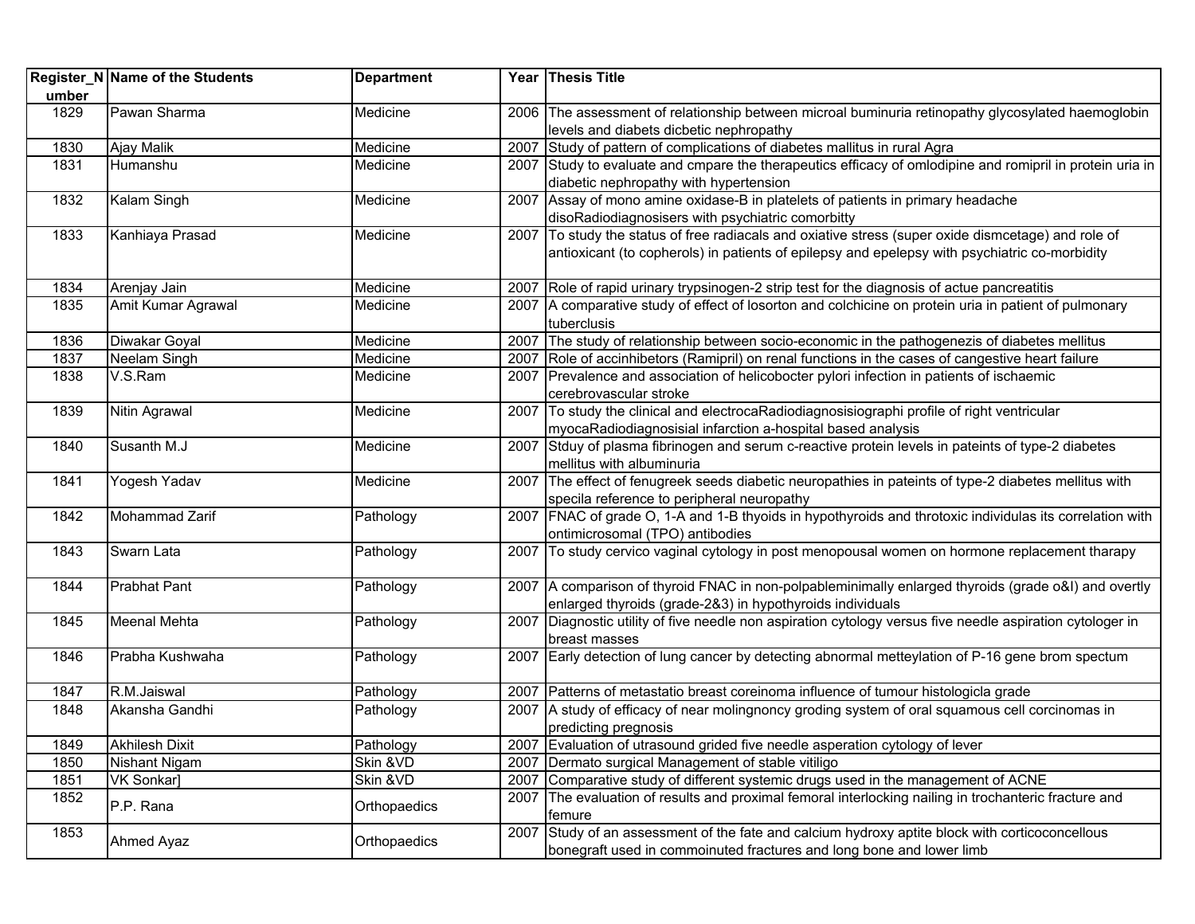| Register_Number | Name of the Students | Department | Year | Thesis Title |
|---|---|---|---|---|
| 1829 | Pawan Sharma | Medicine | 2006 | The assessment of relationship between microal buminuria retinopathy glycosylated haemoglobin levels and diabets dicbetic nephropathy |
| 1830 | Ajay Malik | Medicine | 2007 | Study of pattern of complications of diabetes mallitus in rural Agra |
| 1831 | Humanshu | Medicine | 2007 | Study to evaluate and cmpare the therapeutics efficacy of omlodipine and romipril in protein uria in diabetic nephropathy with hypertension |
| 1832 | Kalam Singh | Medicine | 2007 | Assay of mono amine oxidase-B in platelets of patients in primary headache disoRadiodiagnosisers with psychiatric comorbitty |
| 1833 | Kanhiaya Prasad | Medicine | 2007 | To study the status of free radiacals and oxiative stress (super oxide dismcetage) and role of antioxicant (to copherols) in patients of epilepsy and epelepsy with psychiatric co-morbidity |
| 1834 | Arenjay Jain | Medicine | 2007 | Role of rapid urinary trypsinogen-2 strip test for the diagnosis of actue pancreatitis |
| 1835 | Amit Kumar Agrawal | Medicine | 2007 | A comparative study of effect of losorton and colchicine on protein uria in patient of pulmonary tuberclusis |
| 1836 | Diwakar Goyal | Medicine | 2007 | The study of relationship between socio-economic in the pathogenezis of diabetes mellitus |
| 1837 | Neelam Singh | Medicine | 2007 | Role of accinhibetors (Ramipril) on renal functions in the cases of cangestive heart failure |
| 1838 | V.S.Ram | Medicine | 2007 | Prevalence and association of helicobocter pylori infection in patients of ischaemic cerebrovascular stroke |
| 1839 | Nitin Agrawal | Medicine | 2007 | To study the clinical and electrocaRadiodiagnosisiographi profile of right ventricular myocaRadiodiagnosisial infarction a-hospital based analysis |
| 1840 | Susanth M.J | Medicine | 2007 | Stduy of plasma fibrinogen and serum c-reactive protein levels in pateints of type-2 diabetes mellitus with albuminuria |
| 1841 | Yogesh Yadav | Medicine | 2007 | The effect of fenugreek seeds diabetic neuropathies in pateints of type-2 diabetes mellitus with specila reference to peripheral neuropathy |
| 1842 | Mohammad Zarif | Pathology | 2007 | FNAC of grade O, 1-A and 1-B thyoids in hypothyroids and throtoxic individulas its correlation with ontimicrosomal (TPO) antibodies |
| 1843 | Swarn Lata | Pathology | 2007 | To study cervico vaginal cytology in post menopousal women on hormone replacement tharapy |
| 1844 | Prabhat Pant | Pathology | 2007 | A comparison of thyroid FNAC in non-polpableminimally enlarged thyroids (grade o&I) and overtly enlarged thyroids (grade-2&3) in hypothyroids individuals |
| 1845 | Meenal Mehta | Pathology | 2007 | Diagnostic utility of five needle non aspiration cytology versus five needle aspiration cytologer in breast masses |
| 1846 | Prabha Kushwaha | Pathology | 2007 | Early detection of lung cancer by detecting abnormal metteylation of P-16 gene brom spectum |
| 1847 | R.M.Jaiswal | Pathology | 2007 | Patterns of metastatio breast coreinoma influence of tumour histologicla grade |
| 1848 | Akansha Gandhi | Pathology | 2007 | A study of efficacy of near molingnoncy groding system of oral squamous cell corcinomas in predicting pregnosis |
| 1849 | Akhilesh Dixit | Pathology | 2007 | Evaluation of utrasound grided five needle asperation cytology of lever |
| 1850 | Nishant Nigam | Skin &VD | 2007 | Dermato surgical Management of stable vitiligo |
| 1851 | VK Sonkar] | Skin &VD | 2007 | Comparative study of different systemic drugs used in the management of ACNE |
| 1852 | P.P. Rana | Orthopaedics | 2007 | The evaluation of results and proximal femoral interlocking nailing in trochanteric fracture and femure |
| 1853 | Ahmed Ayaz | Orthopaedics | 2007 | Study of an assessment of the fate and calcium hydroxy aptite block with corticoconcellous bonegraft used in commoinuted fractures and long bone and lower limb |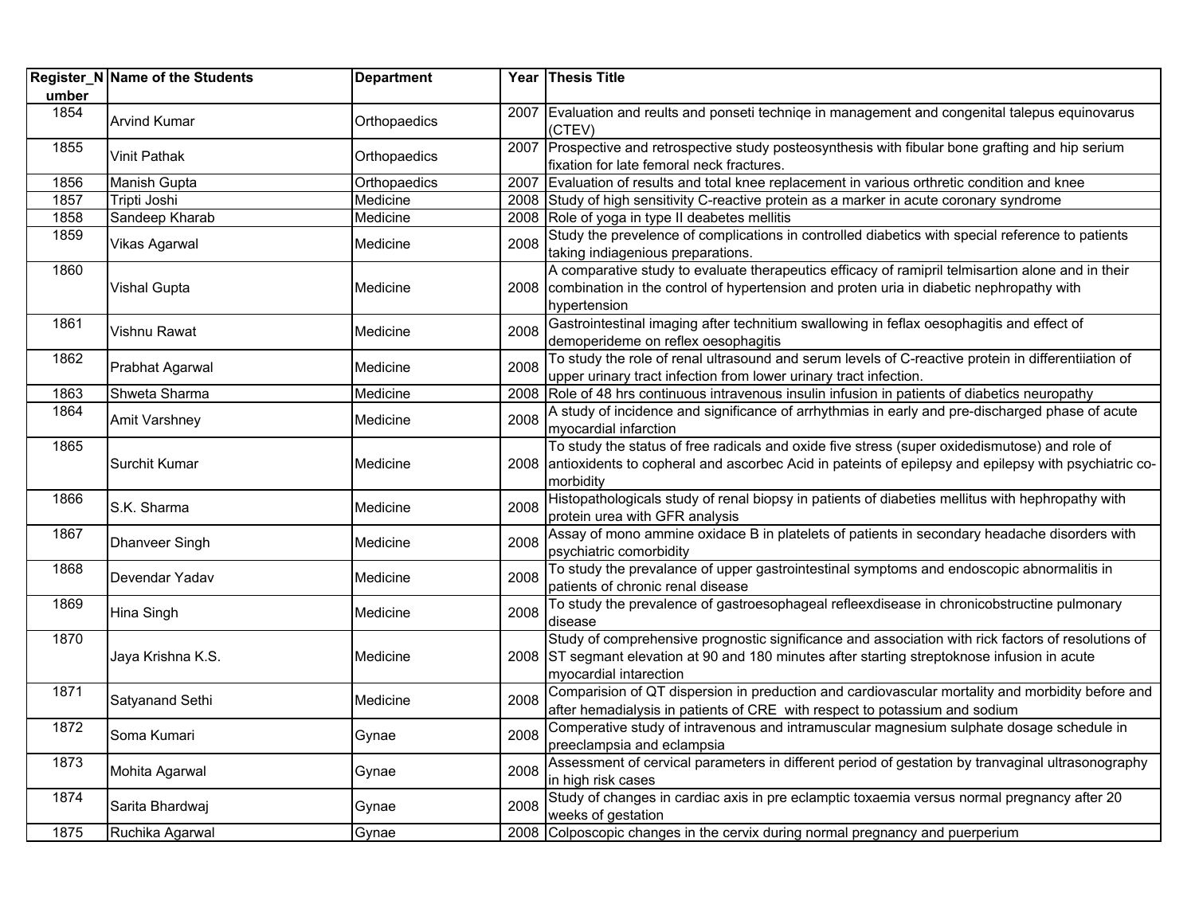| Register_Number | Name of the Students | Department | Year | Thesis Title |
|---|---|---|---|---|
| 1854 | Arvind Kumar | Orthopaedics | 2007 | Evaluation and reults and ponseti techniqe in management and congenital talepus equinovarus (CTEV) |
| 1855 | Vinit Pathak | Orthopaedics | 2007 | Prospective and retrospective study posteosynthesis with fibular bone grafting and hip serium fixation for late femoral neck fractures. |
| 1856 | Manish Gupta | Orthopaedics | 2007 | Evaluation of results and total knee replacement in various orthretic condition and knee |
| 1857 | Tripti Joshi | Medicine | 2008 | Study of high sensitivity C-reactive protein as a marker in acute coronary syndrome |
| 1858 | Sandeep Kharab | Medicine | 2008 | Role of yoga in type II deabetes mellitis |
| 1859 | Vikas Agarwal | Medicine | 2008 | Study the prevelence of complications in controlled diabetics with special reference to patients taking indiagenious preparations. |
| 1860 | Vishal Gupta | Medicine | 2008 | A comparative study to evaluate therapeutics efficacy of ramipril telmisartion alone and in their combination in the control of hypertension and proten uria in diabetic nephropathy with hypertension |
| 1861 | Vishnu Rawat | Medicine | 2008 | Gastrointestinal imaging after technitium swallowing in feflax oesophagitis and effect of demoperideme on reflex oesophagitis |
| 1862 | Prabhat Agarwal | Medicine | 2008 | To study the role of renal ultrasound and serum levels of C-reactive protein in differentiiation of upper urinary tract infection from lower urinary tract infection. |
| 1863 | Shweta Sharma | Medicine | 2008 | Role of 48 hrs continuous intravenous insulin infusion in patients of diabetics neuropathy |
| 1864 | Amit Varshney | Medicine | 2008 | A study of incidence and significance of arrhythmias in early and pre-discharged phase of acute myocardial infarction |
| 1865 | Surchit Kumar | Medicine | 2008 | To study the status of free radicals and oxide five stress (super oxidedismutose) and role of antioxidents to copheral and ascorbec Acid in pateints of epilepsy and epilepsy with psychiatric co-morbidity |
| 1866 | S.K. Sharma | Medicine | 2008 | Histopathologicals study of renal biopsy in patients of diabeties mellitus with hephropathy with protein urea with GFR analysis |
| 1867 | Dhanveer Singh | Medicine | 2008 | Assay of mono ammine oxidace B in platelets of patients in secondary headache disorders with psychiatric comorbidity |
| 1868 | Devendar Yadav | Medicine | 2008 | To study the prevalance of upper gastrointestinal symptoms and endoscopic abnormalitis in patients of chronic renal disease |
| 1869 | Hina Singh | Medicine | 2008 | To study the prevalence of gastroesophageal refleexdisease in chronicobstructine pulmonary disease |
| 1870 | Jaya Krishna K.S. | Medicine | 2008 | Study of comprehensive prognostic significance and association with rick factors of resolutions of ST segmant elevation at 90 and 180 minutes after starting streptoknose infusion in acute myocardial intarection |
| 1871 | Satyanand Sethi | Medicine | 2008 | Comparision of QT dispersion in preduction and cardiovascular mortality and morbidity before and after hemadialysis in patients of CRE with respect to potassium and sodium |
| 1872 | Soma Kumari | Gynae | 2008 | Comperative study of intravenous and intramuscular magnesium sulphate dosage schedule in preeclampsia and eclampsia |
| 1873 | Mohita Agarwal | Gynae | 2008 | Assessment of cervical parameters in different period of gestation by tranvaginal ultrasonography in high risk cases |
| 1874 | Sarita Bhardwaj | Gynae | 2008 | Study of changes in cardiac axis in pre eclamptic toxaemia versus normal pregnancy after 20 weeks of gestation |
| 1875 | Ruchika Agarwal | Gynae | 2008 | Colposcopic changes in the cervix during normal pregnancy and puerperium |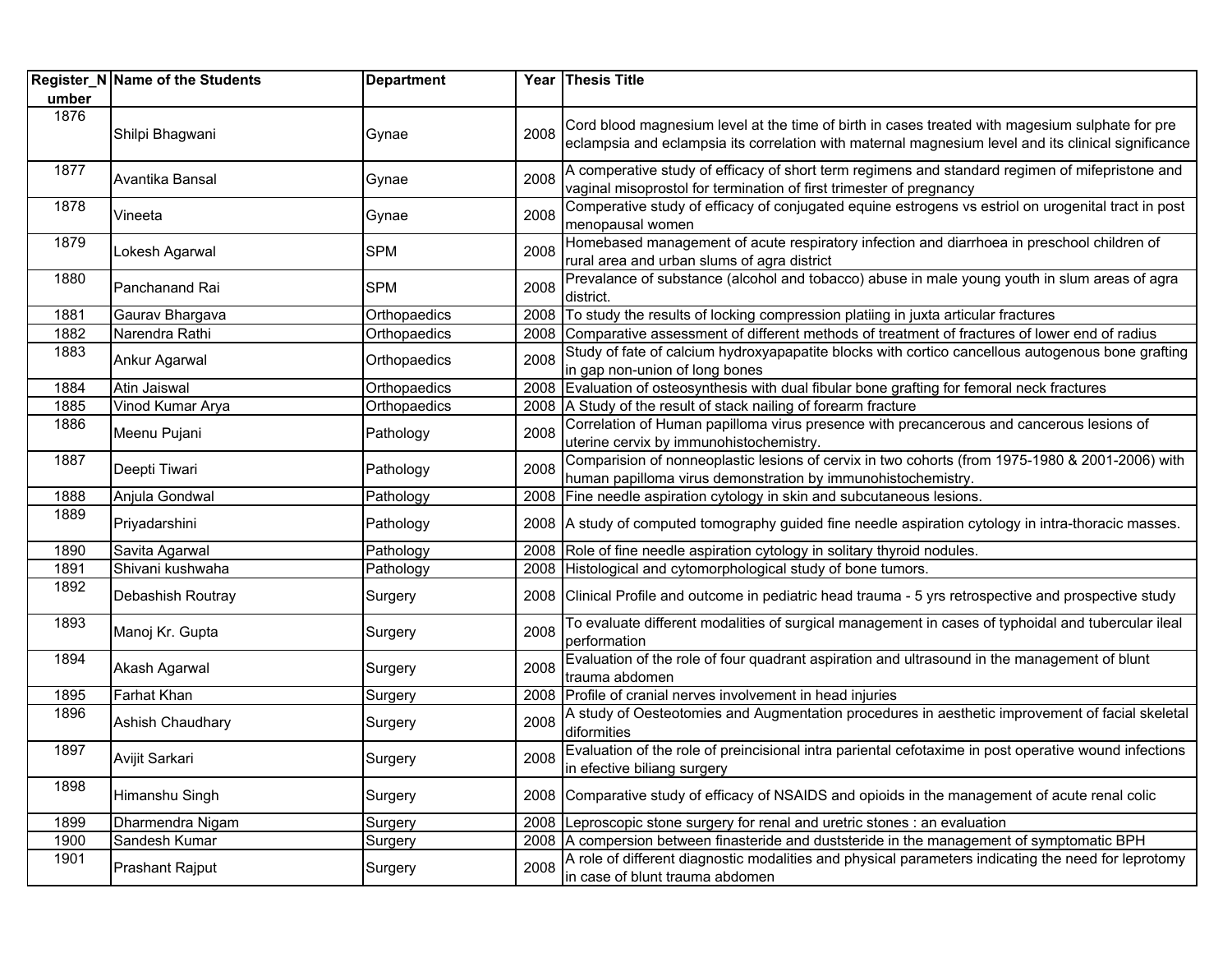| Register_Number | Name of the Students | Department | Year | Thesis Title |
|---|---|---|---|---|
| 1876 | Shilpi Bhagwani | Gynae | 2008 | Cord blood magnesium level at the time of birth in cases treated with magesium sulphate for pre eclampsia and eclampsia its correlation with maternal magnesium level and its clinical significance |
| 1877 | Avantika Bansal | Gynae | 2008 | A comperative study of efficacy of short term regimens and standard regimen of mifepristone and vaginal misoprostol for termination of first trimester of pregnancy |
| 1878 | Vineeta | Gynae | 2008 | Comperative study of efficacy of conjugated equine estrogens vs estriol on urogenital tract in post menopausal women |
| 1879 | Lokesh Agarwal | SPM | 2008 | Homebased management of acute respiratory infection and diarrhoea in preschool children of rural area and urban slums of agra district |
| 1880 | Panchanand Rai | SPM | 2008 | Prevalance of substance (alcohol and tobacco) abuse in male young youth in slum areas of agra district. |
| 1881 | Gaurav Bhargava | Orthopaedics | 2008 | To study the results of locking compression platiing in juxta articular fractures |
| 1882 | Narendra Rathi | Orthopaedics | 2008 | Comparative assessment of different methods of treatment of fractures of lower end of radius |
| 1883 | Ankur Agarwal | Orthopaedics | 2008 | Study of fate of calcium hydroxyapapatite blocks with cortico cancellous autogenous bone grafting in gap non-union of long bones |
| 1884 | Atin Jaiswal | Orthopaedics | 2008 | Evaluation of osteosynthesis with dual fibular bone grafting for femoral neck fractures |
| 1885 | Vinod Kumar Arya | Orthopaedics | 2008 | A Study of the result of stack nailing of forearm fracture |
| 1886 | Meenu Pujani | Pathology | 2008 | Correlation of Human papilloma virus presence with precancerous and cancerous lesions of uterine cervix by immunohistochemistry. |
| 1887 | Deepti Tiwari | Pathology | 2008 | Comparision of nonneoplastic lesions of cervix in two cohorts (from 1975-1980 & 2001-2006) with human papilloma virus demonstration by immunohistochemistry. |
| 1888 | Anjula Gondwal | Pathology | 2008 | Fine needle aspiration cytology in skin and subcutaneous lesions. |
| 1889 | Priyadarshini | Pathology | 2008 | A study of computed tomography guided fine needle aspiration cytology in intra-thoracic masses. |
| 1890 | Savita Agarwal | Pathology | 2008 | Role of fine needle aspiration cytology in solitary thyroid nodules. |
| 1891 | Shivani kushwaha | Pathology | 2008 | Histological and cytomorphological study of bone tumors. |
| 1892 | Debashish Routray | Surgery | 2008 | Clinical Profile and outcome in pediatric head trauma - 5 yrs retrospective and prospective study |
| 1893 | Manoj Kr. Gupta | Surgery | 2008 | To evaluate different modalities of surgical management in cases of typhoidal and tubercular ileal performation |
| 1894 | Akash Agarwal | Surgery | 2008 | Evaluation of the role of four quadrant aspiration and ultrasound in the management of blunt trauma abdomen |
| 1895 | Farhat Khan | Surgery | 2008 | Profile of cranial nerves involvement in head injuries |
| 1896 | Ashish Chaudhary | Surgery | 2008 | A study of Oesteotomies and Augmentation procedures in aesthetic improvement of facial skeletal diformities |
| 1897 | Avijit Sarkari | Surgery | 2008 | Evaluation of the role of preincisional intra pariental cefotaxime in post operative wound infections in efective biliang surgery |
| 1898 | Himanshu Singh | Surgery | 2008 | Comparative study of efficacy of NSAIDS and opioids in the management of acute renal colic |
| 1899 | Dharmendra Nigam | Surgery | 2008 | Leproscopic stone surgery for renal and uretric stones : an evaluation |
| 1900 | Sandesh Kumar | Surgery | 2008 | A compersion between finasteride and duststeride in the management of symptomatic BPH |
| 1901 | Prashant Rajput | Surgery | 2008 | A role of different diagnostic modalities and physical parameters indicating the need for leprotomy in case of blunt trauma abdomen |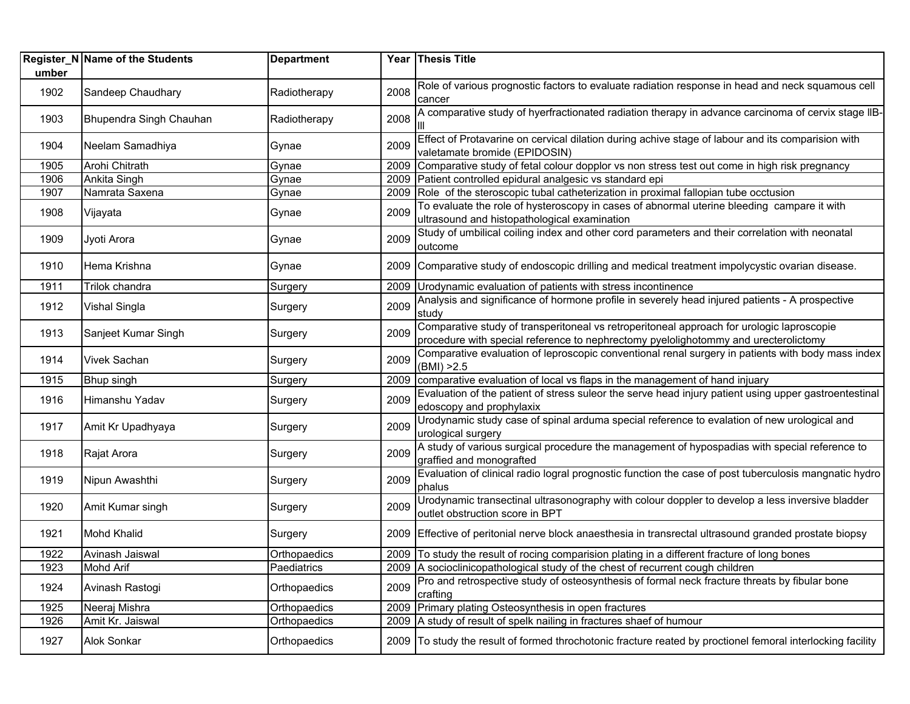| Register_Number | Name of the Students | Department | Year | Thesis Title |
|---|---|---|---|---|
| 1902 | Sandeep Chaudhary | Radiotherapy | 2008 | Role of various prognostic factors to evaluate radiation response in head and neck squamous cell cancer |
| 1903 | Bhupendra Singh Chauhan | Radiotherapy | 2008 | A comparative study of hyerfractionated radiation therapy in advance carcinoma of cervix stage IIB-III |
| 1904 | Neelam Samadhiya | Gynae | 2009 | Effect of Protavarine on cervical dilation during achive stage of labour and its comparision with valetamate bromide (EPIDOSIN) |
| 1905 | Arohi Chitrath | Gynae | 2009 | Comparative study of fetal colour dopplor vs non stress test out come in high risk pregnancy |
| 1906 | Ankita Singh | Gynae | 2009 | Patient controlled epidural analgesic vs standard epi |
| 1907 | Namrata Saxena | Gynae | 2009 | Role of the steroscopic tubal catheterization in proximal fallopian tube occtusion |
| 1908 | Vijayata | Gynae | 2009 | To evaluate the role of hysteroscopy in cases of abnormal uterine bleeding campare it with ultrasound and histopathological examination |
| 1909 | Jyoti Arora | Gynae | 2009 | Study of umbilical coiling index and other cord parameters and their correlation with neonatal outcome |
| 1910 | Hema Krishna | Gynae | 2009 | Comparative study of endoscopic drilling and medical treatment impolycystic ovarian disease. |
| 1911 | Trilok chandra | Surgery | 2009 | Urodynamic evaluation of patients with stress incontinence |
| 1912 | Vishal Singla | Surgery | 2009 | Analysis and significance of hormone profile in severely head injured patients - A prospective study |
| 1913 | Sanjeet Kumar Singh | Surgery | 2009 | Comparative study of transperitoneal vs retroperitoneal approach for urologic laproscopie procedure with special reference to nephrectomy pyelolighotommy and urecterolictomy |
| 1914 | Vivek Sachan | Surgery | 2009 | Comparative evaluation of leproscopic conventional renal surgery in patients with body mass index (BMI) >2.5 |
| 1915 | Bhup singh | Surgery | 2009 | comparative evaluation of local vs flaps in the management of hand injuary |
| 1916 | Himanshu Yadav | Surgery | 2009 | Evaluation of the patient of stress suleor the serve head injury patient using upper gastroentestinal edoscopy and prophylaxix |
| 1917 | Amit Kr Upadhyaya | Surgery | 2009 | Urodynamic study case of spinal arduma special reference to evalation of new urological and urological surgery |
| 1918 | Rajat Arora | Surgery | 2009 | A study of various surgical procedure the management of hypospadias with special reference to graffied and monografted |
| 1919 | Nipun Awashthi | Surgery | 2009 | Evaluation of clinical radio logral prognostic function the case of post tuberculosis mangnatic hydro phalus |
| 1920 | Amit Kumar singh | Surgery | 2009 | Urodynamic transectinal ultrasonography with colour doppler to develop a less inversive bladder outlet obstruction score in BPT |
| 1921 | Mohd Khalid | Surgery | 2009 | Effective of peritonial nerve block anaesthesia in transrectal ultrasound granded prostate biopsy |
| 1922 | Avinash Jaiswal | Orthopaedics | 2009 | To study the result of rocing comparision plating in a different fracture of long bones |
| 1923 | Mohd Arif | Paediatrics | 2009 | A socioclinicopathological study of the chest of recurrent cough children |
| 1924 | Avinash Rastogi | Orthopaedics | 2009 | Pro and retrospective study of osteosynthesis of formal neck fracture threats by fibular bone crafting |
| 1925 | Neeraj Mishra | Orthopaedics | 2009 | Primary plating Osteosynthesis in open fractures |
| 1926 | Amit Kr. Jaiswal | Orthopaedics | 2009 | A study of result of spelk nailing in fractures shaef of humour |
| 1927 | Alok Sonkar | Orthopaedics | 2009 | To study the result of formed throchotonic fracture reated by proctionel femoral interlocking facility |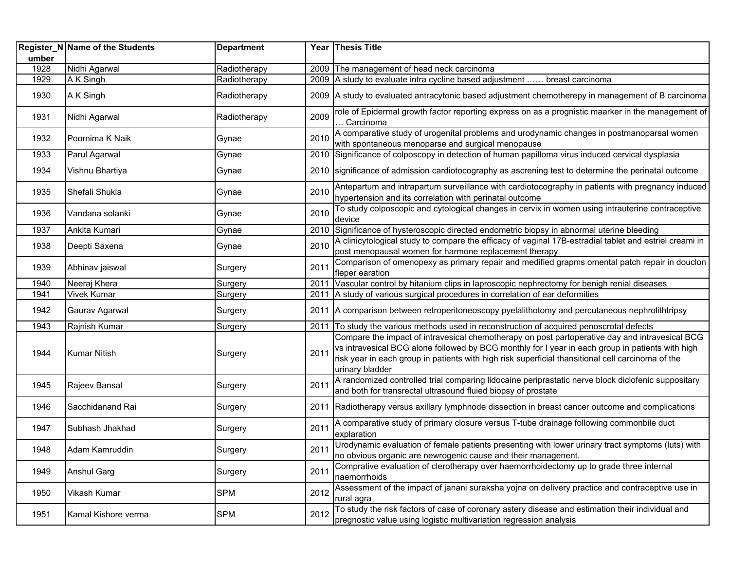| Register_Number | Name of the Students | Department | Year | Thesis Title |
|---|---|---|---|---|
| 1928 | Nidhi Agarwal | Radiotherapy | 2009 | The management of head neck carcinoma |
| 1929 | A K Singh | Radiotherapy | 2009 | A study to evaluate intra cycline based adjustment …… breast carcinoma |
| 1930 | A K Singh | Radiotherapy | 2009 | A study to evaluated antracytonic based adjustment chemotherepy in management of B carcinoma |
| 1931 | Nidhi Agarwal | Radiotherapy | 2009 | role of Epidermal growth factor reporting express on as a prognistic maarker in the management of … Carcinoma |
| 1932 | Poornima K Naik | Gynae | 2010 | A comparative study of urogenital problems and urodynamic changes in postmanoparsal women with spontaneous menoparse and surgical menopause |
| 1933 | Parul Agarwal | Gynae | 2010 | Significance of colposcopy in detection of human papilloma virus induced cervical dysplasia |
| 1934 | Vishnu Bhartiya | Gynae | 2010 | significance of admission cardiotocography as ascrening test to determine the perinatal outcome |
| 1935 | Shefali Shukla | Gynae | 2010 | Antepartum and intrapartum surveillance with cardiotocography in patients with pregnancy induced hypertension and its correlation with perinatal outcome |
| 1936 | Vandana solanki | Gynae | 2010 | To study colposcopic and cytological changes in cervix in women using intrauterine contraceptive device |
| 1937 | Ankita Kumari | Gynae | 2010 | Significance of hysteroscopic directed endometric biopsy in abnormal uterine bleeding |
| 1938 | Deepti Saxena | Gynae | 2010 | A clinicytological study to compare the efficacy of vaginal 17B-estradial tablet and estriel creami in post menopausal women for harmone replacement therapy |
| 1939 | Abhinav jaiswal | Surgery | 2011 | Comparison of omenopexy as primary repair and medified grapms omental patch repair in douclon fleper earation |
| 1940 | Neeraj Khera | Surgery | 2011 | Vascular control by hitanium clips in laproscopic nephrectomy for benigh renial diseases |
| 1941 | Vivek Kumar | Surgery | 2011 | A study of various surgical procedures in correlation of ear deformities |
| 1942 | Gaurav Agarwal | Surgery | 2011 | A comparison between retroperitoneoscopy pyelalithotomy and percutaneous nephrolithtripsy |
| 1943 | Rajnish Kumar | Surgery | 2011 | To study the various methods used in reconstruction of acquired penoscrotal defects |
| 1944 | Kumar Nitish | Surgery | 2011 | Compare the impact of intravesical chemotherapy on post partoperative day and intravesical BCG vs intravesical BCG alone followed by BCG monthly for I year in each group in patients with high risk year in each group in patients with high risk superficial thansitional cell carcinoma of the urinary bladder |
| 1945 | Rajeev Bansal | Surgery | 2011 | A randomized controlled trial comparing lidocaine periprastatic nerve block diclofenic suppositary and both for transrectal ultrasound fluied biopsy of prostate |
| 1946 | Sacchidanand Rai | Surgery | 2011 | Radiotherapy versus axillary lymphnode dissection in breast cancer outcome and complications |
| 1947 | Subhash Jhakhad | Surgery | 2011 | A comparative study of primary closure versus T-tube drainage following commonbile duct explaration |
| 1948 | Adam Kamruddin | Surgery | 2011 | Urodynamic evaluation of female patients presenting with lower urinary tract symptoms (luts) with no obvious organic are newrogenic cause and their managenent. |
| 1949 | Anshul Garg | Surgery | 2011 | Comprative evaluation of clerotherapy over haemorrhoidectomy up to grade three internal naemorrhoids |
| 1950 | Vikash Kumar | SPM | 2012 | Assessment of the impact of janani suraksha yojna on delivery practice and contraceptive use in rural agra |
| 1951 | Kamal Kishore verma | SPM | 2012 | To study the risk factors of case of coronary astery disease and estimation their individual and pregnostic value using logistic multivariation regression analysis |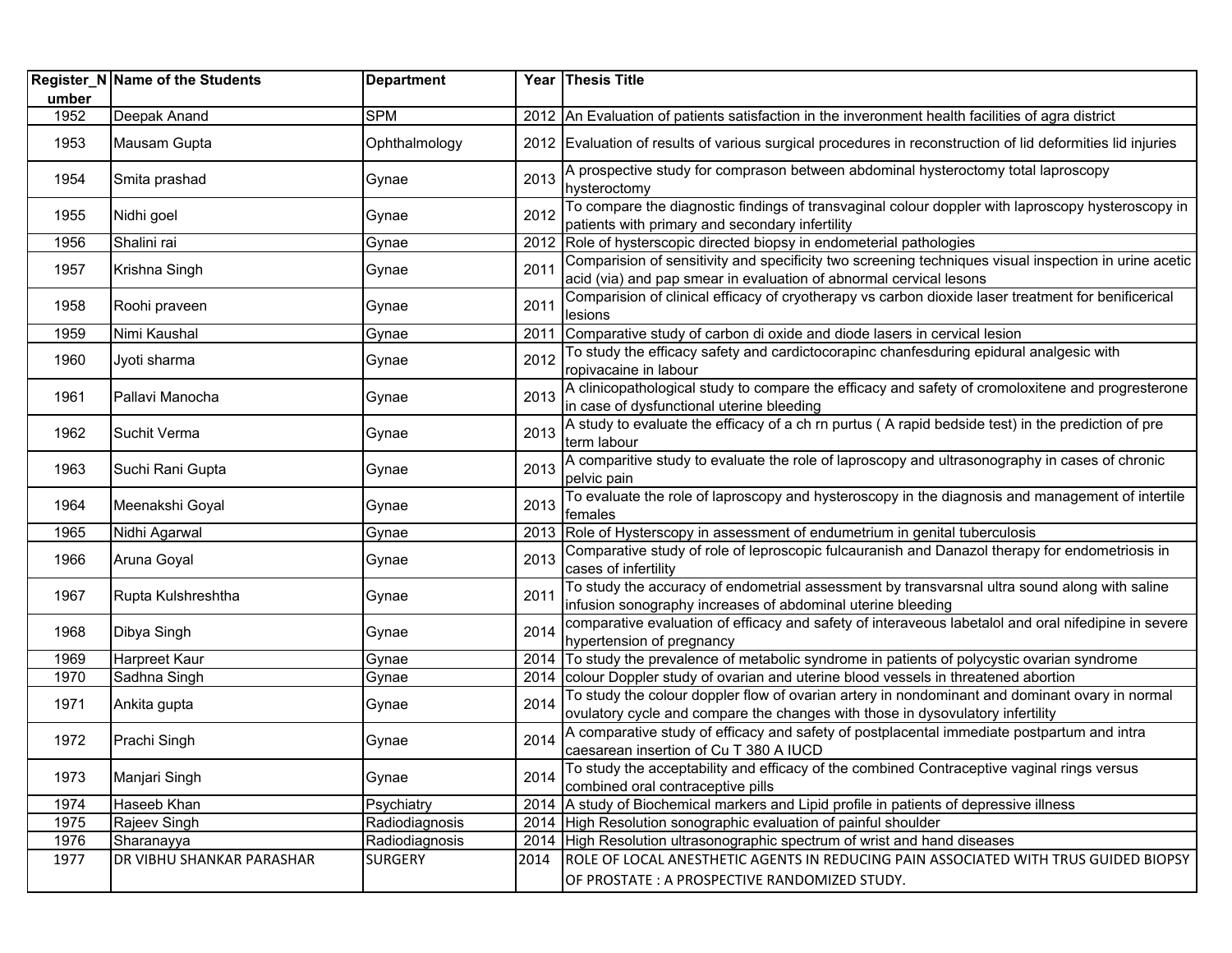| Register_Number | Name of the Students | Department | Year | Thesis Title |
|---|---|---|---|---|
| 1952 | Deepak Anand | SPM | 2012 | An Evaluation of patients satisfaction in the inveronment health facilities of agra district |
| 1953 | Mausam Gupta | Ophthalmology | 2012 | Evaluation of results of various surgical procedures in reconstruction of lid deformities lid injuries |
| 1954 | Smita prashad | Gynae | 2013 | A prospective study for comprason between abdominal hysteroctomy total laproscopy hysteroctomy |
| 1955 | Nidhi goel | Gynae | 2012 | To compare the diagnostic findings of transvaginal colour doppler with laproscopy hysteroscopy in patients with primary and secondary infertility |
| 1956 | Shalini rai | Gynae | 2012 | Role of hysterscopic directed biopsy in endometerial pathologies |
| 1957 | Krishna Singh | Gynae | 2011 | Comparision of sensitivity and specificity two screening techniques visual inspection in urine acetic acid (via) and pap smear in evaluation of abnormal cervical lesons |
| 1958 | Roohi praveen | Gynae | 2011 | Comparision of clinical efficacy of cryotherapy vs carbon dioxide laser treatment for benificerical lesions |
| 1959 | Nimi Kaushal | Gynae | 2011 | Comparative study of carbon di oxide and diode lasers in cervical lesion |
| 1960 | Jyoti sharma | Gynae | 2012 | To study the efficacy safety and cardictocorapinc chanfesduring epidural analgesic with ropivacaine in labour |
| 1961 | Pallavi Manocha | Gynae | 2013 | A clinicopathological study to compare the efficacy and safety of cromoloxitene and progresterone in case of dysfunctional uterine bleeding |
| 1962 | Suchit Verma | Gynae | 2013 | A study to evaluate the efficacy of a ch rn purtus ( A rapid bedside test) in the prediction of pre term labour |
| 1963 | Suchi Rani Gupta | Gynae | 2013 | A comparitive study to evaluate the role of laproscopy and ultrasonography in cases of chronic pelvic pain |
| 1964 | Meenakshi Goyal | Gynae | 2013 | To evaluate the role of laproscopy and hysteroscopy in the diagnosis and management of intertile females |
| 1965 | Nidhi Agarwal | Gynae | 2013 | Role of Hysterscopy in assessment of endumetrium in genital tuberculosis |
| 1966 | Aruna Goyal | Gynae | 2013 | Comparative study of role of leproscopic fulcauranish and Danazol therapy for endometriosis in cases of infertility |
| 1967 | Rupta Kulshreshtha | Gynae | 2011 | To study the accuracy of endometrial assessment by transvarsnal ultra sound along with saline infusion sonography increases of abdominal uterine bleeding |
| 1968 | Dibya Singh | Gynae | 2014 | comparative evaluation of efficacy and safety of interaveous labetalol and oral nifedipine in severe hypertension of pregnancy |
| 1969 | Harpreet Kaur | Gynae | 2014 | To study the prevalence of metabolic syndrome in patients of polycystic ovarian syndrome |
| 1970 | Sadhna Singh | Gynae | 2014 | colour Doppler study of ovarian and uterine blood vessels in threatened abortion |
| 1971 | Ankita gupta | Gynae | 2014 | To study the colour doppler flow of ovarian artery in nondominant and dominant ovary in normal ovulatory cycle and compare the changes with those in dysovulatory infertility |
| 1972 | Prachi Singh | Gynae | 2014 | A comparative study of efficacy and safety of postplacental immediate postpartum and intra caesarean insertion of Cu T 380 A IUCD |
| 1973 | Manjari Singh | Gynae | 2014 | To study the acceptability and efficacy of the combined Contraceptive vaginal rings versus combined oral contraceptive pills |
| 1974 | Haseeb Khan | Psychiatry | 2014 | A study of Biochemical markers and Lipid profile in patients of depressive illness |
| 1975 | Rajeev Singh | Radiodiagnosis | 2014 | High Resolution sonographic evaluation of painful shoulder |
| 1976 | Sharanayya | Radiodiagnosis | 2014 | High Resolution ultrasonographic spectrum of wrist and hand diseases |
| 1977 | DR VIBHU SHANKAR PARASHAR | SURGERY | 2014 | ROLE OF LOCAL ANESTHETIC AGENTS IN REDUCING PAIN ASSOCIATED WITH TRUS GUIDED BIOPSY OF PROSTATE : A PROSPECTIVE RANDOMIZED STUDY. |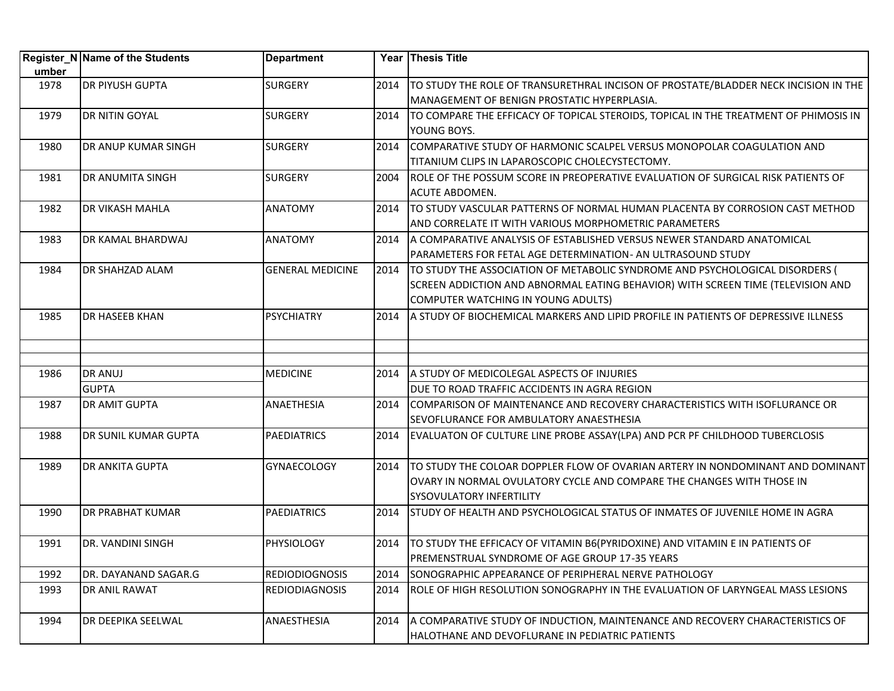| Register_Number | Name of the Students | Department | Year | Thesis Title |
|---|---|---|---|---|
| 1978 | DR PIYUSH GUPTA | SURGERY | 2014 | TO STUDY THE ROLE OF TRANSURETHRAL INCISON OF PROSTATE/BLADDER NECK INCISION IN THE MANAGEMENT OF BENIGN PROSTATIC HYPERPLASIA. |
| 1979 | DR NITIN GOYAL | SURGERY | 2014 | TO COMPARE THE EFFICACY OF TOPICAL STEROIDS, TOPICAL IN THE TREATMENT OF PHIMOSIS IN YOUNG BOYS. |
| 1980 | DR ANUP KUMAR SINGH | SURGERY | 2014 | COMPARATIVE STUDY OF HARMONIC SCALPEL VERSUS MONOPOLAR COAGULATION AND TITANIUM CLIPS IN LAPAROSCOPIC CHOLECYSTECTOMY. |
| 1981 | DR ANUMITA SINGH | SURGERY | 2004 | ROLE OF THE POSSUM SCORE IN PREOPERATIVE EVALUATION OF SURGICAL RISK PATIENTS OF ACUTE ABDOMEN. |
| 1982 | DR VIKASH MAHLA | ANATOMY | 2014 | TO STUDY VASCULAR PATTERNS OF NORMAL HUMAN PLACENTA BY CORROSION CAST METHOD AND CORRELATE IT WITH VARIOUS MORPHOMETRIC PARAMETERS |
| 1983 | DR KAMAL BHARDWAJ | ANATOMY | 2014 | A COMPARATIVE ANALYSIS OF ESTABLISHED VERSUS NEWER STANDARD ANATOMICAL PARAMETERS FOR FETAL AGE DETERMINATION- AN ULTRASOUND STUDY |
| 1984 | DR SHAHZAD ALAM | GENERAL MEDICINE | 2014 | TO STUDY THE ASSOCIATION OF METABOLIC SYNDROME AND PSYCHOLOGICAL DISORDERS ( SCREEN ADDICTION AND ABNORMAL EATING BEHAVIOR) WITH SCREEN TIME (TELEVISION AND COMPUTER WATCHING IN YOUNG ADULTS) |
| 1985 | DR HASEEB KHAN | PSYCHIATRY | 2014 | A STUDY OF BIOCHEMICAL MARKERS AND LIPID PROFILE IN PATIENTS OF DEPRESSIVE ILLNESS |
| | | | | |
| | | | | |
| 1986 | DR ANUJ GUPTA | MEDICINE | 2014 | A STUDY OF MEDICOLEGAL ASPECTS OF INJURIES DUE TO ROAD TRAFFIC ACCIDENTS IN AGRA REGION |
| 1987 | DR AMIT GUPTA | ANAETHESIA | 2014 | COMPARISON OF MAINTENANCE AND RECOVERY CHARACTERISTICS WITH ISOFLURANCE OR SEVOFLURANCE FOR AMBULATORY ANAESTHESIA |
| 1988 | DR SUNIL KUMAR GUPTA | PAEDIATRICS | 2014 | EVALUATON OF CULTURE LINE PROBE ASSAY(LPA) AND PCR PF CHILDHOOD TUBERCLOSIS |
| 1989 | DR ANKITA GUPTA | GYNAECOLOGY | 2014 | TO STUDY THE COLOAR DOPPLER FLOW OF OVARIAN ARTERY IN NONDOMINANT AND DOMINANT OVARY IN NORMAL OVULATORY CYCLE AND COMPARE THE CHANGES WITH THOSE IN SYSOVULATORY INFERTILITY |
| 1990 | DR PRABHAT KUMAR | PAEDIATRICS | 2014 | STUDY OF HEALTH AND PSYCHOLOGICAL STATUS OF INMATES OF JUVENILE HOME IN AGRA |
| 1991 | DR. VANDINI SINGH | PHYSIOLOGY | 2014 | TO STUDY THE EFFICACY OF VITAMIN B6(PYRIDOXINE) AND VITAMIN E IN PATIENTS OF PREMENSTRUAL SYNDROME OF AGE GROUP 17-35 YEARS |
| 1992 | DR. DAYANAND SAGAR.G | REDIODIOGNOSIS | 2014 | SONOGRAPHIC APPEARANCE OF PERIPHERAL NERVE PATHOLOGY |
| 1993 | DR ANIL RAWAT | REDIODIAGNOSIS | 2014 | ROLE OF HIGH RESOLUTION SONOGRAPHY IN THE EVALUATION OF LARYNGEAL MASS LESIONS |
| 1994 | DR DEEPIKA SEELWAL | ANAESTHESIA | 2014 | A COMPARATIVE STUDY OF INDUCTION, MAINTENANCE AND RECOVERY CHARACTERISTICS OF HALOTHANE AND DEVOFLURANE IN PEDIATRIC PATIENTS |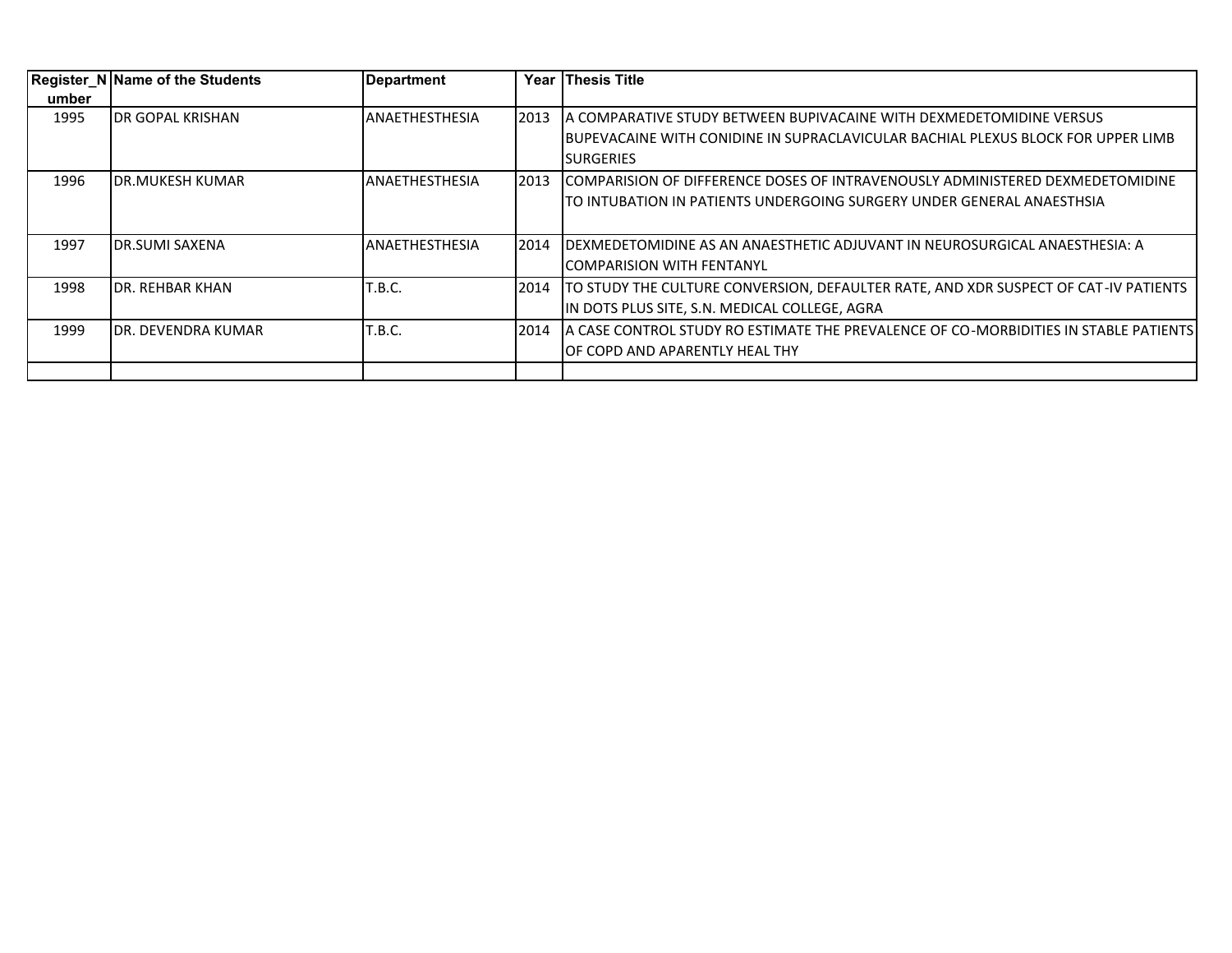| Register_Number | Name of the Students | Department | Year | Thesis Title |
| --- | --- | --- | --- | --- |
| 1995 | DR GOPAL KRISHAN | ANAETHESTHESIA | 2013 | A COMPARATIVE STUDY BETWEEN BUPIVACAINE WITH DEXMEDETOMIDINE VERSUS BUPEVACAINE WITH CONIDINE IN SUPRACLAVICULAR BACHIAL PLEXUS BLOCK FOR UPPER LIMB SURGERIES |
| 1996 | DR.MUKESH KUMAR | ANAETHESTHESIA | 2013 | COMPARISION OF DIFFERENCE DOSES OF INTRAVENOUSLY ADMINISTERED DEXMEDETOMIDINE TO INTUBATION IN PATIENTS UNDERGOING SURGERY UNDER GENERAL ANAESTHSIA |
| 1997 | DR.SUMI SAXENA | ANAETHESTHESIA | 2014 | DEXMEDETOMIDINE AS AN ANAESTHETIC ADJUVANT IN NEUROSURGICAL ANAESTHESIA: A COMPARISION WITH FENTANYL |
| 1998 | DR. REHBAR KHAN | T.B.C. | 2014 | TO STUDY THE CULTURE CONVERSION, DEFAULTER RATE, AND XDR SUSPECT OF CAT-IV PATIENTS IN DOTS PLUS SITE, S.N. MEDICAL COLLEGE, AGRA |
| 1999 | DR. DEVENDRA KUMAR | T.B.C. | 2014 | A CASE CONTROL STUDY RO ESTIMATE THE PREVALENCE OF CO-MORBIDITIES IN STABLE PATIENTS OF COPD AND APARENTLY HEAL THY |
| | | | | |